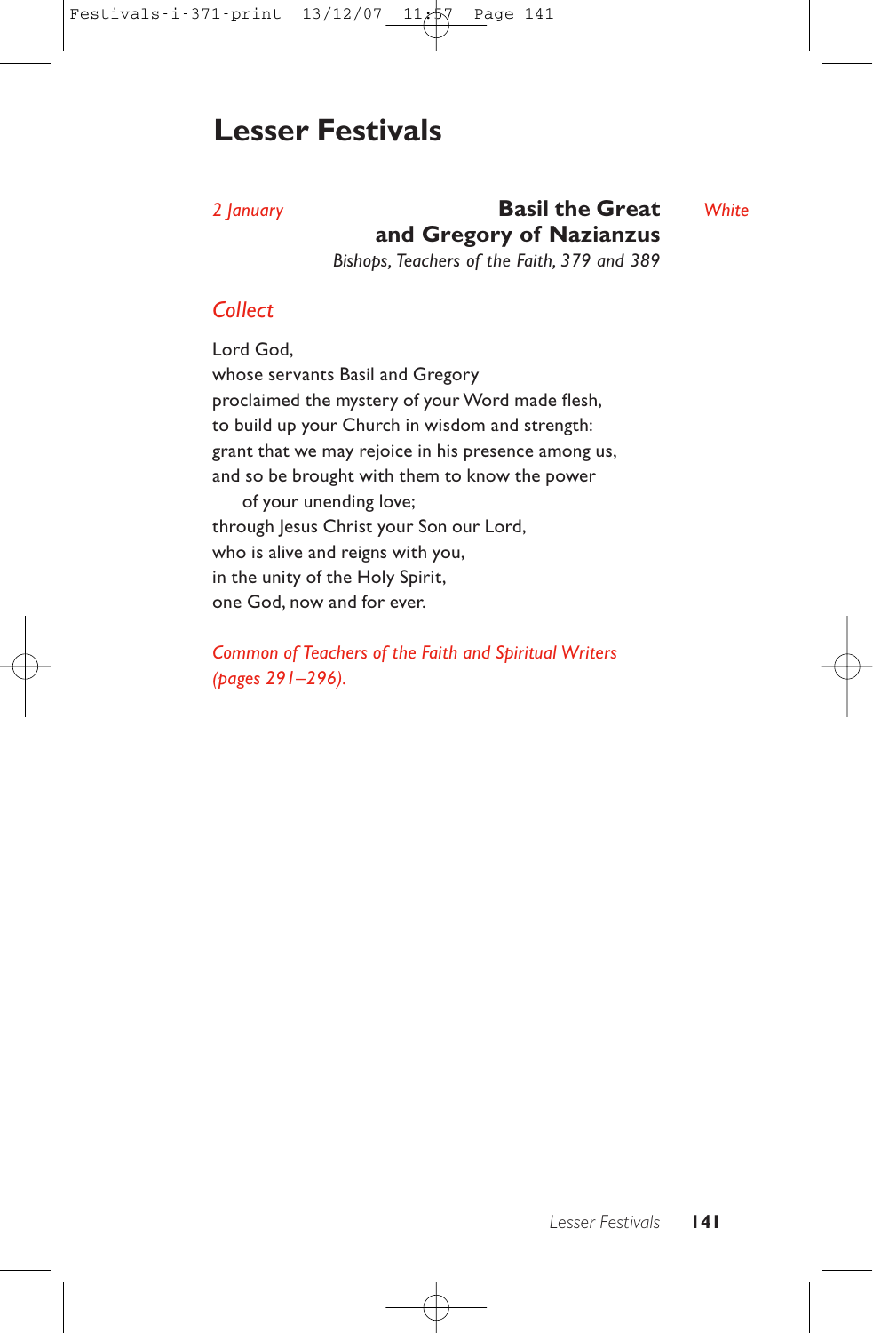# Lesser Festivals

*2 January* **Basil the Great and Gregory of Nazianzus** *White*

*Bishops, Teachers of the Faith, 379 and 389*

## *Collect*

Lord God,
whose servants Basil and Gregory
proclaimed the mystery of your Word made flesh,
to build up your Church in wisdom and strength:
grant that we may rejoice in his presence among us,
and so be brought with them to know the power
    of your unending love;
through Jesus Christ your Son our Lord,
who is alive and reigns with you,
in the unity of the Holy Spirit,
one God, now and for ever.

*Common of Teachers of the Faith and Spiritual Writers (pages 291–296).*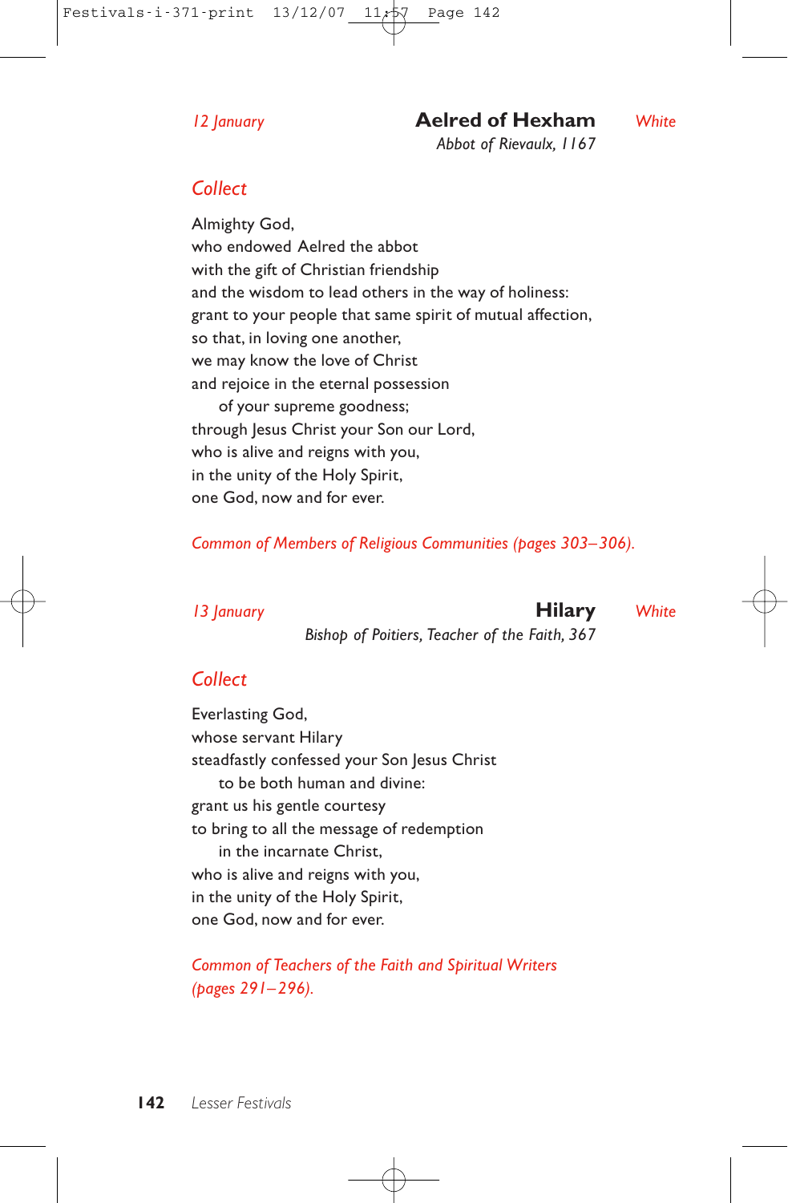*12 January* **Aelred of Hexham** *White*

*Abbot of Rievaulx, 1167*

## Collect

Almighty God,
who endowed Aelred the abbot
with the gift of Christian friendship
and the wisdom to lead others in the way of holiness:
grant to your people that same spirit of mutual affection,
so that, in loving one another,
we may know the love of Christ
and rejoice in the eternal possession
of your supreme goodness;
through Jesus Christ your Son our Lord,
who is alive and reigns with you,
in the unity of the Holy Spirit,
one God, now and for ever.

*Common of Members of Religious Communities (pages 303–306).*

*13 January* **Hilary** *White*

*Bishop of Poitiers, Teacher of the Faith, 367*

## Collect

Everlasting God,
whose servant Hilary
steadfastly confessed your Son Jesus Christ
to be both human and divine:
grant us his gentle courtesy
to bring to all the message of redemption
in the incarnate Christ,
who is alive and reigns with you,
in the unity of the Holy Spirit,
one God, now and for ever.

*Common of Teachers of the Faith and Spiritual Writers (pages 291–296).*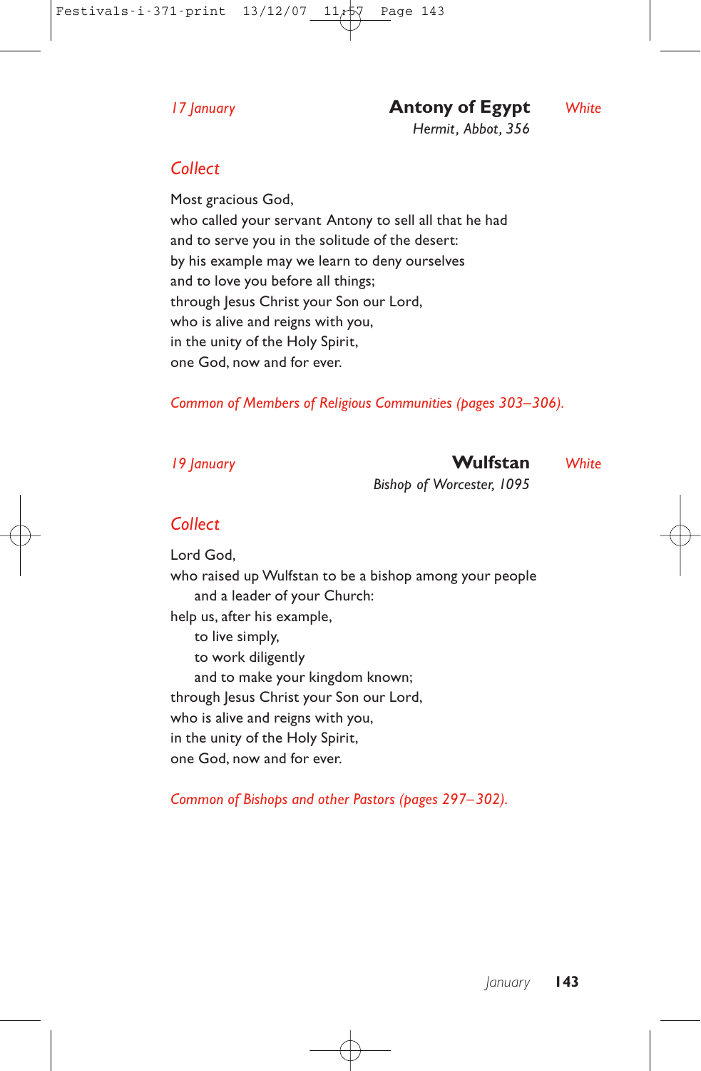*17 January* **Antony of Egypt** *White*
*Hermit, Abbot, 356*

## Collect

Most gracious God,
who called your servant Antony to sell all that he had
and to serve you in the solitude of the desert:
by his example may we learn to deny ourselves
and to love you before all things;
through Jesus Christ your Son our Lord,
who is alive and reigns with you,
in the unity of the Holy Spirit,
one God, now and for ever.

*Common of Members of Religious Communities (pages 303–306).*

*19 January* **Wulfstan** *White*
*Bishop of Worcester, 1095*

## Collect

Lord God,
who raised up Wulfstan to be a bishop among your people
  and a leader of your Church:
help us, after his example,
  to live simply,
  to work diligently
  and to make your kingdom known;
through Jesus Christ your Son our Lord,
who is alive and reigns with you,
in the unity of the Holy Spirit,
one God, now and for ever.

*Common of Bishops and other Pastors (pages 297–302).*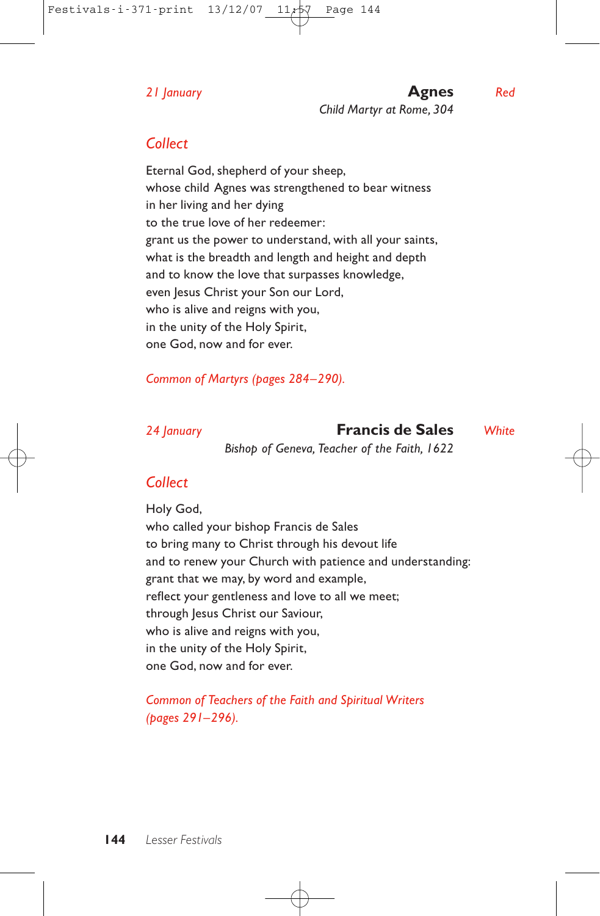*21 January* **Agnes** *Red*

*Child Martyr at Rome, 304*

## Collect

Eternal God, shepherd of your sheep,
whose child Agnes was strengthened to bear witness
in her living and her dying
to the true love of her redeemer:
grant us the power to understand, with all your saints,
what is the breadth and length and height and depth
and to know the love that surpasses knowledge,
even Jesus Christ your Son our Lord,
who is alive and reigns with you,
in the unity of the Holy Spirit,
one God, now and for ever.

*Common of Martyrs (pages 284–290).*

*24 January* **Francis de Sales** *White*

*Bishop of Geneva, Teacher of the Faith, 1622*

## Collect

Holy God,
who called your bishop Francis de Sales
to bring many to Christ through his devout life
and to renew your Church with patience and understanding:
grant that we may, by word and example,
reflect your gentleness and love to all we meet;
through Jesus Christ our Saviour,
who is alive and reigns with you,
in the unity of the Holy Spirit,
one God, now and for ever.

*Common of Teachers of the Faith and Spiritual Writers (pages 291–296).*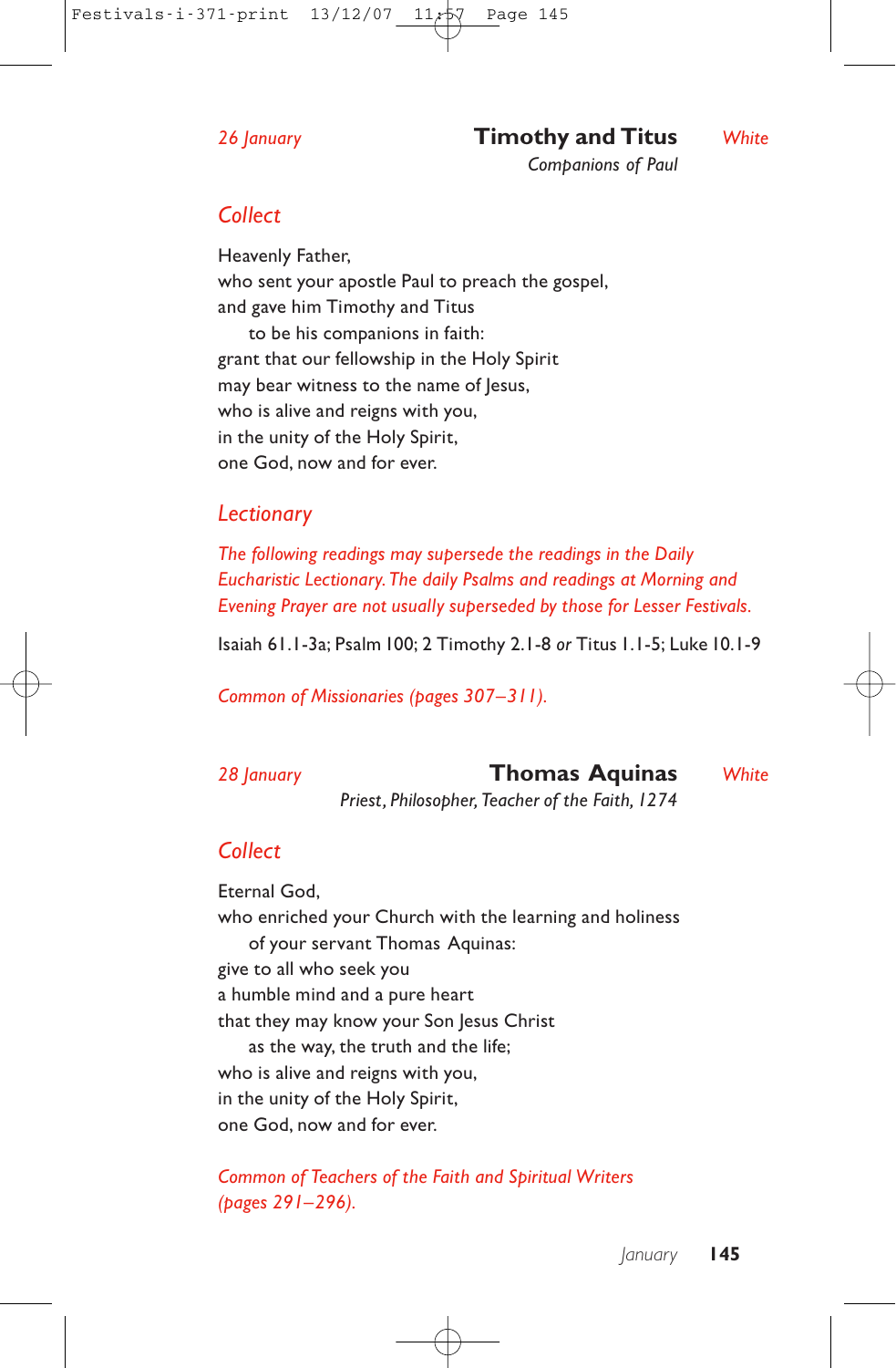*26 January* **Timothy and Titus** *White*

*Companions of Paul*

## *Collect*

Heavenly Father,
who sent your apostle Paul to preach the gospel,
and gave him Timothy and Titus
 to be his companions in faith:
grant that our fellowship in the Holy Spirit
may bear witness to the name of Jesus,
who is alive and reigns with you,
in the unity of the Holy Spirit,
one God, now and for ever.

## *Lectionary*

*The following readings may supersede the readings in the Daily Eucharistic Lectionary. The daily Psalms and readings at Morning and Evening Prayer are not usually superseded by those for Lesser Festivals.*

Isaiah 61.1-3a; Psalm 100; 2 Timothy 2.1-8 *or* Titus 1.1-5; Luke 10.1-9

*Common of Missionaries (pages 307–311).*

*28 January* **Thomas Aquinas** *White*

*Priest, Philosopher, Teacher of the Faith, 1274*

## *Collect*

Eternal God,
who enriched your Church with the learning and holiness
 of your servant Thomas Aquinas:
give to all who seek you
a humble mind and a pure heart
that they may know your Son Jesus Christ
 as the way, the truth and the life;
who is alive and reigns with you,
in the unity of the Holy Spirit,
one God, now and for ever.

*Common of Teachers of the Faith and Spiritual Writers (pages 291–296).*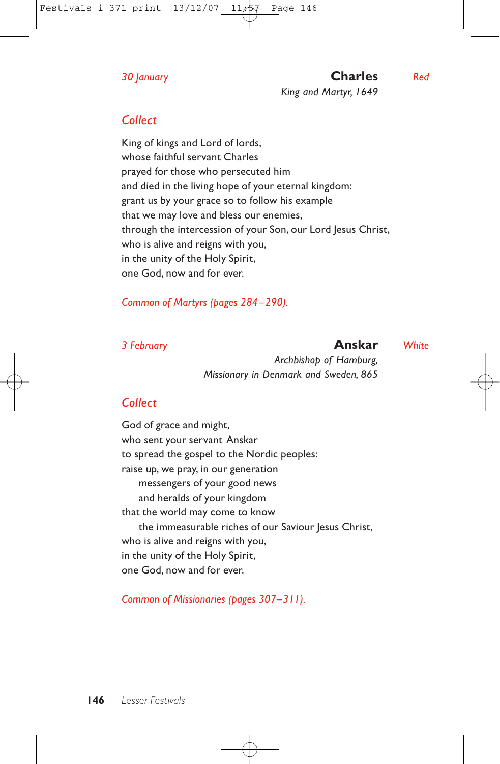*30 January* **Charles** *Red*
*King and Martyr, 1649*

## *Collect*

King of kings and Lord of lords,
whose faithful servant Charles
prayed for those who persecuted him
and died in the living hope of your eternal kingdom:
grant us by your grace so to follow his example
that we may love and bless our enemies,
through the intercession of your Son, our Lord Jesus Christ,
who is alive and reigns with you,
in the unity of the Holy Spirit,
one God, now and for ever.

*Common of Martyrs (pages 284–290).*

*3 February* **Anskar** *White*
*Archbishop of Hamburg,*
*Missionary in Denmark and Sweden, 865*

## *Collect*

God of grace and might,
who sent your servant Anskar
to spread the gospel to the Nordic peoples:
raise up, we pray, in our generation
  messengers of your good news
  and heralds of your kingdom
that the world may come to know
  the immeasurable riches of our Saviour Jesus Christ,
who is alive and reigns with you,
in the unity of the Holy Spirit,
one God, now and for ever.

*Common of Missionaries (pages 307–311).*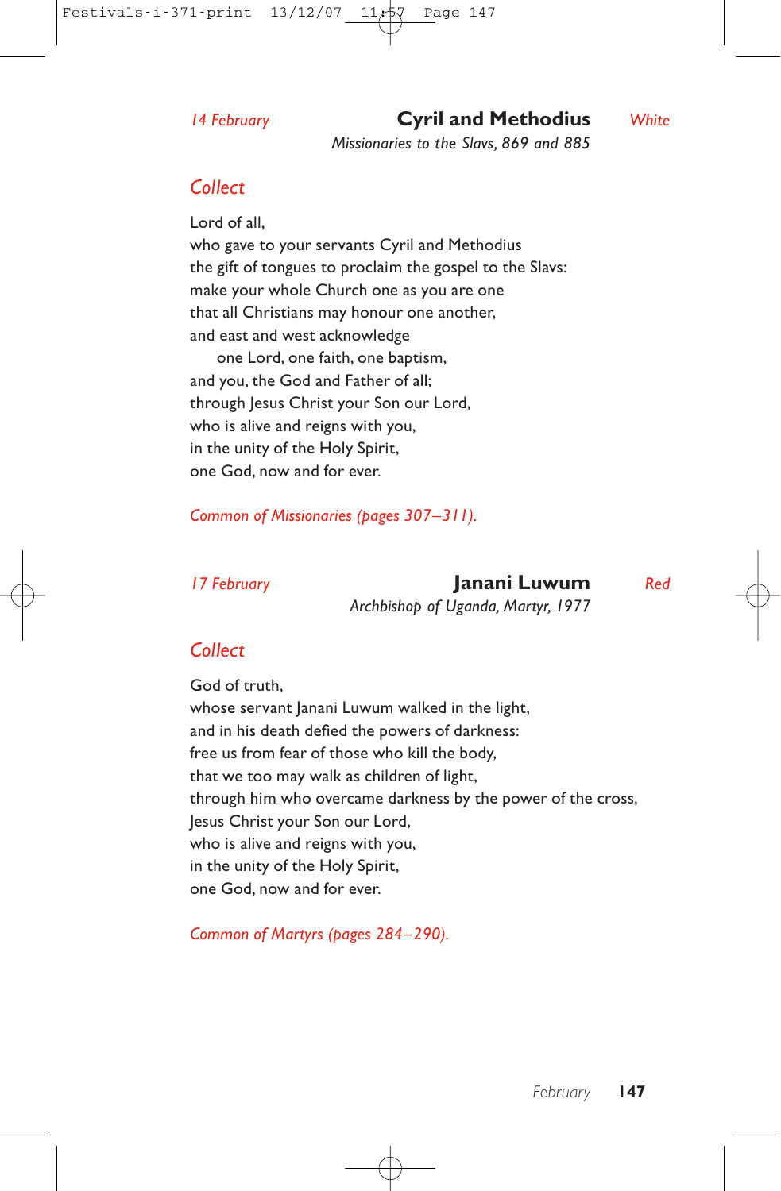*14 February* **Cyril and Methodius** *White*

*Missionaries to the Slavs, 869 and 885*

## *Collect*

Lord of all,
who gave to your servants Cyril and Methodius
the gift of tongues to proclaim the gospel to the Slavs:
make your whole Church one as you are one
that all Christians may honour one another,
and east and west acknowledge
    one Lord, one faith, one baptism,
and you, the God and Father of all;
through Jesus Christ your Son our Lord,
who is alive and reigns with you,
in the unity of the Holy Spirit,
one God, now and for ever.

*Common of Missionaries (pages 307–311).*

*17 February* **Janani Luwum** *Red*

*Archbishop of Uganda, Martyr, 1977*

## *Collect*

God of truth,
whose servant Janani Luwum walked in the light,
and in his death defied the powers of darkness:
free us from fear of those who kill the body,
that we too may walk as children of light,
through him who overcame darkness by the power of the cross,
Jesus Christ your Son our Lord,
who is alive and reigns with you,
in the unity of the Holy Spirit,
one God, now and for ever.

*Common of Martyrs (pages 284–290).*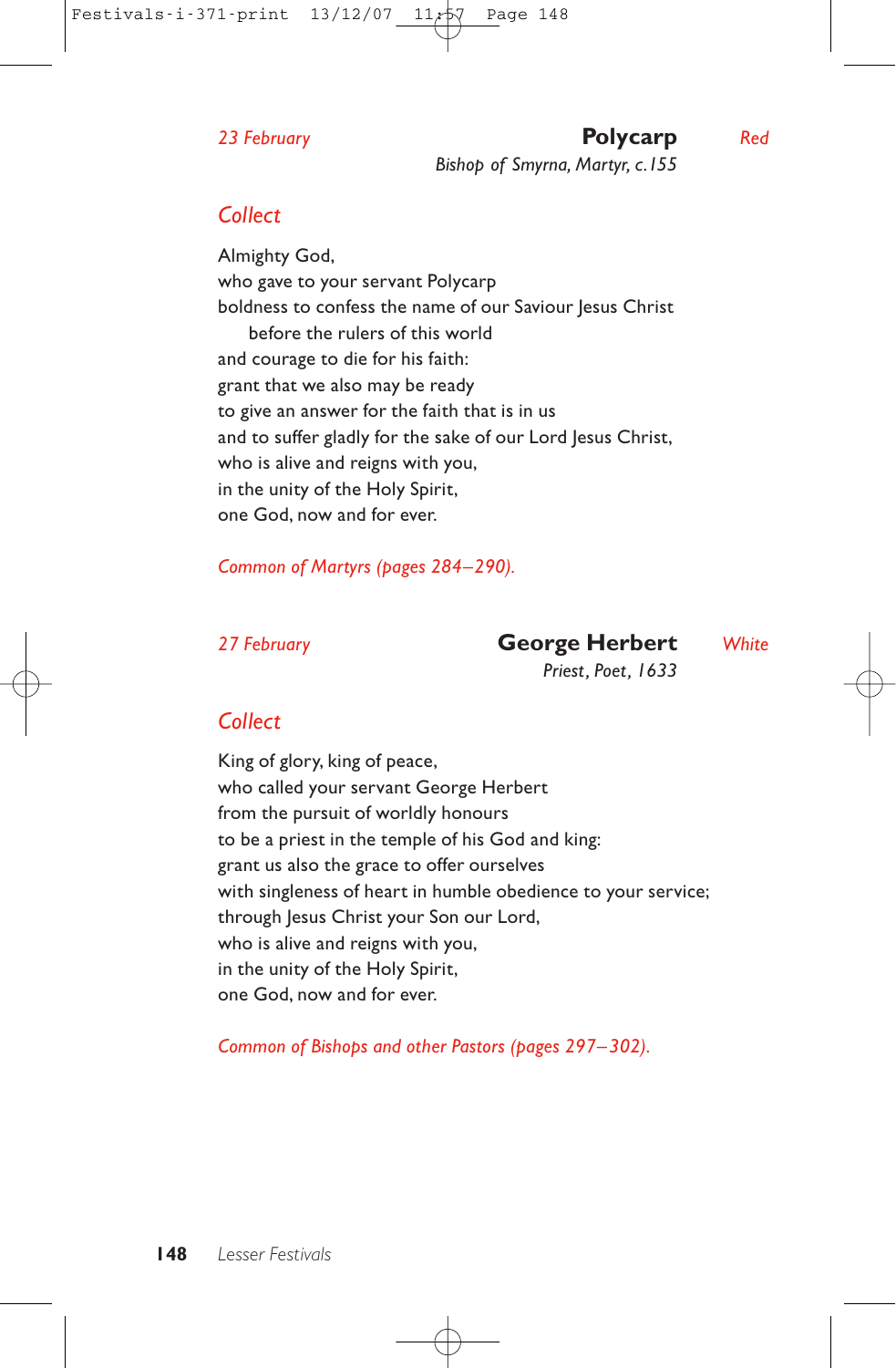*23 February* **Polycarp** *Red*

*Bishop of Smyrna, Martyr, c.155*

## *Collect*

Almighty God,
who gave to your servant Polycarp
boldness to confess the name of our Saviour Jesus Christ
before the rulers of this world
and courage to die for his faith:
grant that we also may be ready
to give an answer for the faith that is in us
and to suffer gladly for the sake of our Lord Jesus Christ,
who is alive and reigns with you,
in the unity of the Holy Spirit,
one God, now and for ever.

*Common of Martyrs (pages 284–290).*

*27 February* **George Herbert** *White*

*Priest, Poet, 1633*

## *Collect*

King of glory, king of peace,
who called your servant George Herbert
from the pursuit of worldly honours
to be a priest in the temple of his God and king:
grant us also the grace to offer ourselves
with singleness of heart in humble obedience to your service;
through Jesus Christ your Son our Lord,
who is alive and reigns with you,
in the unity of the Holy Spirit,
one God, now and for ever.

*Common of Bishops and other Pastors (pages 297–302).*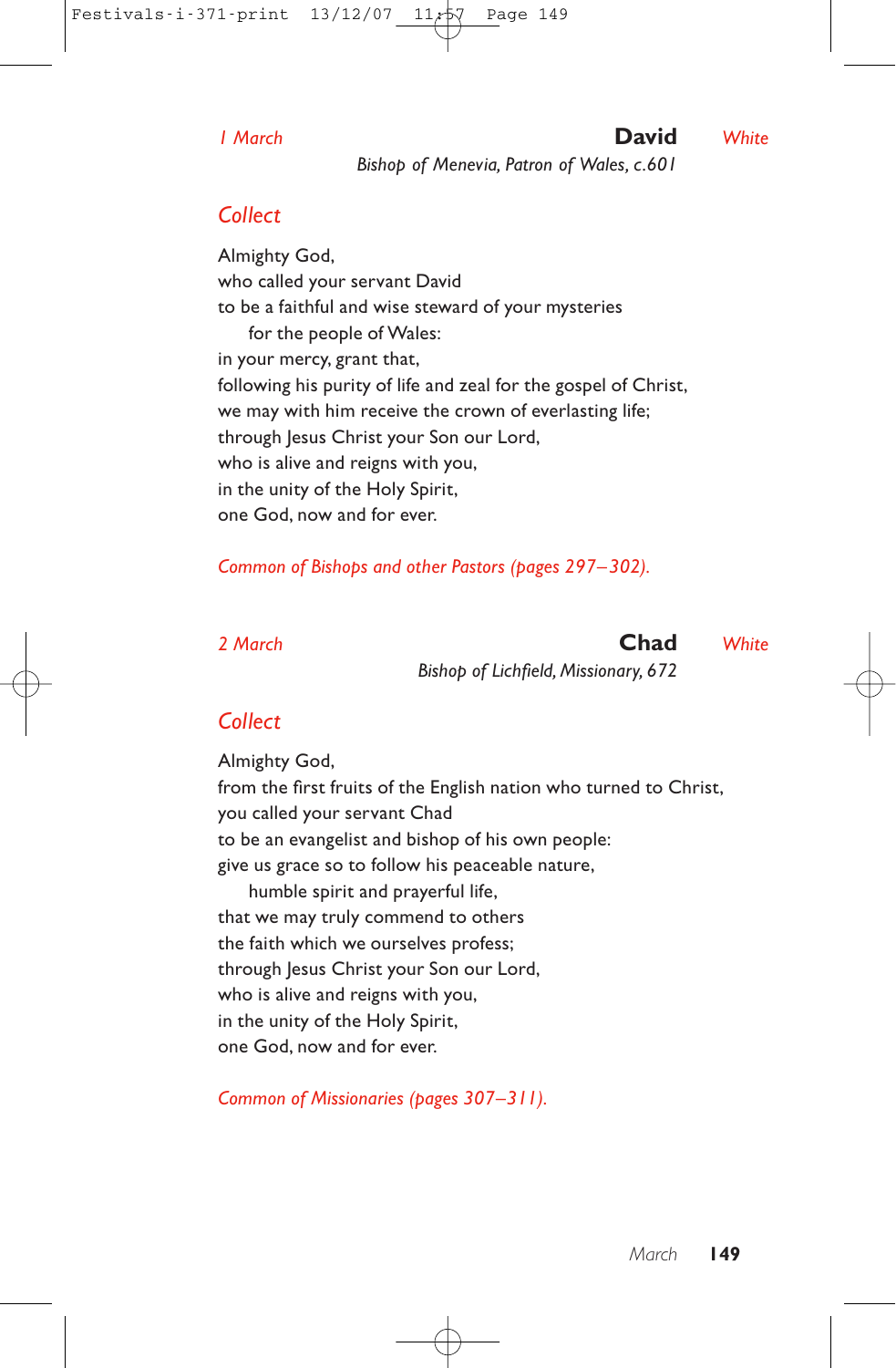*1 March* **David** *White*

*Bishop of Menevia, Patron of Wales, c.601*

## *Collect*

Almighty God,
who called your servant David
to be a faithful and wise steward of your mysteries
for the people of Wales:
in your mercy, grant that,
following his purity of life and zeal for the gospel of Christ,
we may with him receive the crown of everlasting life;
through Jesus Christ your Son our Lord,
who is alive and reigns with you,
in the unity of the Holy Spirit,
one God, now and for ever.

*Common of Bishops and other Pastors (pages 297–302).*

*2 March* **Chad** *White*

*Bishop of Lichfield, Missionary, 672*

## *Collect*

Almighty God,
from the first fruits of the English nation who turned to Christ,
you called your servant Chad
to be an evangelist and bishop of his own people:
give us grace so to follow his peaceable nature,
humble spirit and prayerful life,
that we may truly commend to others
the faith which we ourselves profess;
through Jesus Christ your Son our Lord,
who is alive and reigns with you,
in the unity of the Holy Spirit,
one God, now and for ever.

*Common of Missionaries (pages 307–311).*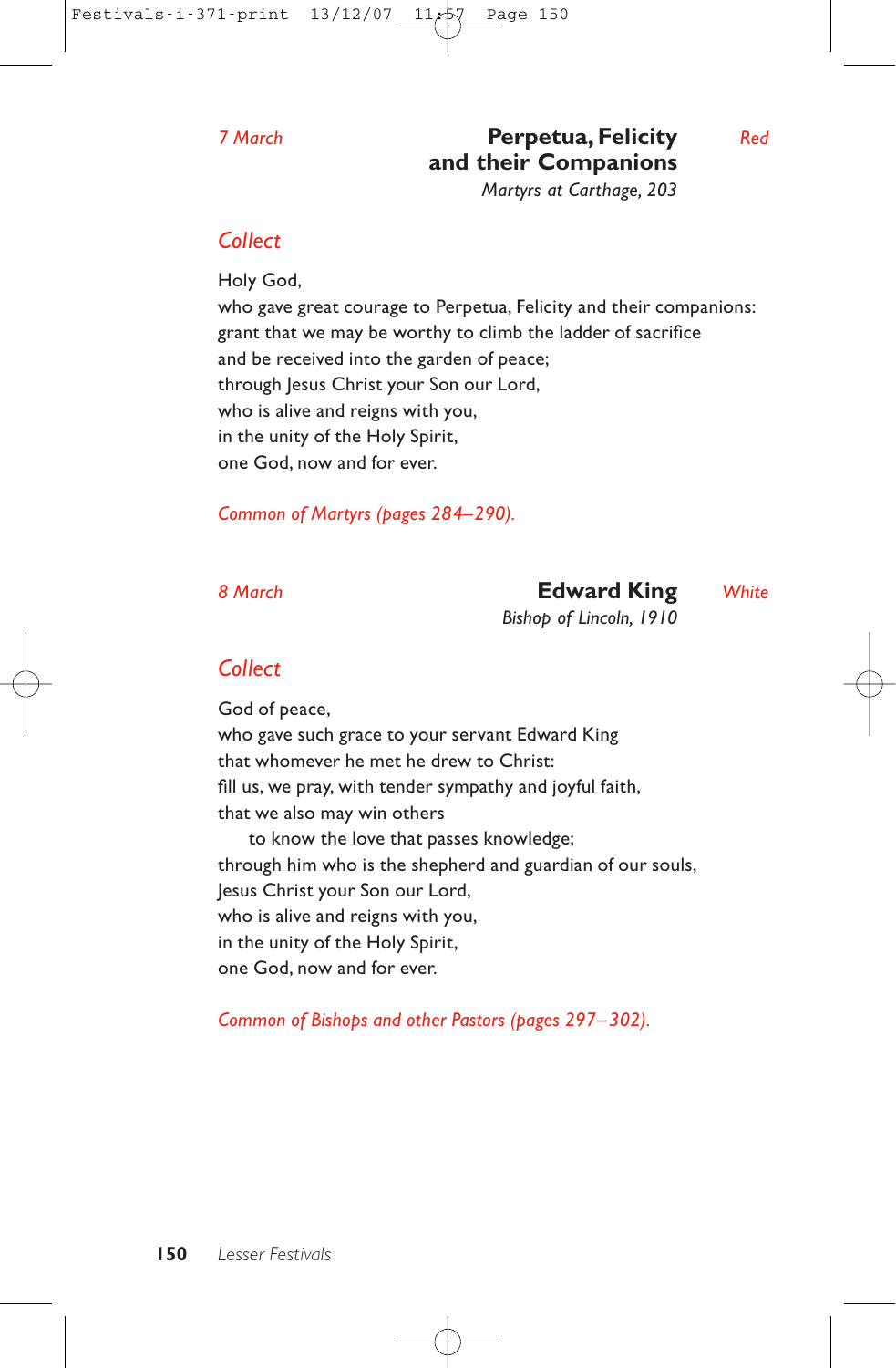*7 March*

## Perpetua, Felicity and their Companions

*Martyrs at Carthage, 203*

*Red*

### *Collect*

Holy God,
who gave great courage to Perpetua, Felicity and their companions:
grant that we may be worthy to climb the ladder of sacrifice
and be received into the garden of peace;
through Jesus Christ your Son our Lord,
who is alive and reigns with you,
in the unity of the Holy Spirit,
one God, now and for ever.

*Common of Martyrs (pages 284–290).*

*8 March*

## Edward King

*Bishop of Lincoln, 1910*

*White*

### *Collect*

God of peace,
who gave such grace to your servant Edward King
that whomever he met he drew to Christ:
fill us, we pray, with tender sympathy and joyful faith,
that we also may win others
    to know the love that passes knowledge;
through him who is the shepherd and guardian of our souls,
Jesus Christ your Son our Lord,
who is alive and reigns with you,
in the unity of the Holy Spirit,
one God, now and for ever.

*Common of Bishops and other Pastors (pages 297–302).*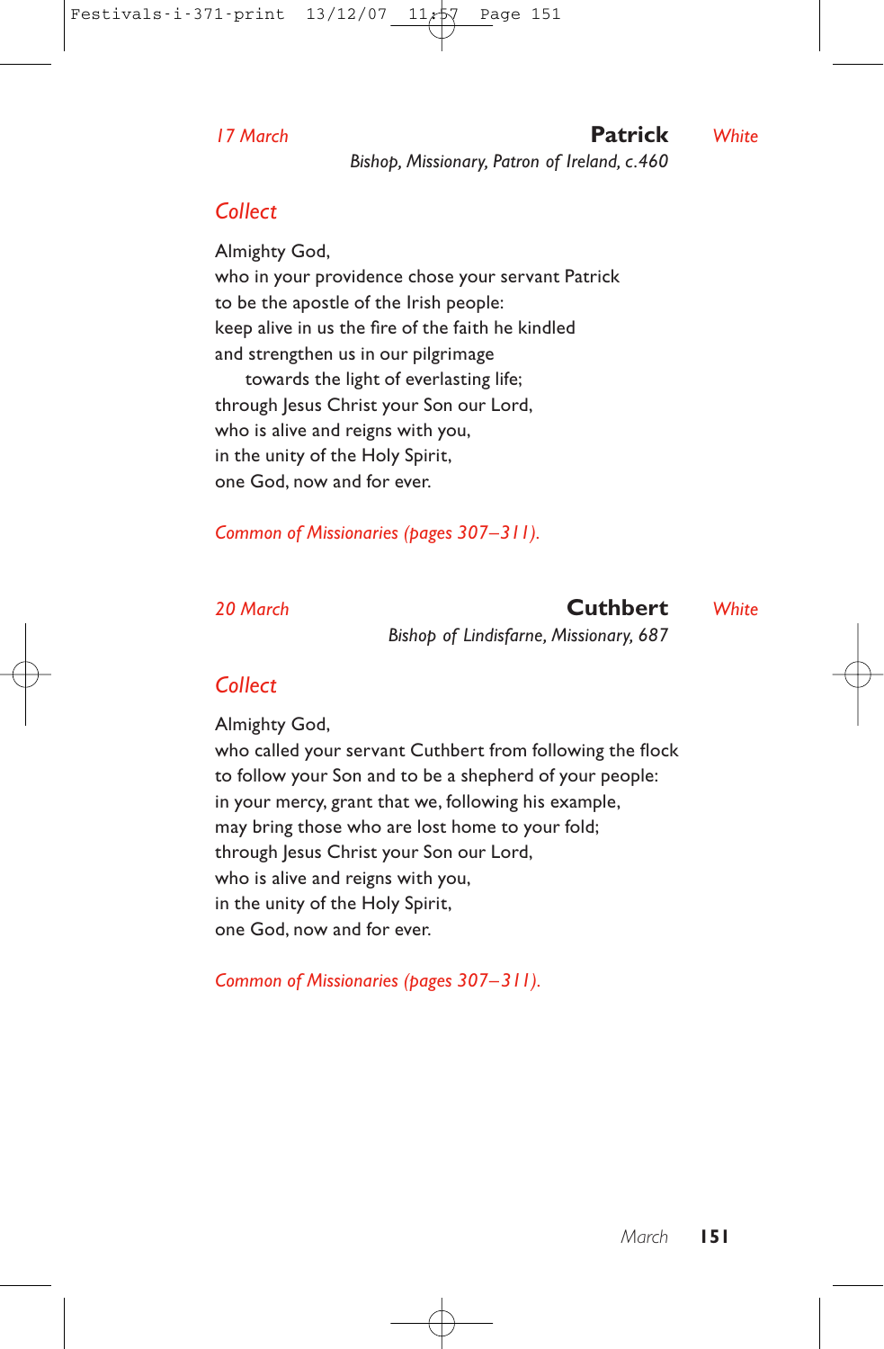*17 March* **Patrick** *White*

*Bishop, Missionary, Patron of Ireland, c.460*

## *Collect*

Almighty God,
who in your providence chose your servant Patrick
to be the apostle of the Irish people:
keep alive in us the fire of the faith he kindled
and strengthen us in our pilgrimage
    towards the light of everlasting life;
through Jesus Christ your Son our Lord,
who is alive and reigns with you,
in the unity of the Holy Spirit,
one God, now and for ever.

*Common of Missionaries (pages 307–311).*

*20 March* **Cuthbert** *White*

*Bishop of Lindisfarne, Missionary, 687*

## *Collect*

Almighty God,
who called your servant Cuthbert from following the flock
to follow your Son and to be a shepherd of your people:
in your mercy, grant that we, following his example,
may bring those who are lost home to your fold;
through Jesus Christ your Son our Lord,
who is alive and reigns with you,
in the unity of the Holy Spirit,
one God, now and for ever.

*Common of Missionaries (pages 307–311).*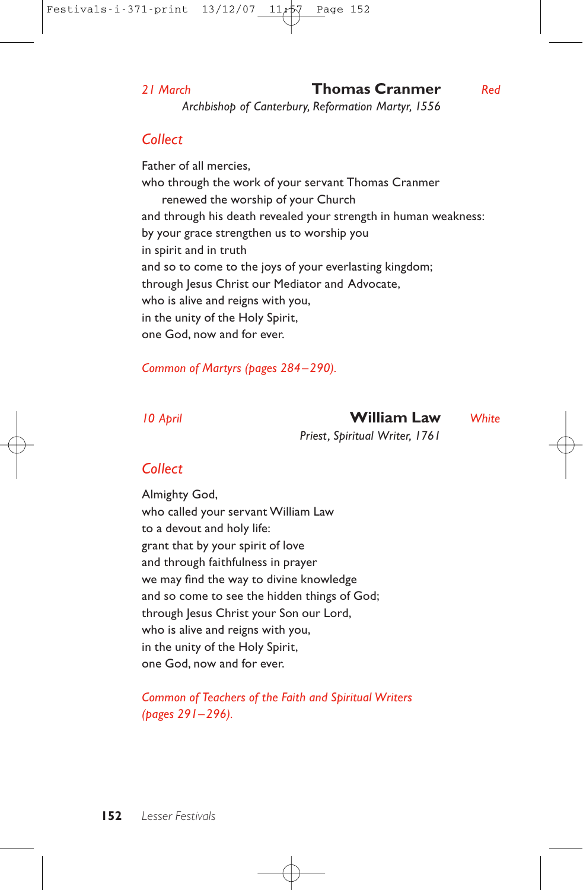*21 March* **Thomas Cranmer** *Red*

*Archbishop of Canterbury, Reformation Martyr, 1556*

## *Collect*

Father of all mercies,
who through the work of your servant Thomas Cranmer
renewed the worship of your Church
and through his death revealed your strength in human weakness:
by your grace strengthen us to worship you
in spirit and in truth
and so to come to the joys of your everlasting kingdom;
through Jesus Christ our Mediator and Advocate,
who is alive and reigns with you,
in the unity of the Holy Spirit,
one God, now and for ever.

*Common of Martyrs (pages 284–290).*

*10 April* **William Law** *White*

*Priest, Spiritual Writer, 1761*

## *Collect*

Almighty God,
who called your servant William Law
to a devout and holy life:
grant that by your spirit of love
and through faithfulness in prayer
we may find the way to divine knowledge
and so come to see the hidden things of God;
through Jesus Christ your Son our Lord,
who is alive and reigns with you,
in the unity of the Holy Spirit,
one God, now and for ever.

*Common of Teachers of the Faith and Spiritual Writers (pages 291–296).*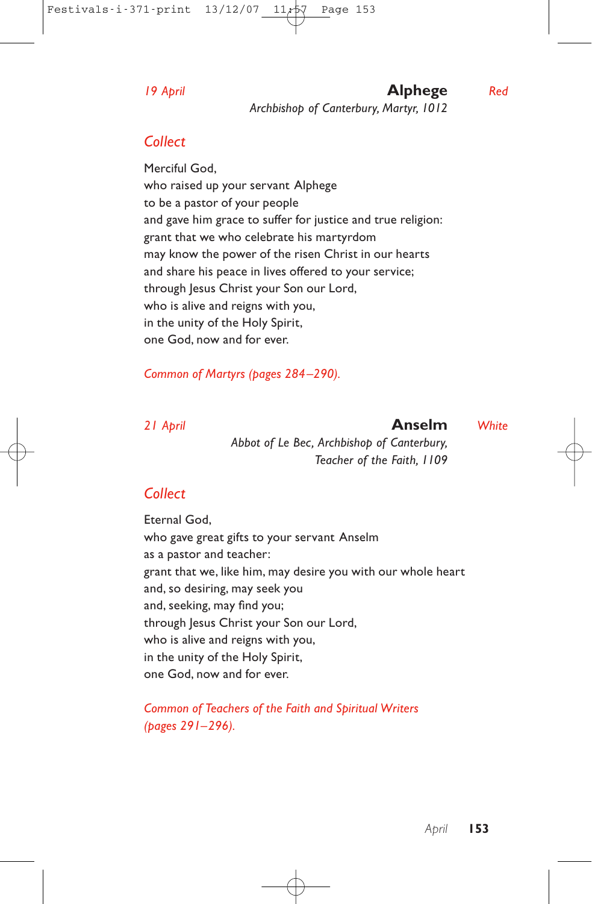*19 April* **Alphege** *Red*

*Archbishop of Canterbury, Martyr, 1012*

## *Collect*

Merciful God,
who raised up your servant Alphege
to be a pastor of your people
and gave him grace to suffer for justice and true religion:
grant that we who celebrate his martyrdom
may know the power of the risen Christ in our hearts
and share his peace in lives offered to your service;
through Jesus Christ your Son our Lord,
who is alive and reigns with you,
in the unity of the Holy Spirit,
one God, now and for ever.

*Common of Martyrs (pages 284–290).*

*21 April* **Anselm** *White*

*Abbot of Le Bec, Archbishop of Canterbury, Teacher of the Faith, 1109*

## *Collect*

Eternal God,
who gave great gifts to your servant Anselm
as a pastor and teacher:
grant that we, like him, may desire you with our whole heart
and, so desiring, may seek you
and, seeking, may find you;
through Jesus Christ your Son our Lord,
who is alive and reigns with you,
in the unity of the Holy Spirit,
one God, now and for ever.

*Common of Teachers of the Faith and Spiritual Writers (pages 291–296).*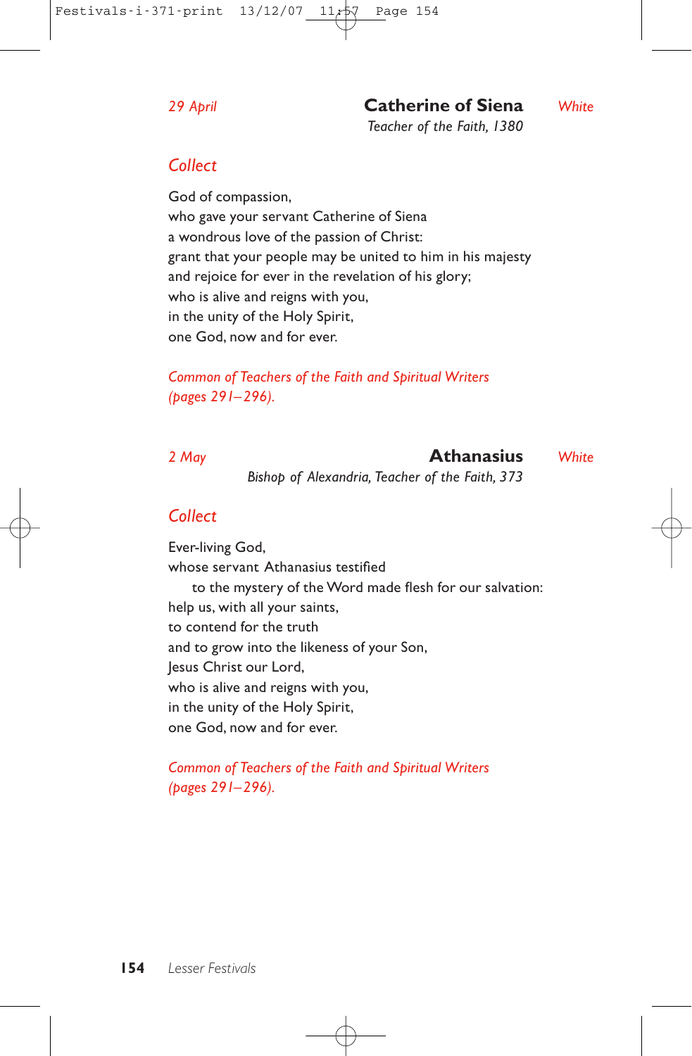*29 April* **Catherine of Siena** *White*

*Teacher of the Faith, 1380*

## *Collect*

God of compassion,
who gave your servant Catherine of Siena
a wondrous love of the passion of Christ:
grant that your people may be united to him in his majesty
and rejoice for ever in the revelation of his glory;
who is alive and reigns with you,
in the unity of the Holy Spirit,
one God, now and for ever.

*Common of Teachers of the Faith and Spiritual Writers (pages 291–296).*

*2 May* **Athanasius** *White*

*Bishop of Alexandria, Teacher of the Faith, 373*

## *Collect*

Ever-living God,
whose servant Athanasius testified
  to the mystery of the Word made flesh for our salvation:
help us, with all your saints,
to contend for the truth
and to grow into the likeness of your Son,
Jesus Christ our Lord,
who is alive and reigns with you,
in the unity of the Holy Spirit,
one God, now and for ever.

*Common of Teachers of the Faith and Spiritual Writers (pages 291–296).*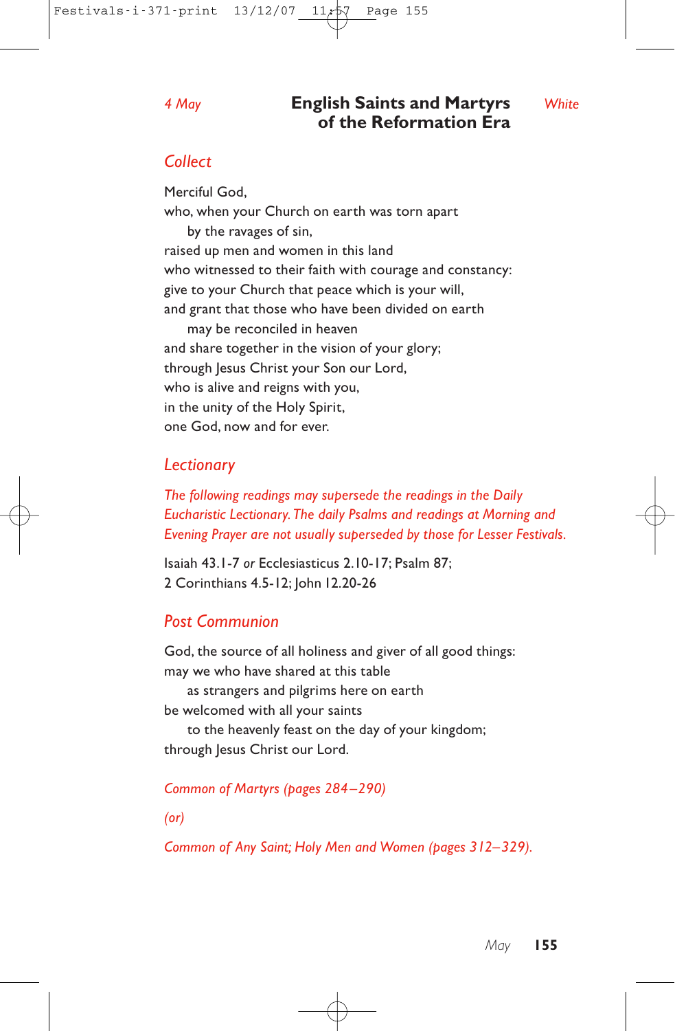*4 May*

# English Saints and Martyrs of the Reformation Era

*White*

## *Collect*

Merciful God,
who, when your Church on earth was torn apart
  by the ravages of sin,
raised up men and women in this land
who witnessed to their faith with courage and constancy:
give to your Church that peace which is your will,
and grant that those who have been divided on earth
  may be reconciled in heaven
and share together in the vision of your glory;
through Jesus Christ your Son our Lord,
who is alive and reigns with you,
in the unity of the Holy Spirit,
one God, now and for ever.

## *Lectionary*

*The following readings may supersede the readings in the Daily Eucharistic Lectionary. The daily Psalms and readings at Morning and Evening Prayer are not usually superseded by those for Lesser Festivals.*

Isaiah 43.1-7 *or* Ecclesiasticus 2.10-17; Psalm 87;
2 Corinthians 4.5-12; John 12.20-26

## *Post Communion*

God, the source of all holiness and giver of all good things:
may we who have shared at this table
  as strangers and pilgrims here on earth
be welcomed with all your saints
  to the heavenly feast on the day of your kingdom;
through Jesus Christ our Lord.

*Common of Martyrs (pages 284–290)*

*(or)*

*Common of Any Saint; Holy Men and Women (pages 312–329).*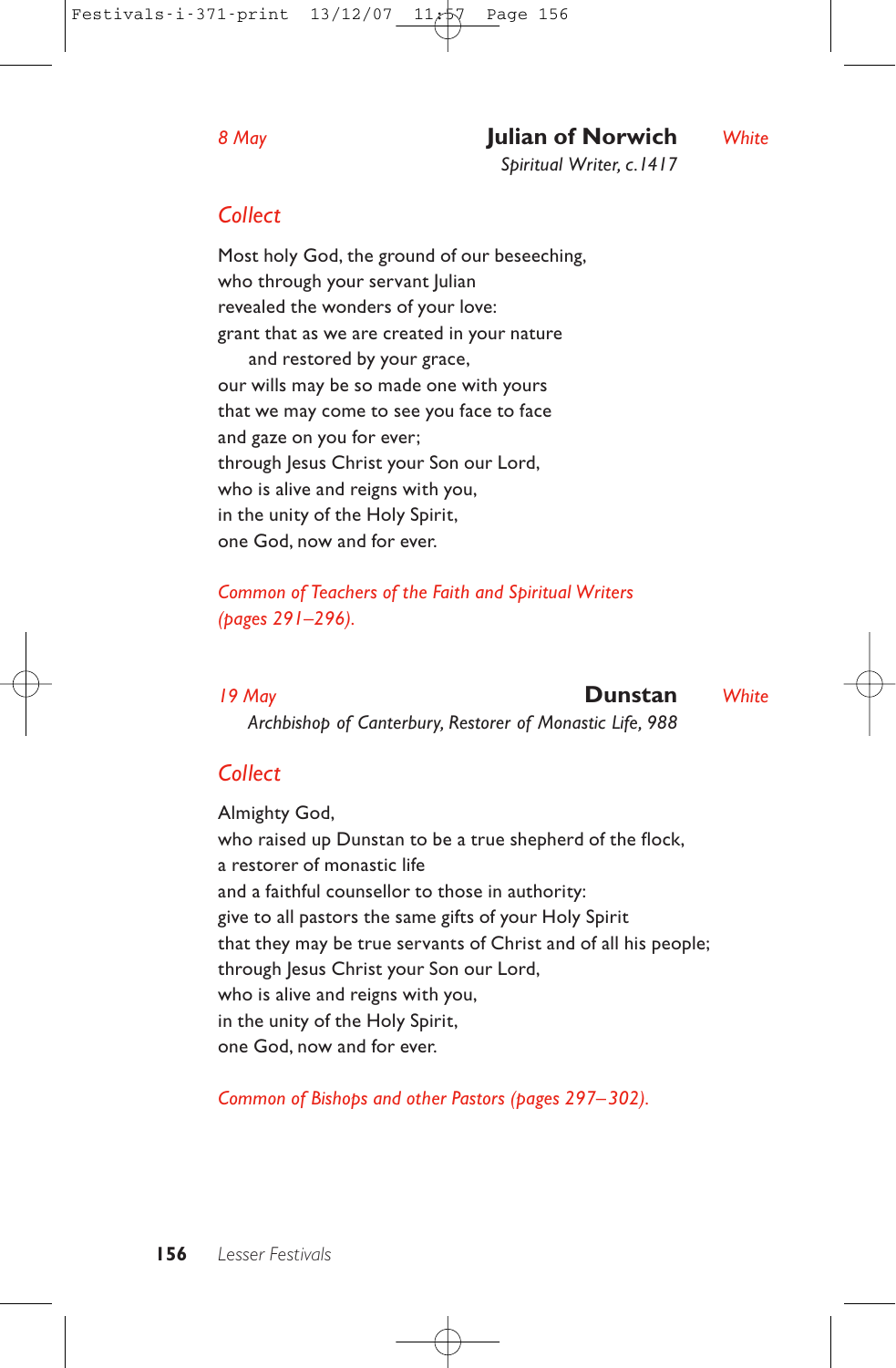*8 May* **Julian of Norwich** *White*

*Spiritual Writer, c.1417*

## Collect

Most holy God, the ground of our beseeching,
who through your servant Julian
revealed the wonders of your love:
grant that as we are created in your nature
and restored by your grace,
our wills may be so made one with yours
that we may come to see you face to face
and gaze on you for ever;
through Jesus Christ your Son our Lord,
who is alive and reigns with you,
in the unity of the Holy Spirit,
one God, now and for ever.

*Common of Teachers of the Faith and Spiritual Writers (pages 291–296).*

*19 May* **Dunstan** *White*

*Archbishop of Canterbury, Restorer of Monastic Life, 988*

## Collect

Almighty God,
who raised up Dunstan to be a true shepherd of the flock,
a restorer of monastic life
and a faithful counsellor to those in authority:
give to all pastors the same gifts of your Holy Spirit
that they may be true servants of Christ and of all his people;
through Jesus Christ your Son our Lord,
who is alive and reigns with you,
in the unity of the Holy Spirit,
one God, now and for ever.

*Common of Bishops and other Pastors (pages 297–302).*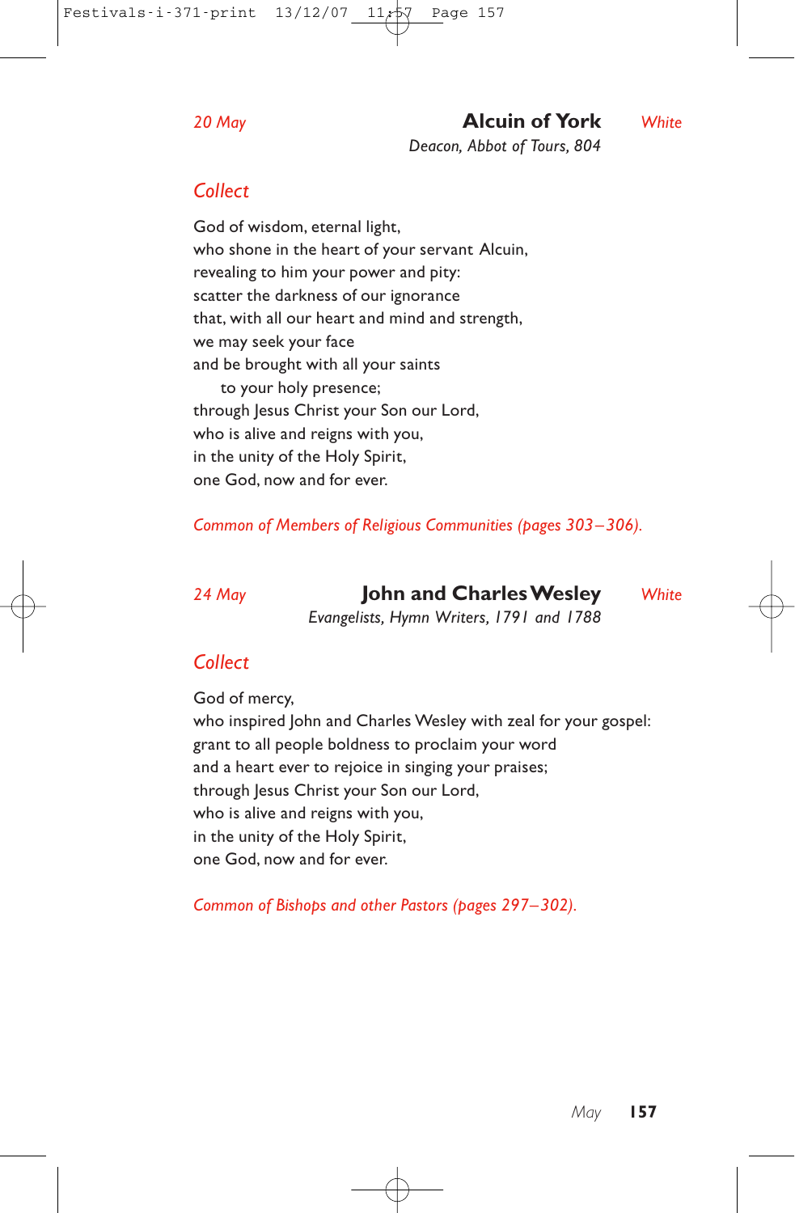*20 May* **Alcuin of York** *White*

*Deacon, Abbot of Tours, 804*

## *Collect*

God of wisdom, eternal light,
who shone in the heart of your servant Alcuin,
revealing to him your power and pity:
scatter the darkness of our ignorance
that, with all our heart and mind and strength,
we may seek your face
and be brought with all your saints
    to your holy presence;
through Jesus Christ your Son our Lord,
who is alive and reigns with you,
in the unity of the Holy Spirit,
one God, now and for ever.

*Common of Members of Religious Communities (pages 303–306).*

*24 May* **John and Charles Wesley** *White*

*Evangelists, Hymn Writers, 1791 and 1788*

## *Collect*

God of mercy,
who inspired John and Charles Wesley with zeal for your gospel:
grant to all people boldness to proclaim your word
and a heart ever to rejoice in singing your praises;
through Jesus Christ your Son our Lord,
who is alive and reigns with you,
in the unity of the Holy Spirit,
one God, now and for ever.

*Common of Bishops and other Pastors (pages 297–302).*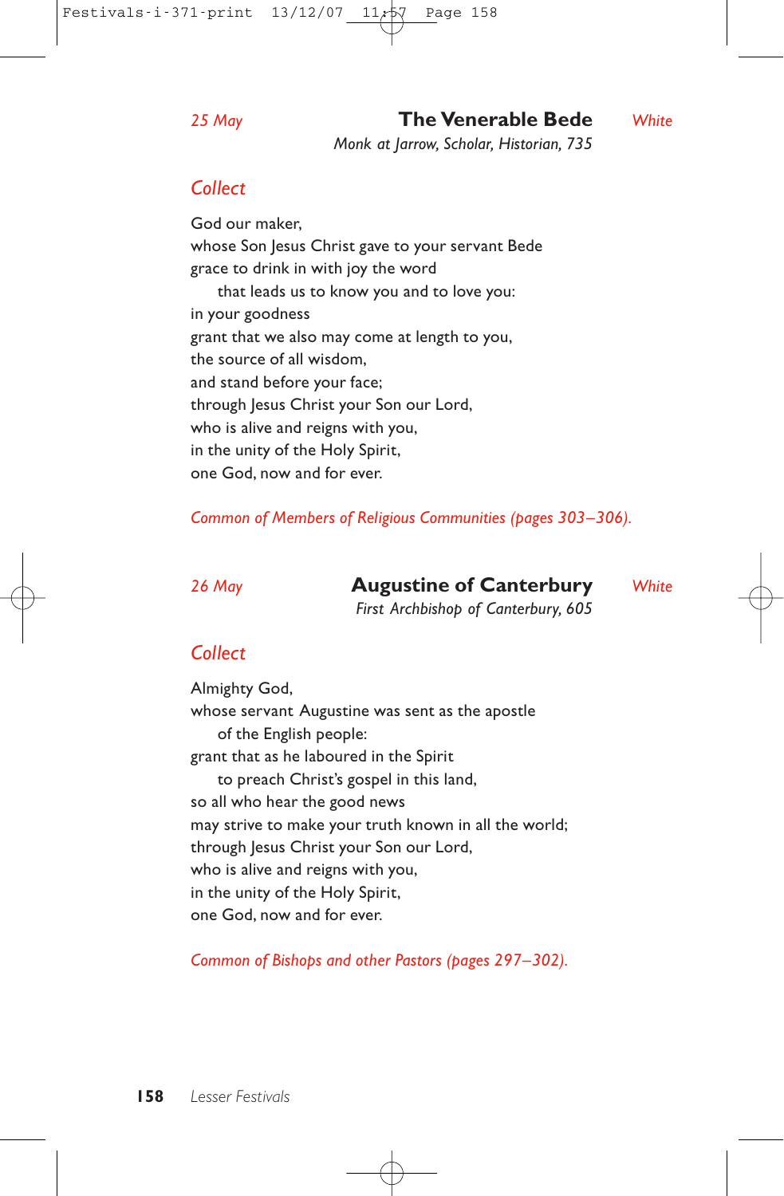*25 May* **The Venerable Bede** *White*

*Monk at Jarrow, Scholar, Historian, 735*

## *Collect*

God our maker,
whose Son Jesus Christ gave to your servant Bede
grace to drink in with joy the word
   that leads us to know you and to love you:
in your goodness
grant that we also may come at length to you,
the source of all wisdom,
and stand before your face;
through Jesus Christ your Son our Lord,
who is alive and reigns with you,
in the unity of the Holy Spirit,
one God, now and for ever.

*Common of Members of Religious Communities (pages 303–306).*

*26 May* **Augustine of Canterbury** *White*

*First Archbishop of Canterbury, 605*

## *Collect*

Almighty God,
whose servant Augustine was sent as the apostle
   of the English people:
grant that as he laboured in the Spirit
   to preach Christ's gospel in this land,
so all who hear the good news
may strive to make your truth known in all the world;
through Jesus Christ your Son our Lord,
who is alive and reigns with you,
in the unity of the Holy Spirit,
one God, now and for ever.

*Common of Bishops and other Pastors (pages 297–302).*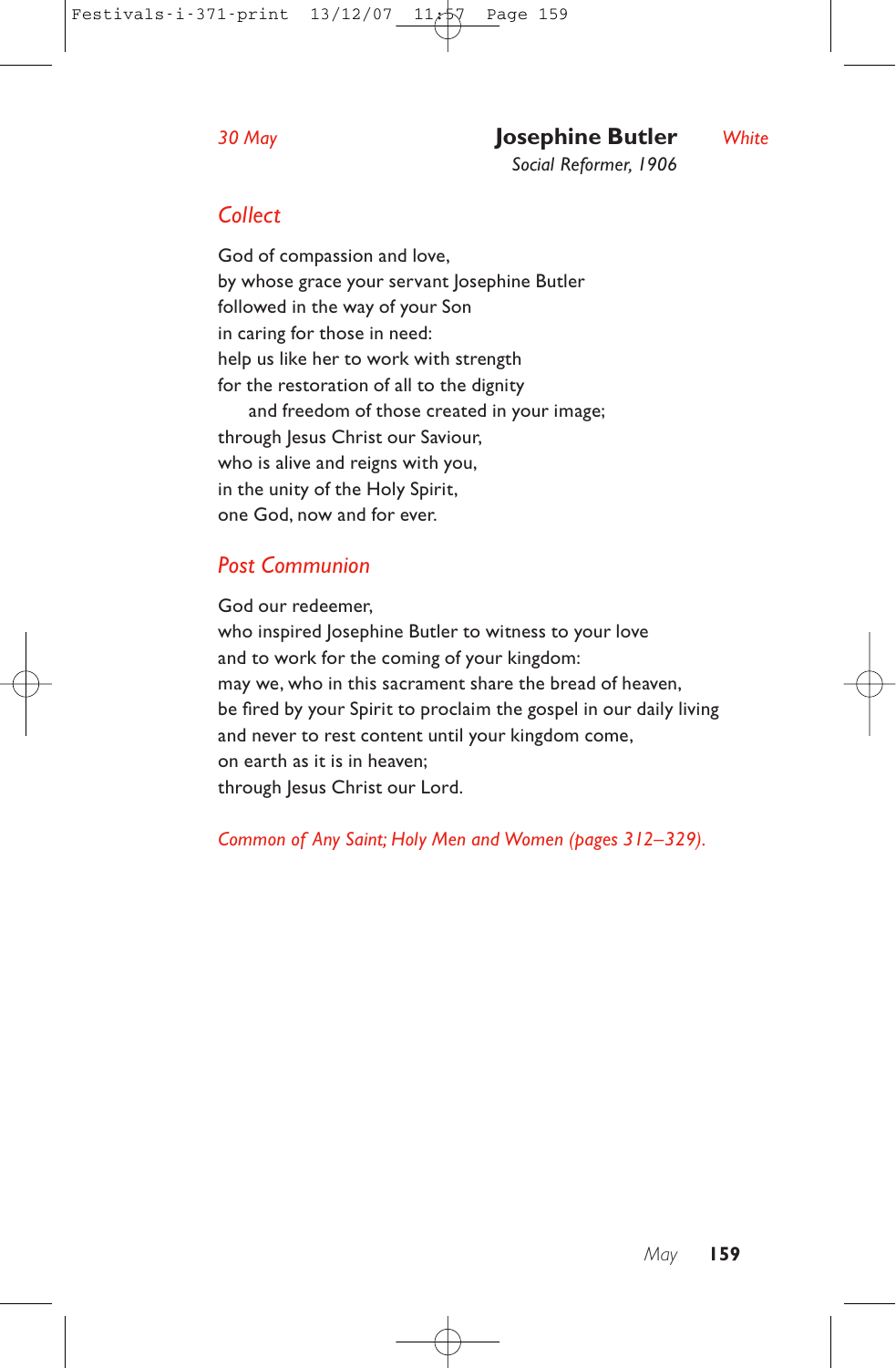*30 May*

# Josephine Butler

*Social Reformer, 1906*

*White*

## *Collect*

God of compassion and love,
by whose grace your servant Josephine Butler
followed in the way of your Son
in caring for those in need:
help us like her to work with strength
for the restoration of all to the dignity
    and freedom of those created in your image;
through Jesus Christ our Saviour,
who is alive and reigns with you,
in the unity of the Holy Spirit,
one God, now and for ever.

## *Post Communion*

God our redeemer,
who inspired Josephine Butler to witness to your love
and to work for the coming of your kingdom:
may we, who in this sacrament share the bread of heaven,
be fired by your Spirit to proclaim the gospel in our daily living
and never to rest content until your kingdom come,
on earth as it is in heaven;
through Jesus Christ our Lord.

*Common of Any Saint; Holy Men and Women (pages 312–329).*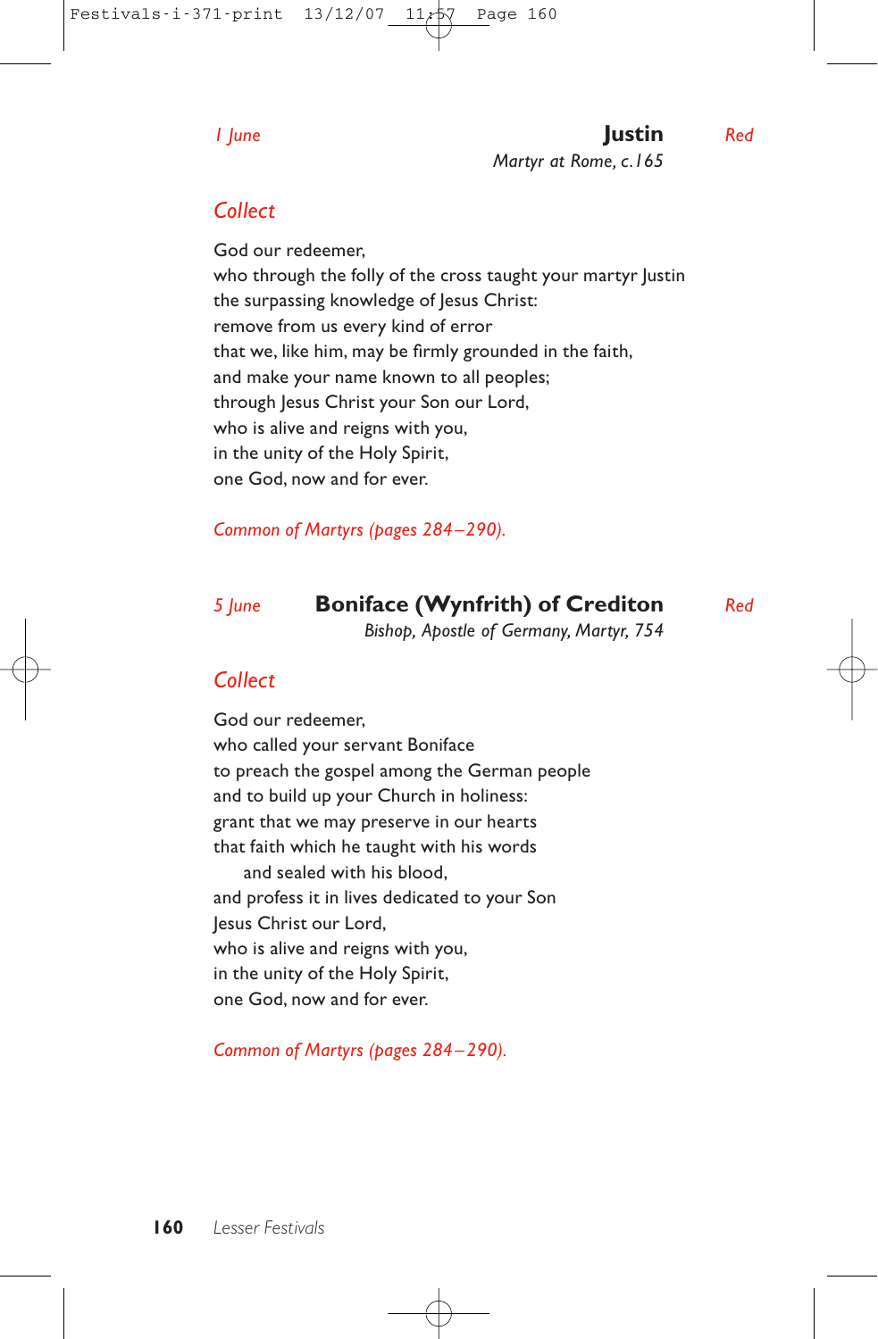*1 June* **Justin** *Red*

*Martyr at Rome, c.165*

## *Collect*

God our redeemer,
who through the folly of the cross taught your martyr Justin
the surpassing knowledge of Jesus Christ:
remove from us every kind of error
that we, like him, may be firmly grounded in the faith,
and make your name known to all peoples;
through Jesus Christ your Son our Lord,
who is alive and reigns with you,
in the unity of the Holy Spirit,
one God, now and for ever.

*Common of Martyrs (pages 284–290).*

*5 June* **Boniface (Wynfrith) of Crediton** *Red*

*Bishop, Apostle of Germany, Martyr, 754*

## *Collect*

God our redeemer,
who called your servant Boniface
to preach the gospel among the German people
and to build up your Church in holiness:
grant that we may preserve in our hearts
that faith which he taught with his words
    and sealed with his blood,
and profess it in lives dedicated to your Son
Jesus Christ our Lord,
who is alive and reigns with you,
in the unity of the Holy Spirit,
one God, now and for ever.

*Common of Martyrs (pages 284–290).*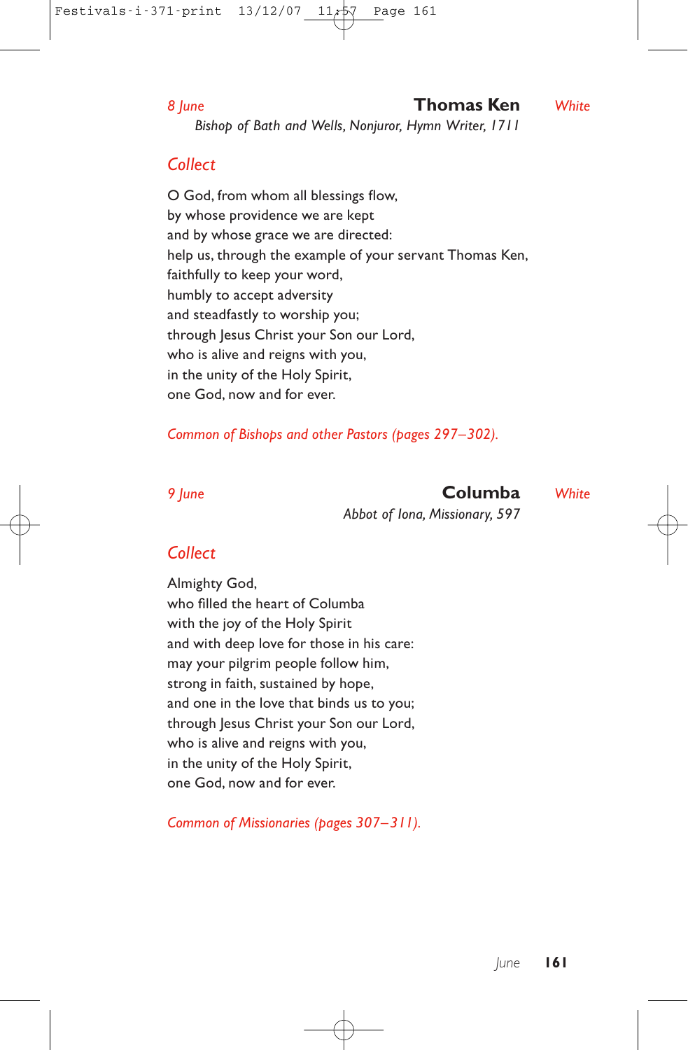*8 June* **Thomas Ken** *White*

*Bishop of Bath and Wells, Nonjuror, Hymn Writer, 1711*

## Collect

O God, from whom all blessings flow,
by whose providence we are kept
and by whose grace we are directed:
help us, through the example of your servant Thomas Ken,
faithfully to keep your word,
humbly to accept adversity
and steadfastly to worship you;
through Jesus Christ your Son our Lord,
who is alive and reigns with you,
in the unity of the Holy Spirit,
one God, now and for ever.

*Common of Bishops and other Pastors (pages 297–302).*

*9 June* **Columba** *White*

*Abbot of Iona, Missionary, 597*

## Collect

Almighty God,
who filled the heart of Columba
with the joy of the Holy Spirit
and with deep love for those in his care:
may your pilgrim people follow him,
strong in faith, sustained by hope,
and one in the love that binds us to you;
through Jesus Christ your Son our Lord,
who is alive and reigns with you,
in the unity of the Holy Spirit,
one God, now and for ever.

*Common of Missionaries (pages 307–311).*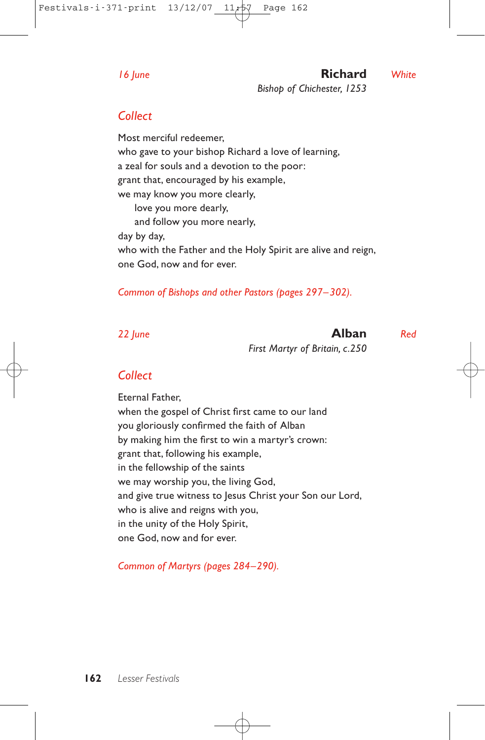*16 June* **Richard** *White*

*Bishop of Chichester, 1253*

## Collect

Most merciful redeemer,
who gave to your bishop Richard a love of learning,
a zeal for souls and a devotion to the poor:
grant that, encouraged by his example,
we may know you more clearly,
  love you more dearly,
  and follow you more nearly,
day by day,
who with the Father and the Holy Spirit are alive and reign,
one God, now and for ever.

*Common of Bishops and other Pastors (pages 297–302).*

*22 June* **Alban** *Red*

*First Martyr of Britain, c.250*

## Collect

Eternal Father,
when the gospel of Christ first came to our land
you gloriously confirmed the faith of Alban
by making him the first to win a martyr's crown:
grant that, following his example,
in the fellowship of the saints
we may worship you, the living God,
and give true witness to Jesus Christ your Son our Lord,
who is alive and reigns with you,
in the unity of the Holy Spirit,
one God, now and for ever.

*Common of Martyrs (pages 284–290).*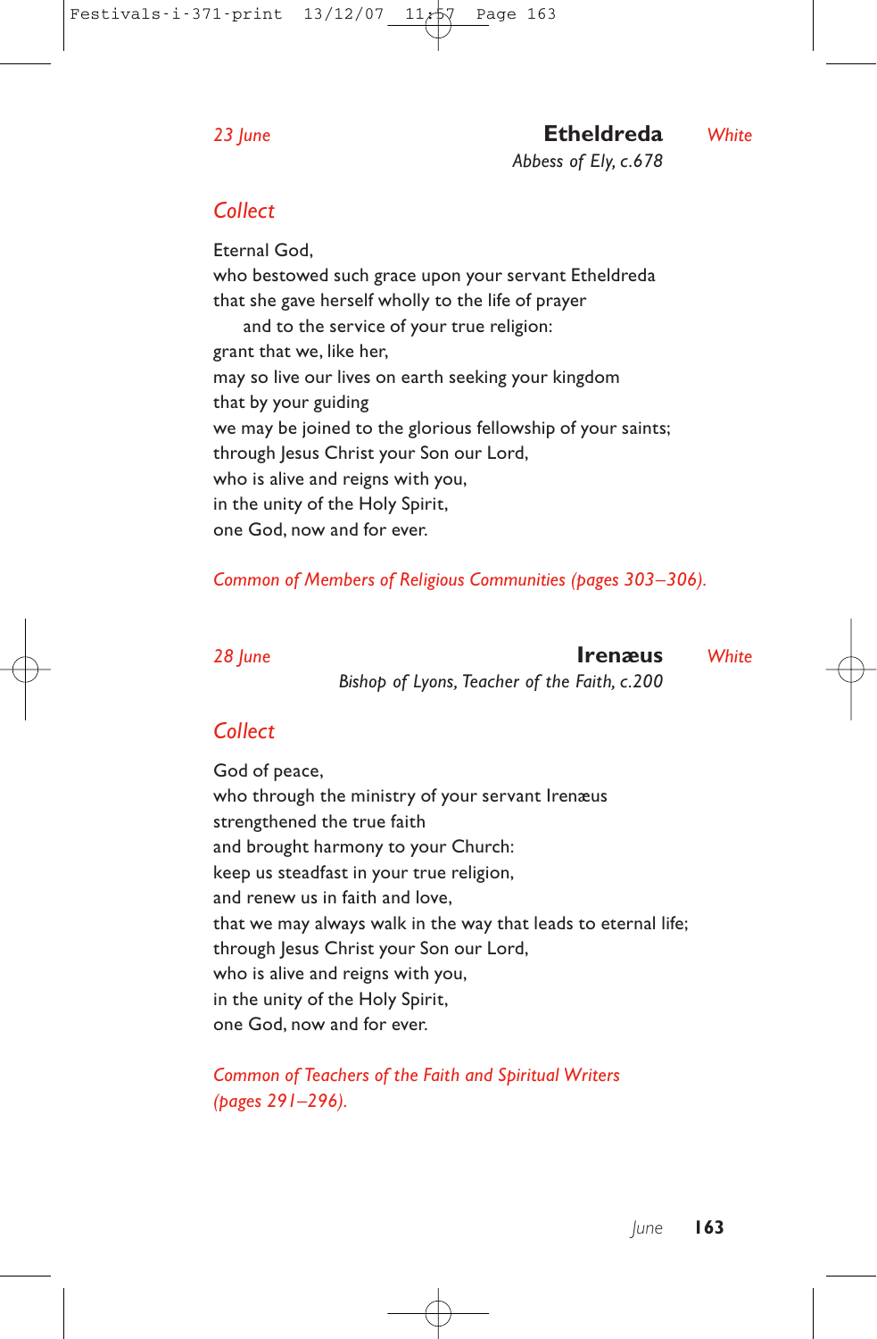*23 June*

## Etheldreda

*White*

*Abbess of Ely, c.678*

### *Collect*

Eternal God,
who bestowed such grace upon your servant Etheldreda
that she gave herself wholly to the life of prayer
and to the service of your true religion:
grant that we, like her,
may so live our lives on earth seeking your kingdom
that by your guiding
we may be joined to the glorious fellowship of your saints;
through Jesus Christ your Son our Lord,
who is alive and reigns with you,
in the unity of the Holy Spirit,
one God, now and for ever.

*Common of Members of Religious Communities (pages 303–306).*

*28 June*

## Irenæus

*White*

*Bishop of Lyons, Teacher of the Faith, c.200*

### *Collect*

God of peace,
who through the ministry of your servant Irenæus
strengthened the true faith
and brought harmony to your Church:
keep us steadfast in your true religion,
and renew us in faith and love,
that we may always walk in the way that leads to eternal life;
through Jesus Christ your Son our Lord,
who is alive and reigns with you,
in the unity of the Holy Spirit,
one God, now and for ever.

*Common of Teachers of the Faith and Spiritual Writers (pages 291–296).*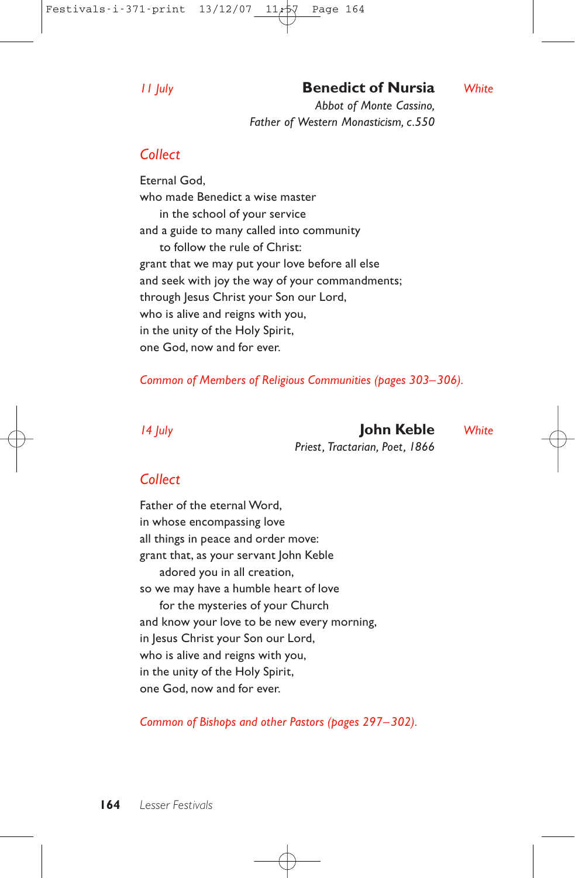*11 July* **Benedict of Nursia** *White*

*Abbot of Monte Cassino,*
*Father of Western Monasticism, c.550*

## *Collect*

Eternal God,
who made Benedict a wise master
in the school of your service
and a guide to many called into community
to follow the rule of Christ:
grant that we may put your love before all else
and seek with joy the way of your commandments;
through Jesus Christ your Son our Lord,
who is alive and reigns with you,
in the unity of the Holy Spirit,
one God, now and for ever.

*Common of Members of Religious Communities (pages 303–306).*

*14 July* **John Keble** *White*

*Priest, Tractarian, Poet, 1866*

## *Collect*

Father of the eternal Word,
in whose encompassing love
all things in peace and order move:
grant that, as your servant John Keble
adored you in all creation,
so we may have a humble heart of love
for the mysteries of your Church
and know your love to be new every morning,
in Jesus Christ your Son our Lord,
who is alive and reigns with you,
in the unity of the Holy Spirit,
one God, now and for ever.

*Common of Bishops and other Pastors (pages 297–302).*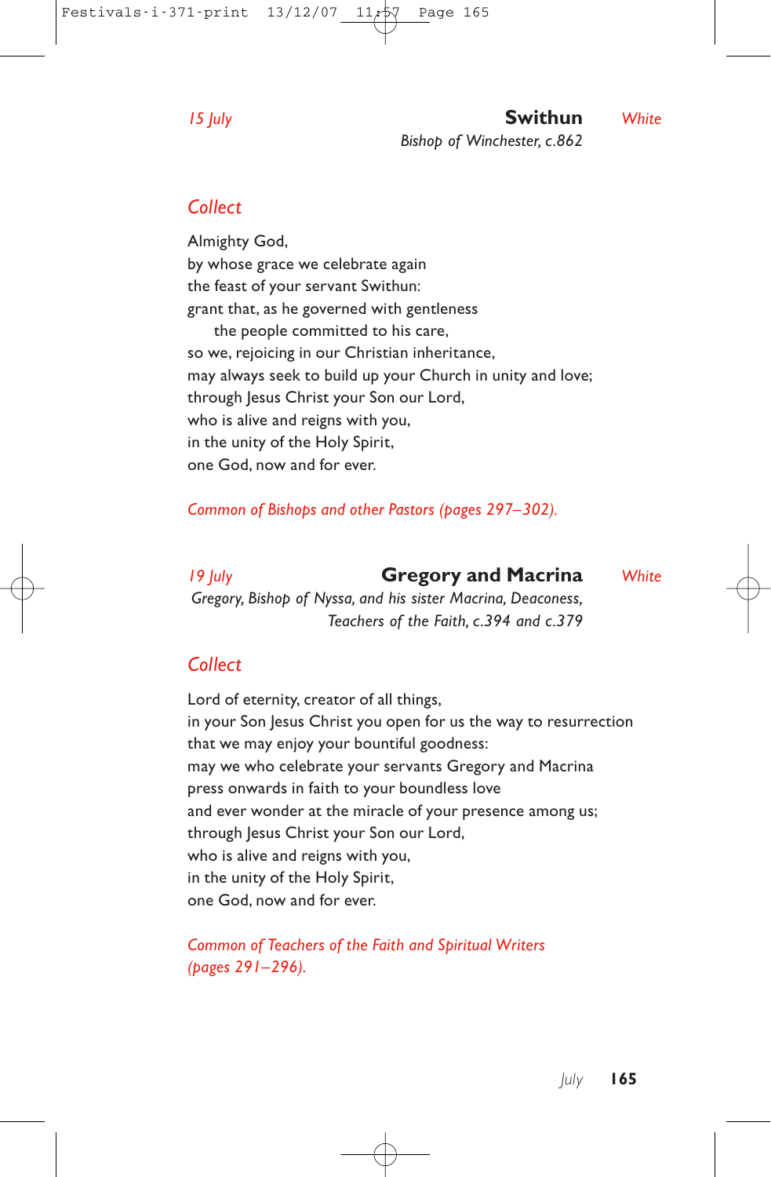*15 July* **Swithun** *White*

*Bishop of Winchester, c.862*

## *Collect*

Almighty God,
by whose grace we celebrate again
the feast of your servant Swithun:
grant that, as he governed with gentleness
  the people committed to his care,
so we, rejoicing in our Christian inheritance,
may always seek to build up your Church in unity and love;
through Jesus Christ your Son our Lord,
who is alive and reigns with you,
in the unity of the Holy Spirit,
one God, now and for ever.

*Common of Bishops and other Pastors (pages 297–302).*

*19 July* **Gregory and Macrina** *White*

*Gregory, Bishop of Nyssa, and his sister Macrina, Deaconess, Teachers of the Faith, c.394 and c.379*

## *Collect*

Lord of eternity, creator of all things,
in your Son Jesus Christ you open for us the way to resurrection
that we may enjoy your bountiful goodness:
may we who celebrate your servants Gregory and Macrina
press onwards in faith to your boundless love
and ever wonder at the miracle of your presence among us;
through Jesus Christ your Son our Lord,
who is alive and reigns with you,
in the unity of the Holy Spirit,
one God, now and for ever.

*Common of Teachers of the Faith and Spiritual Writers (pages 291–296).*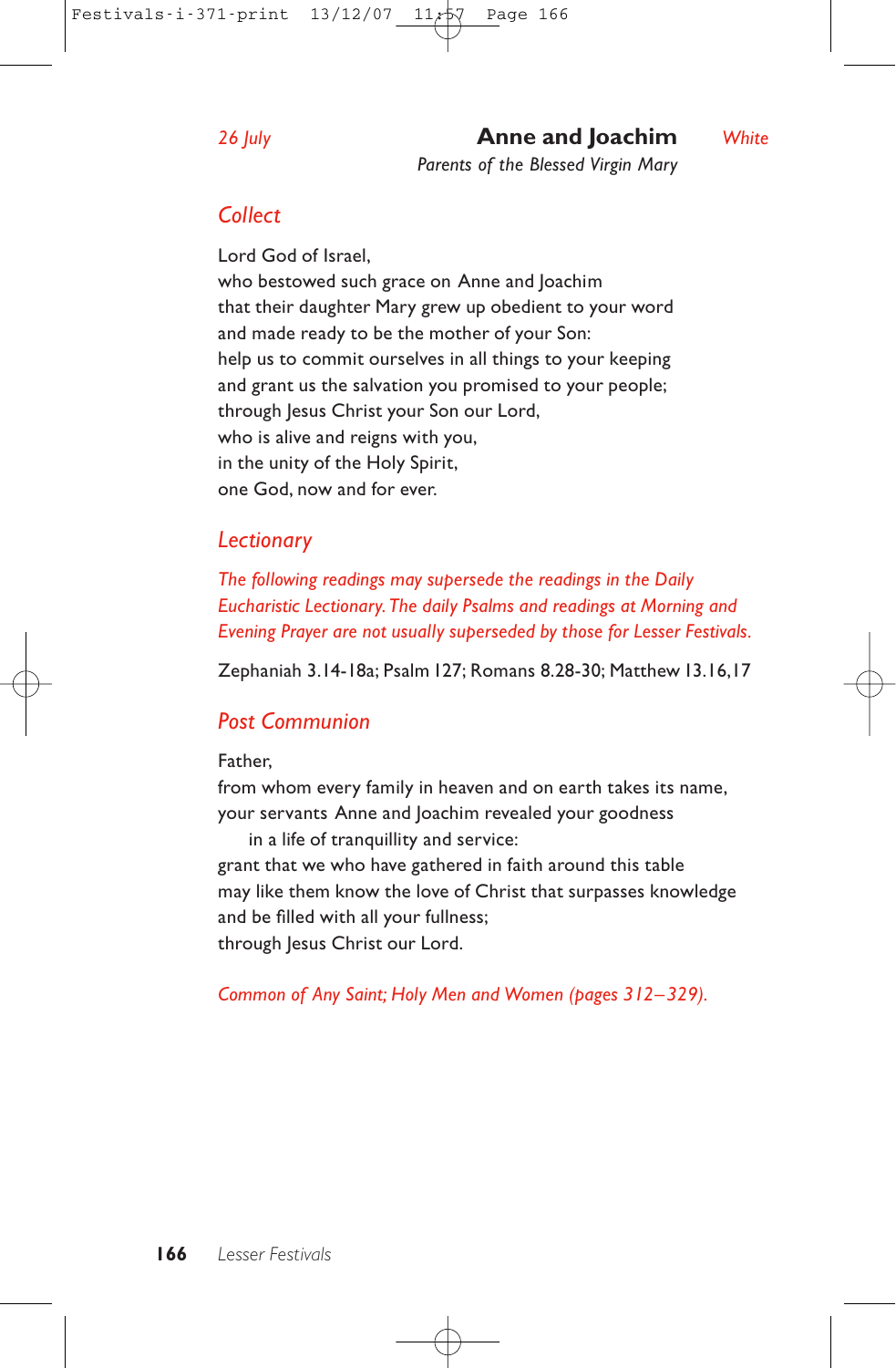*26 July* **Anne and Joachim** *White*

*Parents of the Blessed Virgin Mary*

## *Collect*

Lord God of Israel,
who bestowed such grace on Anne and Joachim
that their daughter Mary grew up obedient to your word
and made ready to be the mother of your Son:
help us to commit ourselves in all things to your keeping
and grant us the salvation you promised to your people;
through Jesus Christ your Son our Lord,
who is alive and reigns with you,
in the unity of the Holy Spirit,
one God, now and for ever.

## *Lectionary*

*The following readings may supersede the readings in the Daily Eucharistic Lectionary. The daily Psalms and readings at Morning and Evening Prayer are not usually superseded by those for Lesser Festivals.*

Zephaniah 3.14-18a; Psalm 127; Romans 8.28-30; Matthew 13.16,17

## *Post Communion*

Father,
from whom every family in heaven and on earth takes its name,
your servants Anne and Joachim revealed your goodness
  in a life of tranquillity and service:
grant that we who have gathered in faith around this table
may like them know the love of Christ that surpasses knowledge
and be filled with all your fullness;
through Jesus Christ our Lord.

*Common of Any Saint; Holy Men and Women (pages 312–329).*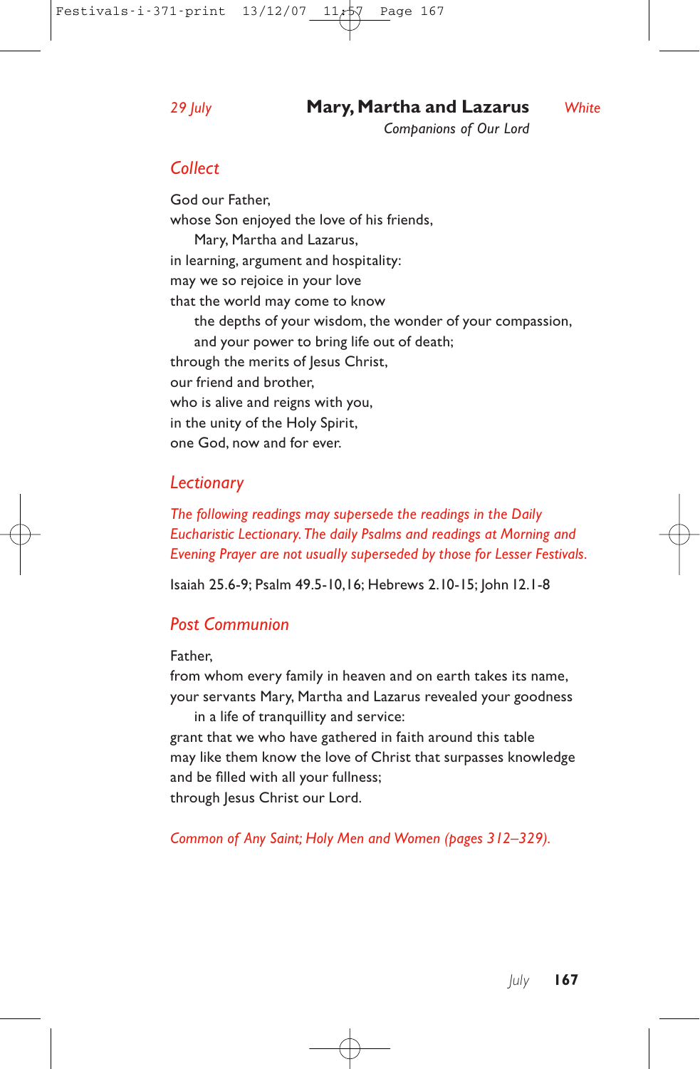*29 July* **Mary, Martha and Lazarus** *White*

*Companions of Our Lord*

## *Collect*

God our Father,
whose Son enjoyed the love of his friends,
    Mary, Martha and Lazarus,
in learning, argument and hospitality:
may we so rejoice in your love
that the world may come to know
    the depths of your wisdom, the wonder of your compassion,
    and your power to bring life out of death;
through the merits of Jesus Christ,
our friend and brother,
who is alive and reigns with you,
in the unity of the Holy Spirit,
one God, now and for ever.

## *Lectionary*

*The following readings may supersede the readings in the Daily Eucharistic Lectionary. The daily Psalms and readings at Morning and Evening Prayer are not usually superseded by those for Lesser Festivals.*

Isaiah 25.6-9; Psalm 49.5-10,16; Hebrews 2.10-15; John 12.1-8

## *Post Communion*

Father,
from whom every family in heaven and on earth takes its name,
your servants Mary, Martha and Lazarus revealed your goodness
    in a life of tranquillity and service:
grant that we who have gathered in faith around this table
may like them know the love of Christ that surpasses knowledge
and be filled with all your fullness;
through Jesus Christ our Lord.

*Common of Any Saint; Holy Men and Women (pages 312–329).*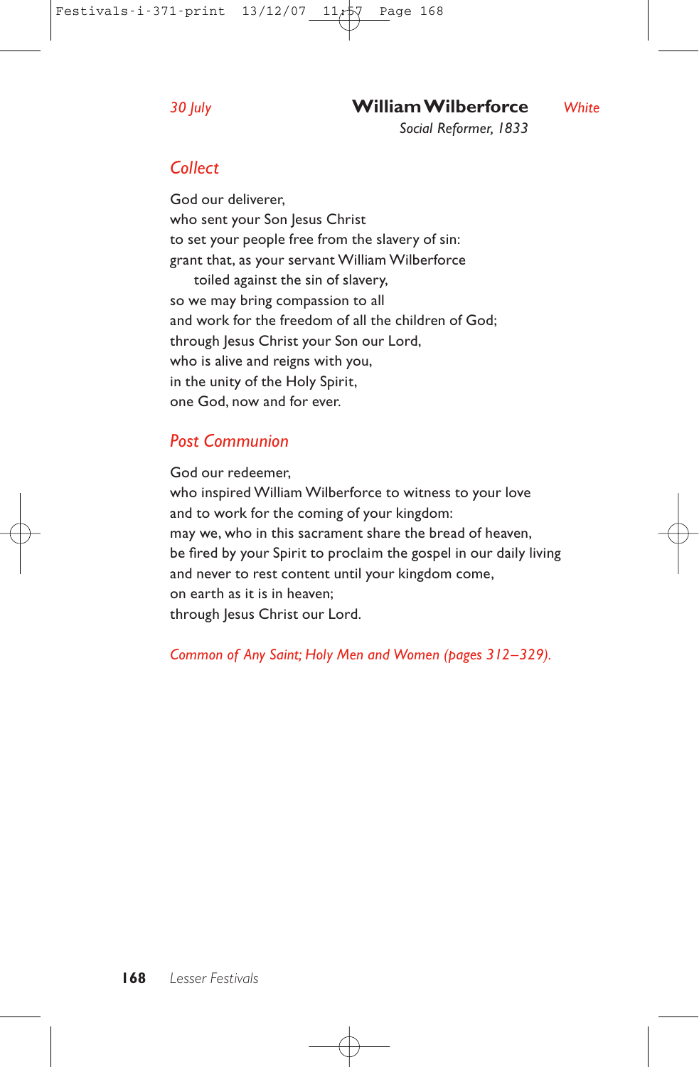*30 July* **William Wilberforce** *White*

*Social Reformer, 1833*

## *Collect*

God our deliverer,
who sent your Son Jesus Christ
to set your people free from the slavery of sin:
grant that, as your servant William Wilberforce
toiled against the sin of slavery,
so we may bring compassion to all
and work for the freedom of all the children of God;
through Jesus Christ your Son our Lord,
who is alive and reigns with you,
in the unity of the Holy Spirit,
one God, now and for ever.

## *Post Communion*

God our redeemer,
who inspired William Wilberforce to witness to your love
and to work for the coming of your kingdom:
may we, who in this sacrament share the bread of heaven,
be fired by your Spirit to proclaim the gospel in our daily living
and never to rest content until your kingdom come,
on earth as it is in heaven;
through Jesus Christ our Lord.

*Common of Any Saint; Holy Men and Women (pages 312–329).*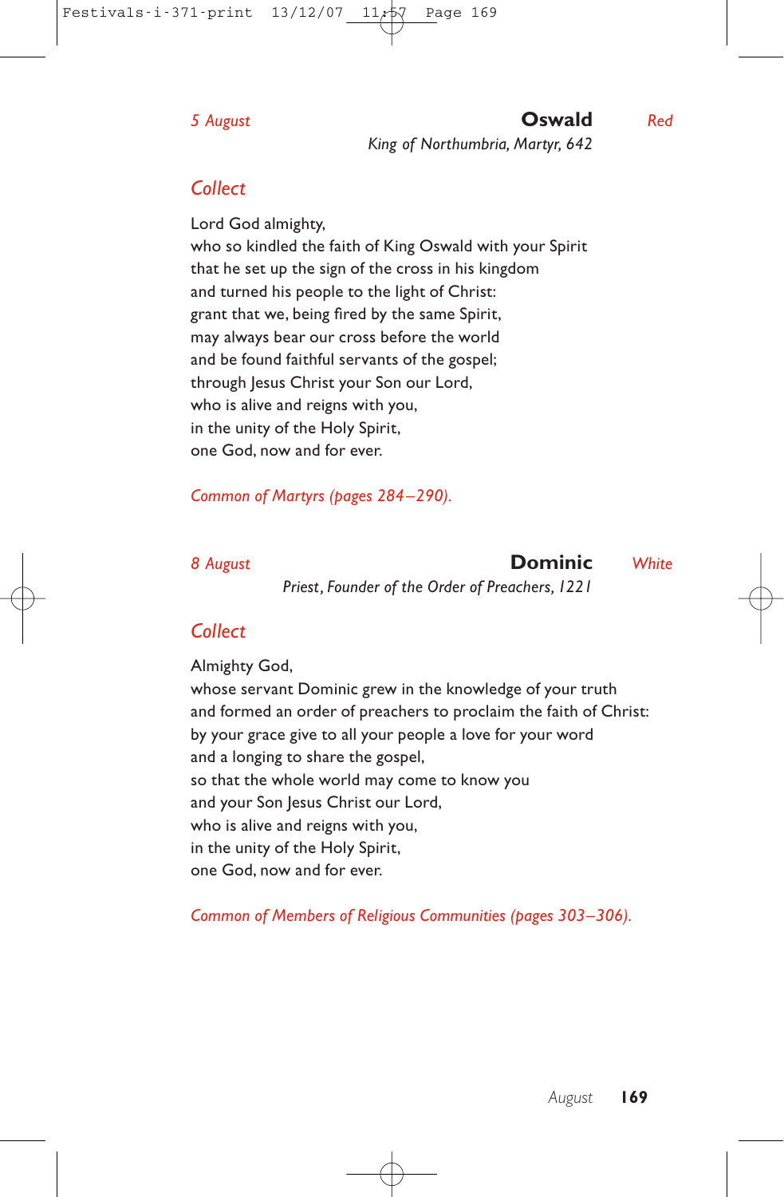*5 August* **Oswald** *Red*

*King of Northumbria, Martyr, 642*

## *Collect*

Lord God almighty,
who so kindled the faith of King Oswald with your Spirit
that he set up the sign of the cross in his kingdom
and turned his people to the light of Christ:
grant that we, being fired by the same Spirit,
may always bear our cross before the world
and be found faithful servants of the gospel;
through Jesus Christ your Son our Lord,
who is alive and reigns with you,
in the unity of the Holy Spirit,
one God, now and for ever.

*Common of Martyrs (pages 284–290).*

*8 August* **Dominic** *White*

*Priest, Founder of the Order of Preachers, 1221*

## *Collect*

Almighty God,
whose servant Dominic grew in the knowledge of your truth
and formed an order of preachers to proclaim the faith of Christ:
by your grace give to all your people a love for your word
and a longing to share the gospel,
so that the whole world may come to know you
and your Son Jesus Christ our Lord,
who is alive and reigns with you,
in the unity of the Holy Spirit,
one God, now and for ever.

*Common of Members of Religious Communities (pages 303–306).*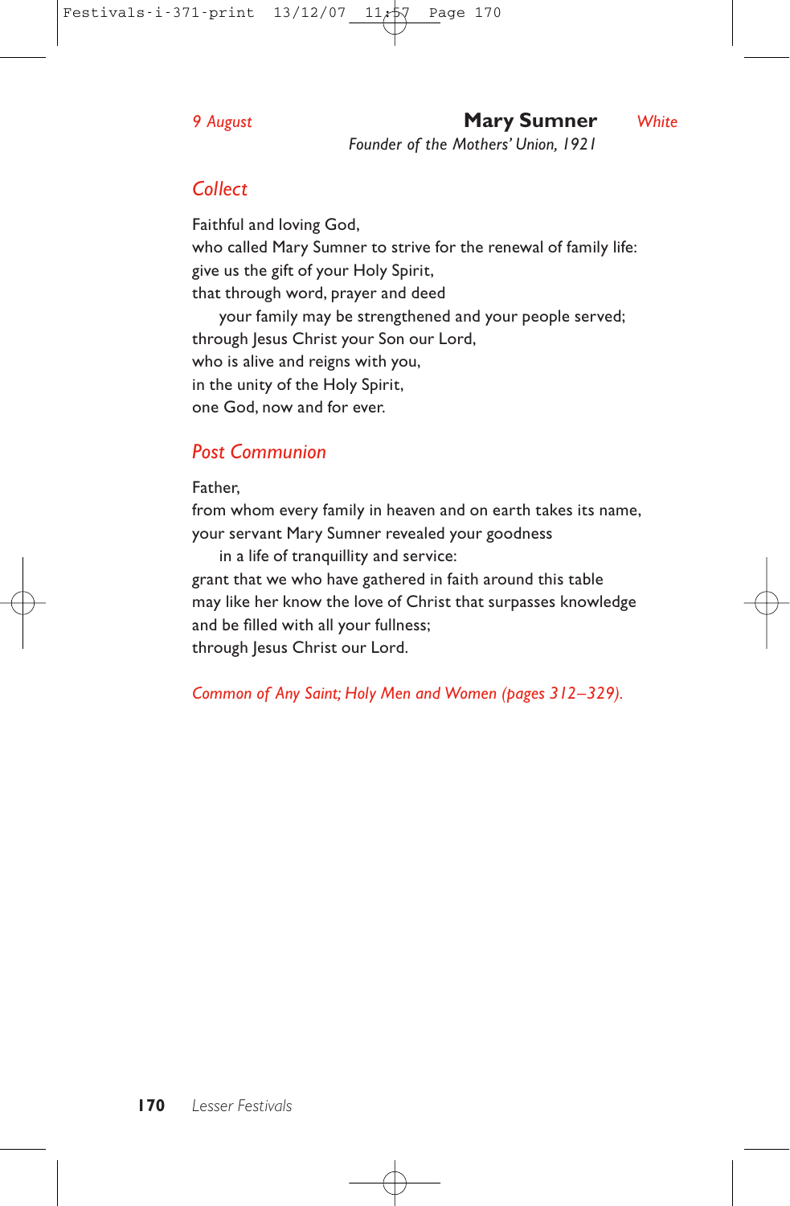*9 August* **Mary Sumner** *White*

*Founder of the Mothers' Union, 1921*

## *Collect*

Faithful and loving God,
who called Mary Sumner to strive for the renewal of family life:
give us the gift of your Holy Spirit,
that through word, prayer and deed
  your family may be strengthened and your people served;
through Jesus Christ your Son our Lord,
who is alive and reigns with you,
in the unity of the Holy Spirit,
one God, now and for ever.

## *Post Communion*

Father,
from whom every family in heaven and on earth takes its name,
your servant Mary Sumner revealed your goodness
  in a life of tranquillity and service:
grant that we who have gathered in faith around this table
may like her know the love of Christ that surpasses knowledge
and be filled with all your fullness;
through Jesus Christ our Lord.

*Common of Any Saint; Holy Men and Women (pages 312–329).*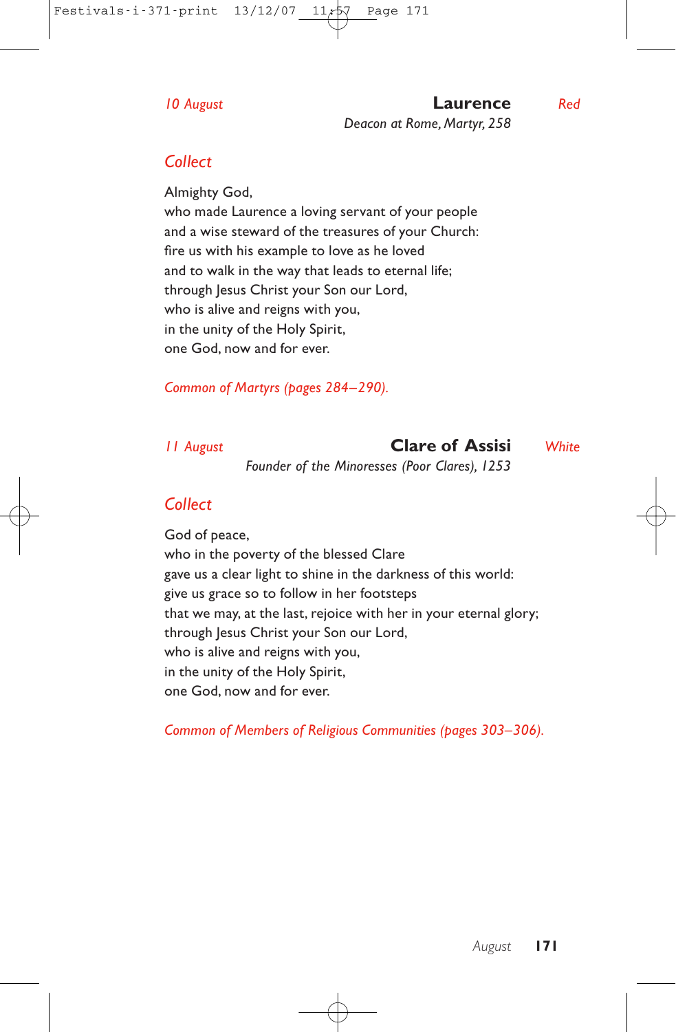*10 August* **Laurence** *Red*

*Deacon at Rome, Martyr, 258*

## *Collect*

Almighty God,
who made Laurence a loving servant of your people
and a wise steward of the treasures of your Church:
fire us with his example to love as he loved
and to walk in the way that leads to eternal life;
through Jesus Christ your Son our Lord,
who is alive and reigns with you,
in the unity of the Holy Spirit,
one God, now and for ever.

*Common of Martyrs (pages 284–290).*

*11 August* **Clare of Assisi** *White*

*Founder of the Minoresses (Poor Clares), 1253*

## *Collect*

God of peace,
who in the poverty of the blessed Clare
gave us a clear light to shine in the darkness of this world:
give us grace so to follow in her footsteps
that we may, at the last, rejoice with her in your eternal glory;
through Jesus Christ your Son our Lord,
who is alive and reigns with you,
in the unity of the Holy Spirit,
one God, now and for ever.

*Common of Members of Religious Communities (pages 303–306).*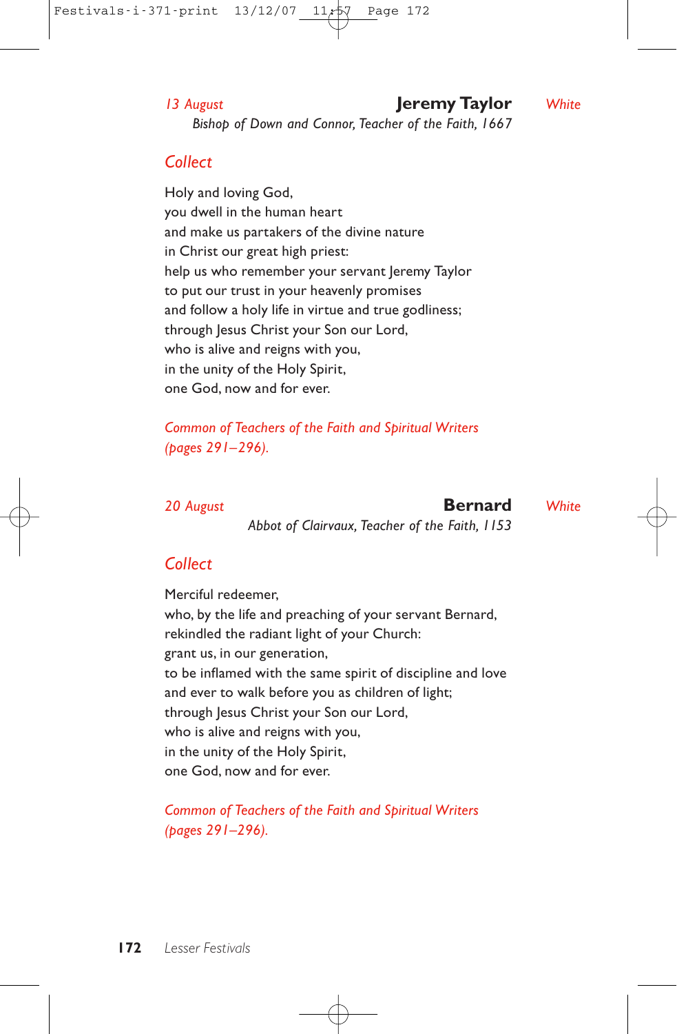*13 August* **Jeremy Taylor** *White*

*Bishop of Down and Connor, Teacher of the Faith, 1667*

## *Collect*

Holy and loving God,
you dwell in the human heart
and make us partakers of the divine nature
in Christ our great high priest:
help us who remember your servant Jeremy Taylor
to put our trust in your heavenly promises
and follow a holy life in virtue and true godliness;
through Jesus Christ your Son our Lord,
who is alive and reigns with you,
in the unity of the Holy Spirit,
one God, now and for ever.

*Common of Teachers of the Faith and Spiritual Writers (pages 291–296).*

*20 August* **Bernard** *White*

*Abbot of Clairvaux, Teacher of the Faith, 1153*

## *Collect*

Merciful redeemer,
who, by the life and preaching of your servant Bernard,
rekindled the radiant light of your Church:
grant us, in our generation,
to be inflamed with the same spirit of discipline and love
and ever to walk before you as children of light;
through Jesus Christ your Son our Lord,
who is alive and reigns with you,
in the unity of the Holy Spirit,
one God, now and for ever.

*Common of Teachers of the Faith and Spiritual Writers (pages 291–296).*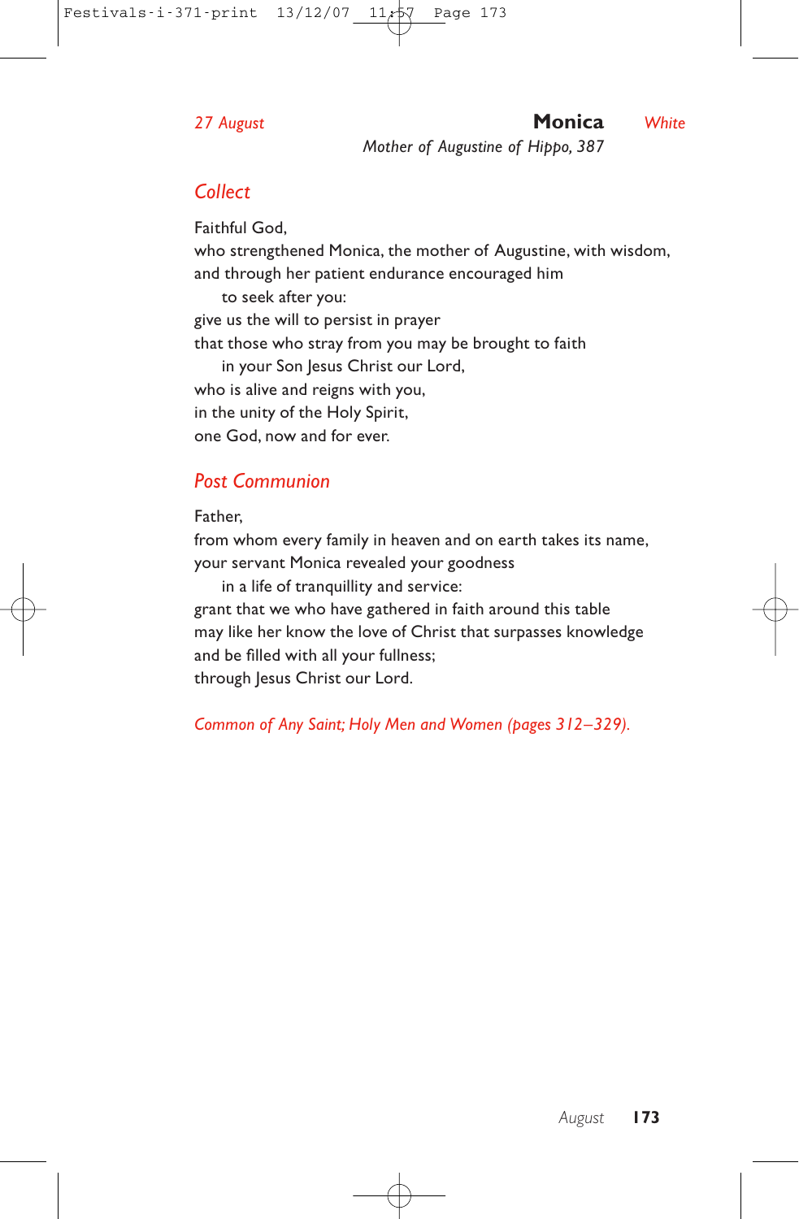*27 August* **Monica** *White*

*Mother of Augustine of Hippo, 387*

## Collect

Faithful God,
who strengthened Monica, the mother of Augustine, with wisdom,
and through her patient endurance encouraged him
  to seek after you:
give us the will to persist in prayer
that those who stray from you may be brought to faith
  in your Son Jesus Christ our Lord,
who is alive and reigns with you,
in the unity of the Holy Spirit,
one God, now and for ever.

## Post Communion

Father,
from whom every family in heaven and on earth takes its name,
your servant Monica revealed your goodness
  in a life of tranquillity and service:
grant that we who have gathered in faith around this table
may like her know the love of Christ that surpasses knowledge
and be filled with all your fullness;
through Jesus Christ our Lord.

*Common of Any Saint; Holy Men and Women (pages 312–329).*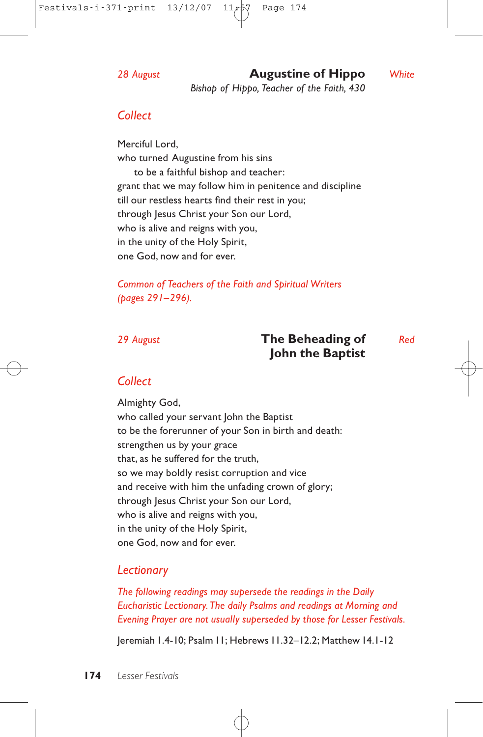*28 August* **Augustine of Hippo** *White*

*Bishop of Hippo, Teacher of the Faith, 430*

## Collect

Merciful Lord,
who turned Augustine from his sins
to be a faithful bishop and teacher:
grant that we may follow him in penitence and discipline
till our restless hearts find their rest in you;
through Jesus Christ your Son our Lord,
who is alive and reigns with you,
in the unity of the Holy Spirit,
one God, now and for ever.

*Common of Teachers of the Faith and Spiritual Writers (pages 291–296).*

*29 August* **The Beheading of John the Baptist** *Red*

## Collect

Almighty God,
who called your servant John the Baptist
to be the forerunner of your Son in birth and death:
strengthen us by your grace
that, as he suffered for the truth,
so we may boldly resist corruption and vice
and receive with him the unfading crown of glory;
through Jesus Christ your Son our Lord,
who is alive and reigns with you,
in the unity of the Holy Spirit,
one God, now and for ever.

## Lectionary

*The following readings may supersede the readings in the Daily Eucharistic Lectionary. The daily Psalms and readings at Morning and Evening Prayer are not usually superseded by those for Lesser Festivals.*

Jeremiah 1.4-10; Psalm 11; Hebrews 11.32–12.2; Matthew 14.1-12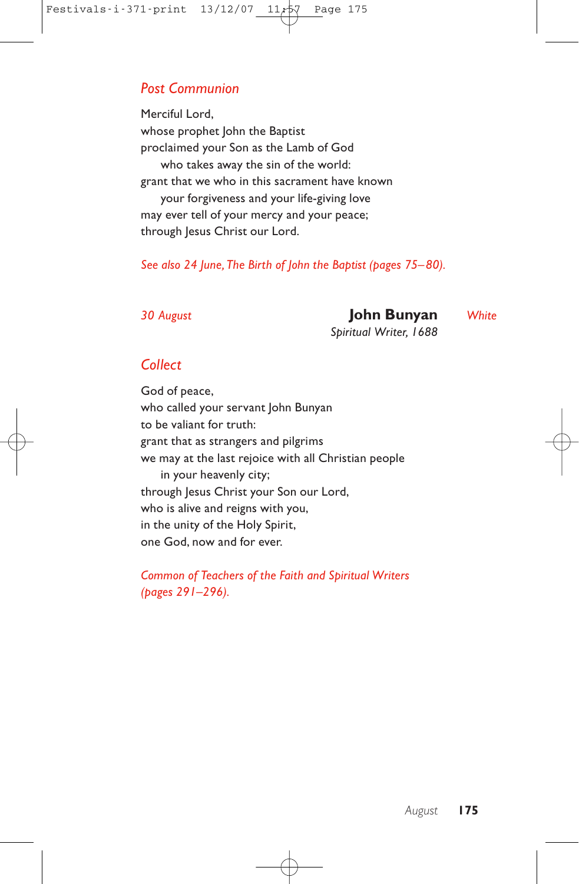## *Post Communion*

Merciful Lord,
whose prophet John the Baptist
proclaimed your Son as the Lamb of God
    who takes away the sin of the world:
grant that we who in this sacrament have known
    your forgiveness and your life-giving love
may ever tell of your mercy and your peace;
through Jesus Christ our Lord.

*See also 24 June, The Birth of John the Baptist (pages 75–80).*

*30 August* **John Bunyan** *White*
*Spiritual Writer, 1688*

## *Collect*

God of peace,
who called your servant John Bunyan
to be valiant for truth:
grant that as strangers and pilgrims
we may at the last rejoice with all Christian people
    in your heavenly city;
through Jesus Christ your Son our Lord,
who is alive and reigns with you,
in the unity of the Holy Spirit,
one God, now and for ever.

*Common of Teachers of the Faith and Spiritual Writers (pages 291–296).*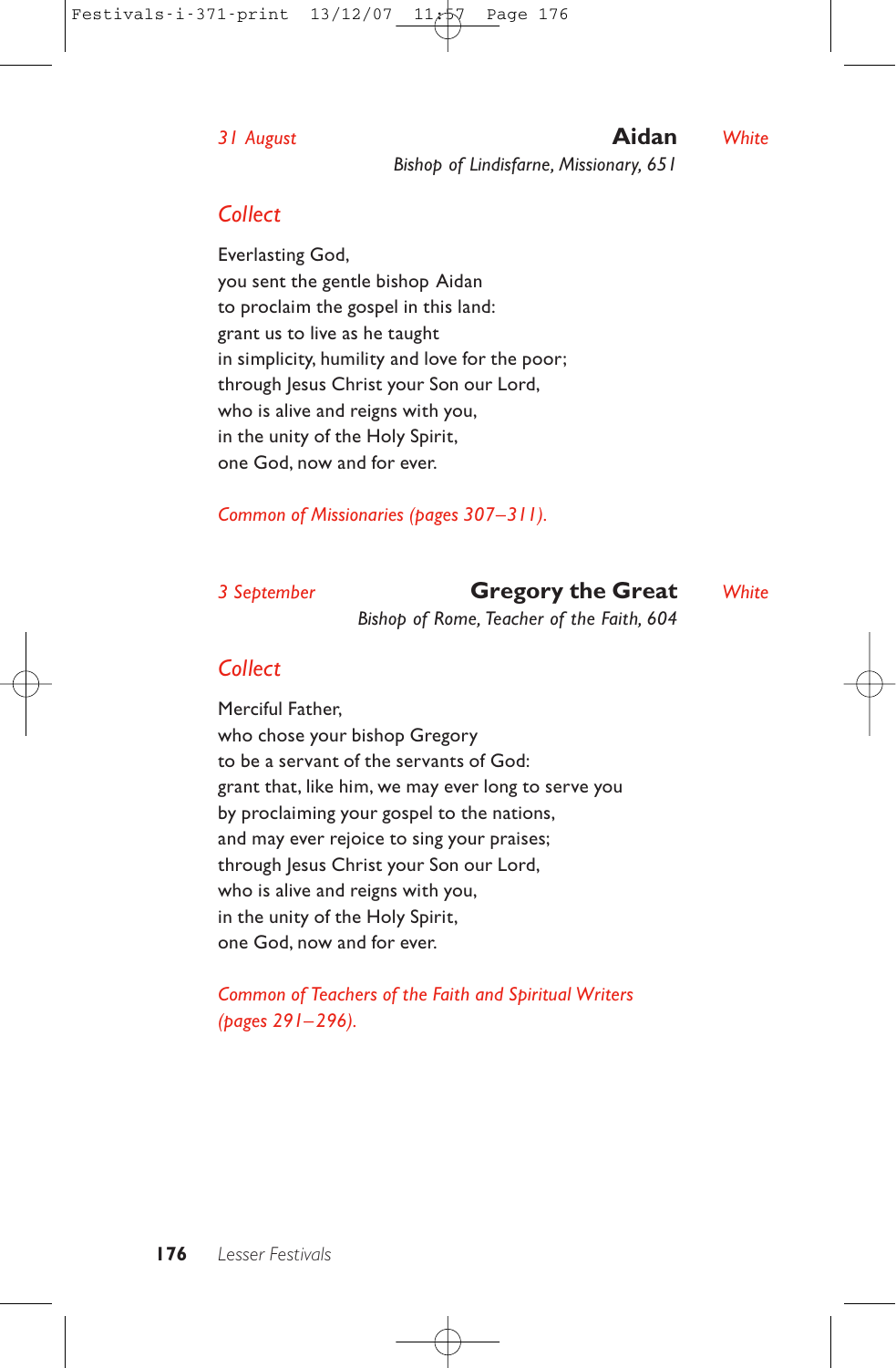*31 August* **Aidan** *White*

*Bishop of Lindisfarne, Missionary, 651*

## *Collect*

Everlasting God,
you sent the gentle bishop Aidan
to proclaim the gospel in this land:
grant us to live as he taught
in simplicity, humility and love for the poor;
through Jesus Christ your Son our Lord,
who is alive and reigns with you,
in the unity of the Holy Spirit,
one God, now and for ever.

*Common of Missionaries (pages 307–311).*

*3 September* **Gregory the Great** *White*

*Bishop of Rome, Teacher of the Faith, 604*

## *Collect*

Merciful Father,
who chose your bishop Gregory
to be a servant of the servants of God:
grant that, like him, we may ever long to serve you
by proclaiming your gospel to the nations,
and may ever rejoice to sing your praises;
through Jesus Christ your Son our Lord,
who is alive and reigns with you,
in the unity of the Holy Spirit,
one God, now and for ever.

*Common of Teachers of the Faith and Spiritual Writers (pages 291–296).*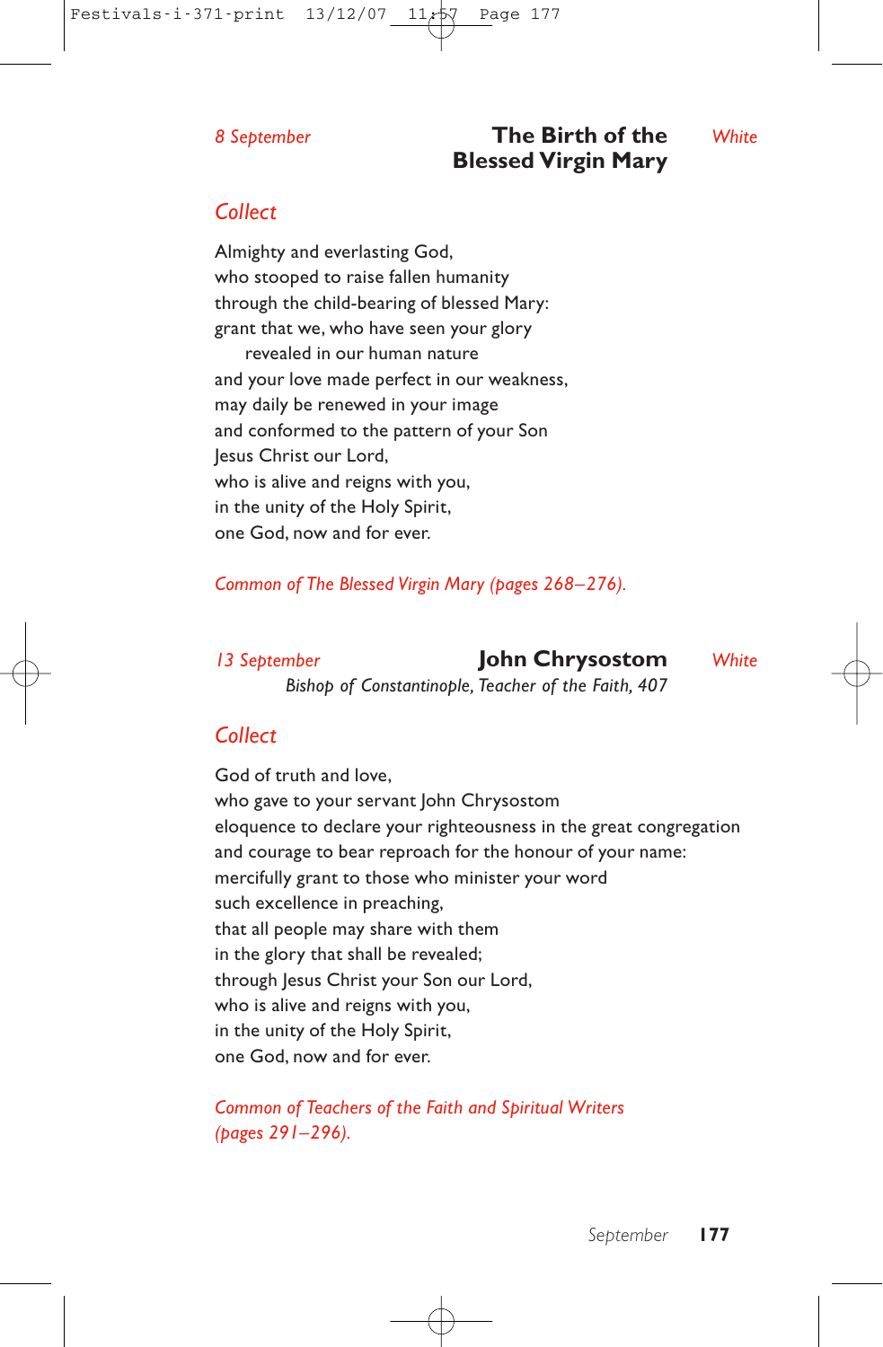*8 September*

## The Birth of the Blessed Virgin Mary

*White*

### *Collect*

Almighty and everlasting God,
who stooped to raise fallen humanity
through the child-bearing of blessed Mary:
grant that we, who have seen your glory
revealed in our human nature
and your love made perfect in our weakness,
may daily be renewed in your image
and conformed to the pattern of your Son
Jesus Christ our Lord,
who is alive and reigns with you,
in the unity of the Holy Spirit,
one God, now and for ever.

*Common of The Blessed Virgin Mary (pages 268–276).*

*13 September*

## John Chrysostom

*Bishop of Constantinople, Teacher of the Faith, 407*

*White*

### *Collect*

God of truth and love,
who gave to your servant John Chrysostom
eloquence to declare your righteousness in the great congregation
and courage to bear reproach for the honour of your name:
mercifully grant to those who minister your word
such excellence in preaching,
that all people may share with them
in the glory that shall be revealed;
through Jesus Christ your Son our Lord,
who is alive and reigns with you,
in the unity of the Holy Spirit,
one God, now and for ever.

*Common of Teachers of the Faith and Spiritual Writers (pages 291–296).*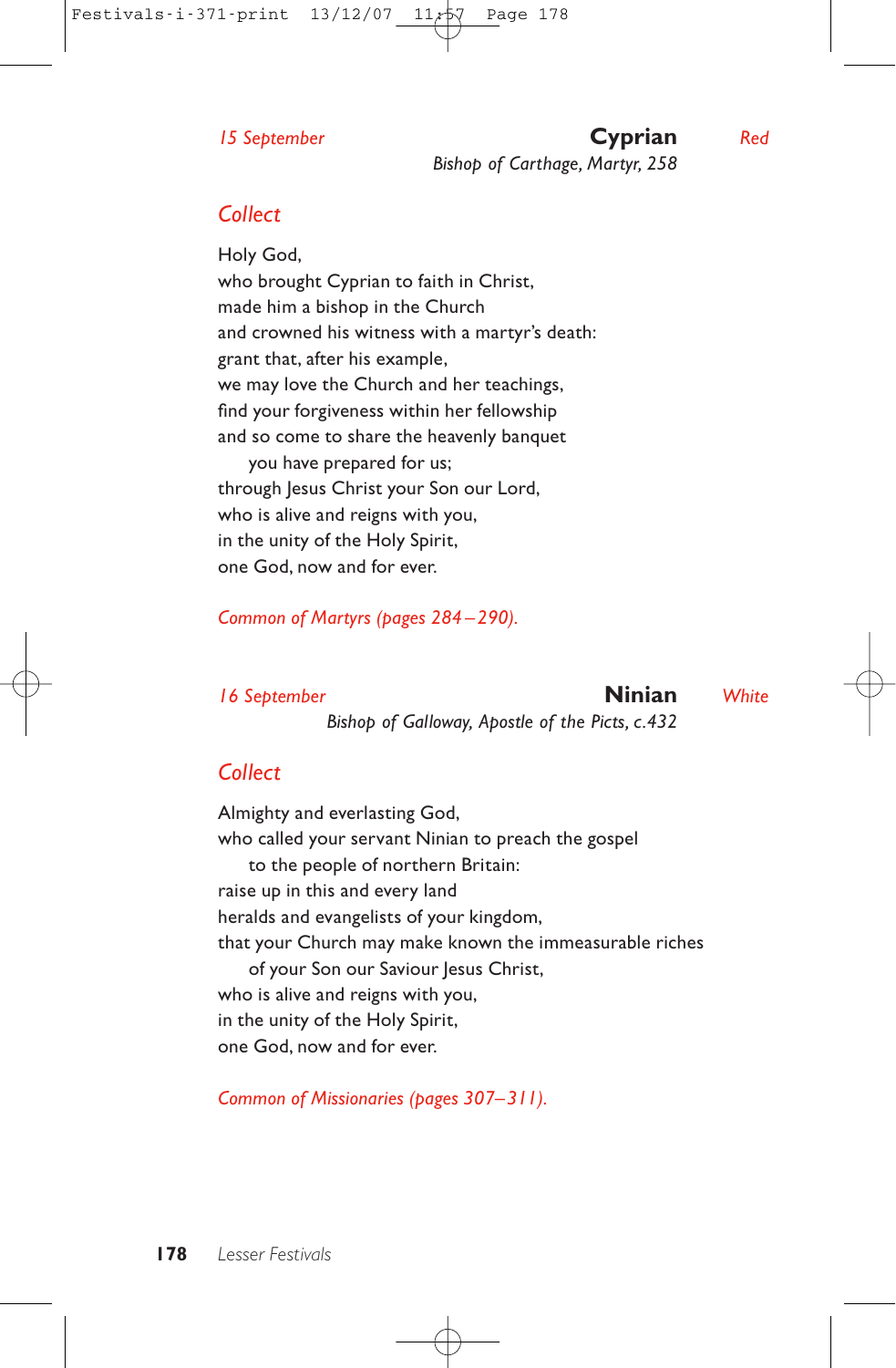*15 September* **Cyprian** *Red*

*Bishop of Carthage, Martyr, 258*

## Collect

Holy God,
who brought Cyprian to faith in Christ,
made him a bishop in the Church
and crowned his witness with a martyr's death:
grant that, after his example,
we may love the Church and her teachings,
find your forgiveness within her fellowship
and so come to share the heavenly banquet
  you have prepared for us;
through Jesus Christ your Son our Lord,
who is alive and reigns with you,
in the unity of the Holy Spirit,
one God, now and for ever.

*Common of Martyrs (pages 284–290).*

*16 September* **Ninian** *White*

*Bishop of Galloway, Apostle of the Picts, c.432*

## Collect

Almighty and everlasting God,
who called your servant Ninian to preach the gospel
  to the people of northern Britain:
raise up in this and every land
heralds and evangelists of your kingdom,
that your Church may make known the immeasurable riches
  of your Son our Saviour Jesus Christ,
who is alive and reigns with you,
in the unity of the Holy Spirit,
one God, now and for ever.

*Common of Missionaries (pages 307–311).*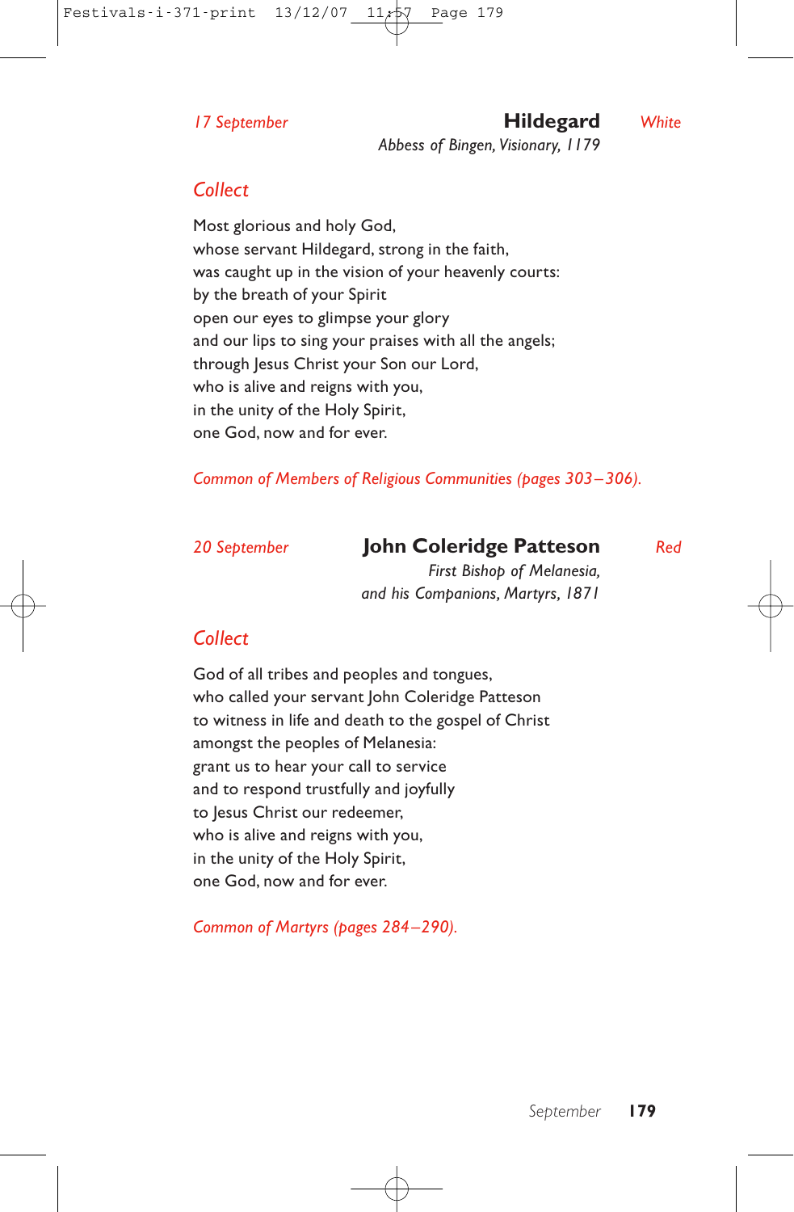*17 September*

## Hildegard

*White*

*Abbess of Bingen, Visionary, 1179*

### *Collect*

Most glorious and holy God,
whose servant Hildegard, strong in the faith,
was caught up in the vision of your heavenly courts:
by the breath of your Spirit
open our eyes to glimpse your glory
and our lips to sing your praises with all the angels;
through Jesus Christ your Son our Lord,
who is alive and reigns with you,
in the unity of the Holy Spirit,
one God, now and for ever.

*Common of Members of Religious Communities (pages 303–306).*

*20 September*

## John Coleridge Patteson

*Red*

*First Bishop of Melanesia,*
*and his Companions, Martyrs, 1871*

### *Collect*

God of all tribes and peoples and tongues,
who called your servant John Coleridge Patteson
to witness in life and death to the gospel of Christ
amongst the peoples of Melanesia:
grant us to hear your call to service
and to respond trustfully and joyfully
to Jesus Christ our redeemer,
who is alive and reigns with you,
in the unity of the Holy Spirit,
one God, now and for ever.

*Common of Martyrs (pages 284–290).*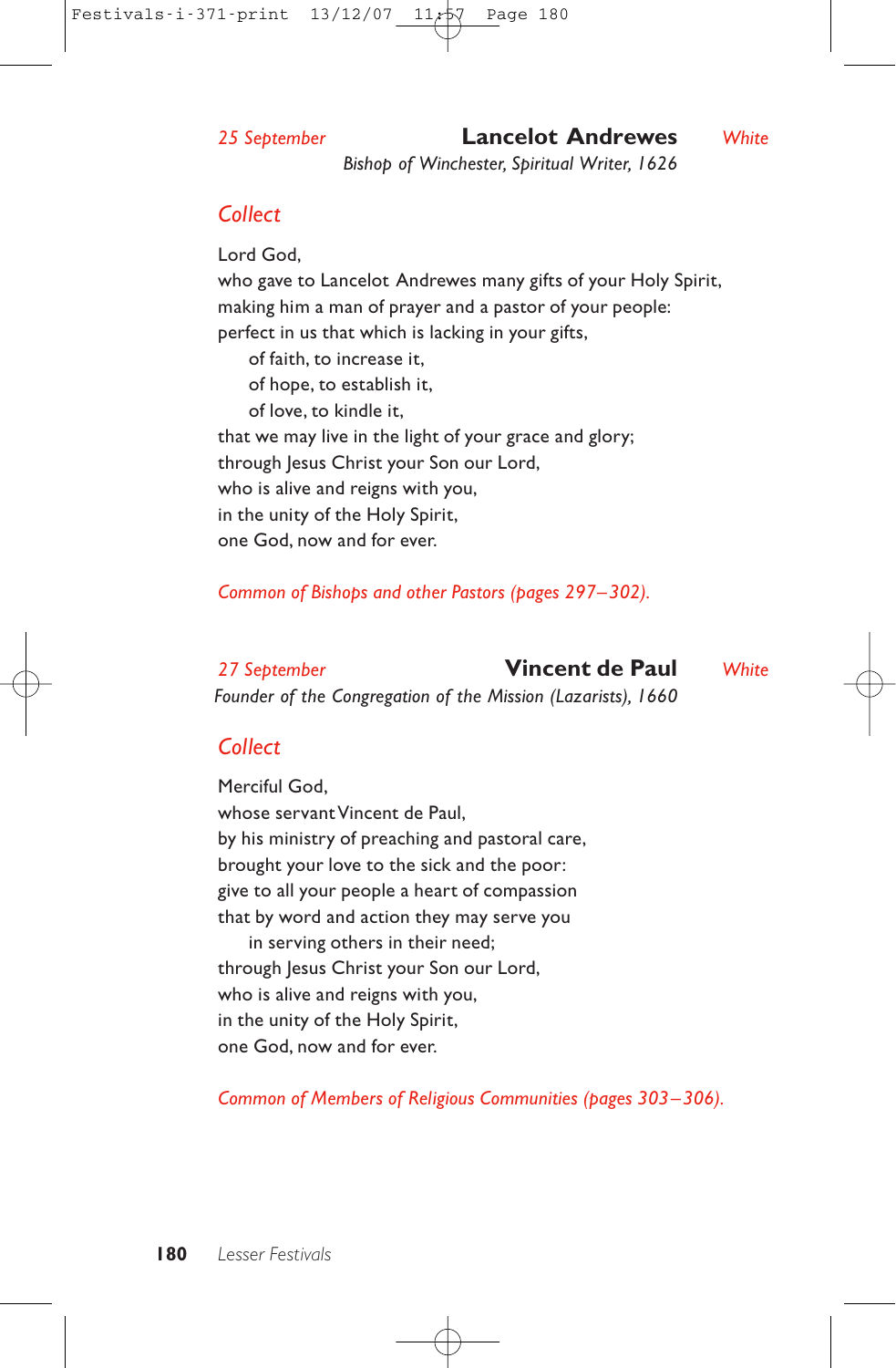*25 September* **Lancelot Andrewes** *White*

*Bishop of Winchester, Spiritual Writer, 1626*

## *Collect*

Lord God,
who gave to Lancelot Andrewes many gifts of your Holy Spirit,
making him a man of prayer and a pastor of your people:
perfect in us that which is lacking in your gifts,
  of faith, to increase it,
  of hope, to establish it,
  of love, to kindle it,
that we may live in the light of your grace and glory;
through Jesus Christ your Son our Lord,
who is alive and reigns with you,
in the unity of the Holy Spirit,
one God, now and for ever.

*Common of Bishops and other Pastors (pages 297–302).*

*27 September* **Vincent de Paul** *White*

*Founder of the Congregation of the Mission (Lazarists), 1660*

## *Collect*

Merciful God,
whose servant Vincent de Paul,
by his ministry of preaching and pastoral care,
brought your love to the sick and the poor:
give to all your people a heart of compassion
that by word and action they may serve you
  in serving others in their need;
through Jesus Christ your Son our Lord,
who is alive and reigns with you,
in the unity of the Holy Spirit,
one God, now and for ever.

*Common of Members of Religious Communities (pages 303–306).*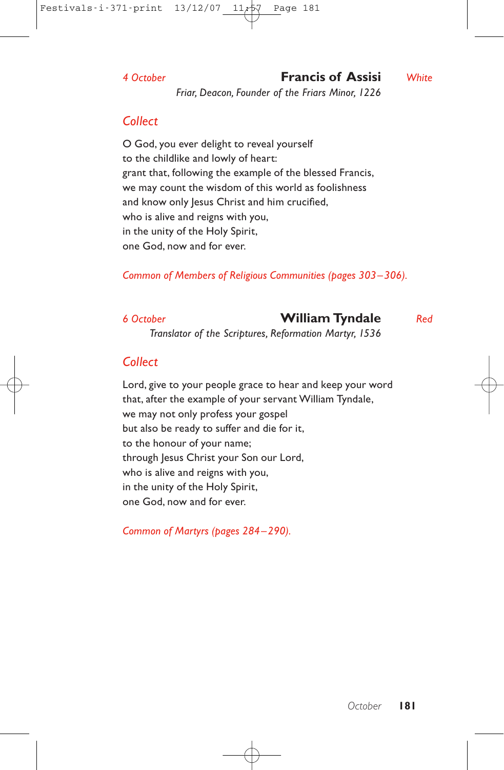*4 October* **Francis of Assisi** *White*

*Friar, Deacon, Founder of the Friars Minor, 1226*

## Collect

O God, you ever delight to reveal yourself
to the childlike and lowly of heart:
grant that, following the example of the blessed Francis,
we may count the wisdom of this world as foolishness
and know only Jesus Christ and him crucified,
who is alive and reigns with you,
in the unity of the Holy Spirit,
one God, now and for ever.

*Common of Members of Religious Communities (pages 303–306).*

*6 October* **William Tyndale** *Red*

*Translator of the Scriptures, Reformation Martyr, 1536*

## Collect

Lord, give to your people grace to hear and keep your word
that, after the example of your servant William Tyndale,
we may not only profess your gospel
but also be ready to suffer and die for it,
to the honour of your name;
through Jesus Christ your Son our Lord,
who is alive and reigns with you,
in the unity of the Holy Spirit,
one God, now and for ever.

*Common of Martyrs (pages 284–290).*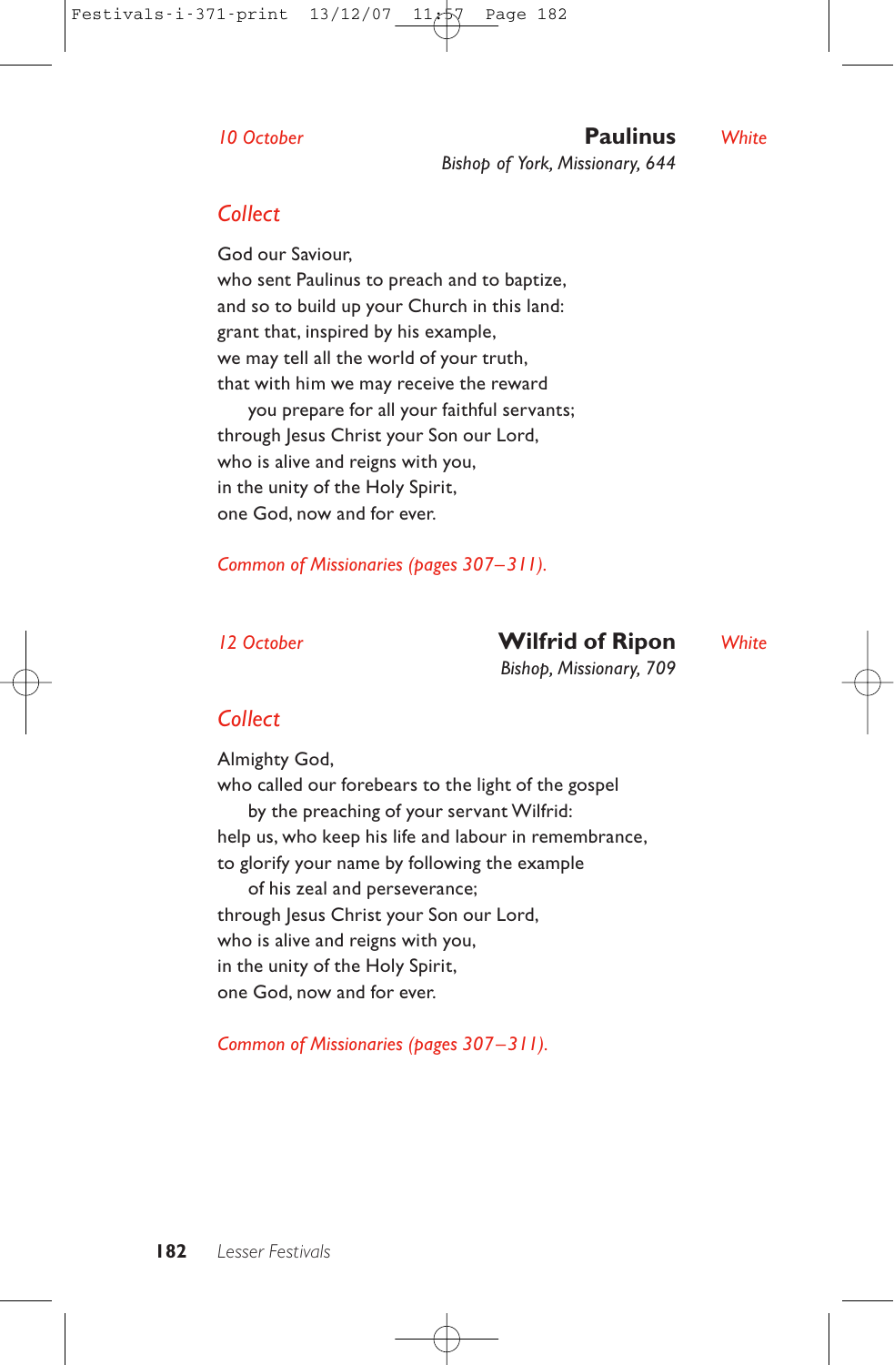*10 October*

## Paulinus

*White*

*Bishop of York, Missionary, 644*

### *Collect*

God our Saviour,
who sent Paulinus to preach and to baptize,
and so to build up your Church in this land:
grant that, inspired by his example,
we may tell all the world of your truth,
that with him we may receive the reward
    you prepare for all your faithful servants;
through Jesus Christ your Son our Lord,
who is alive and reigns with you,
in the unity of the Holy Spirit,
one God, now and for ever.

*Common of Missionaries (pages 307–311).*

*12 October*

## Wilfrid of Ripon

*White*

*Bishop, Missionary, 709*

### *Collect*

Almighty God,
who called our forebears to the light of the gospel
    by the preaching of your servant Wilfrid:
help us, who keep his life and labour in remembrance,
to glorify your name by following the example
    of his zeal and perseverance;
through Jesus Christ your Son our Lord,
who is alive and reigns with you,
in the unity of the Holy Spirit,
one God, now and for ever.

*Common of Missionaries (pages 307–311).*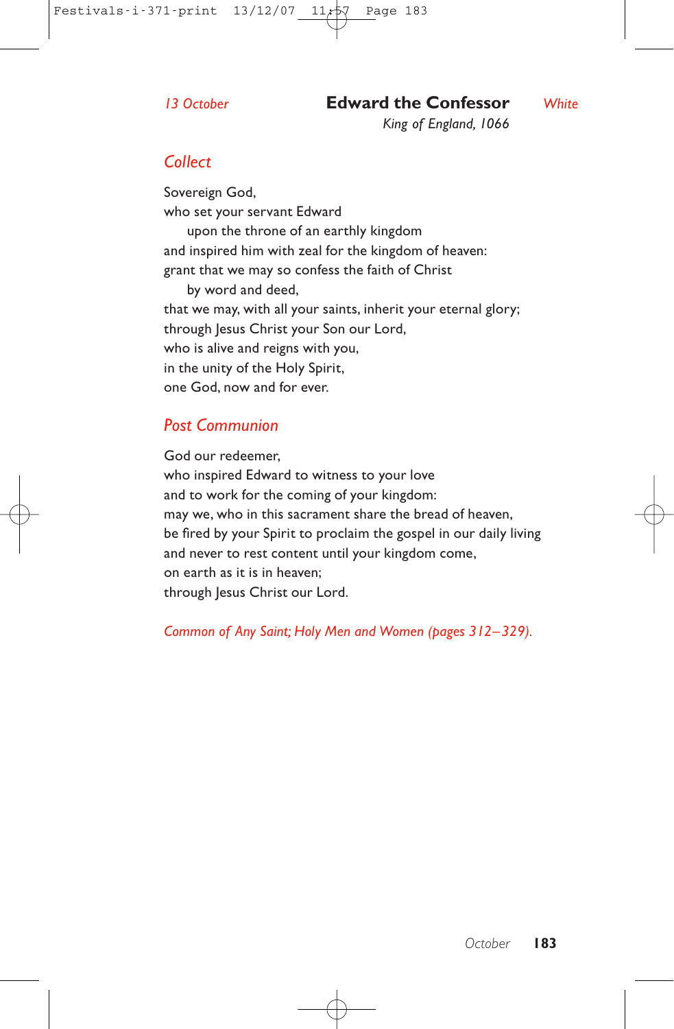*13 October* **Edward the Confessor** *White*

*King of England, 1066*

## *Collect*

Sovereign God,
who set your servant Edward
  upon the throne of an earthly kingdom
and inspired him with zeal for the kingdom of heaven:
grant that we may so confess the faith of Christ
  by word and deed,
that we may, with all your saints, inherit your eternal glory;
through Jesus Christ your Son our Lord,
who is alive and reigns with you,
in the unity of the Holy Spirit,
one God, now and for ever.

## *Post Communion*

God our redeemer,
who inspired Edward to witness to your love
and to work for the coming of your kingdom:
may we, who in this sacrament share the bread of heaven,
be fired by your Spirit to proclaim the gospel in our daily living
and never to rest content until your kingdom come,
on earth as it is in heaven;
through Jesus Christ our Lord.

*Common of Any Saint; Holy Men and Women (pages 312–329).*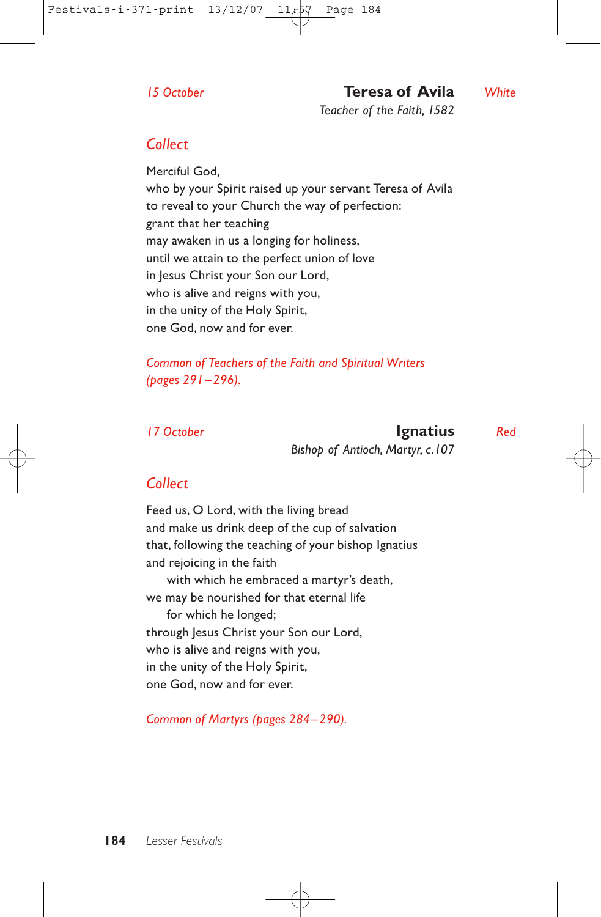*15 October* **Teresa of Avila** *White*

*Teacher of the Faith, 1582*

## *Collect*

Merciful God,
who by your Spirit raised up your servant Teresa of Avila
to reveal to your Church the way of perfection:
grant that her teaching
may awaken in us a longing for holiness,
until we attain to the perfect union of love
in Jesus Christ your Son our Lord,
who is alive and reigns with you,
in the unity of the Holy Spirit,
one God, now and for ever.

*Common of Teachers of the Faith and Spiritual Writers (pages 291–296).*

*17 October* **Ignatius** *Red*

*Bishop of Antioch, Martyr, c.107*

## *Collect*

Feed us, O Lord, with the living bread
and make us drink deep of the cup of salvation
that, following the teaching of your bishop Ignatius
and rejoicing in the faith
    with which he embraced a martyr's death,
we may be nourished for that eternal life
    for which he longed;
through Jesus Christ your Son our Lord,
who is alive and reigns with you,
in the unity of the Holy Spirit,
one God, now and for ever.

*Common of Martyrs (pages 284–290).*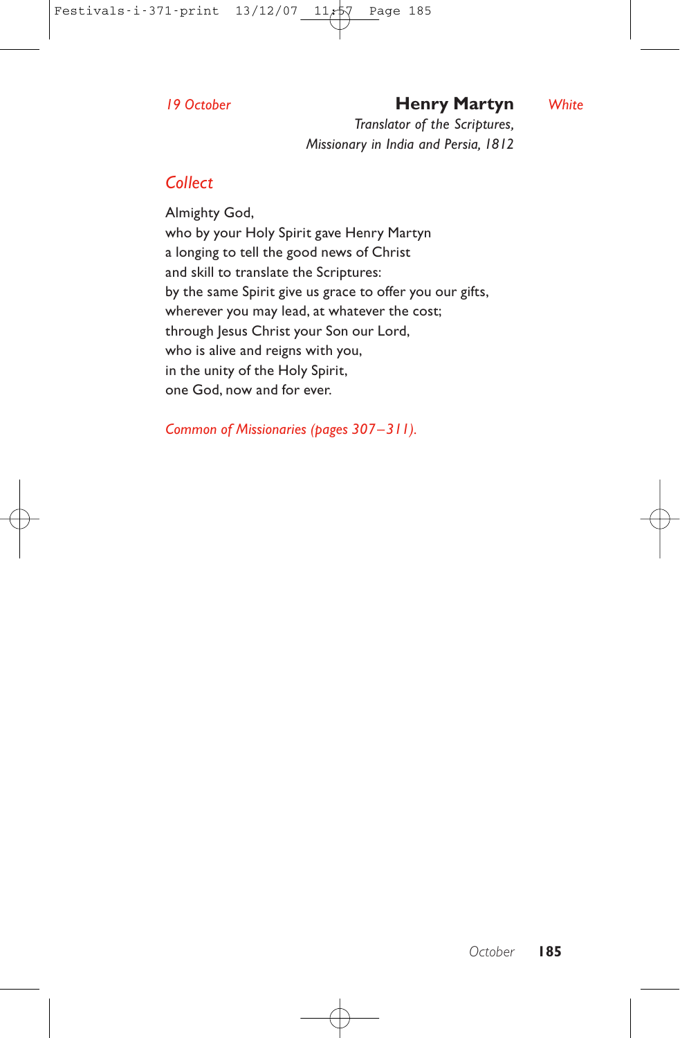*19 October* **Henry Martyn** *White*

*Translator of the Scriptures,*
*Missionary in India and Persia, 1812*

## *Collect*

Almighty God,
who by your Holy Spirit gave Henry Martyn
a longing to tell the good news of Christ
and skill to translate the Scriptures:
by the same Spirit give us grace to offer you our gifts,
wherever you may lead, at whatever the cost;
through Jesus Christ your Son our Lord,
who is alive and reigns with you,
in the unity of the Holy Spirit,
one God, now and for ever.

*Common of Missionaries (pages 307–311).*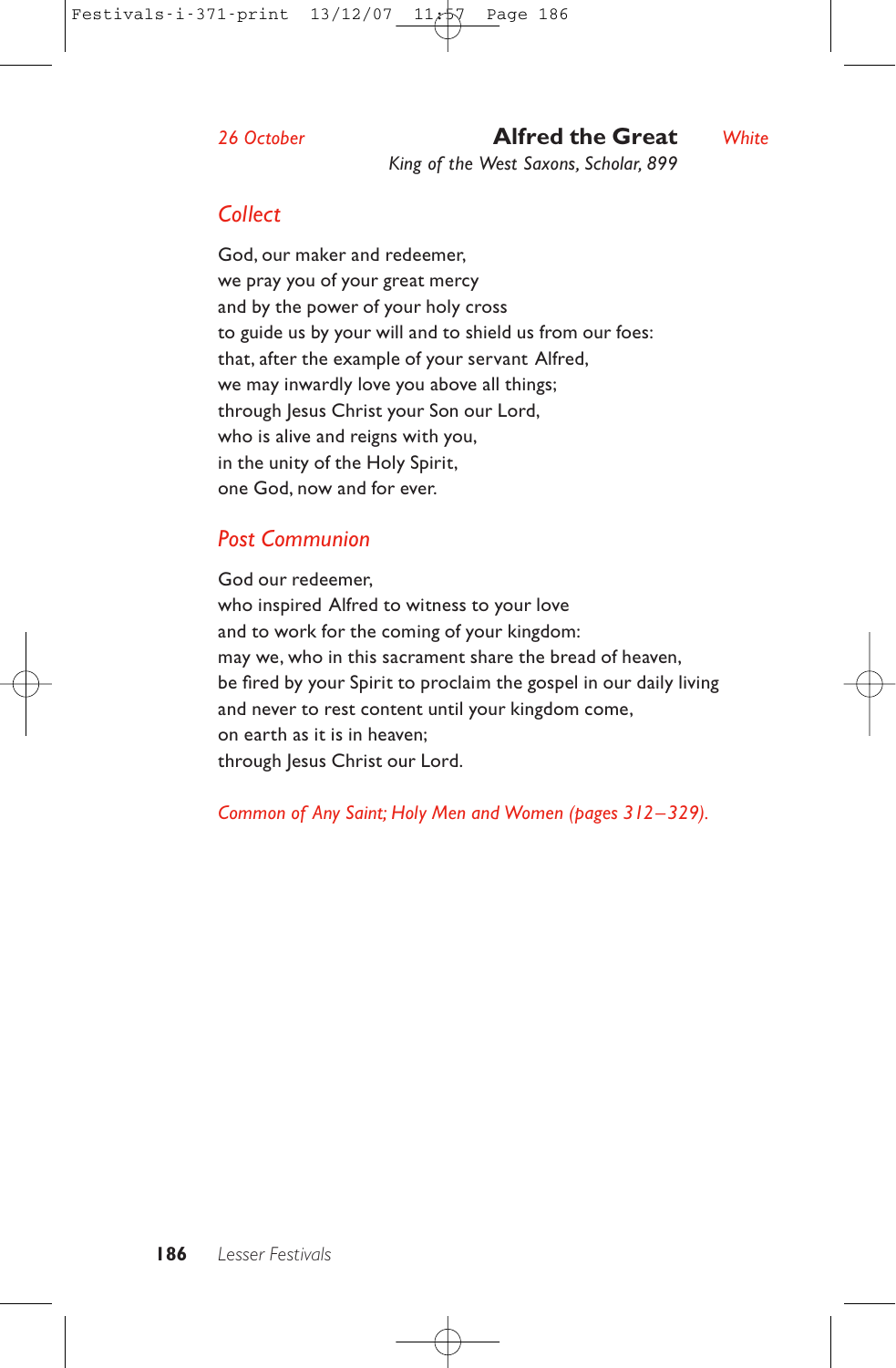*26 October* **Alfred the Great** *White*

*King of the West Saxons, Scholar, 899*

## *Collect*

God, our maker and redeemer,
we pray you of your great mercy
and by the power of your holy cross
to guide us by your will and to shield us from our foes:
that, after the example of your servant Alfred,
we may inwardly love you above all things;
through Jesus Christ your Son our Lord,
who is alive and reigns with you,
in the unity of the Holy Spirit,
one God, now and for ever.

## *Post Communion*

God our redeemer,
who inspired Alfred to witness to your love
and to work for the coming of your kingdom:
may we, who in this sacrament share the bread of heaven,
be fired by your Spirit to proclaim the gospel in our daily living
and never to rest content until your kingdom come,
on earth as it is in heaven;
through Jesus Christ our Lord.

*Common of Any Saint; Holy Men and Women (pages 312–329).*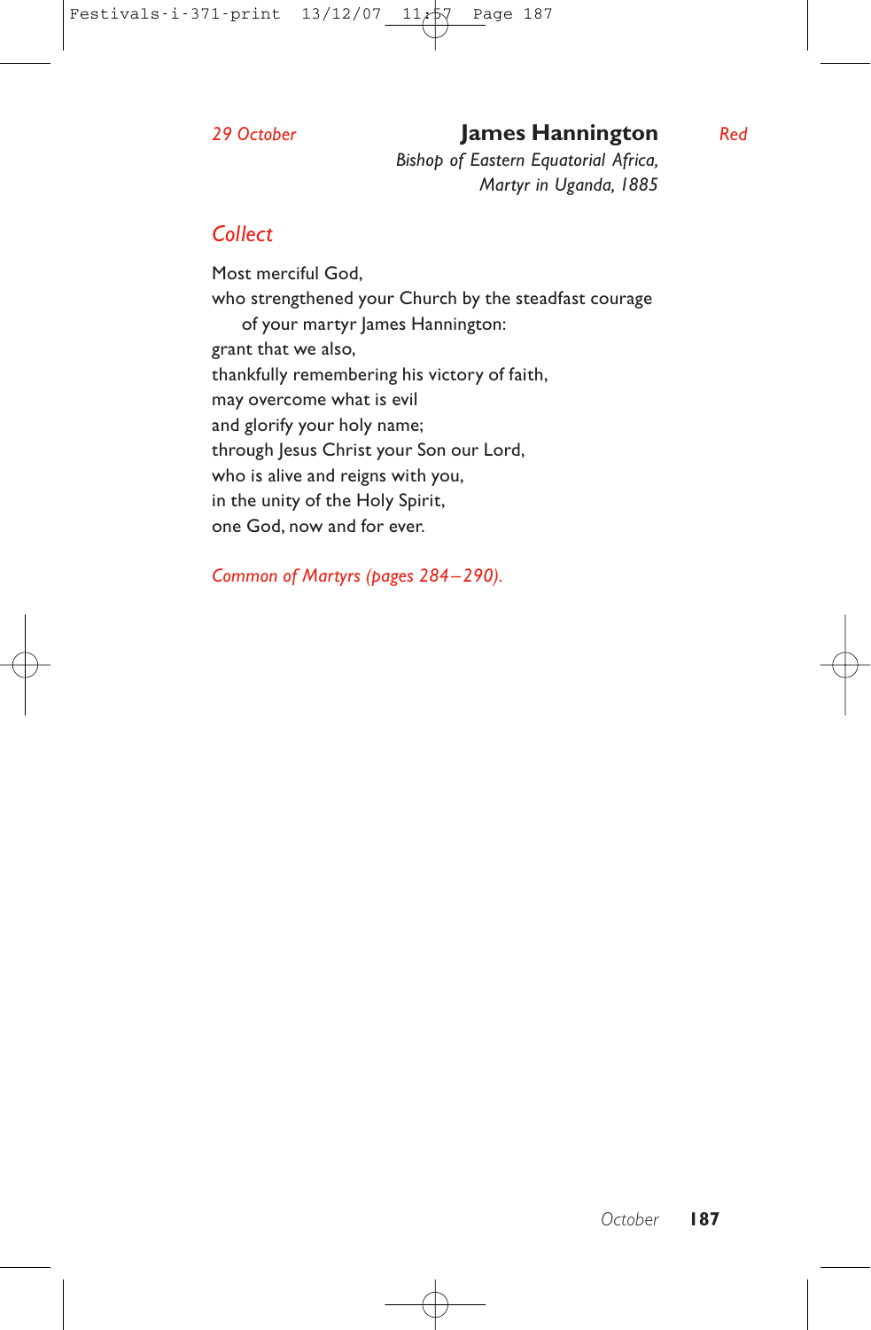*29 October* **James Hannington** *Red*

*Bishop of Eastern Equatorial Africa,*
*Martyr in Uganda, 1885*

## *Collect*

Most merciful God,
who strengthened your Church by the steadfast courage
of your martyr James Hannington:
grant that we also,
thankfully remembering his victory of faith,
may overcome what is evil
and glorify your holy name;
through Jesus Christ your Son our Lord,
who is alive and reigns with you,
in the unity of the Holy Spirit,
one God, now and for ever.

*Common of Martyrs (pages 284–290).*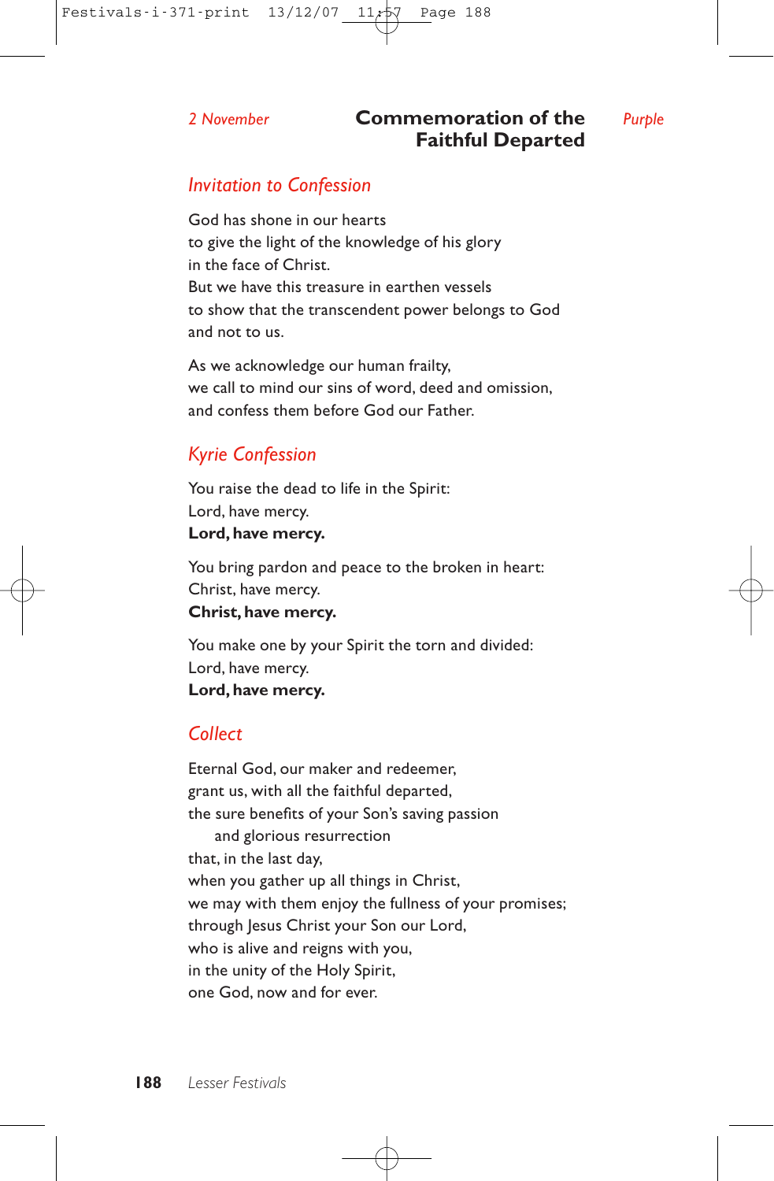*2 November* **Commemoration of the Faithful Departed** *Purple*

## *Invitation to Confession*

God has shone in our hearts
to give the light of the knowledge of his glory
in the face of Christ.
But we have this treasure in earthen vessels
to show that the transcendent power belongs to God
and not to us.

As we acknowledge our human frailty,
we call to mind our sins of word, deed and omission,
and confess them before God our Father.

## *Kyrie Confession*

You raise the dead to life in the Spirit:
Lord, have mercy.
**Lord, have mercy.**

You bring pardon and peace to the broken in heart:
Christ, have mercy.
**Christ, have mercy.**

You make one by your Spirit the torn and divided:
Lord, have mercy.
**Lord, have mercy.**

## *Collect*

Eternal God, our maker and redeemer,
grant us, with all the faithful departed,
the sure benefits of your Son's saving passion
    and glorious resurrection
that, in the last day,
when you gather up all things in Christ,
we may with them enjoy the fullness of your promises;
through Jesus Christ your Son our Lord,
who is alive and reigns with you,
in the unity of the Holy Spirit,
one God, now and for ever.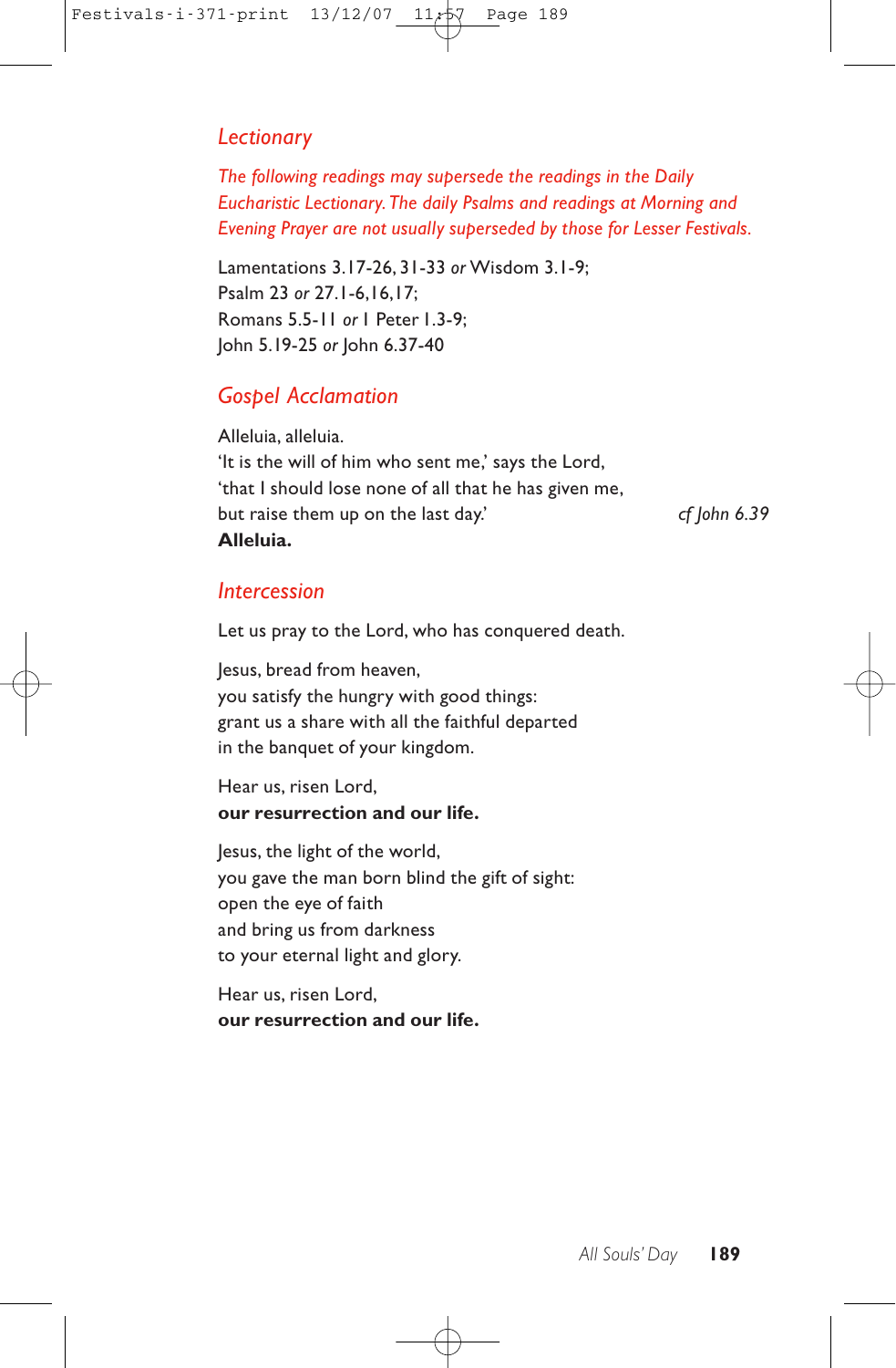## *Lectionary*

*The following readings may supersede the readings in the Daily Eucharistic Lectionary. The daily Psalms and readings at Morning and Evening Prayer are not usually superseded by those for Lesser Festivals.*

Lamentations 3.17-26, 31-33 *or* Wisdom 3.1-9;
Psalm 23 *or* 27.1-6,16,17;
Romans 5.5-11 *or* 1 Peter 1.3-9;
John 5.19-25 *or* John 6.37-40

## *Gospel Acclamation*

Alleluia, alleluia.
'It is the will of him who sent me,' says the Lord,
'that I should lose none of all that he has given me,
but raise them up on the last day.' *cf John 6.39*
**Alleluia.**

## *Intercession*

Let us pray to the Lord, who has conquered death.

Jesus, bread from heaven,
you satisfy the hungry with good things:
grant us a share with all the faithful departed
in the banquet of your kingdom.

Hear us, risen Lord,
**our resurrection and our life.**

Jesus, the light of the world,
you gave the man born blind the gift of sight:
open the eye of faith
and bring us from darkness
to your eternal light and glory.

Hear us, risen Lord,
**our resurrection and our life.**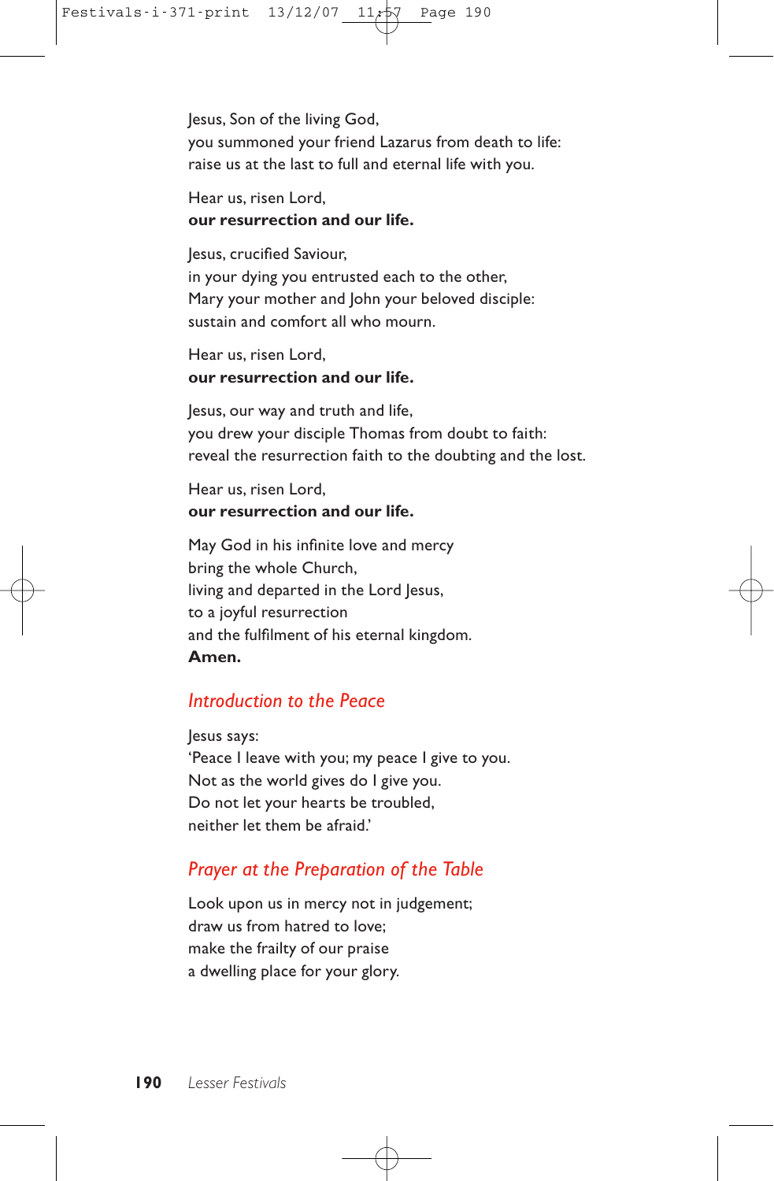Jesus, Son of the living God,
you summoned your friend Lazarus from death to life:
raise us at the last to full and eternal life with you.

Hear us, risen Lord,
**our resurrection and our life.**

Jesus, crucified Saviour,
in your dying you entrusted each to the other,
Mary your mother and John your beloved disciple:
sustain and comfort all who mourn.

Hear us, risen Lord,
**our resurrection and our life.**

Jesus, our way and truth and life,
you drew your disciple Thomas from doubt to faith:
reveal the resurrection faith to the doubting and the lost.

Hear us, risen Lord,
**our resurrection and our life.**

May God in his infinite love and mercy
bring the whole Church,
living and departed in the Lord Jesus,
to a joyful resurrection
and the fulfilment of his eternal kingdom.
**Amen.**

## *Introduction to the Peace*

Jesus says:
'Peace I leave with you; my peace I give to you.
Not as the world gives do I give you.
Do not let your hearts be troubled,
neither let them be afraid.'

## *Prayer at the Preparation of the Table*

Look upon us in mercy not in judgement;
draw us from hatred to love;
make the frailty of our praise
a dwelling place for your glory.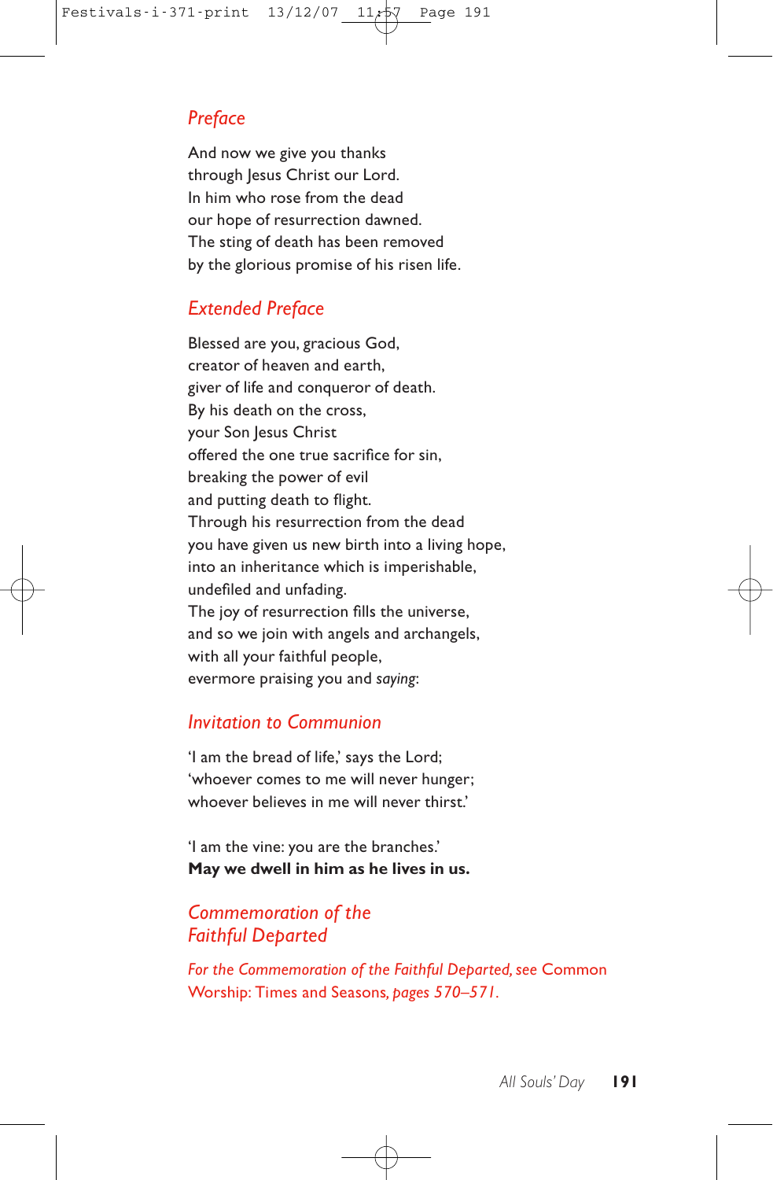## *Preface*

And now we give you thanks
through Jesus Christ our Lord.
In him who rose from the dead
our hope of resurrection dawned.
The sting of death has been removed
by the glorious promise of his risen life.

## *Extended Preface*

Blessed are you, gracious God,
creator of heaven and earth,
giver of life and conqueror of death.
By his death on the cross,
your Son Jesus Christ
offered the one true sacrifice for sin,
breaking the power of evil
and putting death to flight.
Through his resurrection from the dead
you have given us new birth into a living hope,
into an inheritance which is imperishable,
undefiled and unfading.
The joy of resurrection fills the universe,
and so we join with angels and archangels,
with all your faithful people,
evermore praising you and *saying*:

## *Invitation to Communion*

'I am the bread of life,' says the Lord;
'whoever comes to me will never hunger;
whoever believes in me will never thirst.'

'I am the vine: you are the branches.'
**May we dwell in him as he lives in us.**

## *Commemoration of the Faithful Departed*

*For the Commemoration of the Faithful Departed, see* Common Worship: Times and Seasons, *pages 570–571.*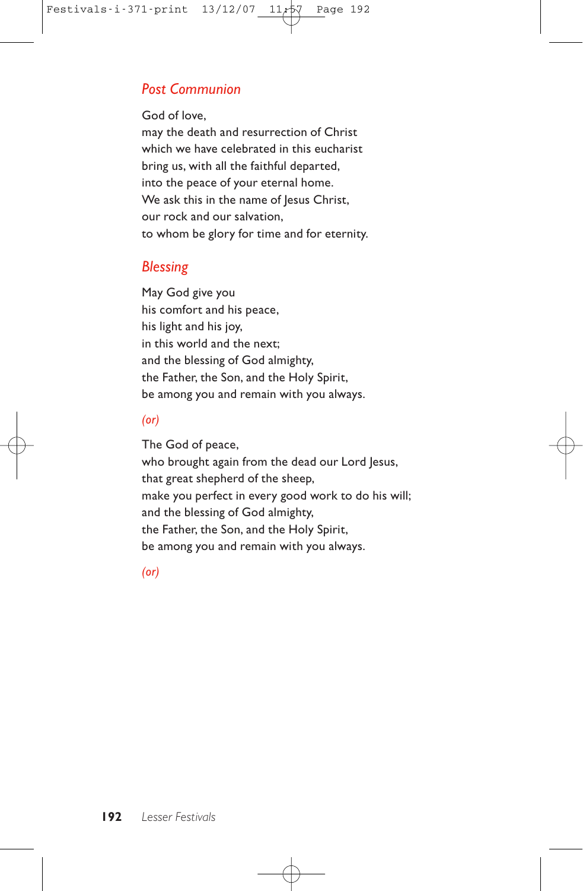## *Post Communion*

God of love,
may the death and resurrection of Christ
which we have celebrated in this eucharist
bring us, with all the faithful departed,
into the peace of your eternal home.
We ask this in the name of Jesus Christ,
our rock and our salvation,
to whom be glory for time and for eternity.

## *Blessing*

May God give you
his comfort and his peace,
his light and his joy,
in this world and the next;
and the blessing of God almighty,
the Father, the Son, and the Holy Spirit,
be among you and remain with you always.

*(or)*

The God of peace,
who brought again from the dead our Lord Jesus,
that great shepherd of the sheep,
make you perfect in every good work to do his will;
and the blessing of God almighty,
the Father, the Son, and the Holy Spirit,
be among you and remain with you always.

*(or)*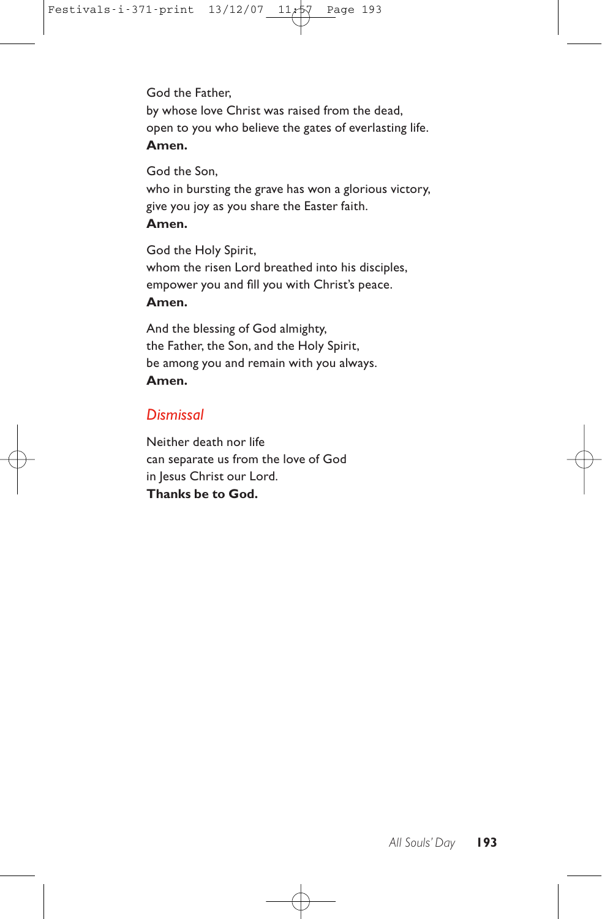God the Father,
by whose love Christ was raised from the dead,
open to you who believe the gates of everlasting life.
**Amen.**

God the Son,
who in bursting the grave has won a glorious victory,
give you joy as you share the Easter faith.
**Amen.**

God the Holy Spirit,
whom the risen Lord breathed into his disciples,
empower you and fill you with Christ's peace.
**Amen.**

And the blessing of God almighty,
the Father, the Son, and the Holy Spirit,
be among you and remain with you always.
**Amen.**

### *Dismissal*

Neither death nor life
can separate us from the love of God
in Jesus Christ our Lord.
**Thanks be to God.**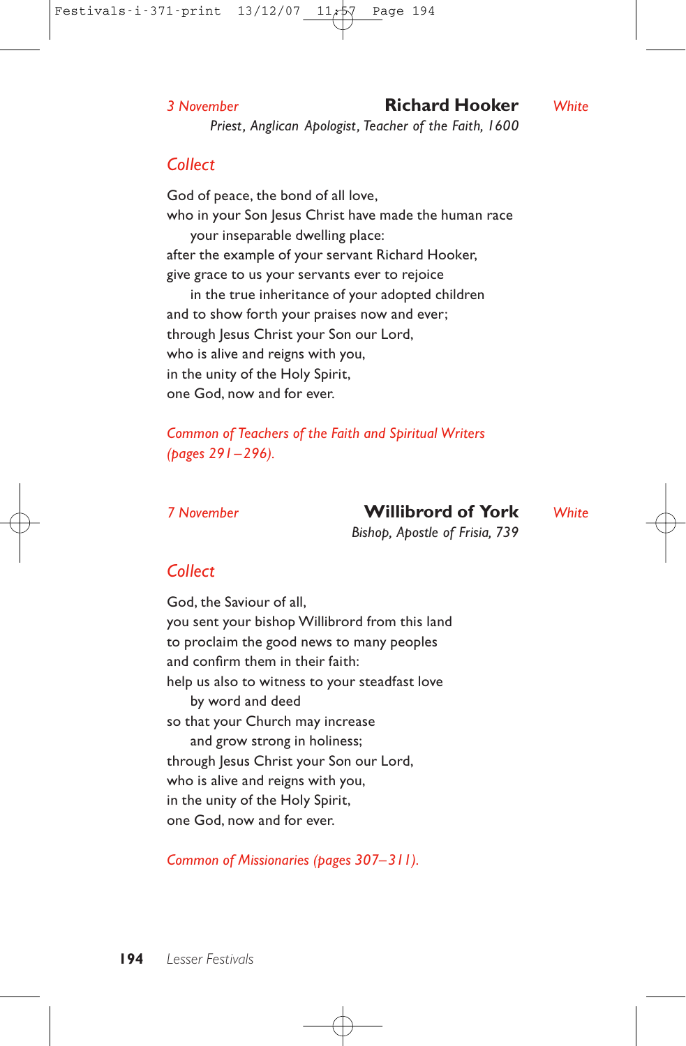*3 November* **Richard Hooker** *White*

*Priest, Anglican Apologist, Teacher of the Faith, 1600*

## *Collect*

God of peace, the bond of all love,
who in your Son Jesus Christ have made the human race
    your inseparable dwelling place:
after the example of your servant Richard Hooker,
give grace to us your servants ever to rejoice
    in the true inheritance of your adopted children
and to show forth your praises now and ever;
through Jesus Christ your Son our Lord,
who is alive and reigns with you,
in the unity of the Holy Spirit,
one God, now and for ever.

*Common of Teachers of the Faith and Spiritual Writers (pages 291–296).*

*7 November* **Willibrord of York** *White*

*Bishop, Apostle of Frisia, 739*

## *Collect*

God, the Saviour of all,
you sent your bishop Willibrord from this land
to proclaim the good news to many peoples
and confirm them in their faith:
help us also to witness to your steadfast love
    by word and deed
so that your Church may increase
    and grow strong in holiness;
through Jesus Christ your Son our Lord,
who is alive and reigns with you,
in the unity of the Holy Spirit,
one God, now and for ever.

*Common of Missionaries (pages 307–311).*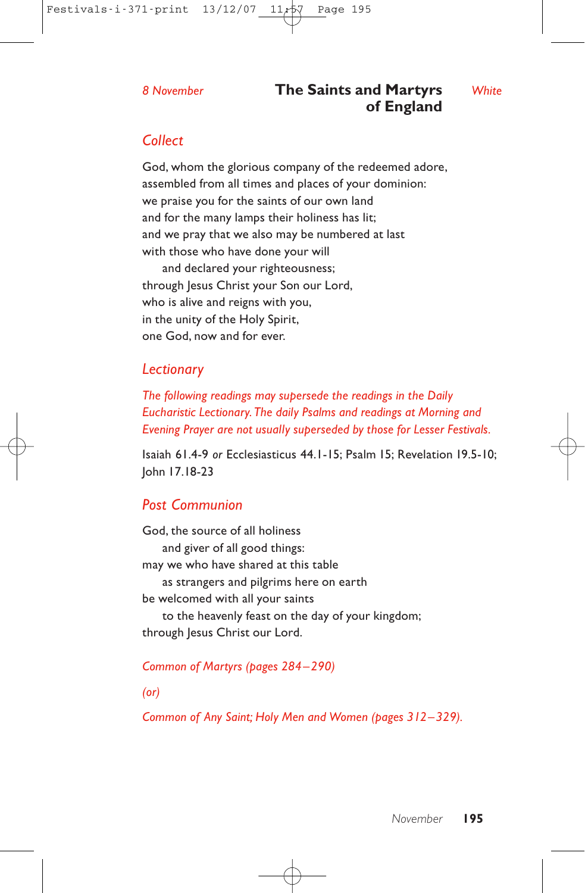*8 November*

## The Saints and Martyrs of England

*White*

### *Collect*

God, whom the glorious company of the redeemed adore,
assembled from all times and places of your dominion:
we praise you for the saints of our own land
and for the many lamps their holiness has lit;
and we pray that we also may be numbered at last
with those who have done your will
    and declared your righteousness;
through Jesus Christ your Son our Lord,
who is alive and reigns with you,
in the unity of the Holy Spirit,
one God, now and for ever.

### *Lectionary*

*The following readings may supersede the readings in the Daily Eucharistic Lectionary. The daily Psalms and readings at Morning and Evening Prayer are not usually superseded by those for Lesser Festivals.*

Isaiah 61.4-9 *or* Ecclesiasticus 44.1-15; Psalm 15; Revelation 19.5-10; John 17.18-23

### *Post Communion*

God, the source of all holiness
    and giver of all good things:
may we who have shared at this table
    as strangers and pilgrims here on earth
be welcomed with all your saints
    to the heavenly feast on the day of your kingdom;
through Jesus Christ our Lord.

*Common of Martyrs (pages 284–290)*

*(or)*

*Common of Any Saint; Holy Men and Women (pages 312–329).*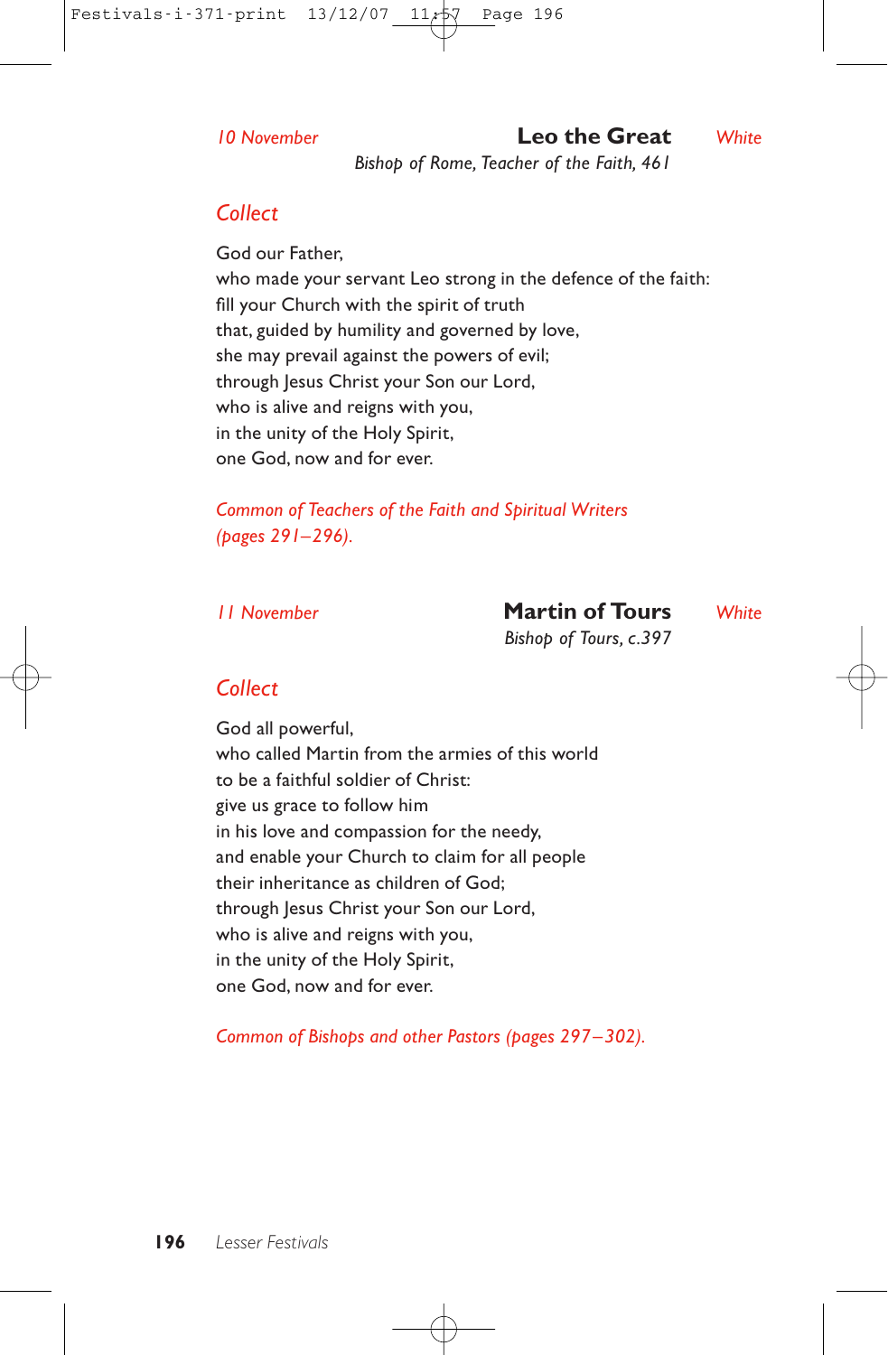*10 November* **Leo the Great** *White*

*Bishop of Rome, Teacher of the Faith, 461*

## *Collect*

God our Father,
who made your servant Leo strong in the defence of the faith:
fill your Church with the spirit of truth
that, guided by humility and governed by love,
she may prevail against the powers of evil;
through Jesus Christ your Son our Lord,
who is alive and reigns with you,
in the unity of the Holy Spirit,
one God, now and for ever.

*Common of Teachers of the Faith and Spiritual Writers (pages 291–296).*

*11 November* **Martin of Tours** *White*

*Bishop of Tours, c.397*

## *Collect*

God all powerful,
who called Martin from the armies of this world
to be a faithful soldier of Christ:
give us grace to follow him
in his love and compassion for the needy,
and enable your Church to claim for all people
their inheritance as children of God;
through Jesus Christ your Son our Lord,
who is alive and reigns with you,
in the unity of the Holy Spirit,
one God, now and for ever.

*Common of Bishops and other Pastors (pages 297–302).*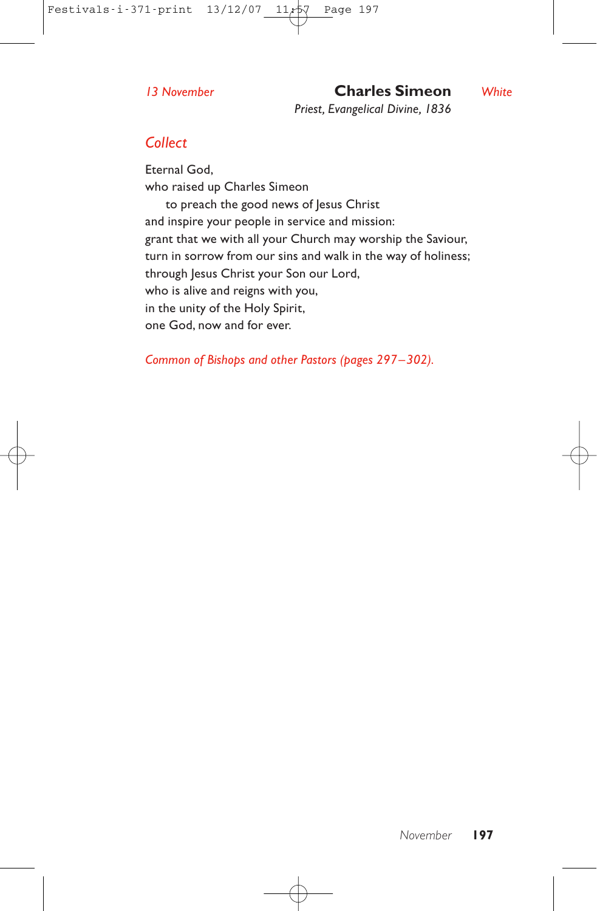*13 November* **Charles Simeon** *White*

*Priest, Evangelical Divine, 1836*

## *Collect*

Eternal God,
who raised up Charles Simeon
  to preach the good news of Jesus Christ
and inspire your people in service and mission:
grant that we with all your Church may worship the Saviour,
turn in sorrow from our sins and walk in the way of holiness;
through Jesus Christ your Son our Lord,
who is alive and reigns with you,
in the unity of the Holy Spirit,
one God, now and for ever.

*Common of Bishops and other Pastors (pages 297–302).*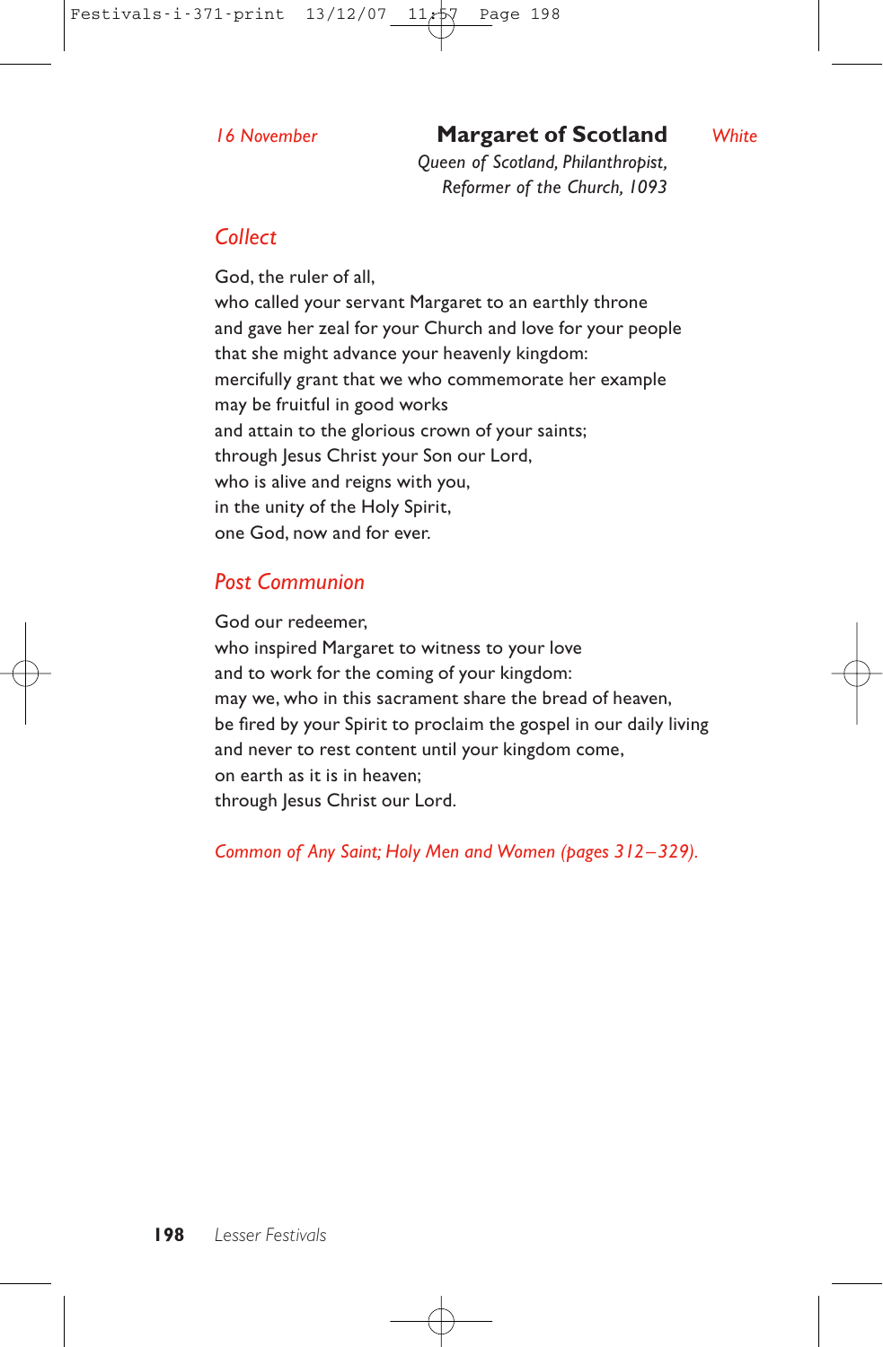*16 November*

## Margaret of Scotland

*White*

*Queen of Scotland, Philanthropist,*
*Reformer of the Church, 1093*

### *Collect*

God, the ruler of all,
who called your servant Margaret to an earthly throne
and gave her zeal for your Church and love for your people
that she might advance your heavenly kingdom:
mercifully grant that we who commemorate her example
may be fruitful in good works
and attain to the glorious crown of your saints;
through Jesus Christ your Son our Lord,
who is alive and reigns with you,
in the unity of the Holy Spirit,
one God, now and for ever.

### *Post Communion*

God our redeemer,
who inspired Margaret to witness to your love
and to work for the coming of your kingdom:
may we, who in this sacrament share the bread of heaven,
be fired by your Spirit to proclaim the gospel in our daily living
and never to rest content until your kingdom come,
on earth as it is in heaven;
through Jesus Christ our Lord.

*Common of Any Saint; Holy Men and Women (pages 312–329).*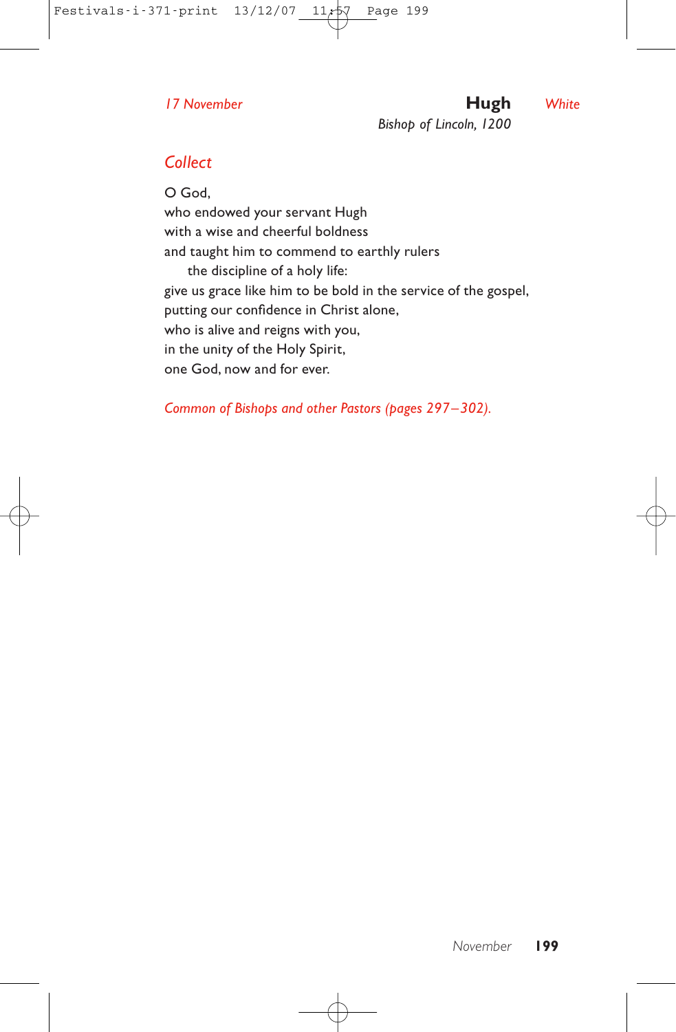*17 November* **Hugh** *White*

*Bishop of Lincoln, 1200*

## *Collect*

O God,
who endowed your servant Hugh
with a wise and cheerful boldness
and taught him to commend to earthly rulers
 the discipline of a holy life:
give us grace like him to be bold in the service of the gospel,
putting our confidence in Christ alone,
who is alive and reigns with you,
in the unity of the Holy Spirit,
one God, now and for ever.

*Common of Bishops and other Pastors (pages 297–302).*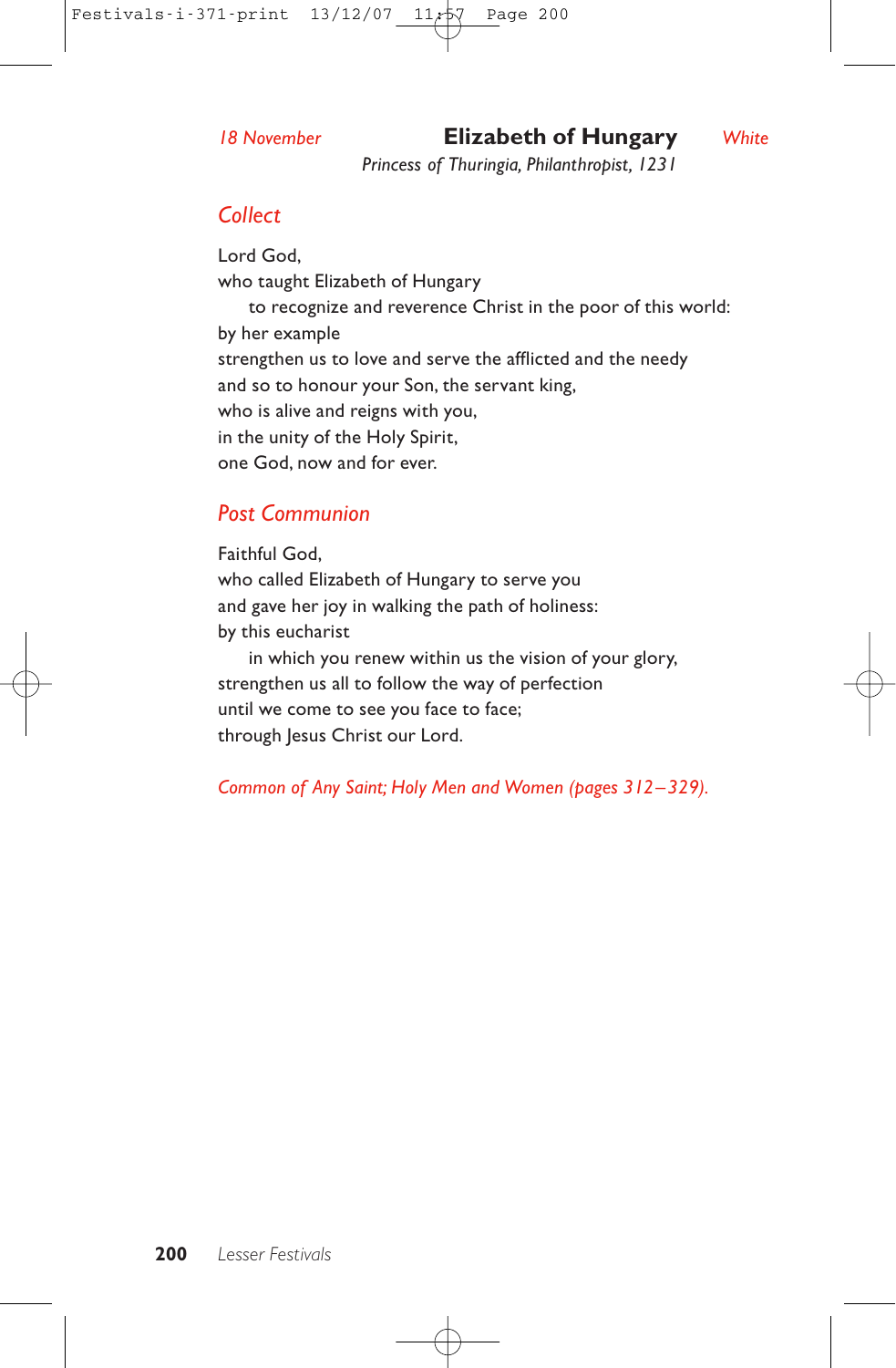*18 November* **Elizabeth of Hungary** *White*

*Princess of Thuringia, Philanthropist, 1231*

## Collect

Lord God,
who taught Elizabeth of Hungary
  to recognize and reverence Christ in the poor of this world:
by her example
strengthen us to love and serve the afflicted and the needy
and so to honour your Son, the servant king,
who is alive and reigns with you,
in the unity of the Holy Spirit,
one God, now and for ever.

## Post Communion

Faithful God,
who called Elizabeth of Hungary to serve you
and gave her joy in walking the path of holiness:
by this eucharist
  in which you renew within us the vision of your glory,
strengthen us all to follow the way of perfection
until we come to see you face to face;
through Jesus Christ our Lord.

*Common of Any Saint; Holy Men and Women (pages 312–329).*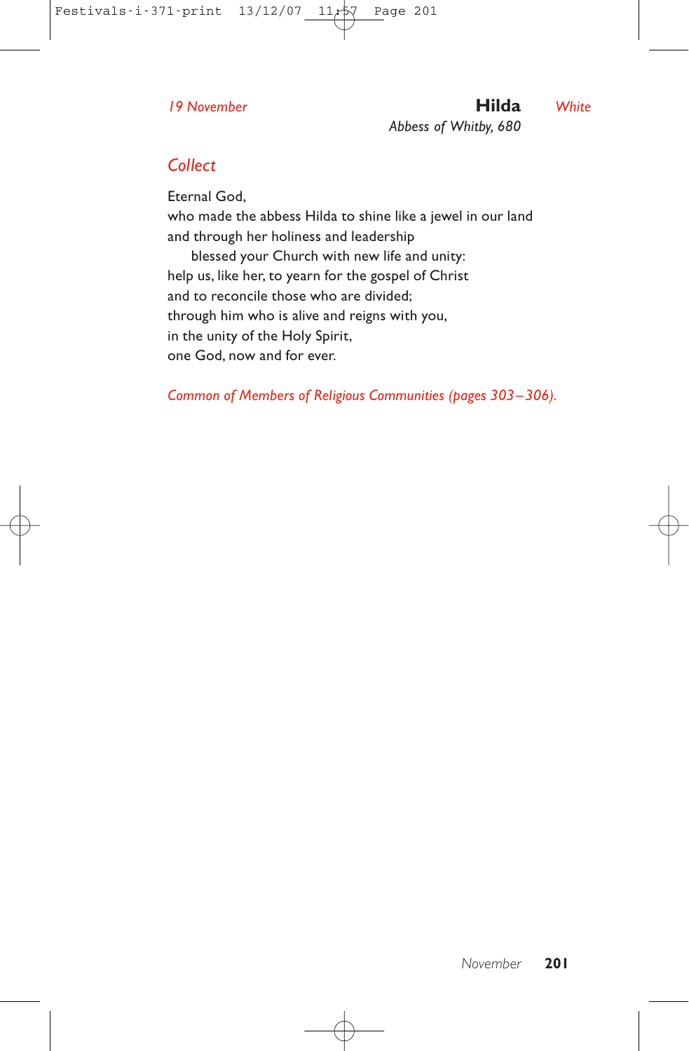*19 November*

# Hilda *White*

*Abbess of Whitby, 680*

## *Collect*

Eternal God,
who made the abbess Hilda to shine like a jewel in our land
and through her holiness and leadership
    blessed your Church with new life and unity:
help us, like her, to yearn for the gospel of Christ
and to reconcile those who are divided;
through him who is alive and reigns with you,
in the unity of the Holy Spirit,
one God, now and for ever.

*Common of Members of Religious Communities (pages 303–306).*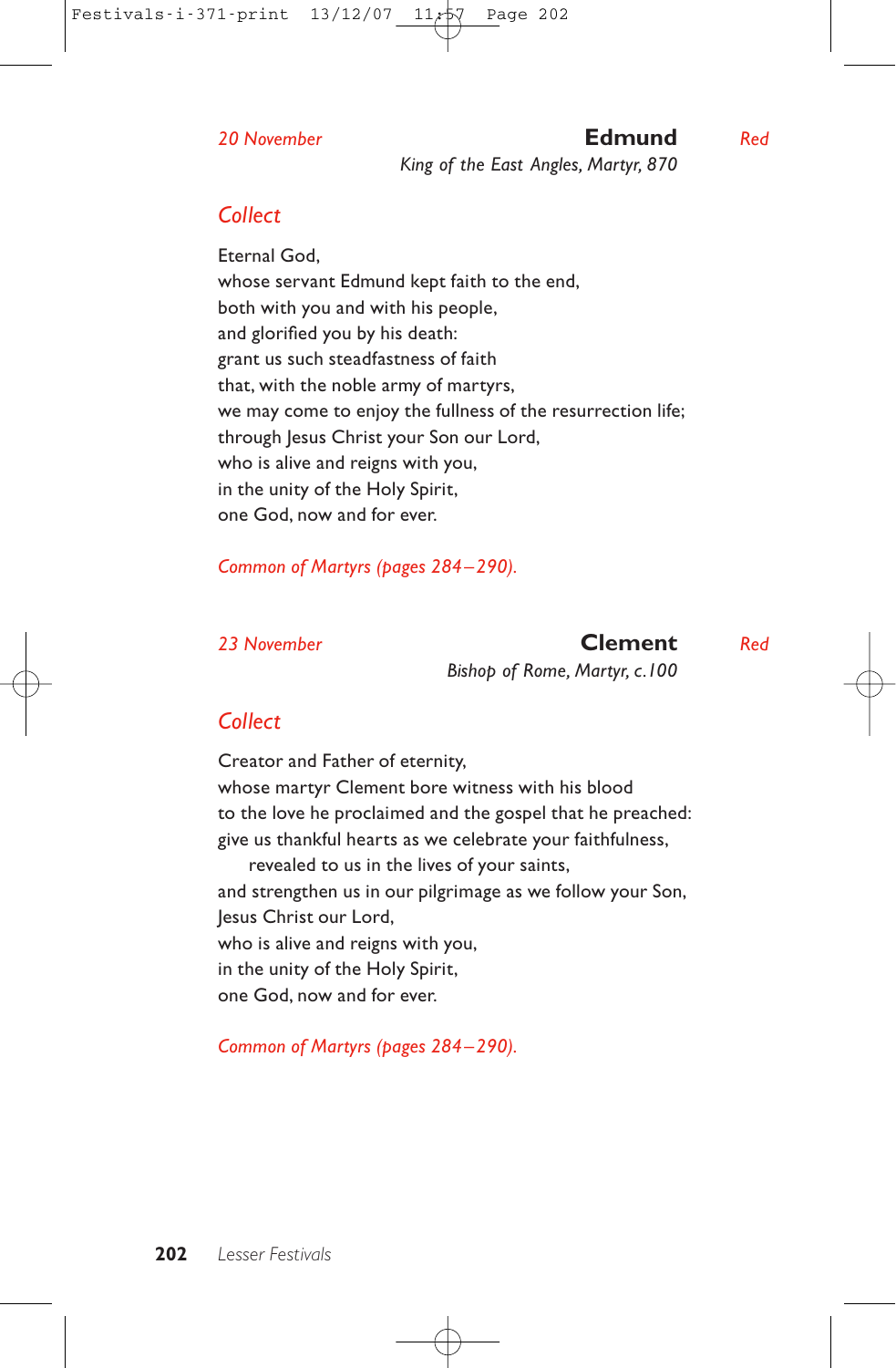*20 November* **Edmund** *Red*

*King of the East Angles, Martyr, 870*

## *Collect*

Eternal God,
whose servant Edmund kept faith to the end,
both with you and with his people,
and glorified you by his death:
grant us such steadfastness of faith
that, with the noble army of martyrs,
we may come to enjoy the fullness of the resurrection life;
through Jesus Christ your Son our Lord,
who is alive and reigns with you,
in the unity of the Holy Spirit,
one God, now and for ever.

*Common of Martyrs (pages 284–290).*

*23 November* **Clement** *Red*

*Bishop of Rome, Martyr, c.100*

## *Collect*

Creator and Father of eternity,
whose martyr Clement bore witness with his blood
to the love he proclaimed and the gospel that he preached:
give us thankful hearts as we celebrate your faithfulness,
  revealed to us in the lives of your saints,
and strengthen us in our pilgrimage as we follow your Son,
Jesus Christ our Lord,
who is alive and reigns with you,
in the unity of the Holy Spirit,
one God, now and for ever.

*Common of Martyrs (pages 284–290).*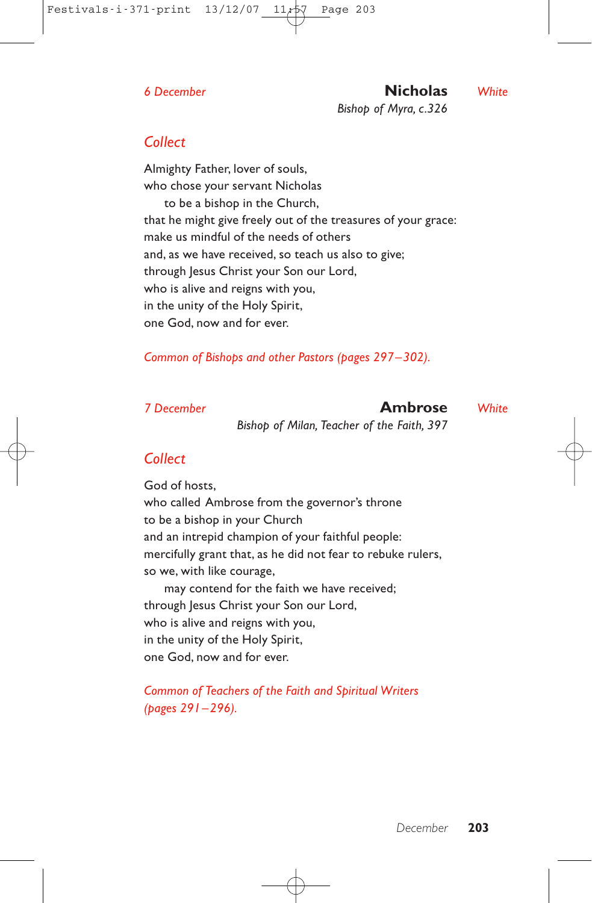*6 December* 

## Nicholas *White*

*Bishop of Myra, c.326*

### *Collect*

Almighty Father, lover of souls,
who chose your servant Nicholas
    to be a bishop in the Church,
that he might give freely out of the treasures of your grace:
make us mindful of the needs of others
and, as we have received, so teach us also to give;
through Jesus Christ your Son our Lord,
who is alive and reigns with you,
in the unity of the Holy Spirit,
one God, now and for ever.

*Common of Bishops and other Pastors (pages 297–302).*

*7 December*

## Ambrose *White*

*Bishop of Milan, Teacher of the Faith, 397*

### *Collect*

God of hosts,
who called Ambrose from the governor's throne
to be a bishop in your Church
and an intrepid champion of your faithful people:
mercifully grant that, as he did not fear to rebuke rulers,
so we, with like courage,
    may contend for the faith we have received;
through Jesus Christ your Son our Lord,
who is alive and reigns with you,
in the unity of the Holy Spirit,
one God, now and for ever.

*Common of Teachers of the Faith and Spiritual Writers (pages 291–296).*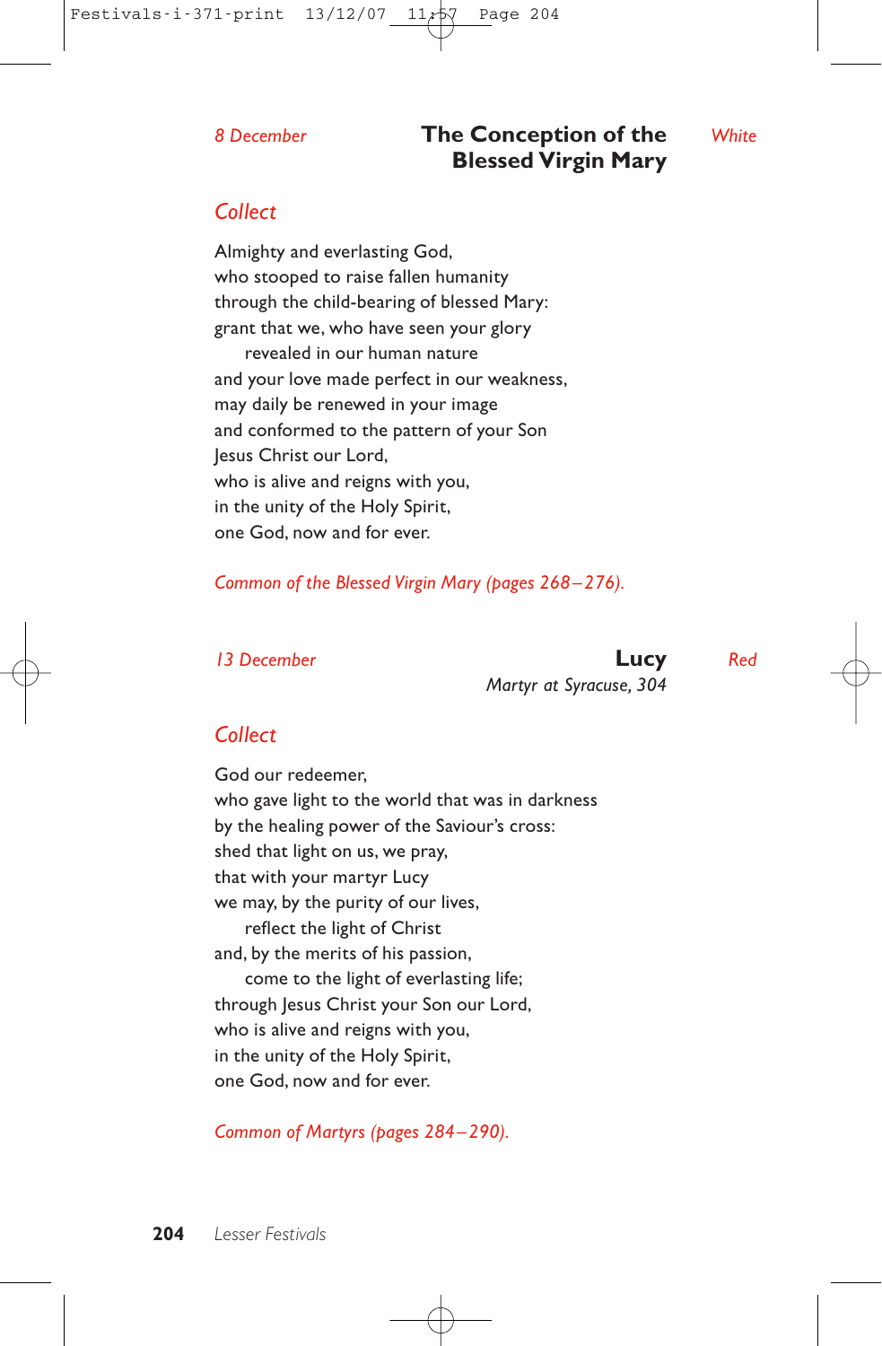*8 December*

## The Conception of the Blessed Virgin Mary

*White*

### *Collect*

Almighty and everlasting God,
who stooped to raise fallen humanity
through the child-bearing of blessed Mary:
grant that we, who have seen your glory
revealed in our human nature
and your love made perfect in our weakness,
may daily be renewed in your image
and conformed to the pattern of your Son
Jesus Christ our Lord,
who is alive and reigns with you,
in the unity of the Holy Spirit,
one God, now and for ever.

*Common of the Blessed Virgin Mary (pages 268–276).*

*13 December*

## Lucy

*Martyr at Syracuse, 304*

*Red*

### *Collect*

God our redeemer,
who gave light to the world that was in darkness
by the healing power of the Saviour's cross:
shed that light on us, we pray,
that with your martyr Lucy
we may, by the purity of our lives,
reflect the light of Christ
and, by the merits of his passion,
come to the light of everlasting life;
through Jesus Christ your Son our Lord,
who is alive and reigns with you,
in the unity of the Holy Spirit,
one God, now and for ever.

*Common of Martyrs (pages 284–290).*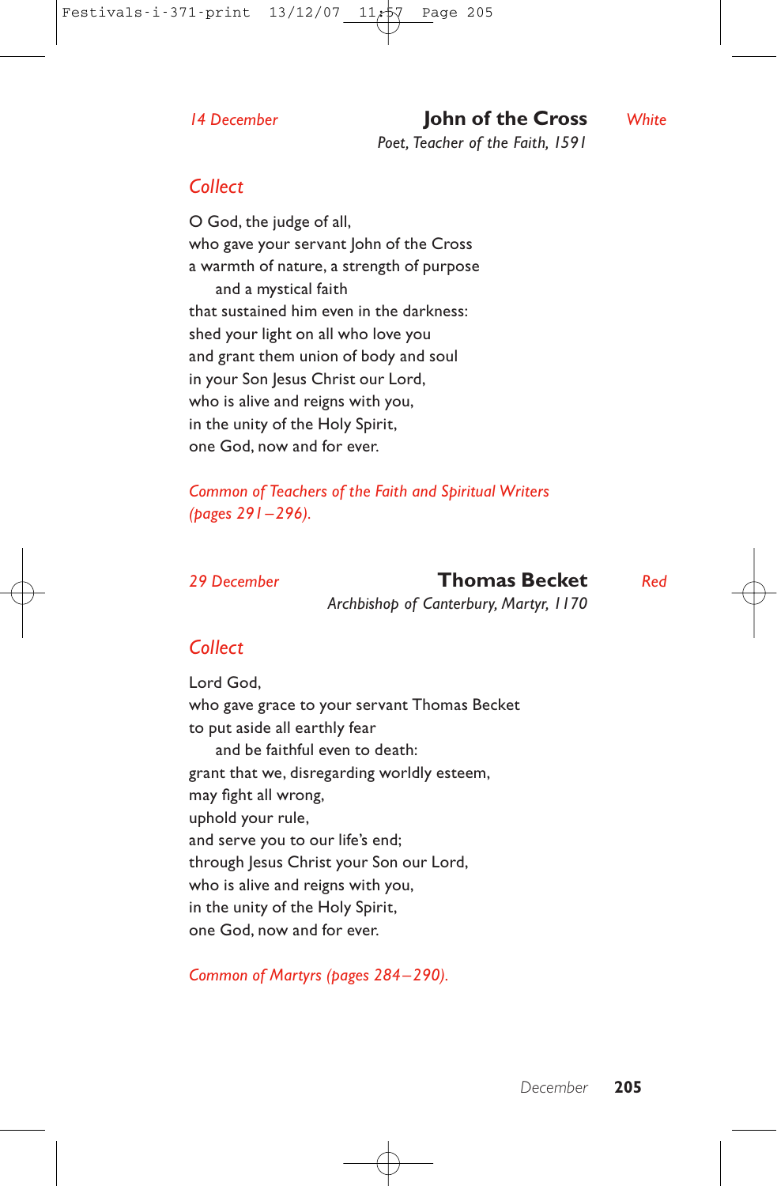*14 December* **John of the Cross** *White*

*Poet, Teacher of the Faith, 1591*

## Collect

O God, the judge of all,
who gave your servant John of the Cross
a warmth of nature, a strength of purpose
  and a mystical faith
that sustained him even in the darkness:
shed your light on all who love you
and grant them union of body and soul
in your Son Jesus Christ our Lord,
who is alive and reigns with you,
in the unity of the Holy Spirit,
one God, now and for ever.

*Common of Teachers of the Faith and Spiritual Writers (pages 291–296).*

*29 December* **Thomas Becket** *Red*

*Archbishop of Canterbury, Martyr, 1170*

## Collect

Lord God,
who gave grace to your servant Thomas Becket
to put aside all earthly fear
  and be faithful even to death:
grant that we, disregarding worldly esteem,
may fight all wrong,
uphold your rule,
and serve you to our life's end;
through Jesus Christ your Son our Lord,
who is alive and reigns with you,
in the unity of the Holy Spirit,
one God, now and for ever.

*Common of Martyrs (pages 284–290).*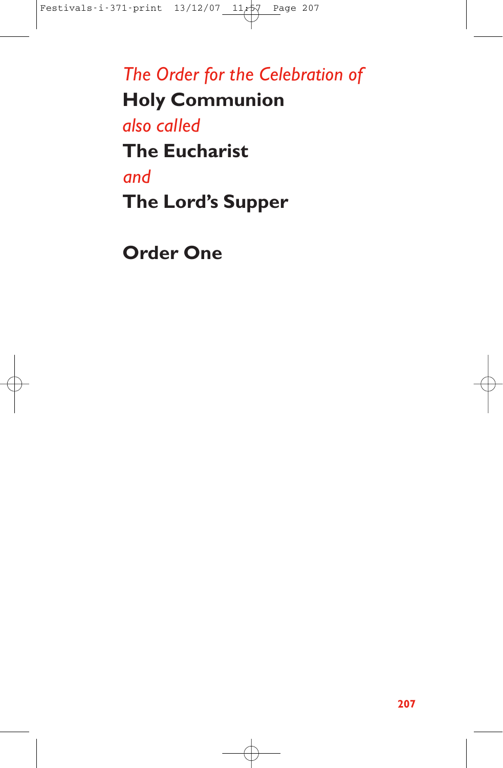*The Order for the Celebration of*

# Holy Communion

*also called*

# The Eucharist

*and*

# The Lord's Supper

## Order One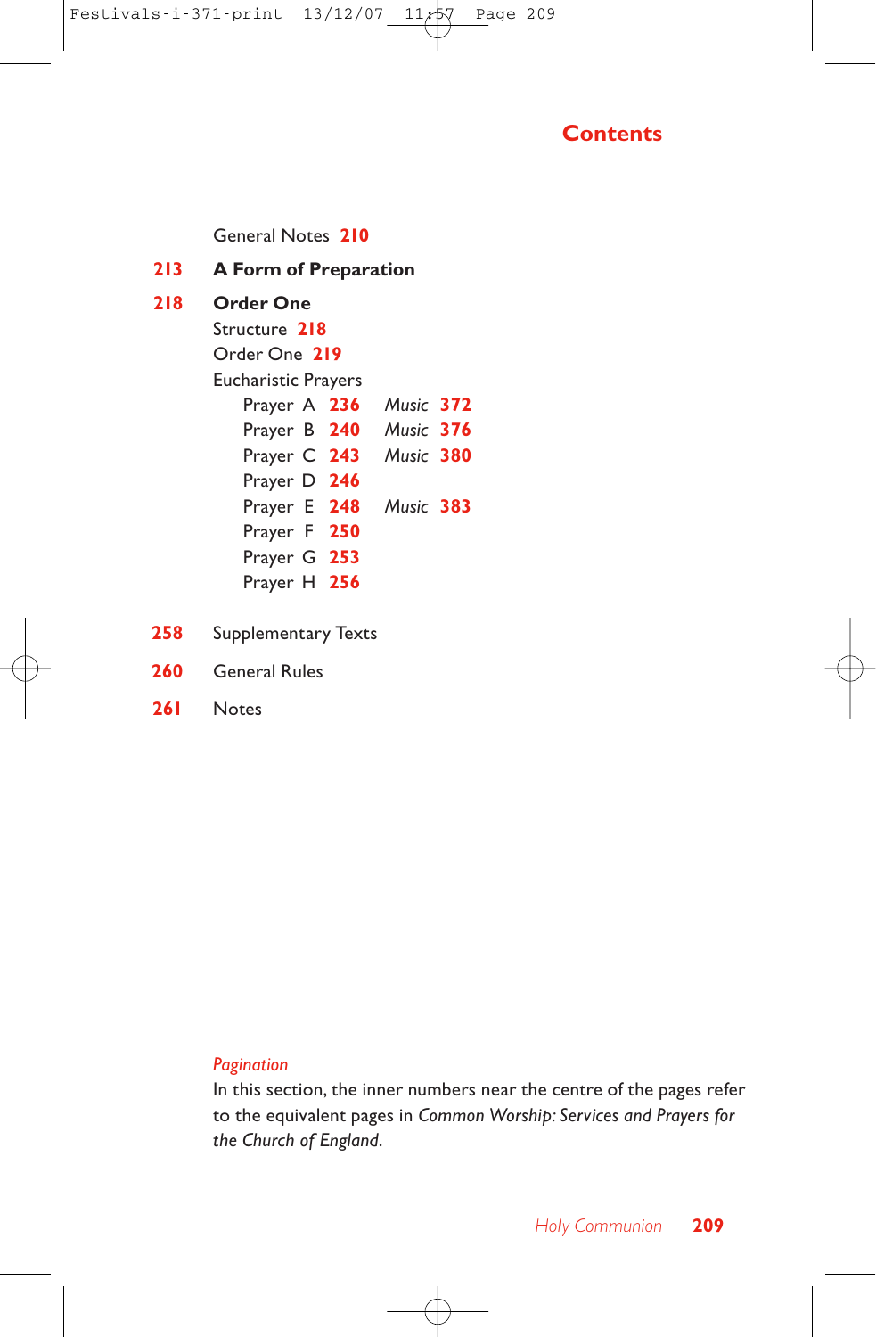# Contents

General Notes **210**

**213** **A Form of Preparation**

**218** **Order One**

Structure **218**

Order One **219**

Eucharistic Prayers

| Prayer | Page | Music |
|---|---|---|
| Prayer A | **236** | *Music* **372** |
| Prayer B | **240** | *Music* **376** |
| Prayer C | **243** | *Music* **380** |
| Prayer D | **246** | |
| Prayer E | **248** | *Music* **383** |
| Prayer F | **250** | |
| Prayer G | **253** | |
| Prayer H | **256** | |

**258** Supplementary Texts

**260** General Rules

**261** Notes

*Pagination*

In this section, the inner numbers near the centre of the pages refer to the equivalent pages in *Common Worship: Services and Prayers for the Church of England*.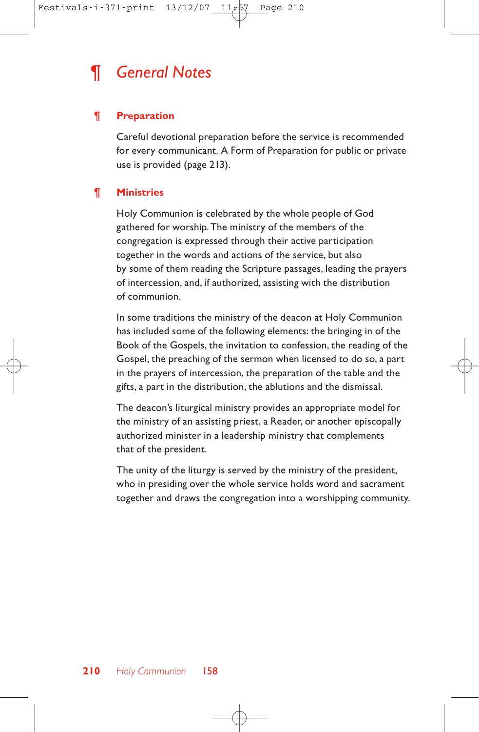# ¶ *General Notes*

## ¶ Preparation

Careful devotional preparation before the service is recommended for every communicant. A Form of Preparation for public or private use is provided (page 213).

## ¶ Ministries

Holy Communion is celebrated by the whole people of God gathered for worship. The ministry of the members of the congregation is expressed through their active participation together in the words and actions of the service, but also by some of them reading the Scripture passages, leading the prayers of intercession, and, if authorized, assisting with the distribution of communion.

In some traditions the ministry of the deacon at Holy Communion has included some of the following elements: the bringing in of the Book of the Gospels, the invitation to confession, the reading of the Gospel, the preaching of the sermon when licensed to do so, a part in the prayers of intercession, the preparation of the table and the gifts, a part in the distribution, the ablutions and the dismissal.

The deacon's liturgical ministry provides an appropriate model for the ministry of an assisting priest, a Reader, or another episcopally authorized minister in a leadership ministry that complements that of the president.

The unity of the liturgy is served by the ministry of the president, who in presiding over the whole service holds word and sacrament together and draws the congregation into a worshipping community.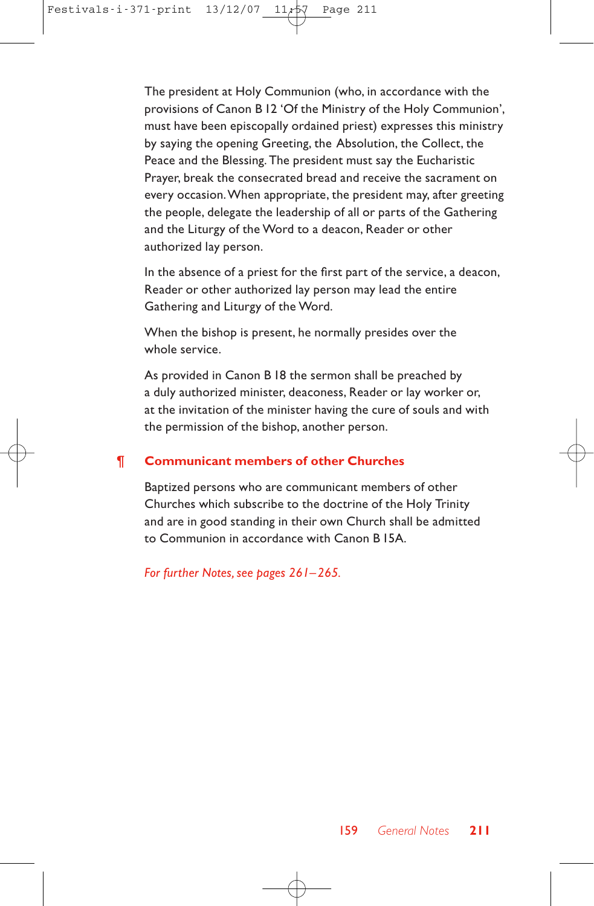The president at Holy Communion (who, in accordance with the provisions of Canon B 12 'Of the Ministry of the Holy Communion', must have been episcopally ordained priest) expresses this ministry by saying the opening Greeting, the Absolution, the Collect, the Peace and the Blessing. The president must say the Eucharistic Prayer, break the consecrated bread and receive the sacrament on every occasion. When appropriate, the president may, after greeting the people, delegate the leadership of all or parts of the Gathering and the Liturgy of the Word to a deacon, Reader or other authorized lay person.

In the absence of a priest for the first part of the service, a deacon, Reader or other authorized lay person may lead the entire Gathering and Liturgy of the Word.

When the bishop is present, he normally presides over the whole service.

As provided in Canon B 18 the sermon shall be preached by a duly authorized minister, deaconess, Reader or lay worker or, at the invitation of the minister having the cure of souls and with the permission of the bishop, another person.

## ¶ Communicant members of other Churches

Baptized persons who are communicant members of other Churches which subscribe to the doctrine of the Holy Trinity and are in good standing in their own Church shall be admitted to Communion in accordance with Canon B 15A.

*For further Notes, see pages 261–265.*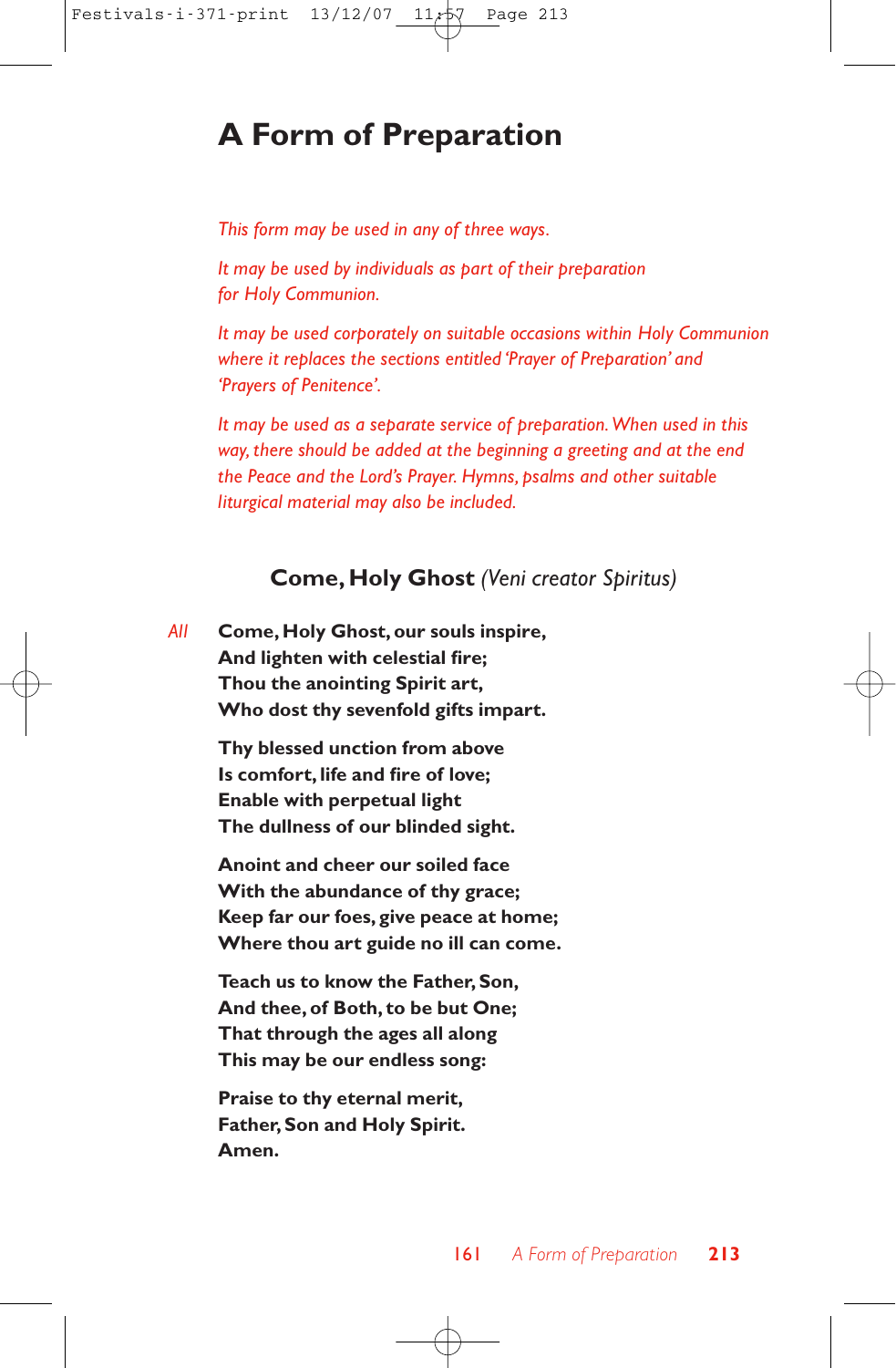# A Form of Preparation

*This form may be used in any of three ways.*

*It may be used by individuals as part of their preparation for Holy Communion.*

*It may be used corporately on suitable occasions within Holy Communion where it replaces the sections entitled 'Prayer of Preparation' and 'Prayers of Penitence'.*

*It may be used as a separate service of preparation. When used in this way, there should be added at the beginning a greeting and at the end the Peace and the Lord's Prayer. Hymns, psalms and other suitable liturgical material may also be included.*

### Come, Holy Ghost *(Veni creator Spiritus)*

*All* **Come, Holy Ghost, our souls inspire,**
**And lighten with celestial fire;**
**Thou the anointing Spirit art,**
**Who dost thy sevenfold gifts impart.**

**Thy blessed unction from above**
**Is comfort, life and fire of love;**
**Enable with perpetual light**
**The dullness of our blinded sight.**

**Anoint and cheer our soiled face**
**With the abundance of thy grace;**
**Keep far our foes, give peace at home;**
**Where thou art guide no ill can come.**

**Teach us to know the Father, Son,**
**And thee, of Both, to be but One;**
**That through the ages all along**
**This may be our endless song:**

**Praise to thy eternal merit,**
**Father, Son and Holy Spirit.**
**Amen.**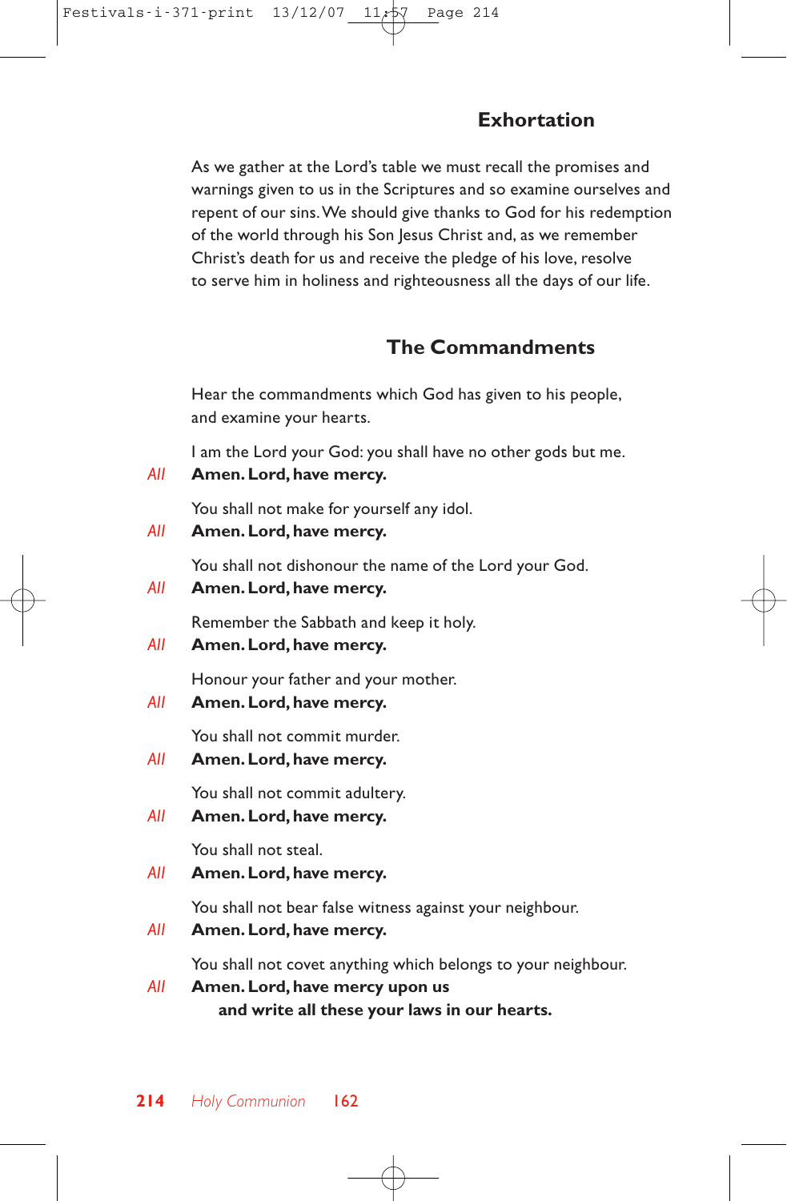## Exhortation

As we gather at the Lord's table we must recall the promises and warnings given to us in the Scriptures and so examine ourselves and repent of our sins. We should give thanks to God for his redemption of the world through his Son Jesus Christ and, as we remember Christ's death for us and receive the pledge of his love, resolve to serve him in holiness and righteousness all the days of our life.

## The Commandments

Hear the commandments which God has given to his people, and examine your hearts.

I am the Lord your God: you shall have no other gods but me.

*All* **Amen. Lord, have mercy.**

You shall not make for yourself any idol.

*All* **Amen. Lord, have mercy.**

You shall not dishonour the name of the Lord your God.

*All* **Amen. Lord, have mercy.**

Remember the Sabbath and keep it holy.

*All* **Amen. Lord, have mercy.**

Honour your father and your mother.

*All* **Amen. Lord, have mercy.**

You shall not commit murder.

*All* **Amen. Lord, have mercy.**

You shall not commit adultery.

*All* **Amen. Lord, have mercy.**

You shall not steal.

*All* **Amen. Lord, have mercy.**

You shall not bear false witness against your neighbour.

*All* **Amen. Lord, have mercy.**

You shall not covet anything which belongs to your neighbour.

*All* **Amen. Lord, have mercy upon us**
**and write all these your laws in our hearts.**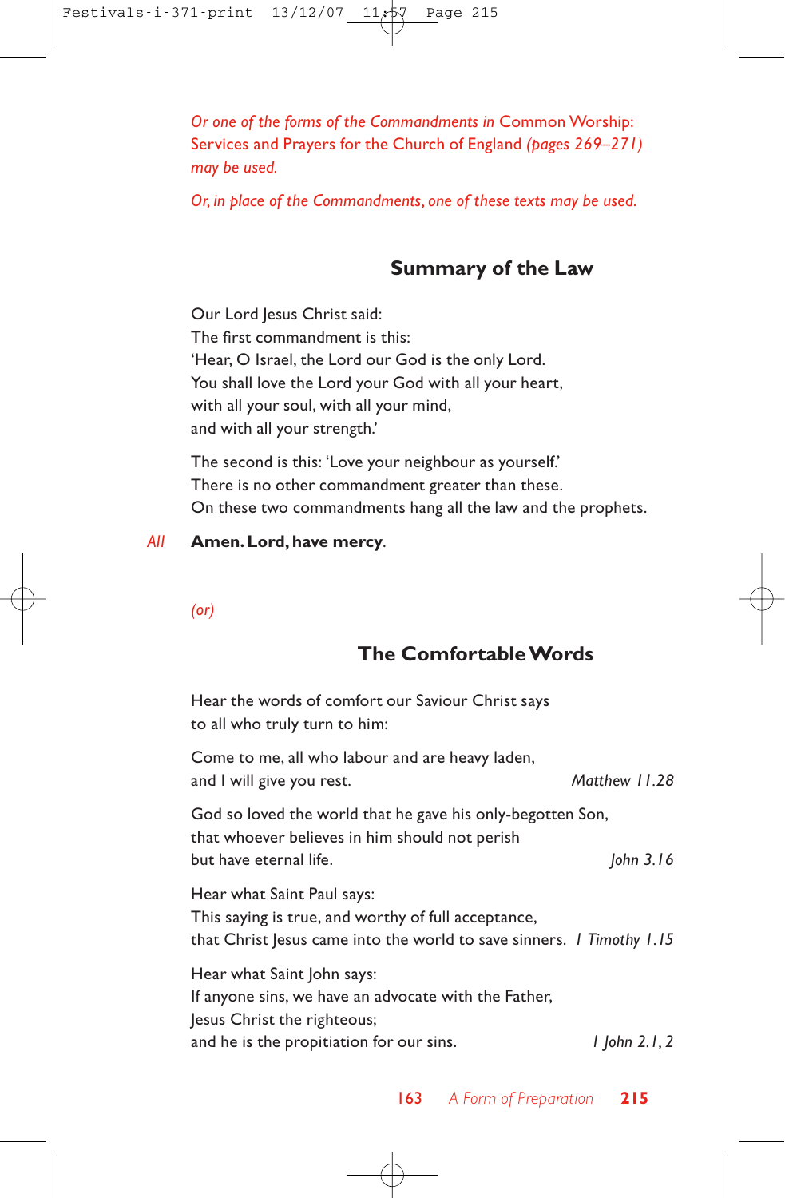*Or one of the forms of the Commandments in* Common Worship: Services and Prayers for the Church of England *(pages 269–271) may be used.*

*Or, in place of the Commandments, one of these texts may be used.*

## Summary of the Law

Our Lord Jesus Christ said:
The first commandment is this:
'Hear, O Israel, the Lord our God is the only Lord.
You shall love the Lord your God with all your heart,
with all your soul, with all your mind,
and with all your strength.'

The second is this: 'Love your neighbour as yourself.'
There is no other commandment greater than these.
On these two commandments hang all the law and the prophets.

*All* **Amen. Lord, have mercy.**

*(or)*

## The Comfortable Words

Hear the words of comfort our Saviour Christ says
to all who truly turn to him:

Come to me, all who labour and are heavy laden,
and I will give you rest. *Matthew 11.28*

God so loved the world that he gave his only-begotten Son,
that whoever believes in him should not perish
but have eternal life. *John 3.16*

Hear what Saint Paul says:
This saying is true, and worthy of full acceptance,
that Christ Jesus came into the world to save sinners. *1 Timothy 1.15*

Hear what Saint John says:
If anyone sins, we have an advocate with the Father,
Jesus Christ the righteous;
and he is the propitiation for our sins. *1 John 2.1, 2*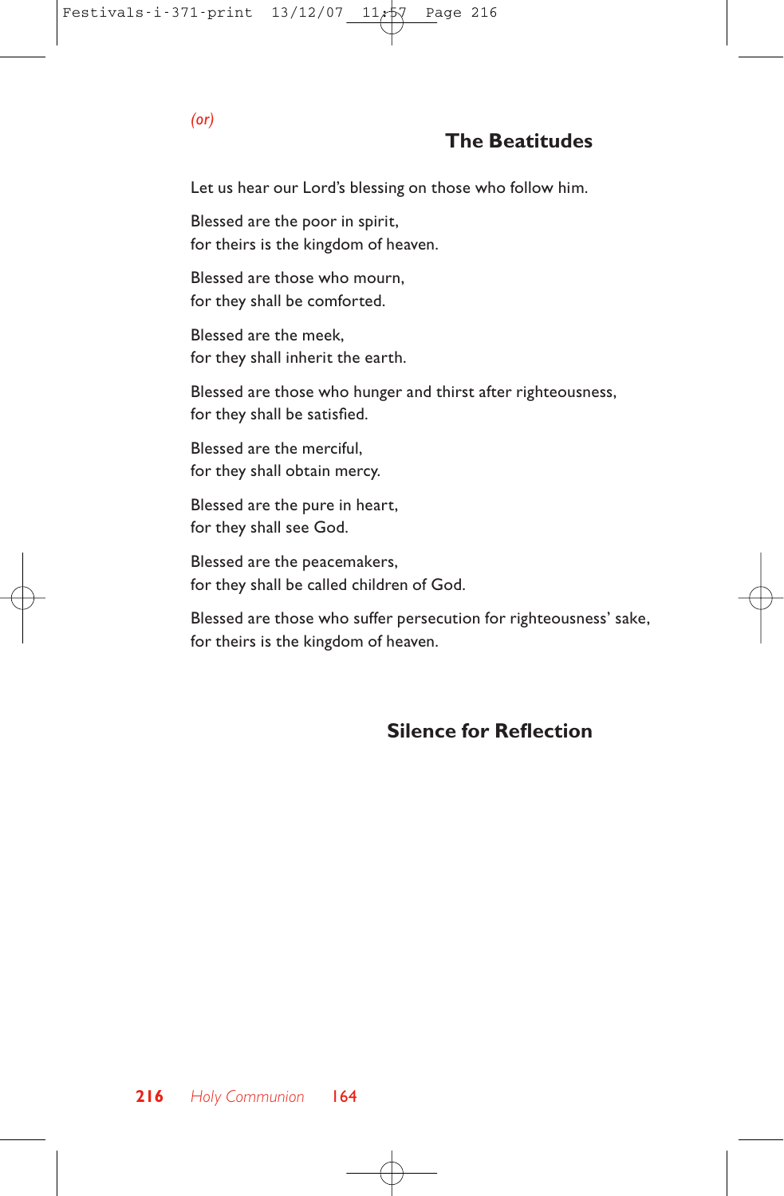*(or)*

## The Beatitudes

Let us hear our Lord's blessing on those who follow him.

Blessed are the poor in spirit,
for theirs is the kingdom of heaven.

Blessed are those who mourn,
for they shall be comforted.

Blessed are the meek,
for they shall inherit the earth.

Blessed are those who hunger and thirst after righteousness,
for they shall be satisfied.

Blessed are the merciful,
for they shall obtain mercy.

Blessed are the pure in heart,
for they shall see God.

Blessed are the peacemakers,
for they shall be called children of God.

Blessed are those who suffer persecution for righteousness' sake,
for theirs is the kingdom of heaven.

## Silence for Reflection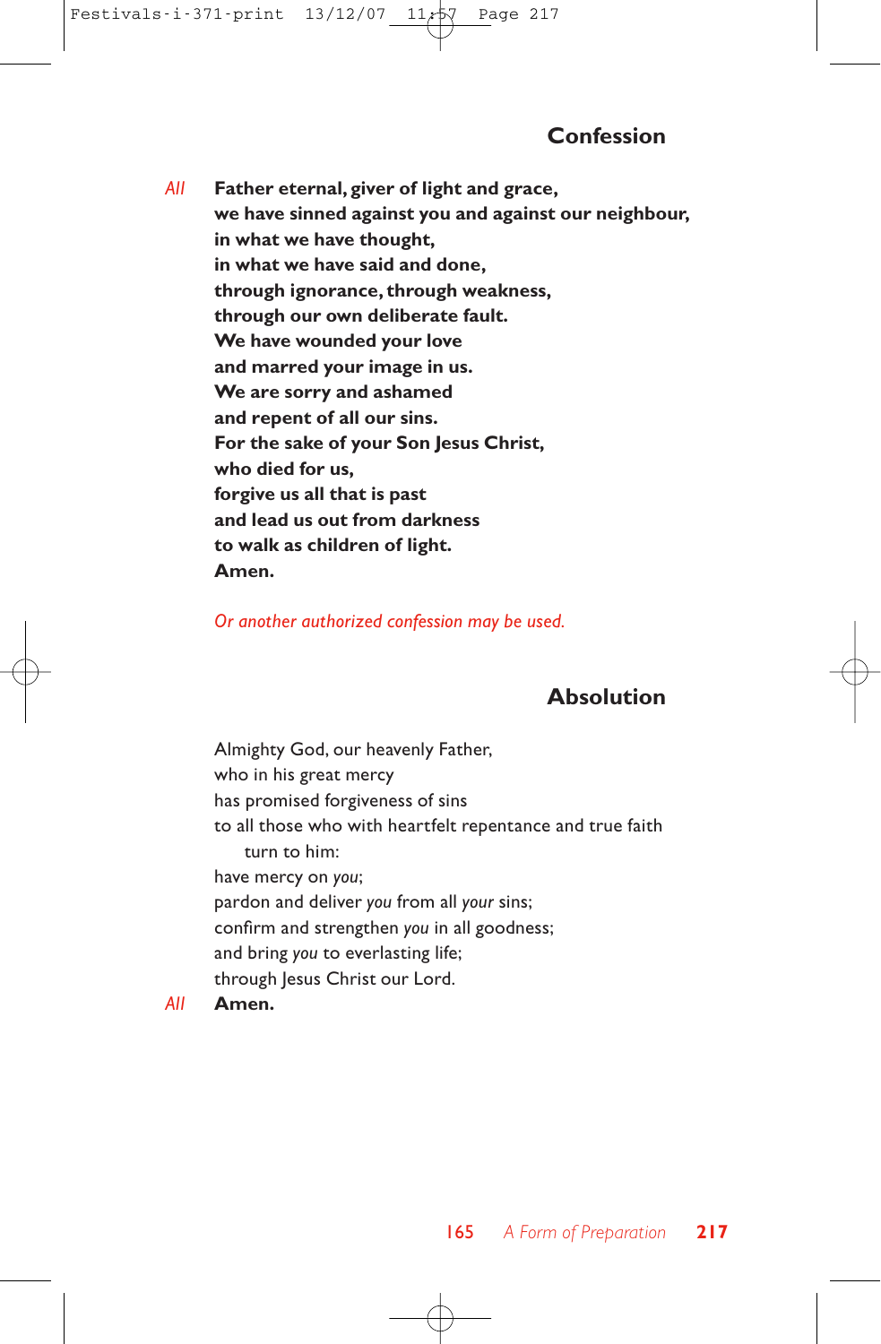## Confession

*All* **Father eternal, giver of light and grace,**
**we have sinned against you and against our neighbour,**
**in what we have thought,**
**in what we have said and done,**
**through ignorance, through weakness,**
**through our own deliberate fault.**
**We have wounded your love**
**and marred your image in us.**
**We are sorry and ashamed**
**and repent of all our sins.**
**For the sake of your Son Jesus Christ,**
**who died for us,**
**forgive us all that is past**
**and lead us out from darkness**
**to walk as children of light.**
**Amen.**

*Or another authorized confession may be used.*

## Absolution

Almighty God, our heavenly Father,
who in his great mercy
has promised forgiveness of sins
to all those who with heartfelt repentance and true faith
turn to him:
have mercy on *you*;
pardon and deliver *you* from all *your* sins;
confirm and strengthen *you* in all goodness;
and bring *you* to everlasting life;
through Jesus Christ our Lord.

*All* **Amen.**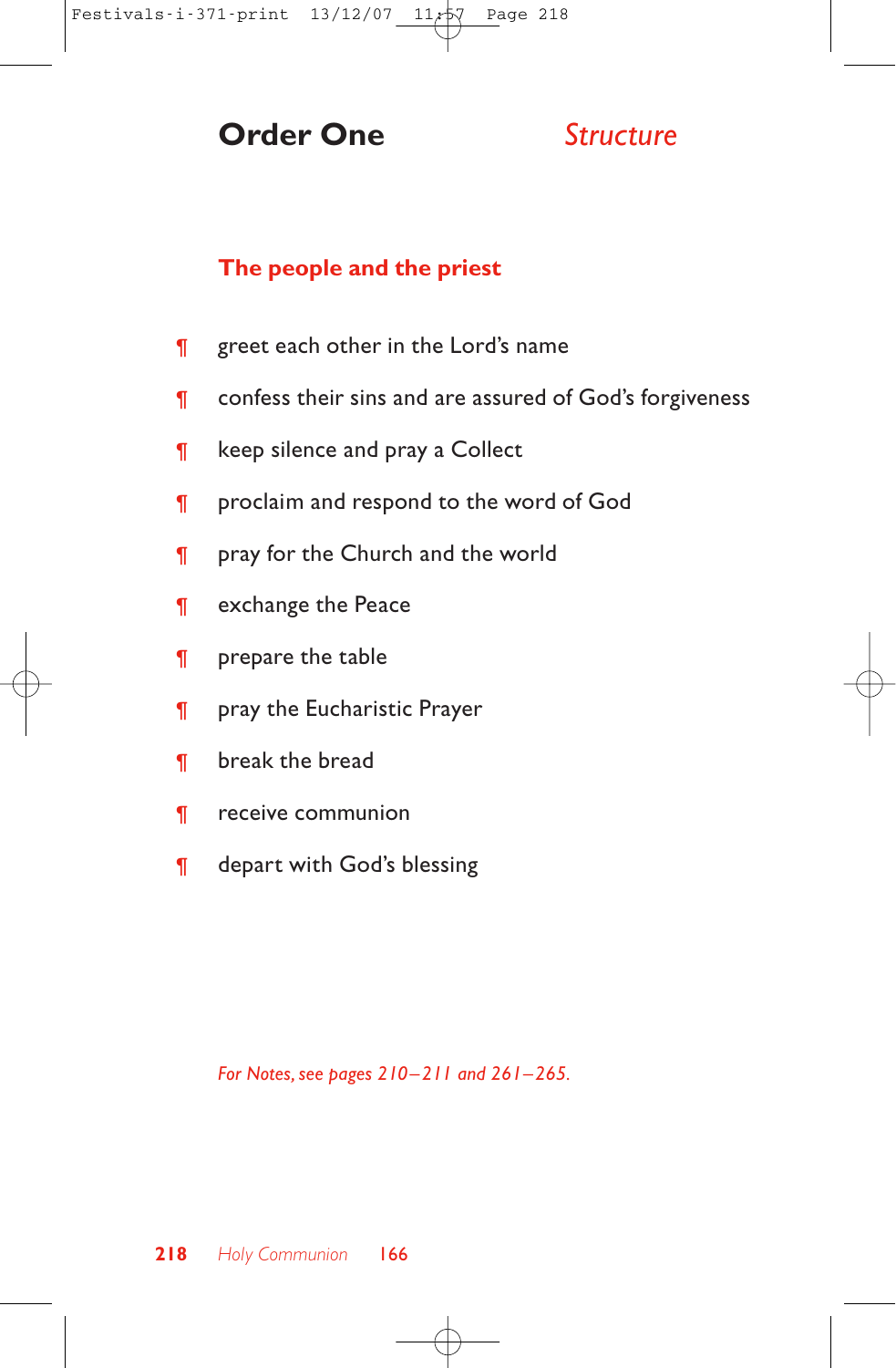# Order One *Structure*

## The people and the priest

¶ greet each other in the Lord's name

¶ confess their sins and are assured of God's forgiveness

¶ keep silence and pray a Collect

¶ proclaim and respond to the word of God

¶ pray for the Church and the world

¶ exchange the Peace

¶ prepare the table

¶ pray the Eucharistic Prayer

¶ break the bread

¶ receive communion

¶ depart with God's blessing

*For Notes, see pages 210–211 and 261–265.*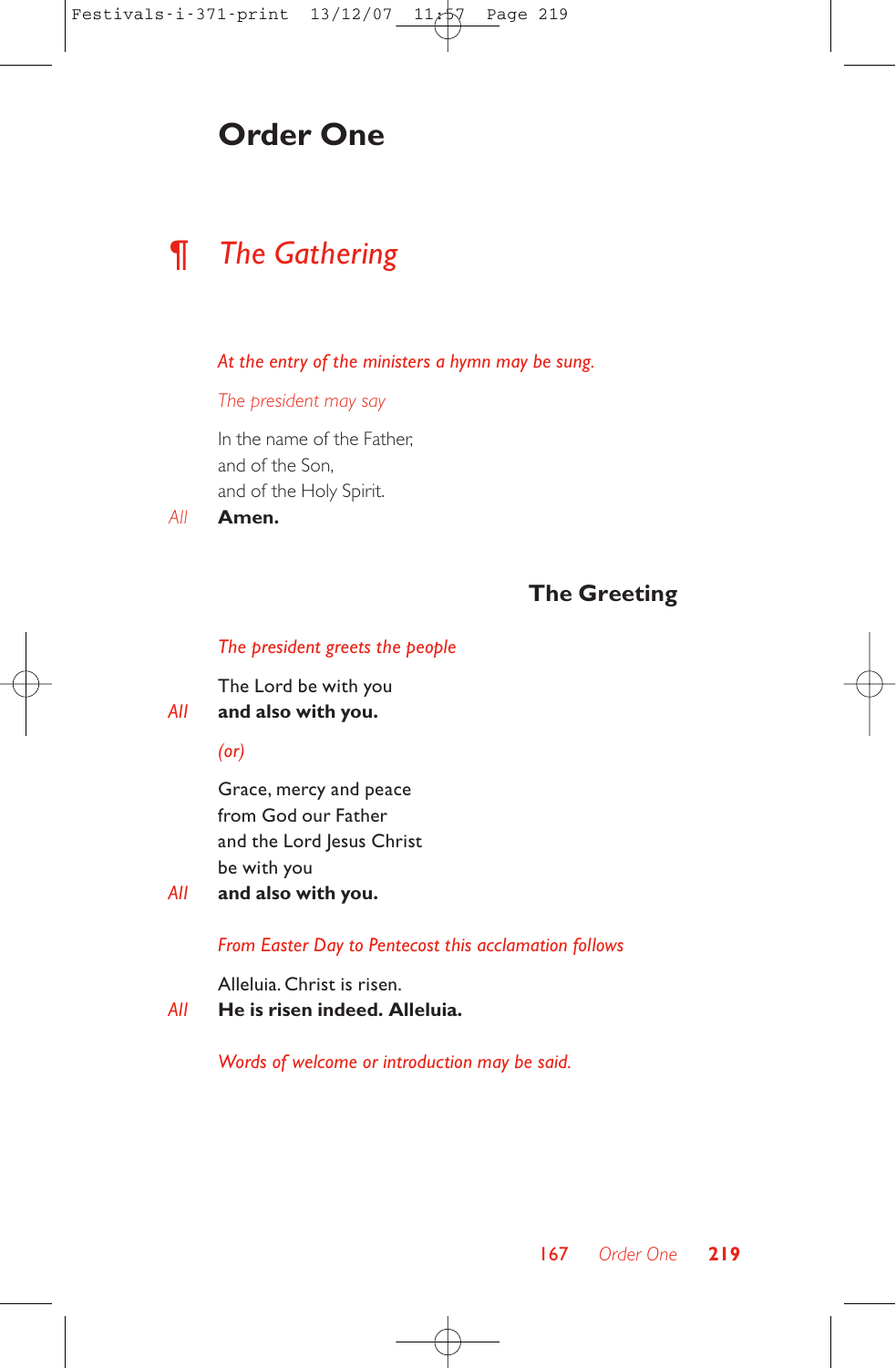# Order One

## ¶ *The Gathering*

*At the entry of the ministers a hymn may be sung.*

*The president may say*

In the name of the Father,
and of the Son,
and of the Holy Spirit.

*All* **Amen.**

### The Greeting

*The president greets the people*

The Lord be with you

*All* **and also with you.**

*(or)*

Grace, mercy and peace
from God our Father
and the Lord Jesus Christ
be with you

*All* **and also with you.**

*From Easter Day to Pentecost this acclamation follows*

Alleluia. Christ is risen.

*All* **He is risen indeed. Alleluia.**

*Words of welcome or introduction may be said.*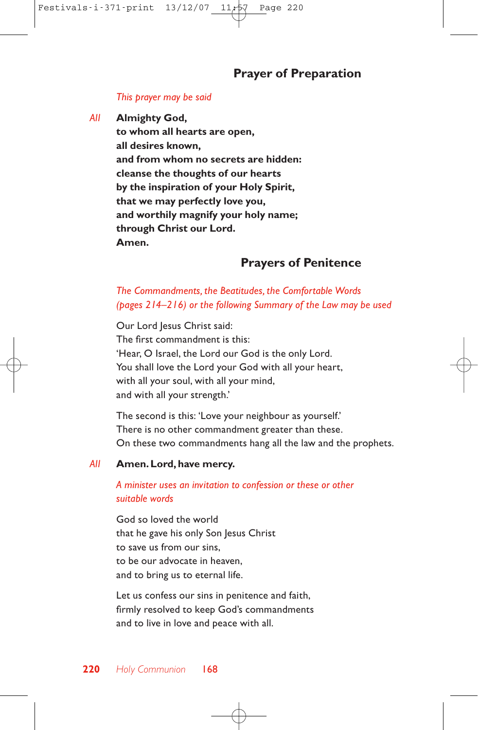## Prayer of Preparation

*This prayer may be said*

*All* **Almighty God,**
**to whom all hearts are open,**
**all desires known,**
**and from whom no secrets are hidden:**
**cleanse the thoughts of our hearts**
**by the inspiration of your Holy Spirit,**
**that we may perfectly love you,**
**and worthily magnify your holy name;**
**through Christ our Lord.**
**Amen.**

## Prayers of Penitence

*The Commandments, the Beatitudes, the Comfortable Words (pages 214–216) or the following Summary of the Law may be used*

Our Lord Jesus Christ said:
The first commandment is this:
'Hear, O Israel, the Lord our God is the only Lord.
You shall love the Lord your God with all your heart,
with all your soul, with all your mind,
and with all your strength.'

The second is this: 'Love your neighbour as yourself.'
There is no other commandment greater than these.
On these two commandments hang all the law and the prophets.

*All* **Amen. Lord, have mercy.**

*A minister uses an invitation to confession or these or other suitable words*

God so loved the world
that he gave his only Son Jesus Christ
to save us from our sins,
to be our advocate in heaven,
and to bring us to eternal life.

Let us confess our sins in penitence and faith,
firmly resolved to keep God's commandments
and to live in love and peace with all.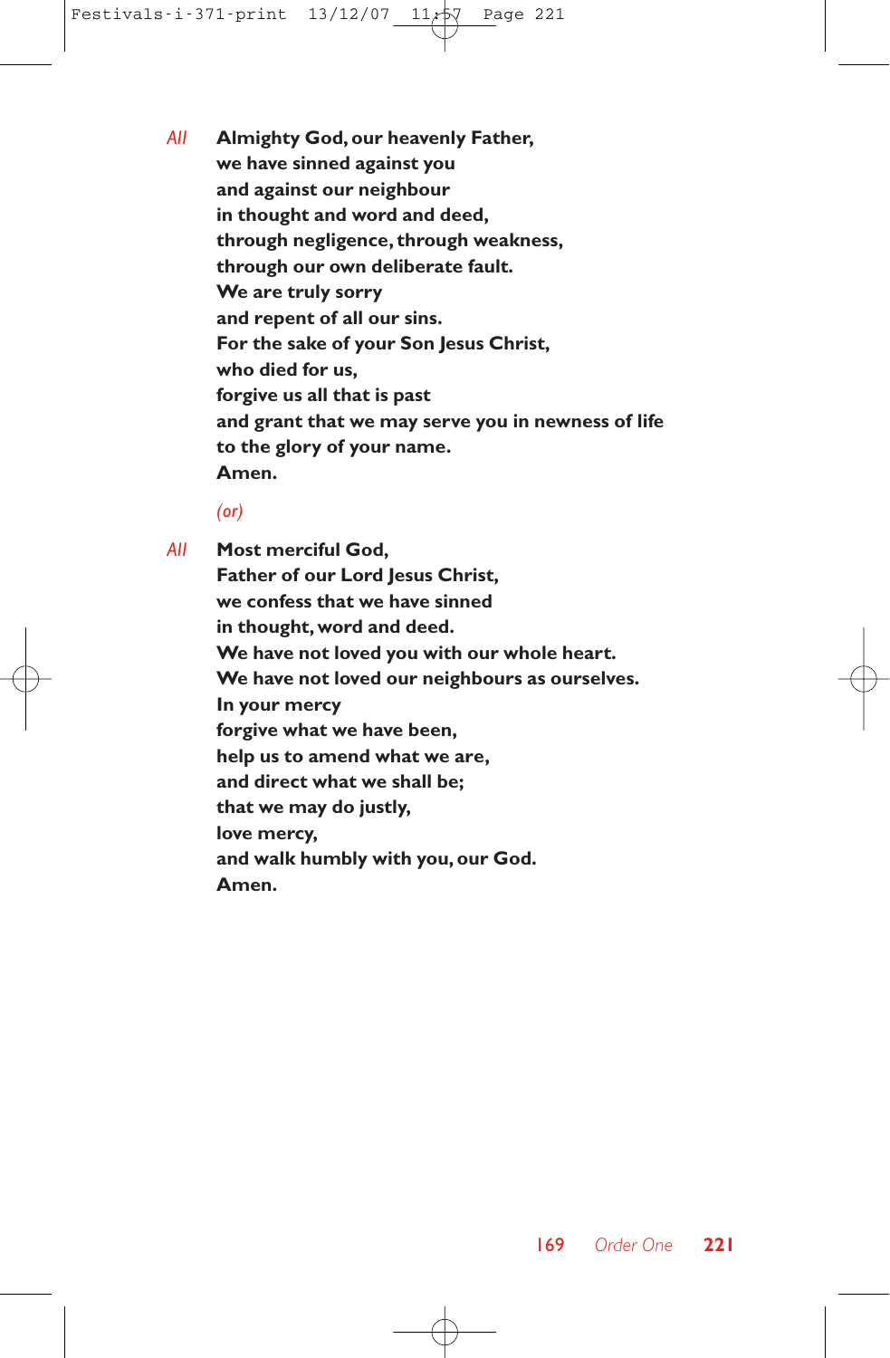*All* **Almighty God, our heavenly Father,**
**we have sinned against you**
**and against our neighbour**
**in thought and word and deed,**
**through negligence, through weakness,**
**through our own deliberate fault.**
**We are truly sorry**
**and repent of all our sins.**
**For the sake of your Son Jesus Christ,**
**who died for us,**
**forgive us all that is past**
**and grant that we may serve you in newness of life**
**to the glory of your name.**
**Amen.**

*(or)*

*All* **Most merciful God,**
**Father of our Lord Jesus Christ,**
**we confess that we have sinned**
**in thought, word and deed.**
**We have not loved you with our whole heart.**
**We have not loved our neighbours as ourselves.**
**In your mercy**
**forgive what we have been,**
**help us to amend what we are,**
**and direct what we shall be;**
**that we may do justly,**
**love mercy,**
**and walk humbly with you, our God.**
**Amen.**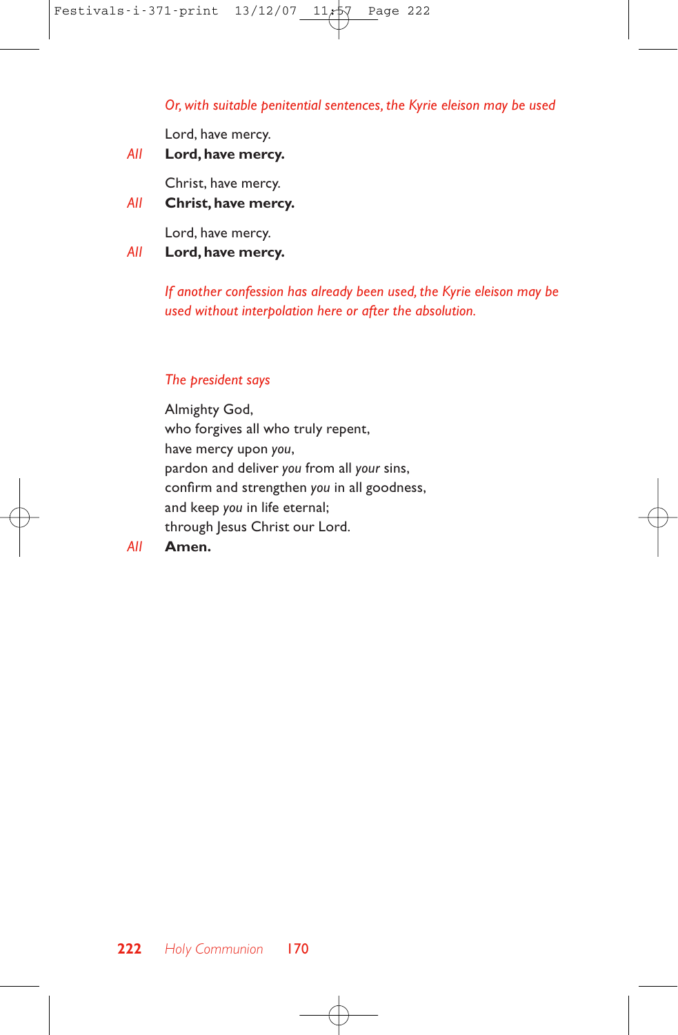*Or, with suitable penitential sentences, the Kyrie eleison may be used*

Lord, have mercy.

*All* **Lord, have mercy.**

Christ, have mercy.

*All* **Christ, have mercy.**

Lord, have mercy.

*All* **Lord, have mercy.**

*If another confession has already been used, the Kyrie eleison may be used without interpolation here or after the absolution.*

*The president says*

Almighty God,
who forgives all who truly repent,
have mercy upon *you*,
pardon and deliver *you* from all *your* sins,
confirm and strengthen *you* in all goodness,
and keep *you* in life eternal;
through Jesus Christ our Lord.

*All* **Amen.**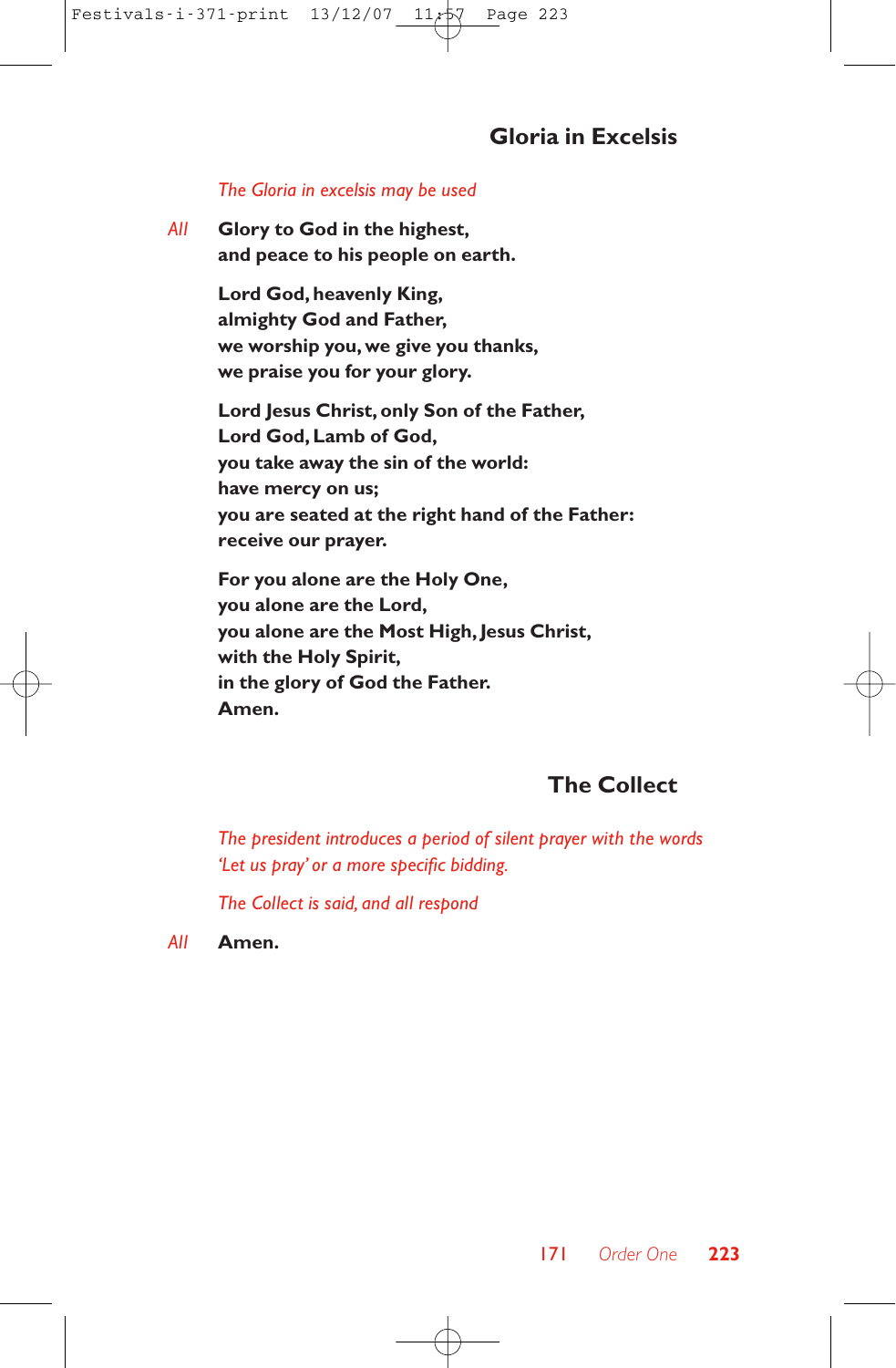## Gloria in Excelsis

*The Gloria in excelsis may be used*

*All* **Glory to God in the highest,**
**and peace to his people on earth.**

**Lord God, heavenly King,**
**almighty God and Father,**
**we worship you, we give you thanks,**
**we praise you for your glory.**

**Lord Jesus Christ, only Son of the Father,**
**Lord God, Lamb of God,**
**you take away the sin of the world:**
**have mercy on us;**
**you are seated at the right hand of the Father:**
**receive our prayer.**

**For you alone are the Holy One,**
**you alone are the Lord,**
**you alone are the Most High, Jesus Christ,**
**with the Holy Spirit,**
**in the glory of God the Father.**
**Amen.**

## The Collect

*The president introduces a period of silent prayer with the words 'Let us pray' or a more specific bidding.*

*The Collect is said, and all respond*

*All* **Amen.**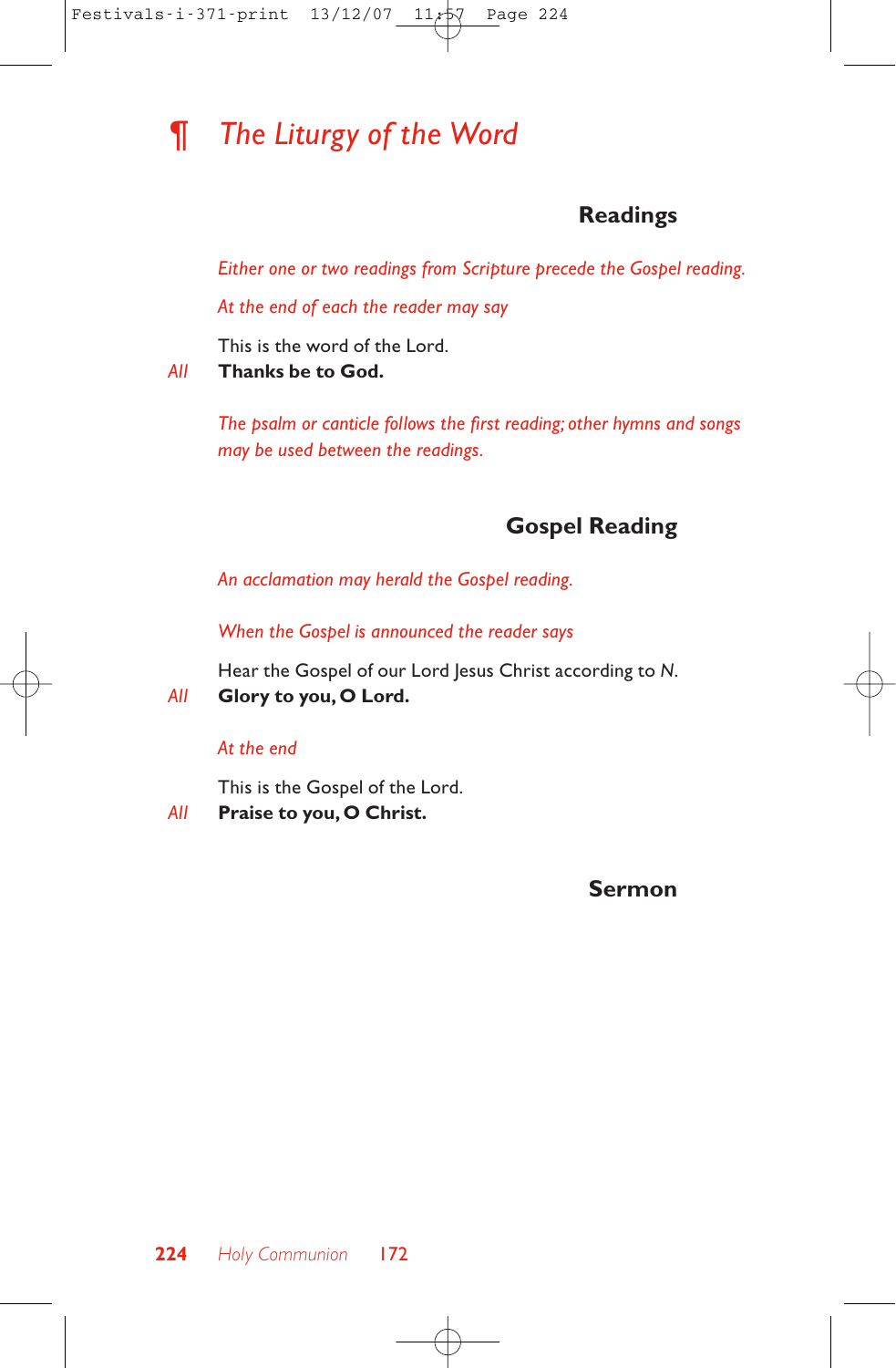# ¶ *The Liturgy of the Word*

## Readings

*Either one or two readings from Scripture precede the Gospel reading.*

*At the end of each the reader may say*

This is the word of the Lord.

*All* **Thanks be to God.**

*The psalm or canticle follows the first reading; other hymns and songs may be used between the readings.*

## Gospel Reading

*An acclamation may herald the Gospel reading.*

*When the Gospel is announced the reader says*

Hear the Gospel of our Lord Jesus Christ according to *N*.

*All* **Glory to you, O Lord.**

*At the end*

This is the Gospel of the Lord.

*All* **Praise to you, O Christ.**

## Sermon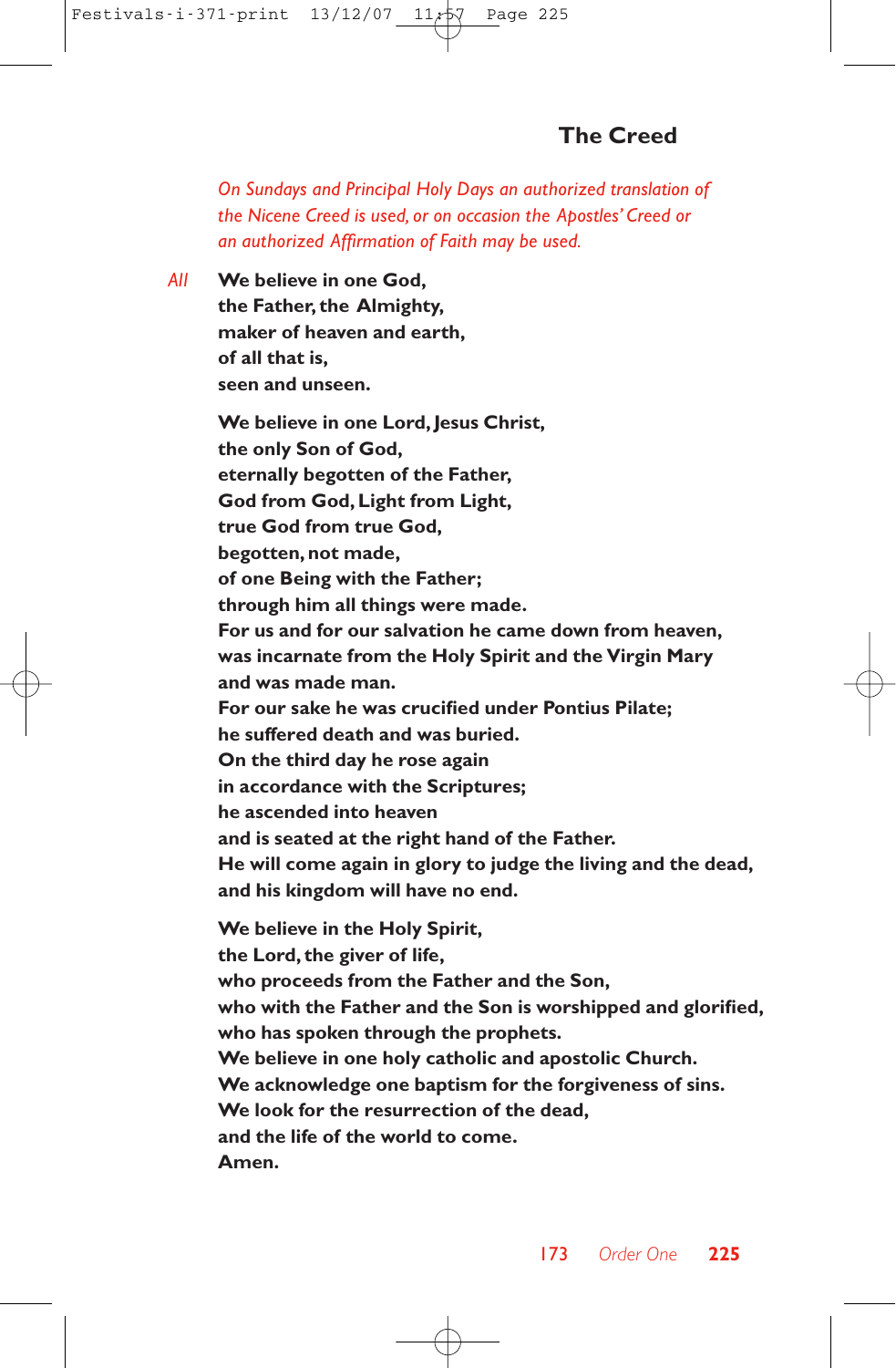## The Creed

*On Sundays and Principal Holy Days an authorized translation of the Nicene Creed is used, or on occasion the Apostles' Creed or an authorized Affirmation of Faith may be used.*

*All* **We believe in one God,**
**the Father, the Almighty,**
**maker of heaven and earth,**
**of all that is,**
**seen and unseen.**

**We believe in one Lord, Jesus Christ,**
**the only Son of God,**
**eternally begotten of the Father,**
**God from God, Light from Light,**
**true God from true God,**
**begotten, not made,**
**of one Being with the Father;**
**through him all things were made.**
**For us and for our salvation he came down from heaven,**
**was incarnate from the Holy Spirit and the Virgin Mary**
**and was made man.**
**For our sake he was crucified under Pontius Pilate;**
**he suffered death and was buried.**
**On the third day he rose again**
**in accordance with the Scriptures;**
**he ascended into heaven**
**and is seated at the right hand of the Father.**
**He will come again in glory to judge the living and the dead,**
**and his kingdom will have no end.**

**We believe in the Holy Spirit,**
**the Lord, the giver of life,**
**who proceeds from the Father and the Son,**
**who with the Father and the Son is worshipped and glorified,**
**who has spoken through the prophets.**
**We believe in one holy catholic and apostolic Church.**
**We acknowledge one baptism for the forgiveness of sins.**
**We look for the resurrection of the dead,**
**and the life of the world to come.**
**Amen.**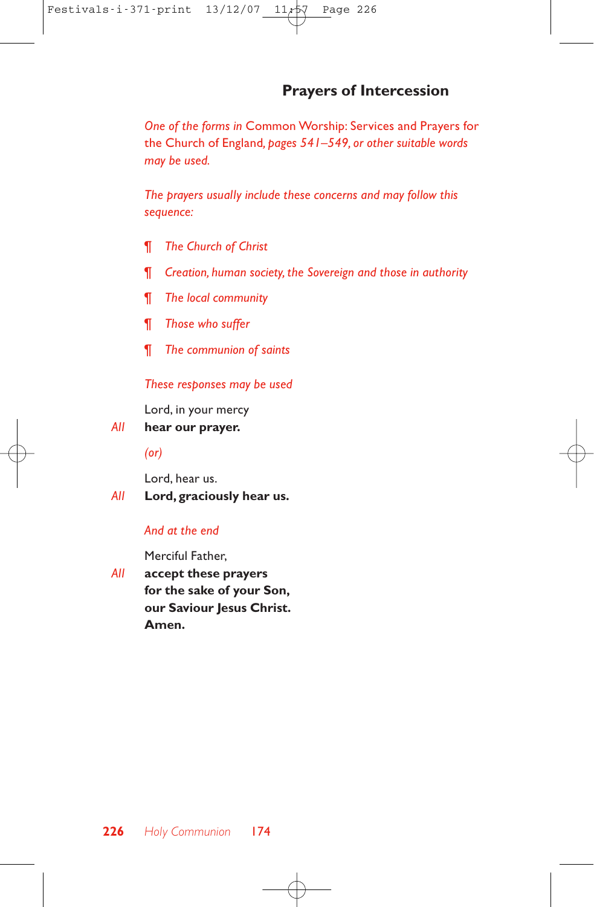## Prayers of Intercession

*One of the forms in* Common Worship: Services and Prayers for the Church of England*, pages 541–549, or other suitable words may be used.*

*The prayers usually include these concerns and may follow this sequence:*

¶ *The Church of Christ*

¶ *Creation, human society, the Sovereign and those in authority*

¶ *The local community*

¶ *Those who suffer*

¶ *The communion of saints*

*These responses may be used*

Lord, in your mercy

*All* **hear our prayer.**

*(or)*

Lord, hear us.

*All* **Lord, graciously hear us.**

*And at the end*

Merciful Father,

*All* **accept these prayers**
**for the sake of your Son,**
**our Saviour Jesus Christ.**
**Amen.**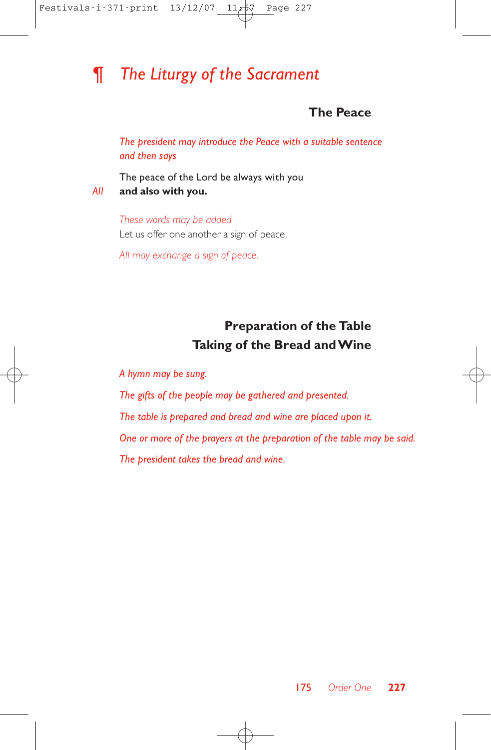# ¶ *The Liturgy of the Sacrament*

## The Peace

*The president may introduce the Peace with a suitable sentence and then says*

The peace of the Lord be always with you
*All* **and also with you.**

*These words may be added*
Let us offer one another a sign of peace.

*All may exchange a sign of peace.*

## Preparation of the Table
## Taking of the Bread and Wine

*A hymn may be sung.*

*The gifts of the people may be gathered and presented.*

*The table is prepared and bread and wine are placed upon it.*

*One or more of the prayers at the preparation of the table may be said.*

*The president takes the bread and wine.*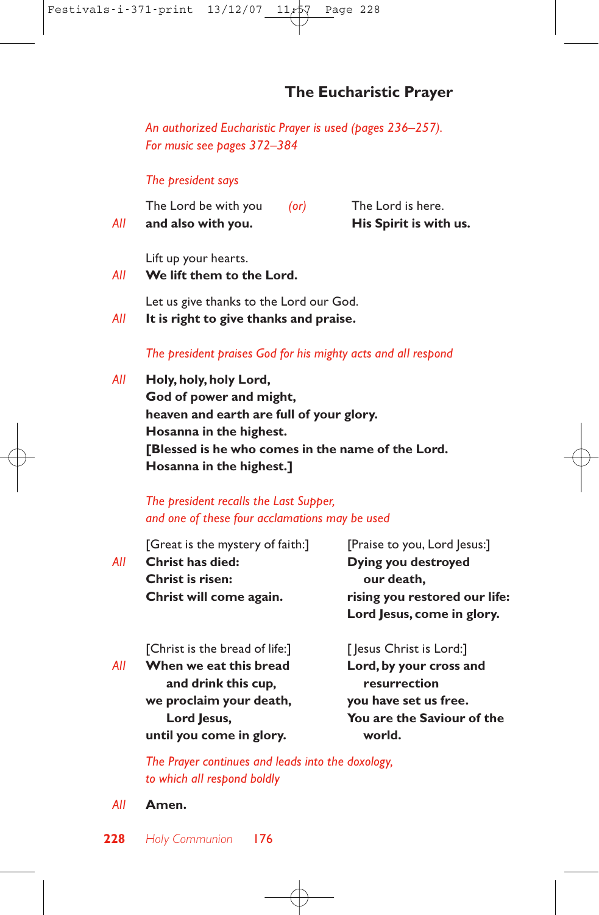## The Eucharistic Prayer

*An authorized Eucharistic Prayer is used (pages 236–257).*
*For music see pages 372–384*

*The president says*

The Lord be with you
*All* **and also with you.**

*(or)*

The Lord is here.
*All* **His Spirit is with us.**

Lift up your hearts.
*All* **We lift them to the Lord.**

Let us give thanks to the Lord our God.
*All* **It is right to give thanks and praise.**

*The president praises God for his mighty acts and all respond*

*All* **Holy, holy, holy Lord,**
**God of power and might,**
**heaven and earth are full of your glory.**
**Hosanna in the highest.**
**[Blessed is he who comes in the name of the Lord.**
**Hosanna in the highest.]**

*The president recalls the Last Supper,*
*and one of these four acclamations may be used*

[Great is the mystery of faith:]
*All* **Christ has died:**
**Christ is risen:**
**Christ will come again.**

[Praise to you, Lord Jesus:]
*All* **Dying you destroyed our death,**
**rising you restored our life:**
**Lord Jesus, come in glory.**

[Christ is the bread of life:]
*All* **When we eat this bread and drink this cup,**
**we proclaim your death, Lord Jesus,**
**until you come in glory.**

[Jesus Christ is Lord:]
*All* **Lord, by your cross and resurrection**
**you have set us free.**
**You are the Saviour of the world.**

*The Prayer continues and leads into the doxology,*
*to which all respond boldly*

*All* **Amen.**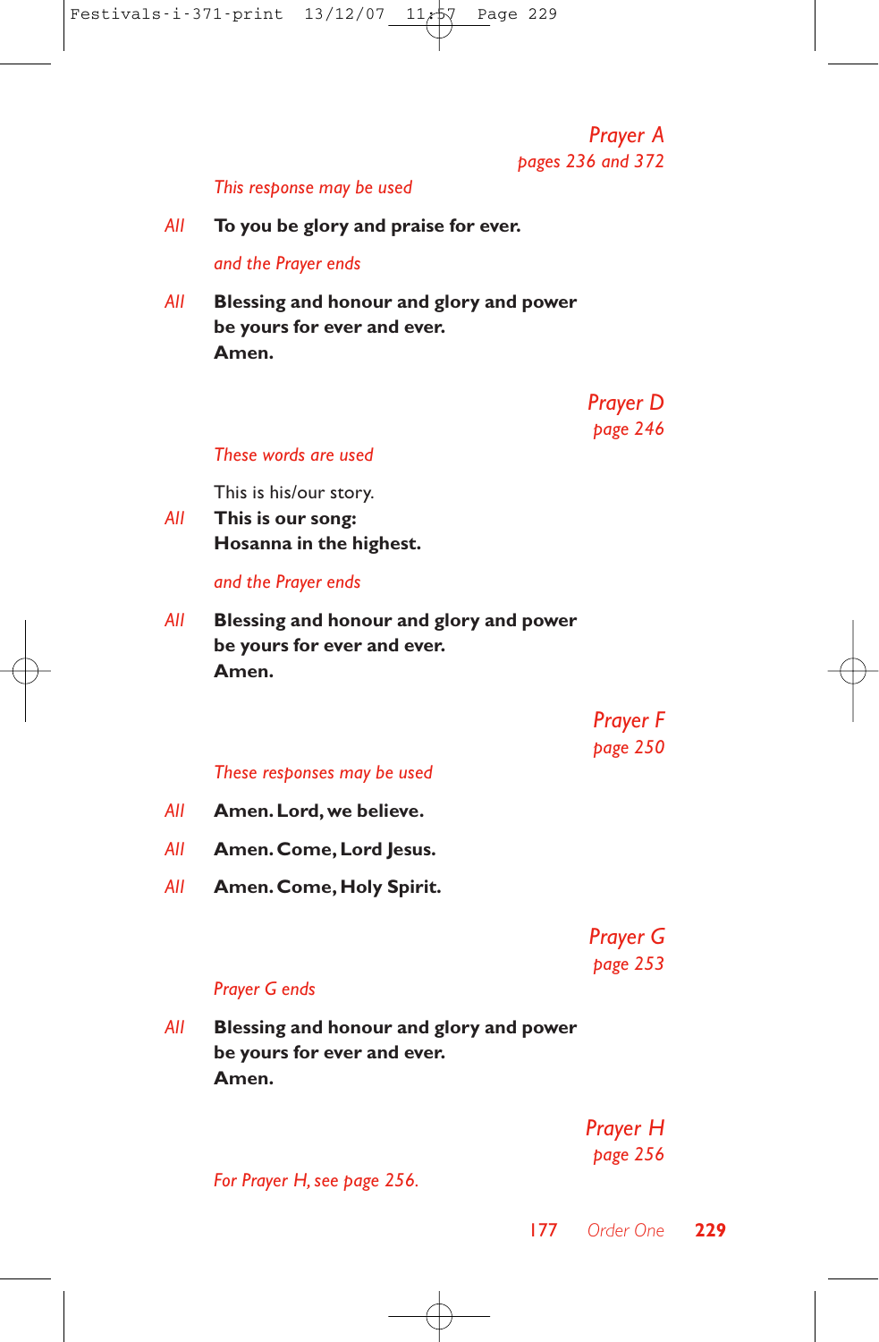### *Prayer A*
*pages 236 and 372*

*This response may be used*

*All* **To you be glory and praise for ever.**

*and the Prayer ends*

*All* **Blessing and honour and glory and power**
**be yours for ever and ever.**
**Amen.**

### *Prayer D*
*page 246*

*These words are used*

This is his/our story.

*All* **This is our song:**
**Hosanna in the highest.**

*and the Prayer ends*

*All* **Blessing and honour and glory and power**
**be yours for ever and ever.**
**Amen.**

### *Prayer F*
*page 250*

*These responses may be used*

*All* **Amen. Lord, we believe.**

*All* **Amen. Come, Lord Jesus.**

*All* **Amen. Come, Holy Spirit.**

### *Prayer G*
*page 253*

*Prayer G ends*

*All* **Blessing and honour and glory and power**
**be yours for ever and ever.**
**Amen.**

### *Prayer H*
*page 256*

*For Prayer H, see page 256.*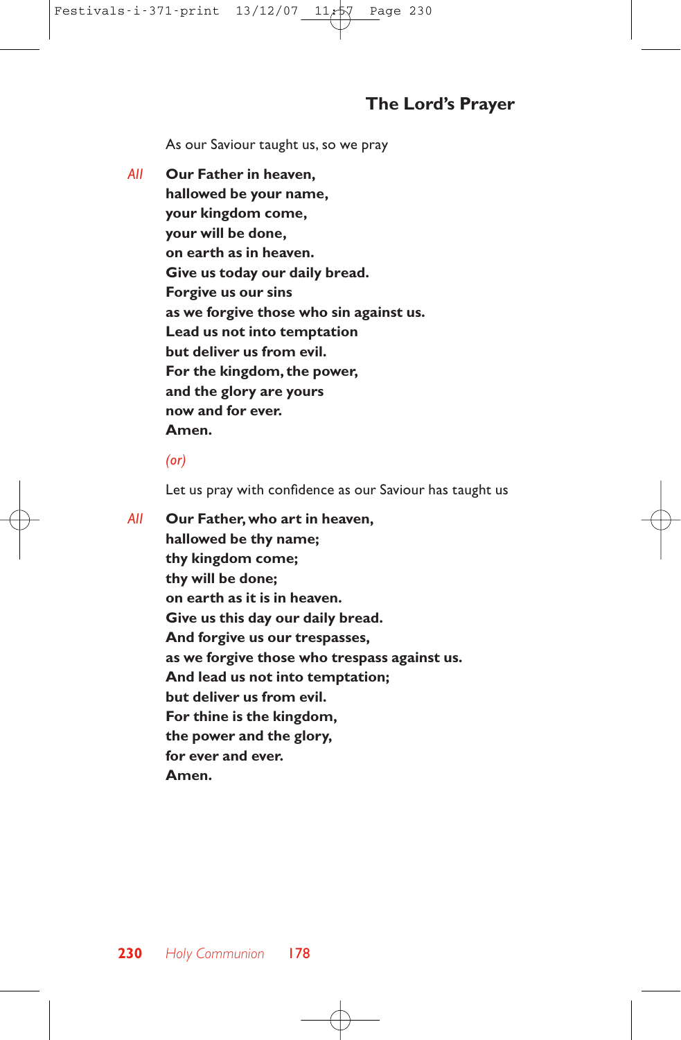## The Lord's Prayer

As our Saviour taught us, so we pray

*All* **Our Father in heaven,**
**hallowed be your name,**
**your kingdom come,**
**your will be done,**
**on earth as in heaven.**
**Give us today our daily bread.**
**Forgive us our sins**
**as we forgive those who sin against us.**
**Lead us not into temptation**
**but deliver us from evil.**
**For the kingdom, the power,**
**and the glory are yours**
**now and for ever.**
**Amen.**

*(or)*

Let us pray with confidence as our Saviour has taught us

*All* **Our Father, who art in heaven,**
**hallowed be thy name;**
**thy kingdom come;**
**thy will be done;**
**on earth as it is in heaven.**
**Give us this day our daily bread.**
**And forgive us our trespasses,**
**as we forgive those who trespass against us.**
**And lead us not into temptation;**
**but deliver us from evil.**
**For thine is the kingdom,**
**the power and the glory,**
**for ever and ever.**
**Amen.**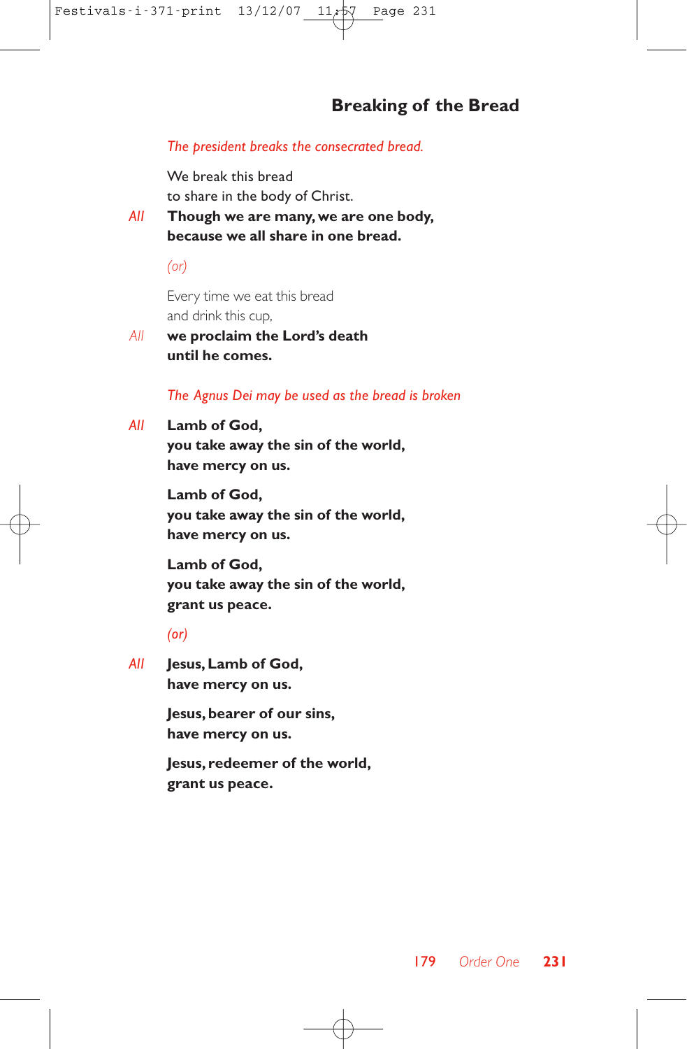## Breaking of the Bread

*The president breaks the consecrated bread.*

We break this bread
to share in the body of Christ.

*All* **Though we are many, we are one body,
because we all share in one bread.**

*(or)*

Every time we eat this bread
and drink this cup,

*All* **we proclaim the Lord's death
until he comes.**

*The Agnus Dei may be used as the bread is broken*

*All* **Lamb of God,
you take away the sin of the world,
have mercy on us.**

**Lamb of God,
you take away the sin of the world,
have mercy on us.**

**Lamb of God,
you take away the sin of the world,
grant us peace.**

*(or)*

*All* **Jesus, Lamb of God,
have mercy on us.**

**Jesus, bearer of our sins,
have mercy on us.**

**Jesus, redeemer of the world,
grant us peace.**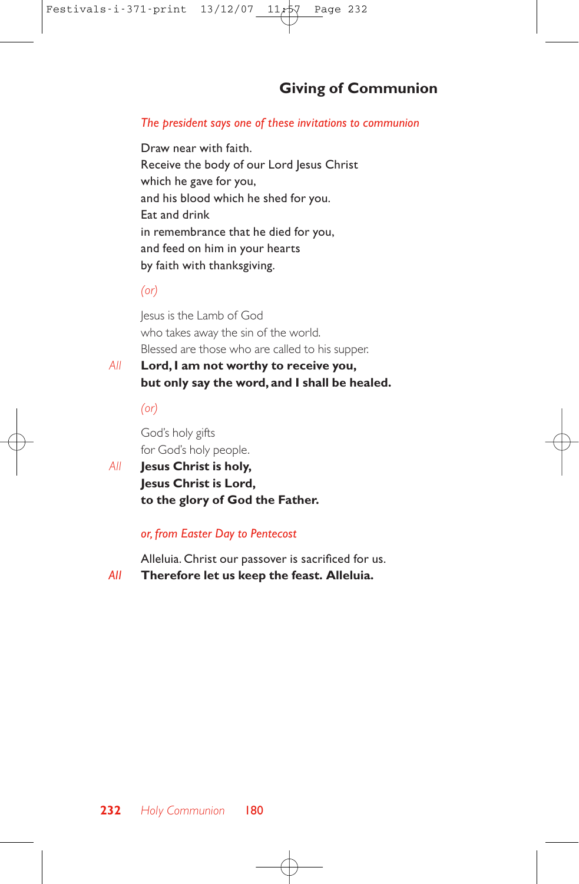## Giving of Communion

*The president says one of these invitations to communion*

Draw near with faith.
Receive the body of our Lord Jesus Christ
which he gave for you,
and his blood which he shed for you.
Eat and drink
in remembrance that he died for you,
and feed on him in your hearts
by faith with thanksgiving.

*(or)*

Jesus is the Lamb of God
who takes away the sin of the world.
Blessed are those who are called to his supper.

*All* **Lord, I am not worthy to receive you,
but only say the word, and I shall be healed.**

*(or)*

God's holy gifts
for God's holy people.

*All* **Jesus Christ is holy,
Jesus Christ is Lord,
to the glory of God the Father.**

*or, from Easter Day to Pentecost*

Alleluia. Christ our passover is sacrificed for us.

*All* **Therefore let us keep the feast. Alleluia.**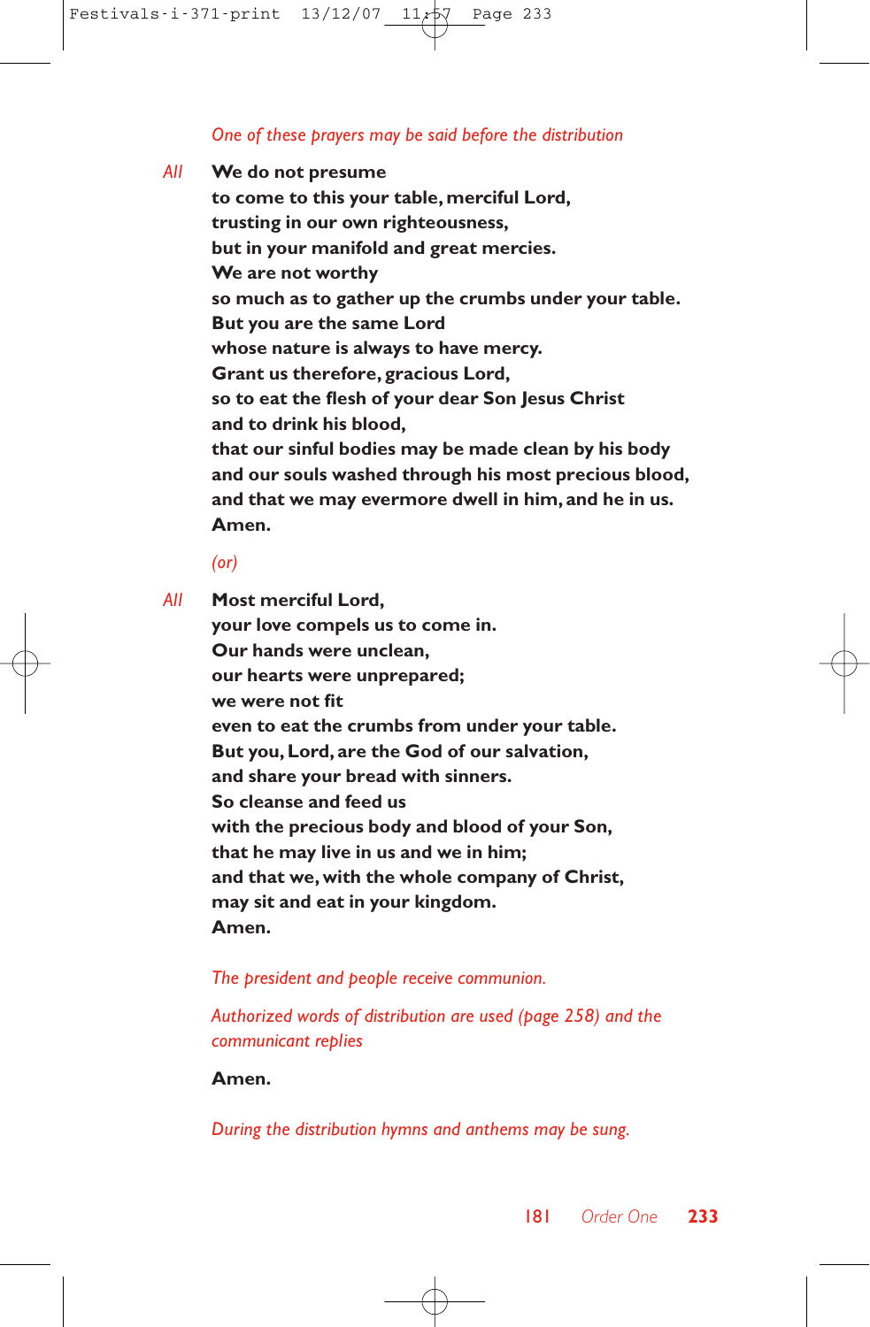*One of these prayers may be said before the distribution*

*All* **We do not presume**
**to come to this your table, merciful Lord,**
**trusting in our own righteousness,**
**but in your manifold and great mercies.**
**We are not worthy**
**so much as to gather up the crumbs under your table.**
**But you are the same Lord**
**whose nature is always to have mercy.**
**Grant us therefore, gracious Lord,**
**so to eat the flesh of your dear Son Jesus Christ**
**and to drink his blood,**
**that our sinful bodies may be made clean by his body**
**and our souls washed through his most precious blood,**
**and that we may evermore dwell in him, and he in us.**
**Amen.**

*(or)*

*All* **Most merciful Lord,**
**your love compels us to come in.**
**Our hands were unclean,**
**our hearts were unprepared;**
**we were not fit**
**even to eat the crumbs from under your table.**
**But you, Lord, are the God of our salvation,**
**and share your bread with sinners.**
**So cleanse and feed us**
**with the precious body and blood of your Son,**
**that he may live in us and we in him;**
**and that we, with the whole company of Christ,**
**may sit and eat in your kingdom.**
**Amen.**

*The president and people receive communion.*

*Authorized words of distribution are used (page 258) and the communicant replies*

**Amen.**

*During the distribution hymns and anthems may be sung.*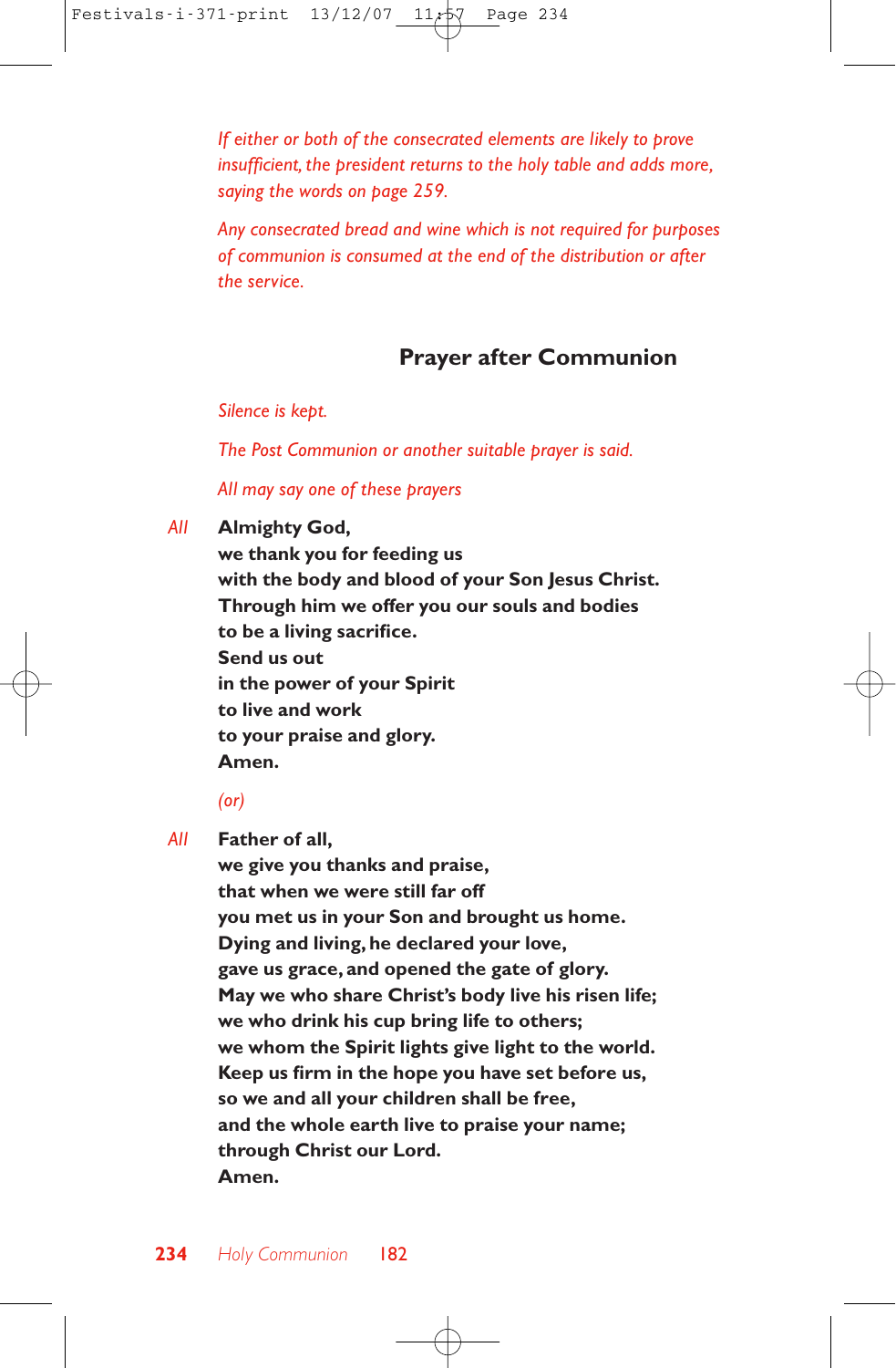*If either or both of the consecrated elements are likely to prove insufficient, the president returns to the holy table and adds more, saying the words on page 259.*

*Any consecrated bread and wine which is not required for purposes of communion is consumed at the end of the distribution or after the service.*

## Prayer after Communion

*Silence is kept.*

*The Post Communion or another suitable prayer is said.*

*All may say one of these prayers*

*All* **Almighty God,**
**we thank you for feeding us**
**with the body and blood of your Son Jesus Christ.**
**Through him we offer you our souls and bodies**
**to be a living sacrifice.**
**Send us out**
**in the power of your Spirit**
**to live and work**
**to your praise and glory.**
**Amen.**

*(or)*

*All* **Father of all,**
**we give you thanks and praise,**
**that when we were still far off**
**you met us in your Son and brought us home.**
**Dying and living, he declared your love,**
**gave us grace, and opened the gate of glory.**
**May we who share Christ's body live his risen life;**
**we who drink his cup bring life to others;**
**we whom the Spirit lights give light to the world.**
**Keep us firm in the hope you have set before us,**
**so we and all your children shall be free,**
**and the whole earth live to praise your name;**
**through Christ our Lord.**
**Amen.**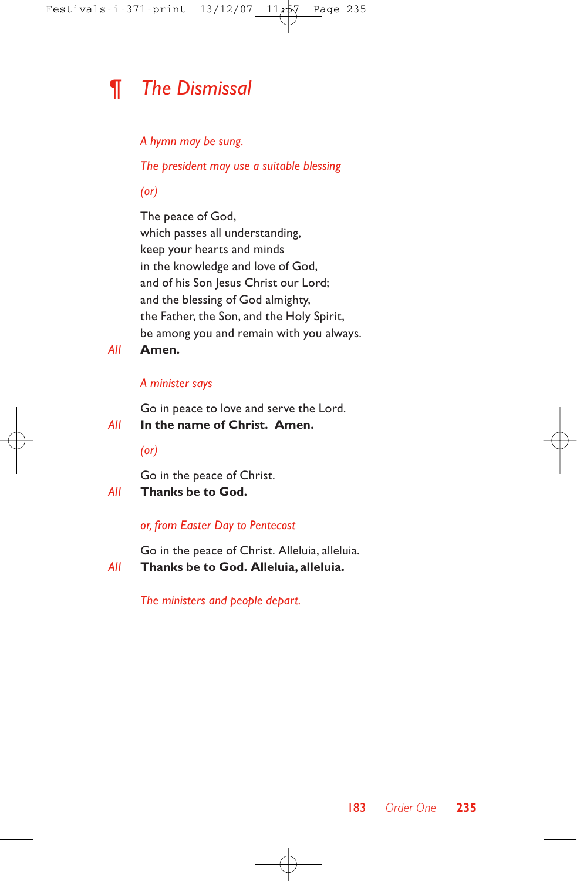# ¶ *The Dismissal*

*A hymn may be sung.*

*The president may use a suitable blessing*

*(or)*

The peace of God,
which passes all understanding,
keep your hearts and minds
in the knowledge and love of God,
and of his Son Jesus Christ our Lord;
and the blessing of God almighty,
the Father, the Son, and the Holy Spirit,
be among you and remain with you always.

*All* **Amen.**

*A minister says*

Go in peace to love and serve the Lord.

*All* **In the name of Christ. Amen.**

*(or)*

Go in the peace of Christ.

*All* **Thanks be to God.**

*or, from Easter Day to Pentecost*

Go in the peace of Christ. Alleluia, alleluia.

*All* **Thanks be to God. Alleluia, alleluia.**

*The ministers and people depart.*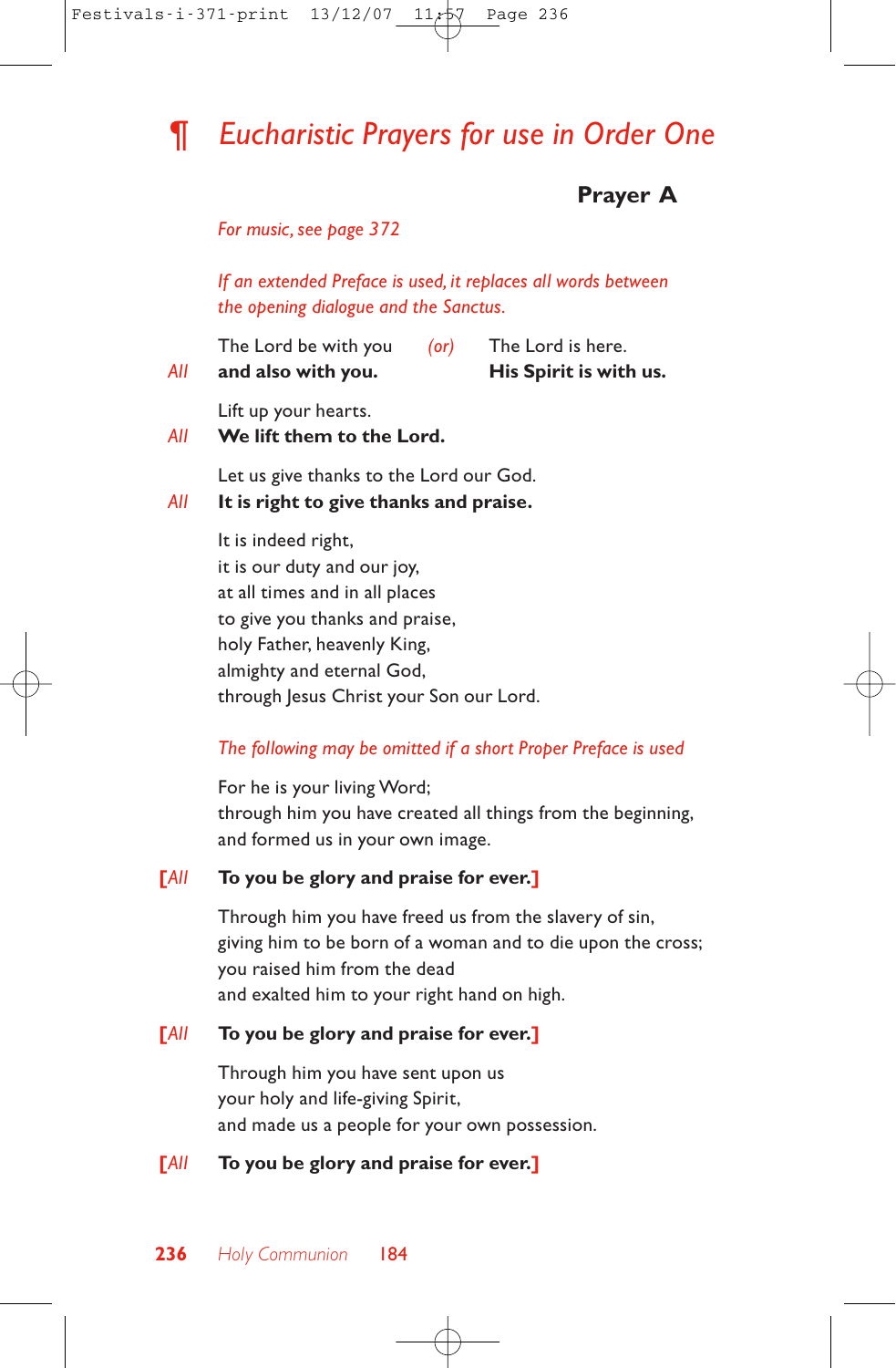# ¶ *Eucharistic Prayers for use in Order One*

## Prayer A

*For music, see page 372*

*If an extended Preface is used, it replaces all words between the opening dialogue and the Sanctus.*

The Lord be with you *(or)* The Lord is here.
*All* **and also with you.** **His Spirit is with us.**

Lift up your hearts.
*All* **We lift them to the Lord.**

Let us give thanks to the Lord our God.
*All* **It is right to give thanks and praise.**

It is indeed right,
it is our duty and our joy,
at all times and in all places
to give you thanks and praise,
holy Father, heavenly King,
almighty and eternal God,
through Jesus Christ your Son our Lord.

*The following may be omitted if a short Proper Preface is used*

For he is your living Word;
through him you have created all things from the beginning,
and formed us in your own image.

[*All* **To you be glory and praise for ever.**]

Through him you have freed us from the slavery of sin,
giving him to be born of a woman and to die upon the cross;
you raised him from the dead
and exalted him to your right hand on high.

[*All* **To you be glory and praise for ever.**]

Through him you have sent upon us
your holy and life-giving Spirit,
and made us a people for your own possession.

[*All* **To you be glory and praise for ever.**]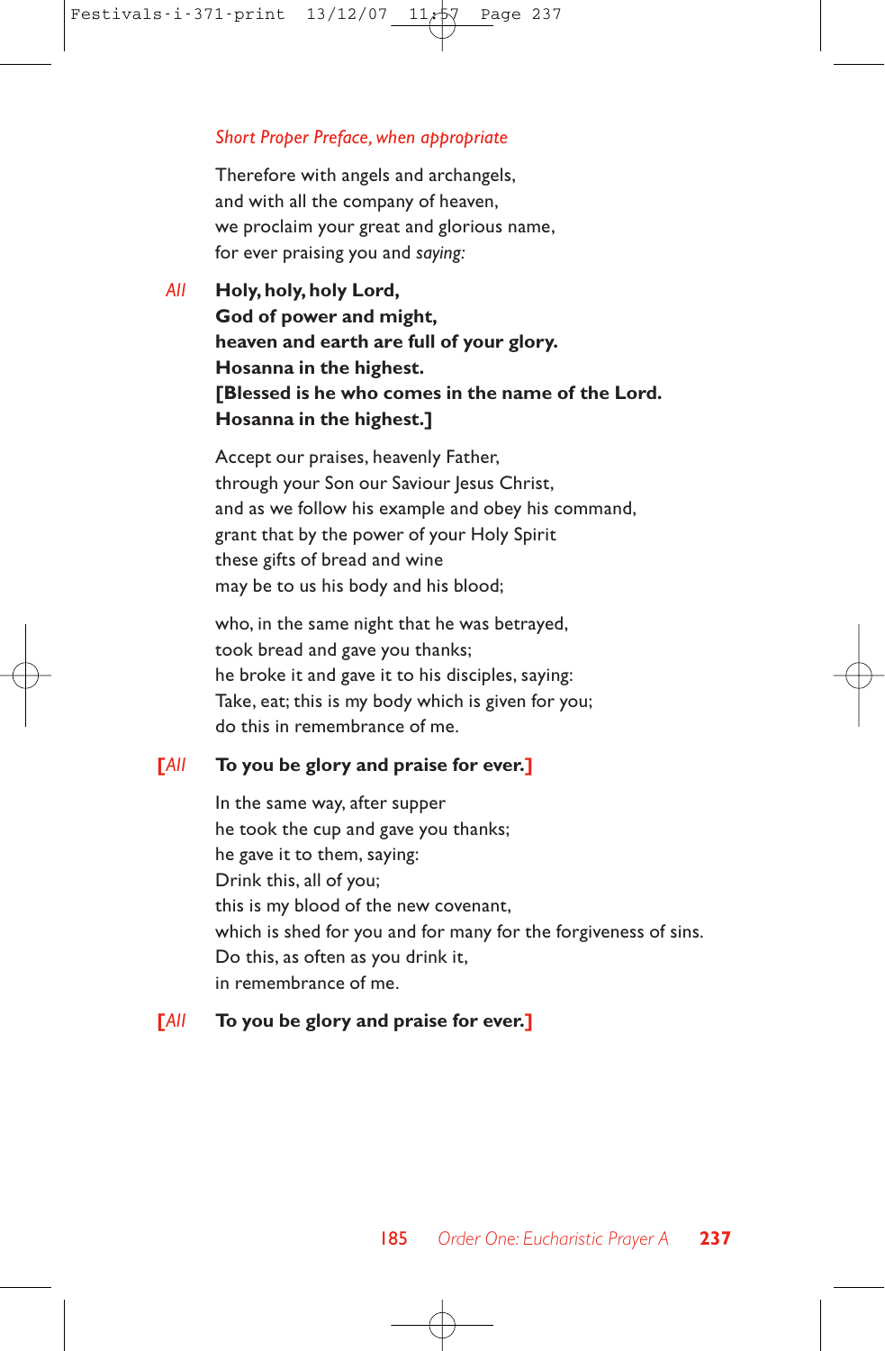*Short Proper Preface, when appropriate*

Therefore with angels and archangels,
and with all the company of heaven,
we proclaim your great and glorious name,
for ever praising you and *saying:*

*All* **Holy, holy, holy Lord,**
**God of power and might,**
**heaven and earth are full of your glory.**
**Hosanna in the highest.**
**[Blessed is he who comes in the name of the Lord.**
**Hosanna in the highest.]**

Accept our praises, heavenly Father,
through your Son our Saviour Jesus Christ,
and as we follow his example and obey his command,
grant that by the power of your Holy Spirit
these gifts of bread and wine
may be to us his body and his blood;

who, in the same night that he was betrayed,
took bread and gave you thanks;
he broke it and gave it to his disciples, saying:
Take, eat; this is my body which is given for you;
do this in remembrance of me.

[*All* **To you be glory and praise for ever.**]

In the same way, after supper
he took the cup and gave you thanks;
he gave it to them, saying:
Drink this, all of you;
this is my blood of the new covenant,
which is shed for you and for many for the forgiveness of sins.
Do this, as often as you drink it,
in remembrance of me.

[*All* **To you be glory and praise for ever.**]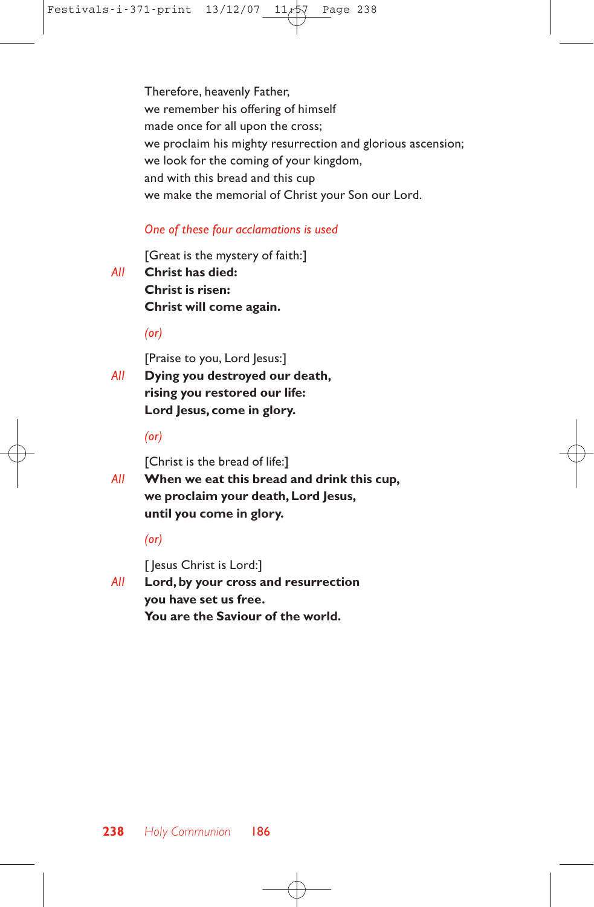Therefore, heavenly Father,
we remember his offering of himself
made once for all upon the cross;
we proclaim his mighty resurrection and glorious ascension;
we look for the coming of your kingdom,
and with this bread and this cup
we make the memorial of Christ your Son our Lord.

*One of these four acclamations is used*

[Great is the mystery of faith:]

*All* **Christ has died:**
**Christ is risen:**
**Christ will come again.**

*(or)*

[Praise to you, Lord Jesus:]

*All* **Dying you destroyed our death,**
**rising you restored our life:**
**Lord Jesus, come in glory.**

*(or)*

[Christ is the bread of life:]

*All* **When we eat this bread and drink this cup,**
**we proclaim your death, Lord Jesus,**
**until you come in glory.**

*(or)*

[Jesus Christ is Lord:]

*All* **Lord, by your cross and resurrection**
**you have set us free.**
**You are the Saviour of the world.**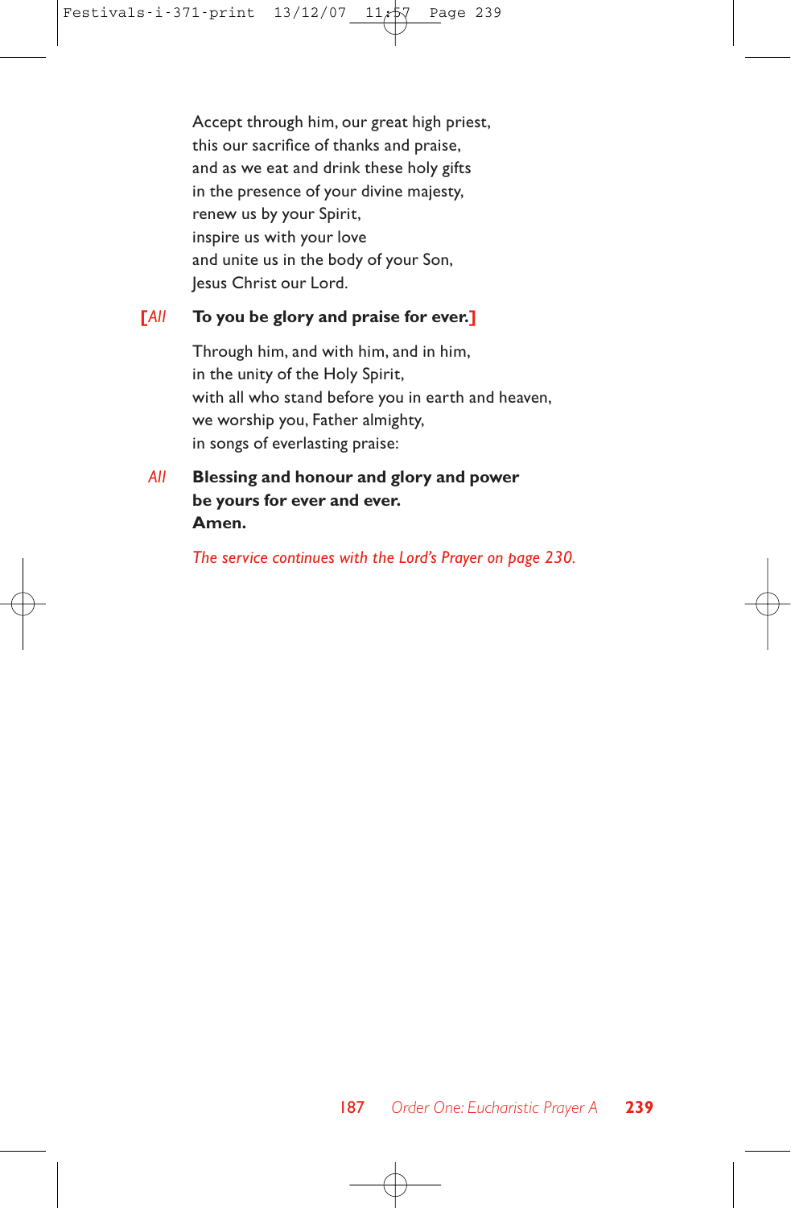Accept through him, our great high priest,
this our sacrifice of thanks and praise,
and as we eat and drink these holy gifts
in the presence of your divine majesty,
renew us by your Spirit,
inspire us with your love
and unite us in the body of your Son,
Jesus Christ our Lord.

[*All* **To you be glory and praise for ever.**]

Through him, and with him, and in him,
in the unity of the Holy Spirit,
with all who stand before you in earth and heaven,
we worship you, Father almighty,
in songs of everlasting praise:

*All* **Blessing and honour and glory and power**
**be yours for ever and ever.**
**Amen.**

*The service continues with the Lord's Prayer on page 230.*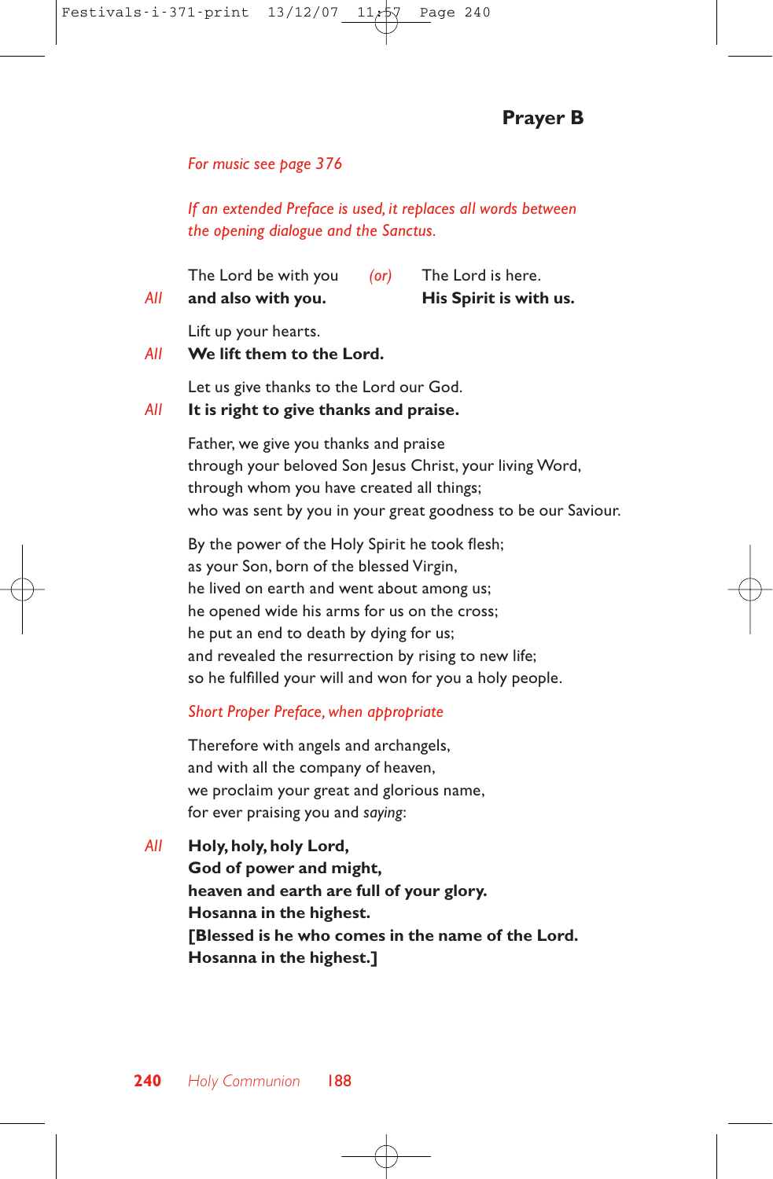## Prayer B

*For music see page 376*

*If an extended Preface is used, it replaces all words between the opening dialogue and the Sanctus.*

The Lord be with you *(or)* The Lord is here.
*All* **and also with you.** **His Spirit is with us.**

Lift up your hearts.
*All* **We lift them to the Lord.**

Let us give thanks to the Lord our God.
*All* **It is right to give thanks and praise.**

Father, we give you thanks and praise
through your beloved Son Jesus Christ, your living Word,
through whom you have created all things;
who was sent by you in your great goodness to be our Saviour.

By the power of the Holy Spirit he took flesh;
as your Son, born of the blessed Virgin,
he lived on earth and went about among us;
he opened wide his arms for us on the cross;
he put an end to death by dying for us;
and revealed the resurrection by rising to new life;
so he fulfilled your will and won for you a holy people.

*Short Proper Preface, when appropriate*

Therefore with angels and archangels,
and with all the company of heaven,
we proclaim your great and glorious name,
for ever praising you and *saying*:

*All* **Holy, holy, holy Lord,**
**God of power and might,**
**heaven and earth are full of your glory.**
**Hosanna in the highest.**
**[Blessed is he who comes in the name of the Lord.**
**Hosanna in the highest.]**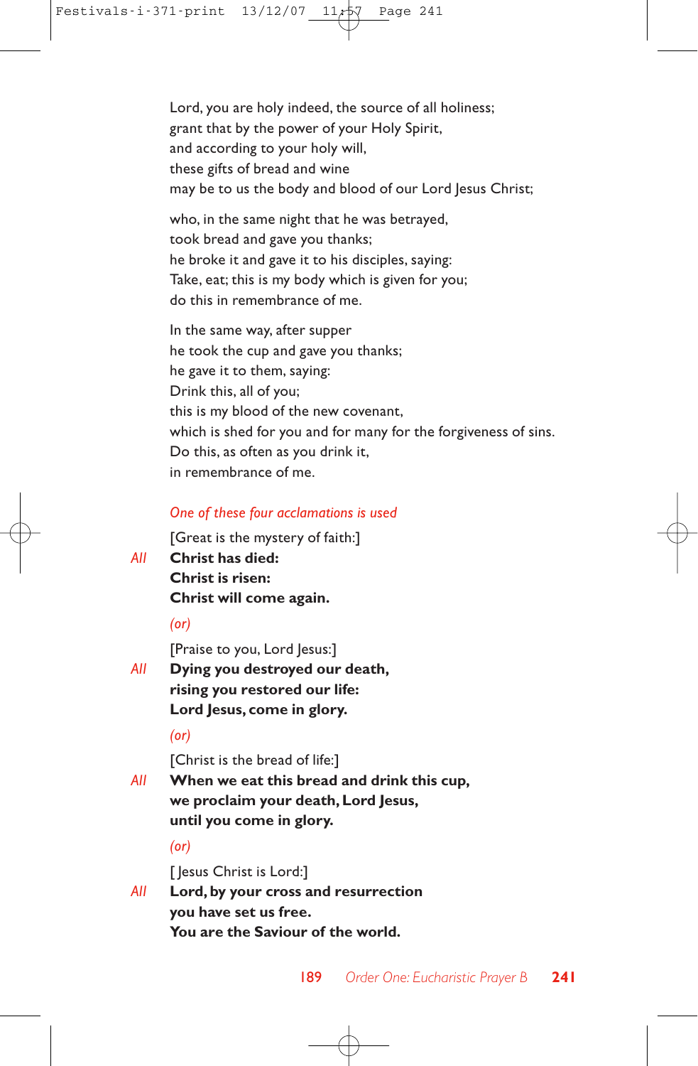Lord, you are holy indeed, the source of all holiness;
grant that by the power of your Holy Spirit,
and according to your holy will,
these gifts of bread and wine
may be to us the body and blood of our Lord Jesus Christ;

who, in the same night that he was betrayed,
took bread and gave you thanks;
he broke it and gave it to his disciples, saying:
Take, eat; this is my body which is given for you;
do this in remembrance of me.

In the same way, after supper
he took the cup and gave you thanks;
he gave it to them, saying:
Drink this, all of you;
this is my blood of the new covenant,
which is shed for you and for many for the forgiveness of sins.
Do this, as often as you drink it,
in remembrance of me.

*One of these four acclamations is used*

[Great is the mystery of faith:]

*All* **Christ has died:**
**Christ is risen:**
**Christ will come again.**

*(or)*

[Praise to you, Lord Jesus:]

*All* **Dying you destroyed our death,**
**rising you restored our life:**
**Lord Jesus, come in glory.**

*(or)*

[Christ is the bread of life:]

*All* **When we eat this bread and drink this cup,**
**we proclaim your death, Lord Jesus,**
**until you come in glory.**

*(or)*

[Jesus Christ is Lord:]

*All* **Lord, by your cross and resurrection**
**you have set us free.**
**You are the Saviour of the world.**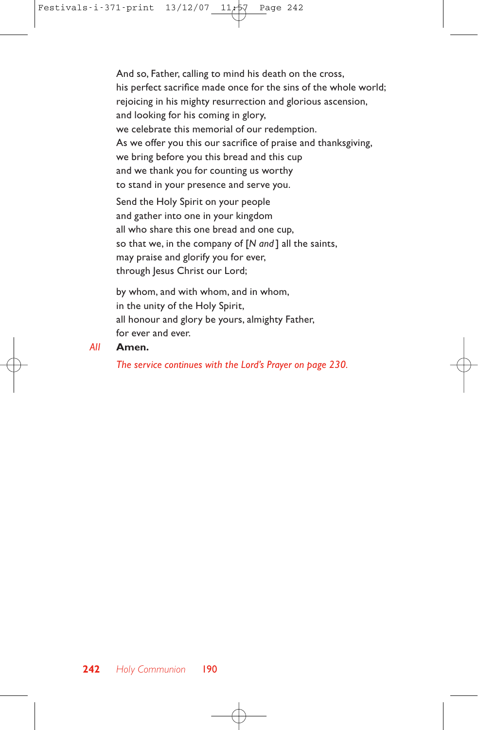And so, Father, calling to mind his death on the cross,
his perfect sacrifice made once for the sins of the whole world;
rejoicing in his mighty resurrection and glorious ascension,
and looking for his coming in glory,
we celebrate this memorial of our redemption.
As we offer you this our sacrifice of praise and thanksgiving,
we bring before you this bread and this cup
and we thank you for counting us worthy
to stand in your presence and serve you.

Send the Holy Spirit on your people
and gather into one in your kingdom
all who share this one bread and one cup,
so that we, in the company of [*N and*] all the saints,
may praise and glorify you for ever,
through Jesus Christ our Lord;

by whom, and with whom, and in whom,
in the unity of the Holy Spirit,
all honour and glory be yours, almighty Father,
for ever and ever.

*All* **Amen.**

*The service continues with the Lord's Prayer on page 230.*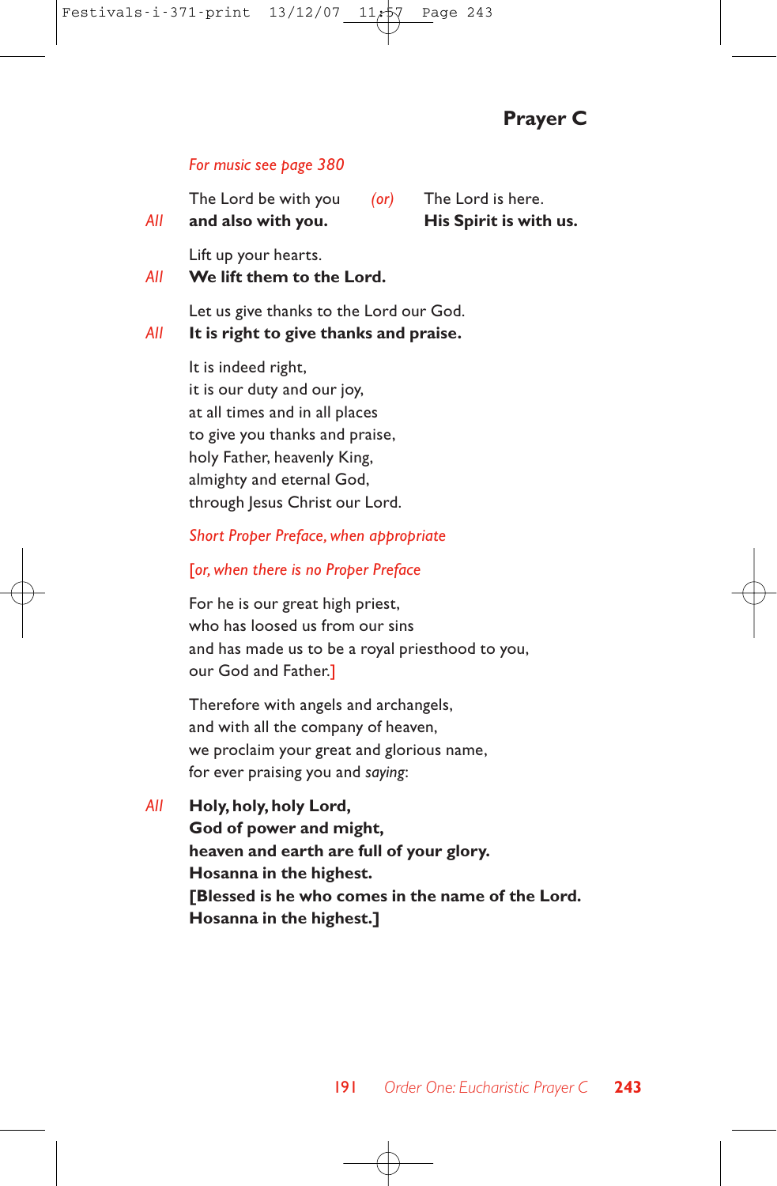## Prayer C

*For music see page 380*

The Lord be with you *(or)* The Lord is here.
*All* **and also with you.** **His Spirit is with us.**

Lift up your hearts.
*All* **We lift them to the Lord.**

Let us give thanks to the Lord our God.
*All* **It is right to give thanks and praise.**

It is indeed right,
it is our duty and our joy,
at all times and in all places
to give you thanks and praise,
holy Father, heavenly King,
almighty and eternal God,
through Jesus Christ our Lord.

*Short Proper Preface, when appropriate*

[*or, when there is no Proper Preface*

For he is our great high priest,
who has loosed us from our sins
and has made us to be a royal priesthood to you,
our God and Father.]

Therefore with angels and archangels,
and with all the company of heaven,
we proclaim your great and glorious name,
for ever praising you and *saying*:

*All* **Holy, holy, holy Lord,**
**God of power and might,**
**heaven and earth are full of your glory.**
**Hosanna in the highest.**
**[Blessed is he who comes in the name of the Lord.**
**Hosanna in the highest.]**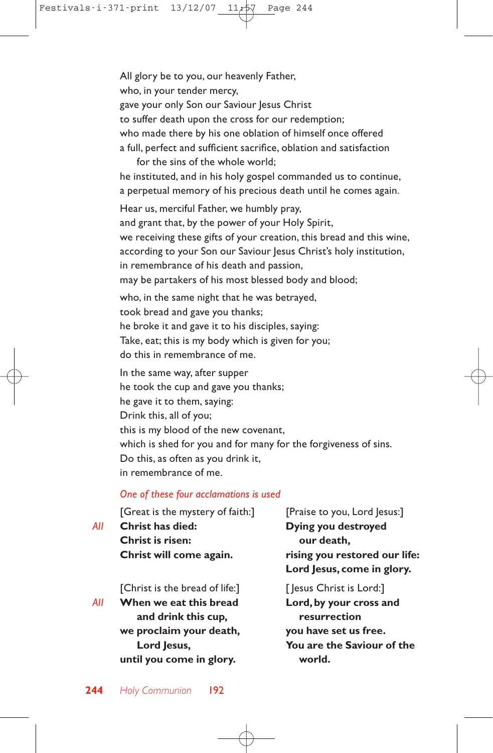All glory be to you, our heavenly Father,
who, in your tender mercy,
gave your only Son our Saviour Jesus Christ
to suffer death upon the cross for our redemption;
who made there by his one oblation of himself once offered
a full, perfect and sufficient sacrifice, oblation and satisfaction
for the sins of the whole world;
he instituted, and in his holy gospel commanded us to continue,
a perpetual memory of his precious death until he comes again.

Hear us, merciful Father, we humbly pray,
and grant that, by the power of your Holy Spirit,
we receiving these gifts of your creation, this bread and this wine,
according to your Son our Saviour Jesus Christ's holy institution,
in remembrance of his death and passion,
may be partakers of his most blessed body and blood;

who, in the same night that he was betrayed,
took bread and gave you thanks;
he broke it and gave it to his disciples, saying:
Take, eat; this is my body which is given for you;
do this in remembrance of me.

In the same way, after supper
he took the cup and gave you thanks;
he gave it to them, saying:
Drink this, all of you;
this is my blood of the new covenant,
which is shed for you and for many for the forgiveness of sins.
Do this, as often as you drink it,
in remembrance of me.

*One of these four acclamations is used*

[Great is the mystery of faith:]

*All* **Christ has died:**
**Christ is risen:**
**Christ will come again.**

[Praise to you, Lord Jesus:]

*All* **Dying you destroyed our death,**
**rising you restored our life:**
**Lord Jesus, come in glory.**

[Christ is the bread of life:]

*All* **When we eat this bread and drink this cup,**
**we proclaim your death, Lord Jesus,**
**until you come in glory.**

[Jesus Christ is Lord:]

*All* **Lord, by your cross and resurrection**
**you have set us free.**
**You are the Saviour of the world.**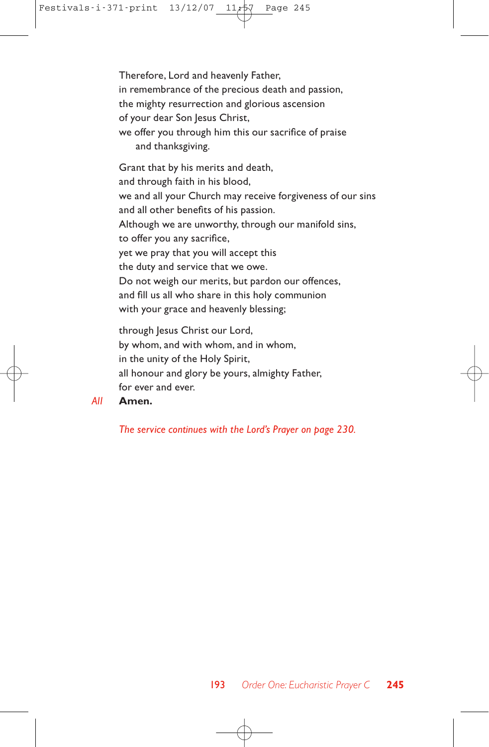Therefore, Lord and heavenly Father,
in remembrance of the precious death and passion,
the mighty resurrection and glorious ascension
of your dear Son Jesus Christ,
we offer you through him this our sacrifice of praise
and thanksgiving.

Grant that by his merits and death,
and through faith in his blood,
we and all your Church may receive forgiveness of our sins
and all other benefits of his passion.
Although we are unworthy, through our manifold sins,
to offer you any sacrifice,
yet we pray that you will accept this
the duty and service that we owe.
Do not weigh our merits, but pardon our offences,
and fill us all who share in this holy communion
with your grace and heavenly blessing;

through Jesus Christ our Lord,
by whom, and with whom, and in whom,
in the unity of the Holy Spirit,
all honour and glory be yours, almighty Father,
for ever and ever.

*All* **Amen.**

*The service continues with the Lord's Prayer on page 230.*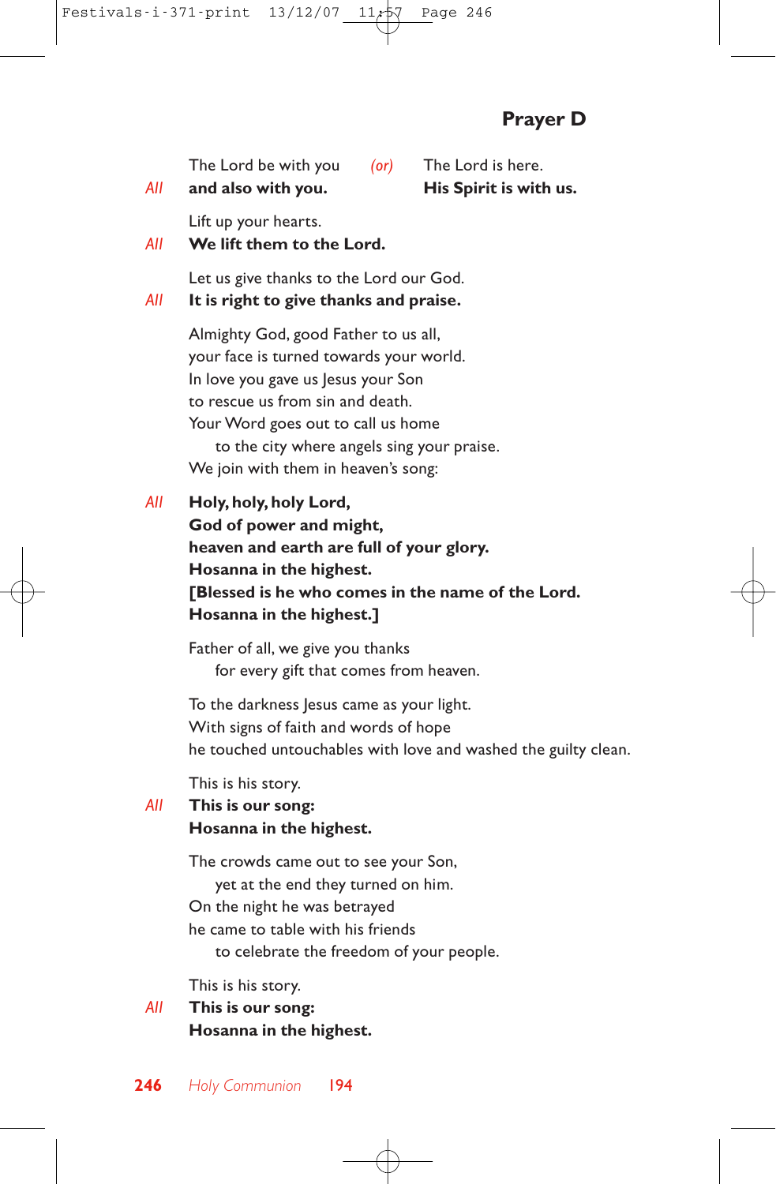## Prayer D

The Lord be with you *(or)* The Lord is here.
*All* **and also with you.** **His Spirit is with us.**

Lift up your hearts.
*All* **We lift them to the Lord.**

Let us give thanks to the Lord our God.
*All* **It is right to give thanks and praise.**

Almighty God, good Father to us all,
your face is turned towards your world.
In love you gave us Jesus your Son
to rescue us from sin and death.
Your Word goes out to call us home
  to the city where angels sing your praise.
We join with them in heaven's song:

*All* **Holy, holy, holy Lord,**
**God of power and might,**
**heaven and earth are full of your glory.**
**Hosanna in the highest.**
**[Blessed is he who comes in the name of the Lord.**
**Hosanna in the highest.]**

Father of all, we give you thanks
  for every gift that comes from heaven.

To the darkness Jesus came as your light.
With signs of faith and words of hope
he touched untouchables with love and washed the guilty clean.

This is his story.
*All* **This is our song:**
**Hosanna in the highest.**

The crowds came out to see your Son,
  yet at the end they turned on him.
On the night he was betrayed
he came to table with his friends
  to celebrate the freedom of your people.

This is his story.
*All* **This is our song:**
**Hosanna in the highest.**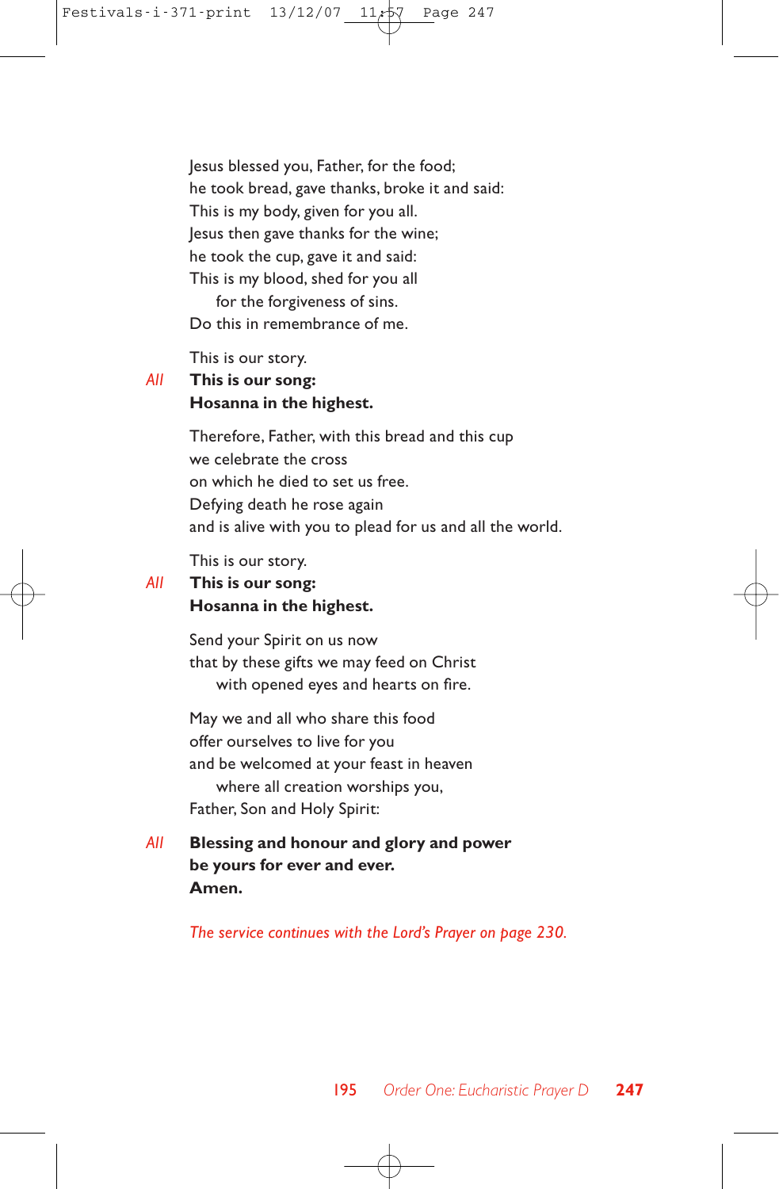Jesus blessed you, Father, for the food;
he took bread, gave thanks, broke it and said:
This is my body, given for you all.
Jesus then gave thanks for the wine;
he took the cup, gave it and said:
This is my blood, shed for you all
    for the forgiveness of sins.
Do this in remembrance of me.

This is our story.

*All* **This is our song:**
**Hosanna in the highest.**

Therefore, Father, with this bread and this cup
we celebrate the cross
on which he died to set us free.
Defying death he rose again
and is alive with you to plead for us and all the world.

This is our story.

*All* **This is our song:**
**Hosanna in the highest.**

Send your Spirit on us now
that by these gifts we may feed on Christ
    with opened eyes and hearts on fire.

May we and all who share this food
offer ourselves to live for you
and be welcomed at your feast in heaven
    where all creation worships you,
Father, Son and Holy Spirit:

*All* **Blessing and honour and glory and power**
**be yours for ever and ever.**
**Amen.**

*The service continues with the Lord's Prayer on page 230.*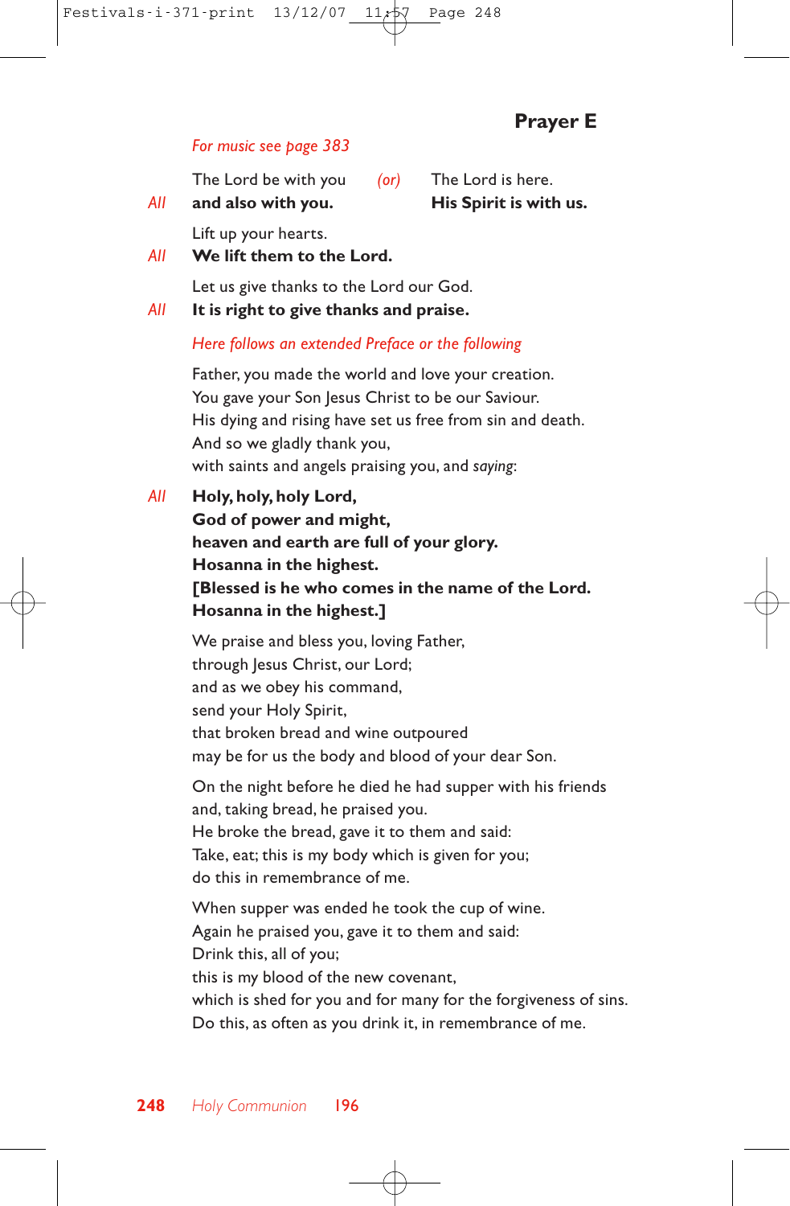## Prayer E

*For music see page 383*

The Lord be with you *(or)* The Lord is here.

*All* **and also with you.** **His Spirit is with us.**

Lift up your hearts.

*All* **We lift them to the Lord.**

Let us give thanks to the Lord our God.

*All* **It is right to give thanks and praise.**

*Here follows an extended Preface or the following*

Father, you made the world and love your creation.
You gave your Son Jesus Christ to be our Saviour.
His dying and rising have set us free from sin and death.
And so we gladly thank you,
with saints and angels praising you, and *saying*:

*All* **Holy, holy, holy Lord,**
**God of power and might,**
**heaven and earth are full of your glory.**
**Hosanna in the highest.**
**[Blessed is he who comes in the name of the Lord.**
**Hosanna in the highest.]**

We praise and bless you, loving Father,
through Jesus Christ, our Lord;
and as we obey his command,
send your Holy Spirit,
that broken bread and wine outpoured
may be for us the body and blood of your dear Son.

On the night before he died he had supper with his friends
and, taking bread, he praised you.
He broke the bread, gave it to them and said:
Take, eat; this is my body which is given for you;
do this in remembrance of me.

When supper was ended he took the cup of wine.
Again he praised you, gave it to them and said:
Drink this, all of you;
this is my blood of the new covenant,
which is shed for you and for many for the forgiveness of sins.
Do this, as often as you drink it, in remembrance of me.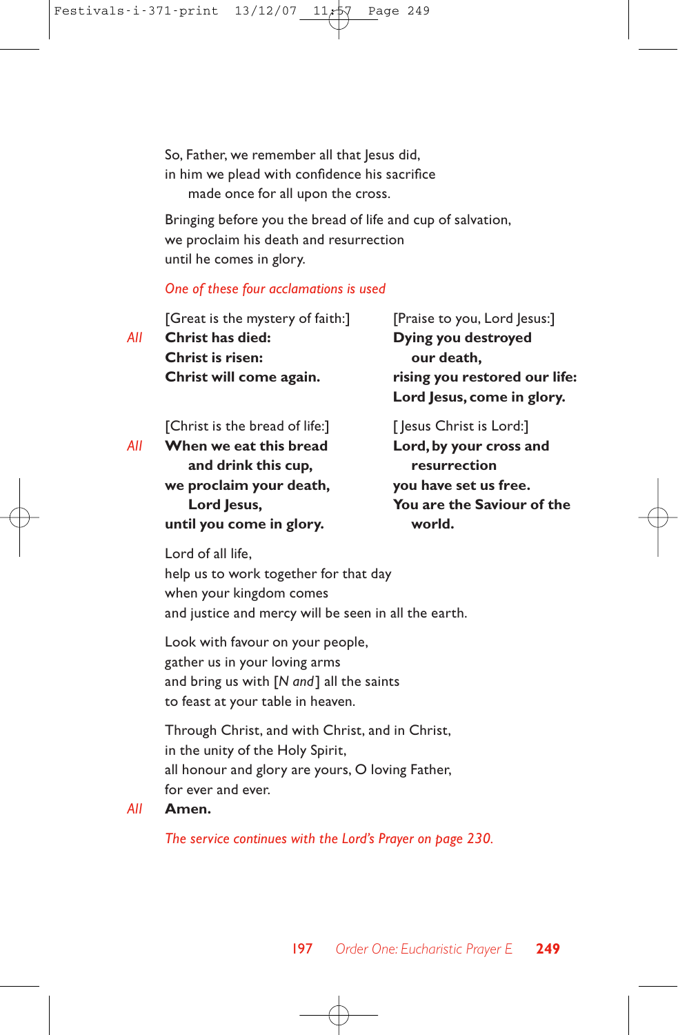So, Father, we remember all that Jesus did,
in him we plead with confidence his sacrifice
made once for all upon the cross.

Bringing before you the bread of life and cup of salvation,
we proclaim his death and resurrection
until he comes in glory.

*One of these four acclamations is used*

[Great is the mystery of faith:]

*All* **Christ has died:**
**Christ is risen:**
**Christ will come again.**

[Praise to you, Lord Jesus:]

**Dying you destroyed our death,**
**rising you restored our life:**
**Lord Jesus, come in glory.**

[Christ is the bread of life:]

*All* **When we eat this bread and drink this cup,**
**we proclaim your death, Lord Jesus,**
**until you come in glory.**

[Jesus Christ is Lord:]

**Lord, by your cross and resurrection**
**you have set us free.**
**You are the Saviour of the world.**

Lord of all life,
help us to work together for that day
when your kingdom comes
and justice and mercy will be seen in all the earth.

Look with favour on your people,
gather us in your loving arms
and bring us with [*N and*] all the saints
to feast at your table in heaven.

Through Christ, and with Christ, and in Christ,
in the unity of the Holy Spirit,
all honour and glory are yours, O loving Father,
for ever and ever.

*All* **Amen.**

*The service continues with the Lord's Prayer on page 230.*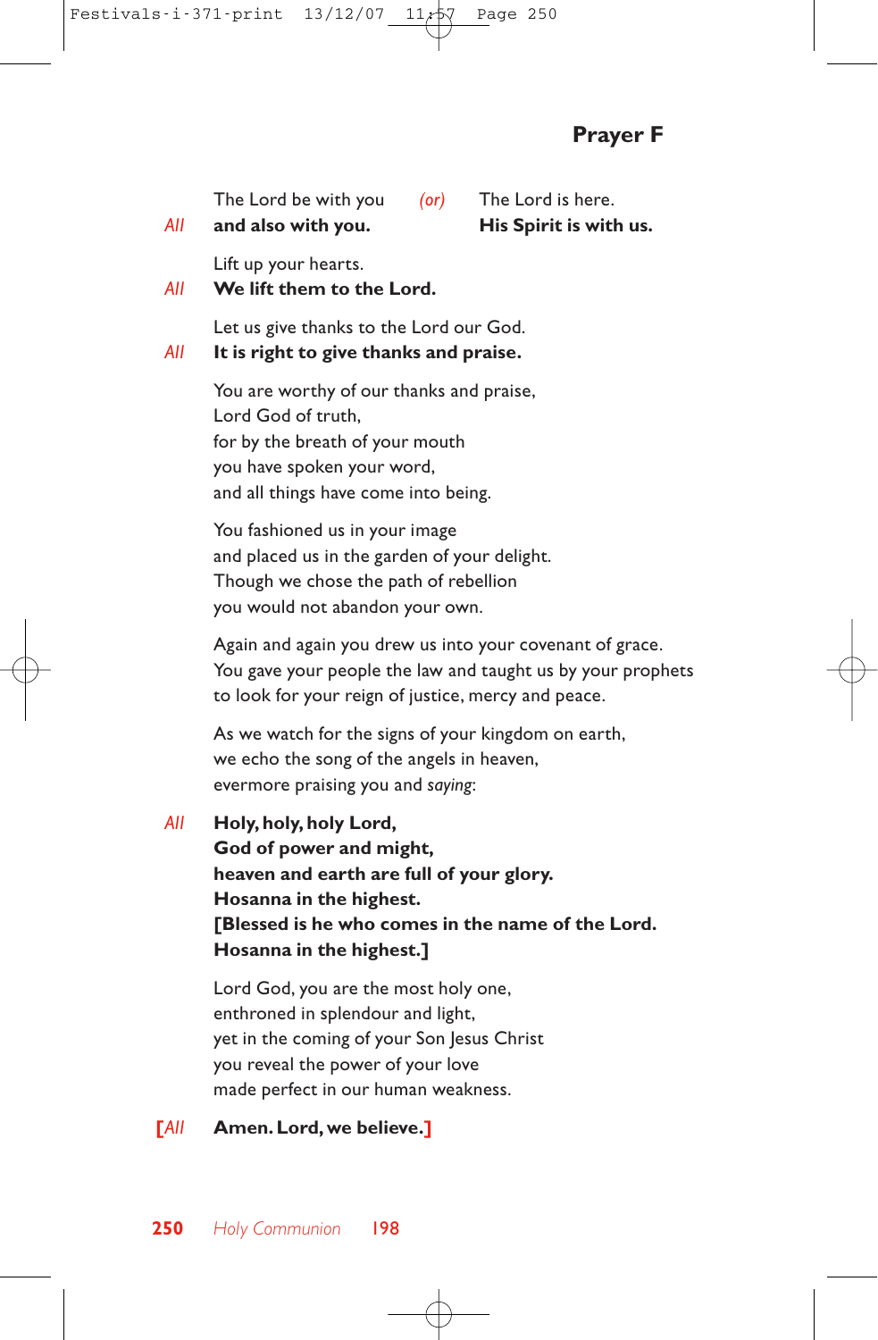## Prayer F

The Lord be with you *(or)* The Lord is here.
*All* **and also with you.** **His Spirit is with us.**

Lift up your hearts.
*All* **We lift them to the Lord.**

Let us give thanks to the Lord our God.
*All* **It is right to give thanks and praise.**

You are worthy of our thanks and praise,
Lord God of truth,
for by the breath of your mouth
you have spoken your word,
and all things have come into being.

You fashioned us in your image
and placed us in the garden of your delight.
Though we chose the path of rebellion
you would not abandon your own.

Again and again you drew us into your covenant of grace.
You gave your people the law and taught us by your prophets
to look for your reign of justice, mercy and peace.

As we watch for the signs of your kingdom on earth,
we echo the song of the angels in heaven,
evermore praising you and *saying*:

*All* **Holy, holy, holy Lord,**
**God of power and might,**
**heaven and earth are full of your glory.**
**Hosanna in the highest.**
**[Blessed is he who comes in the name of the Lord.**
**Hosanna in the highest.]**

Lord God, you are the most holy one,
enthroned in splendour and light,
yet in the coming of your Son Jesus Christ
you reveal the power of your love
made perfect in our human weakness.

[*All* **Amen. Lord, we believe.**]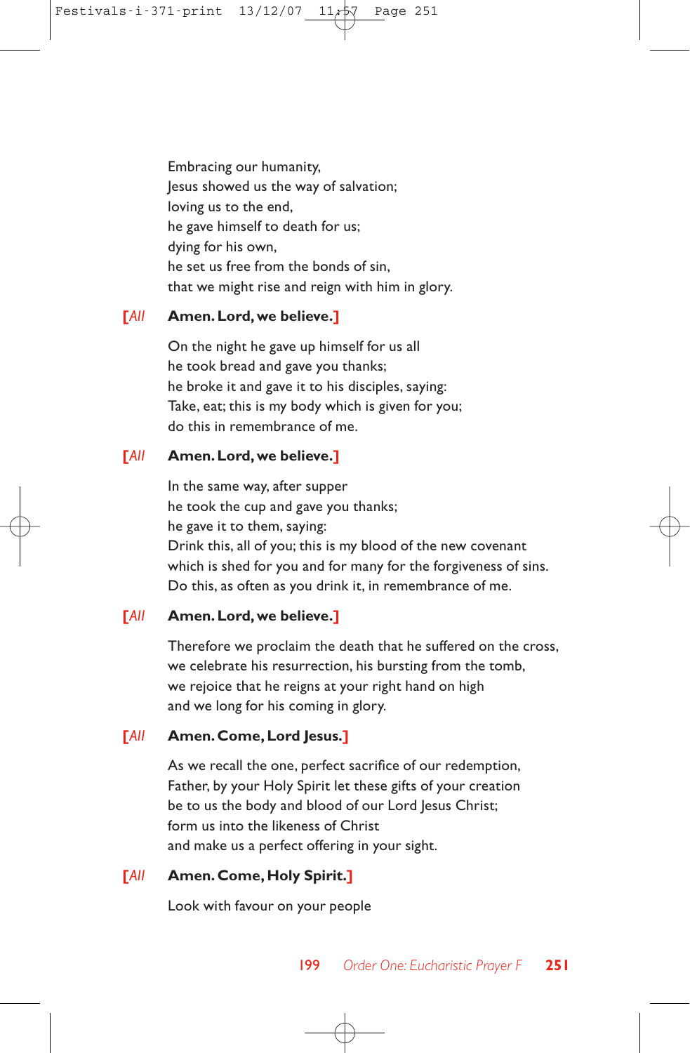Embracing our humanity,
Jesus showed us the way of salvation;
loving us to the end,
he gave himself to death for us;
dying for his own,
he set us free from the bonds of sin,
that we might rise and reign with him in glory.

[*All* **Amen. Lord, we believe.**]

On the night he gave up himself for us all
he took bread and gave you thanks;
he broke it and gave it to his disciples, saying:
Take, eat; this is my body which is given for you;
do this in remembrance of me.

[*All* **Amen. Lord, we believe.**]

In the same way, after supper
he took the cup and gave you thanks;
he gave it to them, saying:
Drink this, all of you; this is my blood of the new covenant
which is shed for you and for many for the forgiveness of sins.
Do this, as often as you drink it, in remembrance of me.

[*All* **Amen. Lord, we believe.**]

Therefore we proclaim the death that he suffered on the cross,
we celebrate his resurrection, his bursting from the tomb,
we rejoice that he reigns at your right hand on high
and we long for his coming in glory.

[*All* **Amen. Come, Lord Jesus.**]

As we recall the one, perfect sacrifice of our redemption,
Father, by your Holy Spirit let these gifts of your creation
be to us the body and blood of our Lord Jesus Christ;
form us into the likeness of Christ
and make us a perfect offering in your sight.

[*All* **Amen. Come, Holy Spirit.**]

Look with favour on your people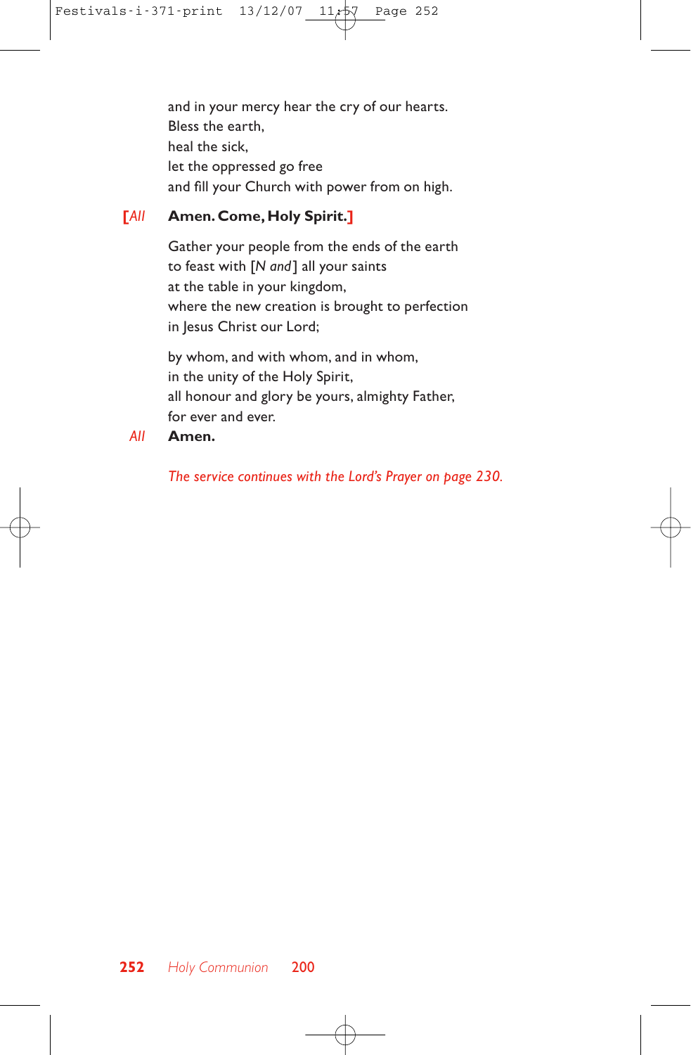and in your mercy hear the cry of our hearts.
Bless the earth,
heal the sick,
let the oppressed go free
and fill your Church with power from on high.

[*All* **Amen. Come, Holy Spirit.**]

Gather your people from the ends of the earth
to feast with [*N and*] all your saints
at the table in your kingdom,
where the new creation is brought to perfection
in Jesus Christ our Lord;

by whom, and with whom, and in whom,
in the unity of the Holy Spirit,
all honour and glory be yours, almighty Father,
for ever and ever.

*All* **Amen.**

*The service continues with the Lord's Prayer on page 230.*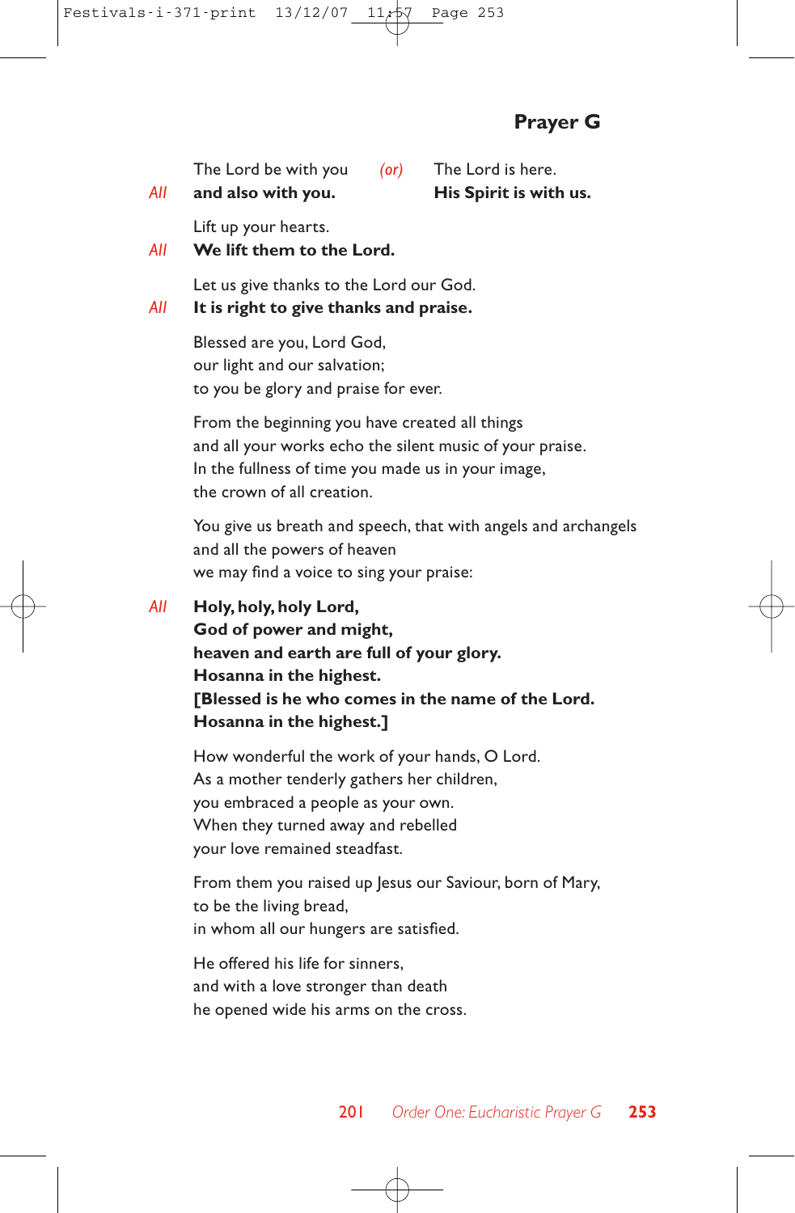## Prayer G

The Lord be with you *(or)* The Lord is here.

*All* **and also with you.** **His Spirit is with us.**

Lift up your hearts.

*All* **We lift them to the Lord.**

Let us give thanks to the Lord our God.

*All* **It is right to give thanks and praise.**

Blessed are you, Lord God,
our light and our salvation;
to you be glory and praise for ever.

From the beginning you have created all things
and all your works echo the silent music of your praise.
In the fullness of time you made us in your image,
the crown of all creation.

You give us breath and speech, that with angels and archangels
and all the powers of heaven
we may find a voice to sing your praise:

*All* **Holy, holy, holy Lord,**
**God of power and might,**
**heaven and earth are full of your glory.**
**Hosanna in the highest.**
**[Blessed is he who comes in the name of the Lord.**
**Hosanna in the highest.]**

How wonderful the work of your hands, O Lord.
As a mother tenderly gathers her children,
you embraced a people as your own.
When they turned away and rebelled
your love remained steadfast.

From them you raised up Jesus our Saviour, born of Mary,
to be the living bread,
in whom all our hungers are satisfied.

He offered his life for sinners,
and with a love stronger than death
he opened wide his arms on the cross.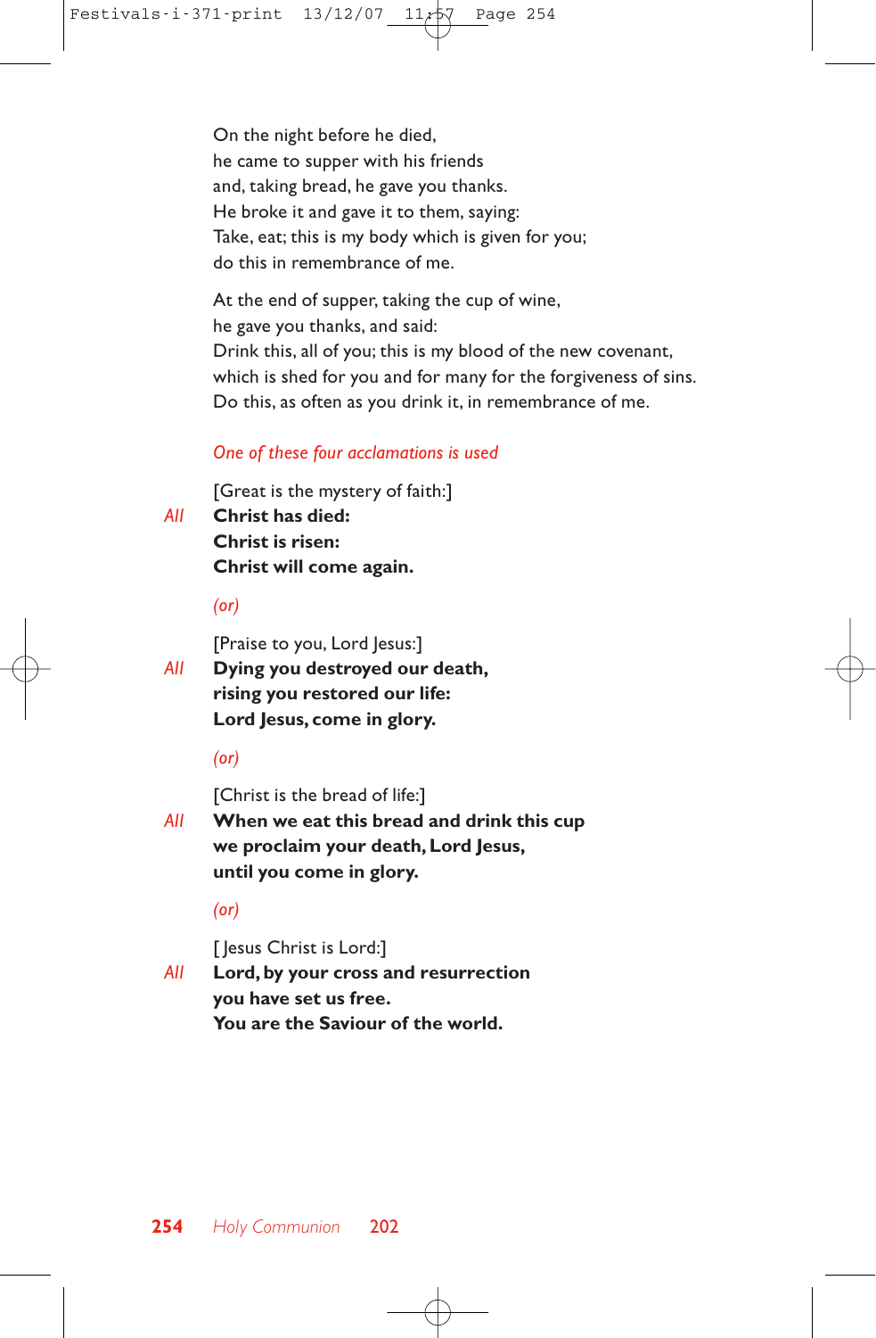On the night before he died,
he came to supper with his friends
and, taking bread, he gave you thanks.
He broke it and gave it to them, saying:
Take, eat; this is my body which is given for you;
do this in remembrance of me.

At the end of supper, taking the cup of wine,
he gave you thanks, and said:
Drink this, all of you; this is my blood of the new covenant,
which is shed for you and for many for the forgiveness of sins.
Do this, as often as you drink it, in remembrance of me.

*One of these four acclamations is used*

[Great is the mystery of faith:]

*All* **Christ has died:
Christ is risen:
Christ will come again.**

*(or)*

[Praise to you, Lord Jesus:]

*All* **Dying you destroyed our death,
rising you restored our life:
Lord Jesus, come in glory.**

*(or)*

[Christ is the bread of life:]

*All* **When we eat this bread and drink this cup
we proclaim your death, Lord Jesus,
until you come in glory.**

*(or)*

[ Jesus Christ is Lord:]

*All* **Lord, by your cross and resurrection
you have set us free.
You are the Saviour of the world.**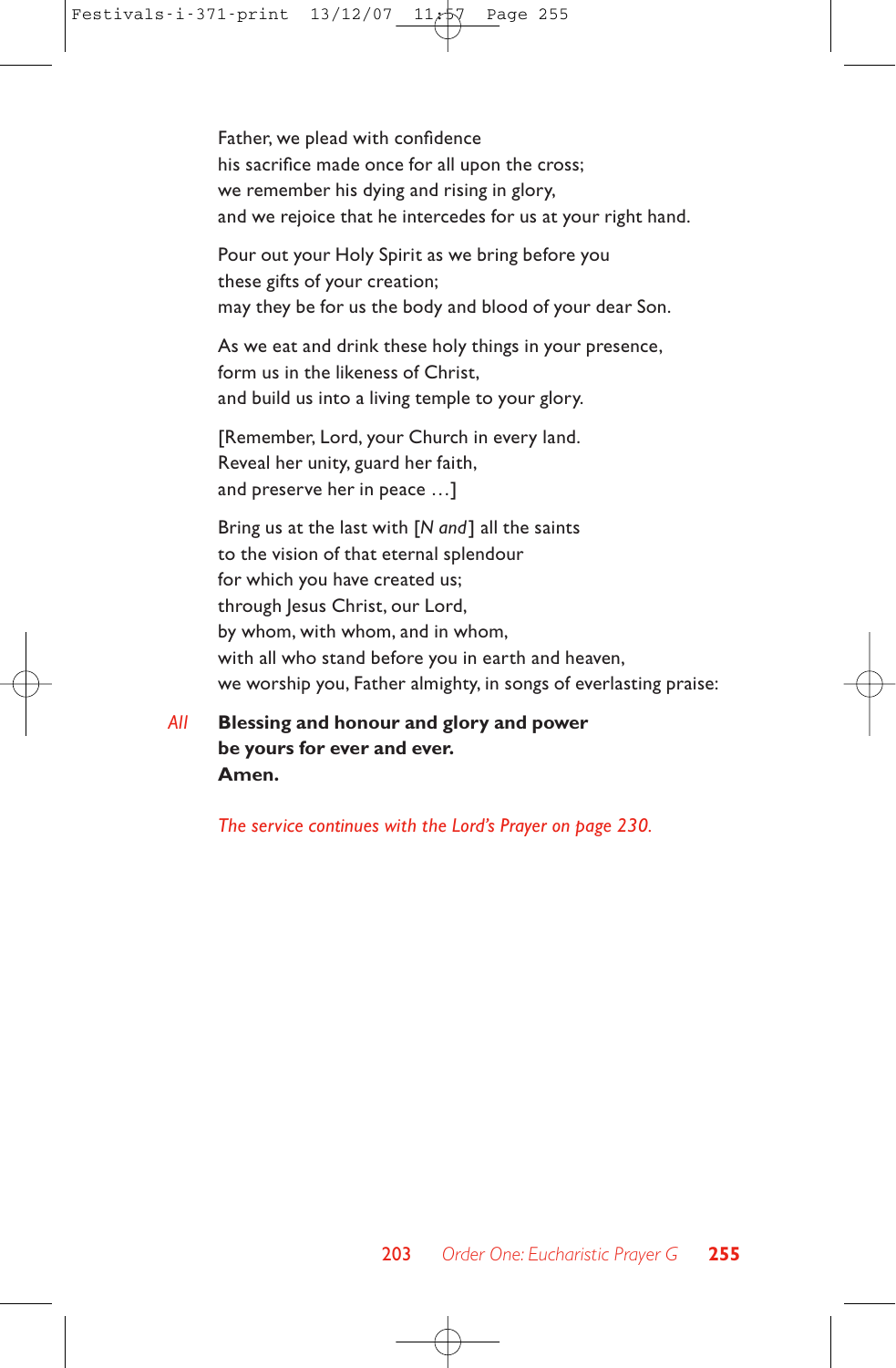Father, we plead with confidence
his sacrifice made once for all upon the cross;
we remember his dying and rising in glory,
and we rejoice that he intercedes for us at your right hand.

Pour out your Holy Spirit as we bring before you
these gifts of your creation;
may they be for us the body and blood of your dear Son.

As we eat and drink these holy things in your presence,
form us in the likeness of Christ,
and build us into a living temple to your glory.

[Remember, Lord, your Church in every land.
Reveal her unity, guard her faith,
and preserve her in peace …]

Bring us at the last with [*N and*] all the saints
to the vision of that eternal splendour
for which you have created us;
through Jesus Christ, our Lord,
by whom, with whom, and in whom,
with all who stand before you in earth and heaven,
we worship you, Father almighty, in songs of everlasting praise:

*All* **Blessing and honour and glory and power**
**be yours for ever and ever.**
**Amen.**

*The service continues with the Lord's Prayer on page 230.*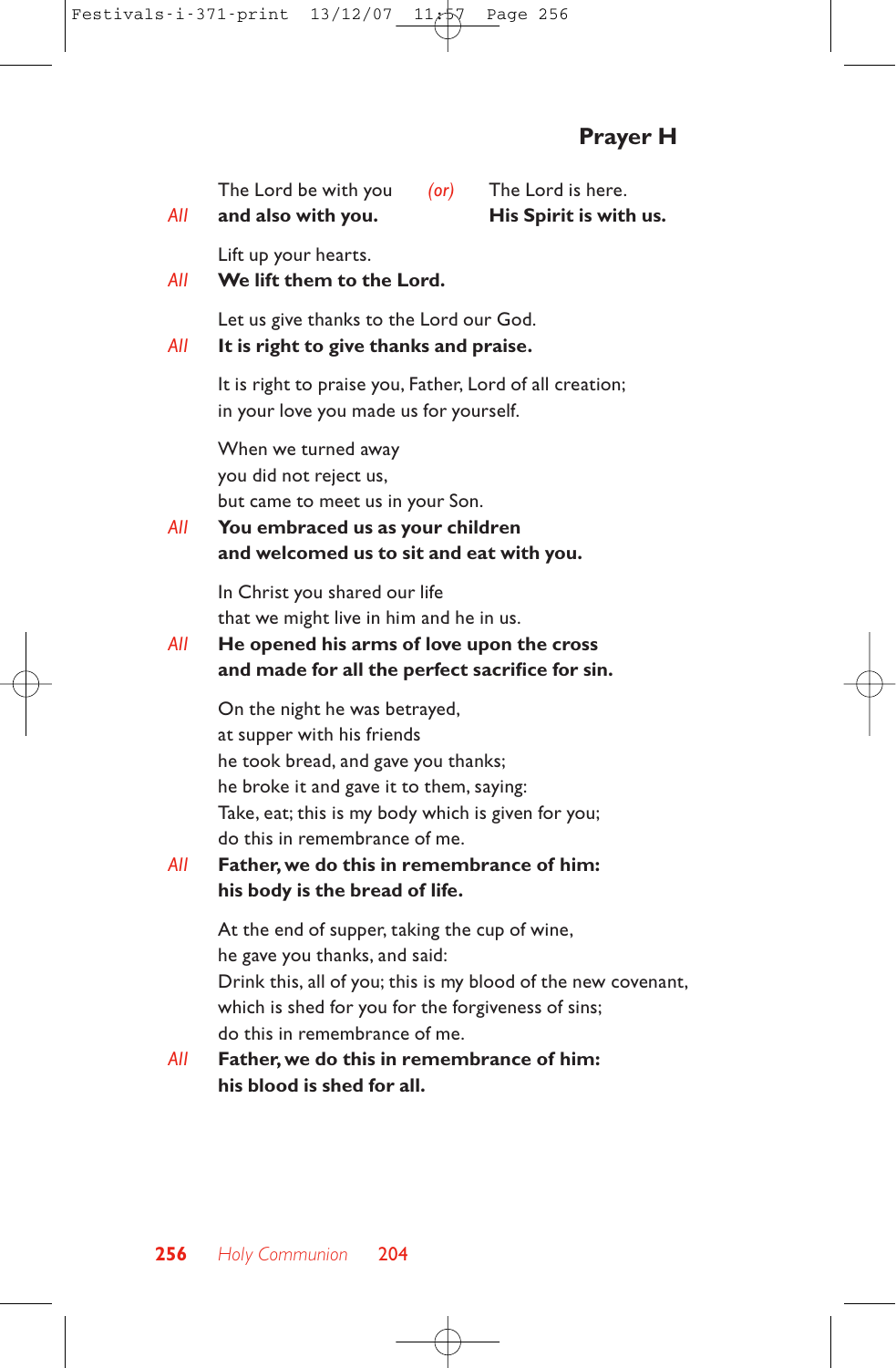## Prayer H

The Lord be with you *(or)* The Lord is here.
*All* **and also with you.** **His Spirit is with us.**

Lift up your hearts.
*All* **We lift them to the Lord.**

Let us give thanks to the Lord our God.
*All* **It is right to give thanks and praise.**

It is right to praise you, Father, Lord of all creation;
in your love you made us for yourself.

When we turned away
you did not reject us,
but came to meet us in your Son.
*All* **You embraced us as your children**
**and welcomed us to sit and eat with you.**

In Christ you shared our life
that we might live in him and he in us.
*All* **He opened his arms of love upon the cross**
**and made for all the perfect sacrifice for sin.**

On the night he was betrayed,
at supper with his friends
he took bread, and gave you thanks;
he broke it and gave it to them, saying:
Take, eat; this is my body which is given for you;
do this in remembrance of me.
*All* **Father, we do this in remembrance of him:**
**his body is the bread of life.**

At the end of supper, taking the cup of wine,
he gave you thanks, and said:
Drink this, all of you; this is my blood of the new covenant,
which is shed for you for the forgiveness of sins;
do this in remembrance of me.
*All* **Father, we do this in remembrance of him:**
**his blood is shed for all.**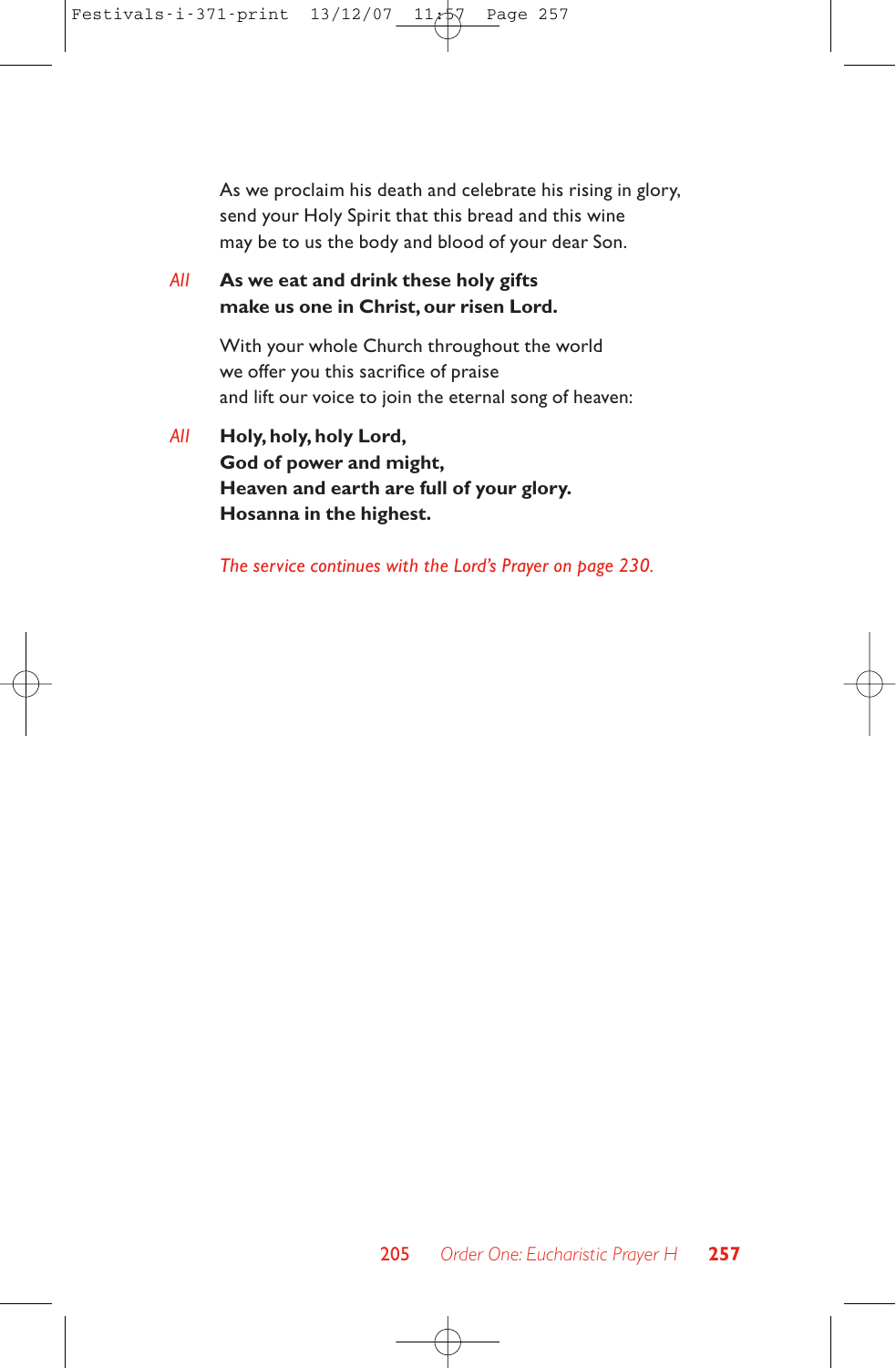As we proclaim his death and celebrate his rising in glory,
send your Holy Spirit that this bread and this wine
may be to us the body and blood of your dear Son.

*All* **As we eat and drink these holy gifts**
**make us one in Christ, our risen Lord.**

With your whole Church throughout the world
we offer you this sacrifice of praise
and lift our voice to join the eternal song of heaven:

*All* **Holy, holy, holy Lord,**
**God of power and might,**
**Heaven and earth are full of your glory.**
**Hosanna in the highest.**

*The service continues with the Lord's Prayer on page 230.*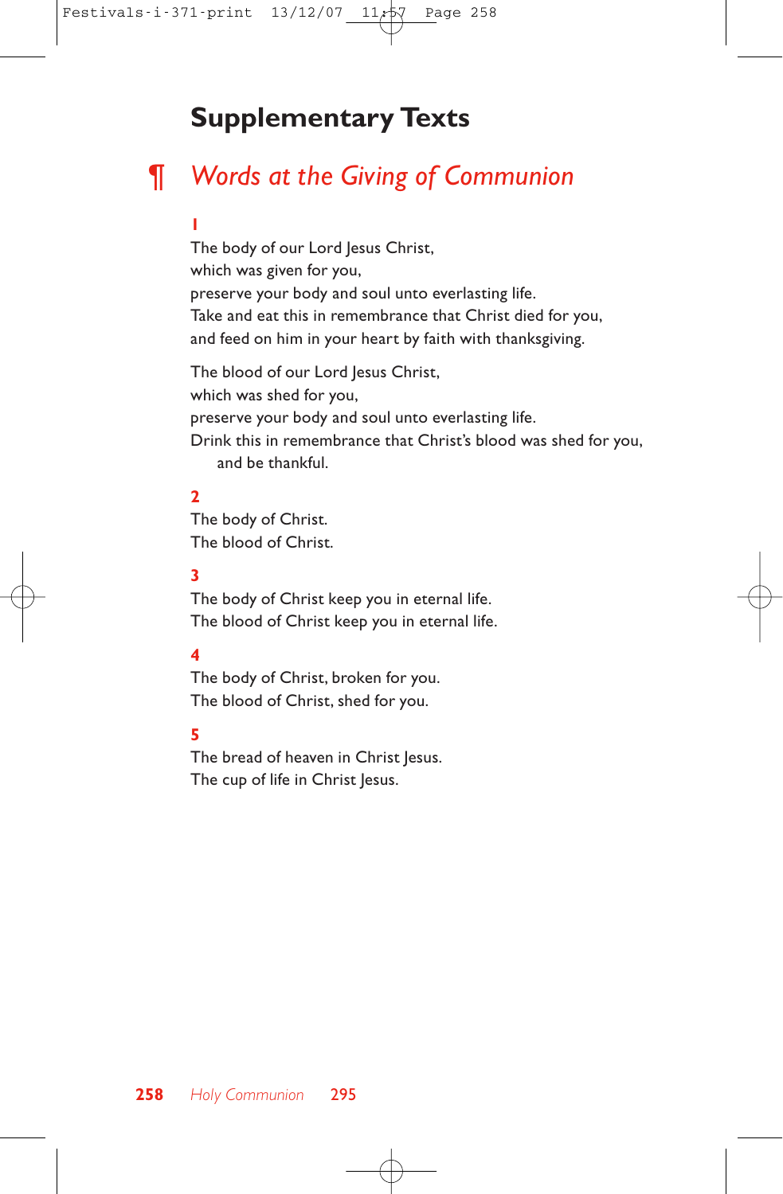# Supplementary Texts

## ¶ *Words at the Giving of Communion*

**1**

The body of our Lord Jesus Christ,
which was given for you,
preserve your body and soul unto everlasting life.
Take and eat this in remembrance that Christ died for you,
and feed on him in your heart by faith with thanksgiving.

The blood of our Lord Jesus Christ,
which was shed for you,
preserve your body and soul unto everlasting life.
Drink this in remembrance that Christ's blood was shed for you,
 and be thankful.

**2**

The body of Christ.
The blood of Christ.

**3**

The body of Christ keep you in eternal life.
The blood of Christ keep you in eternal life.

**4**

The body of Christ, broken for you.
The blood of Christ, shed for you.

**5**

The bread of heaven in Christ Jesus.
The cup of life in Christ Jesus.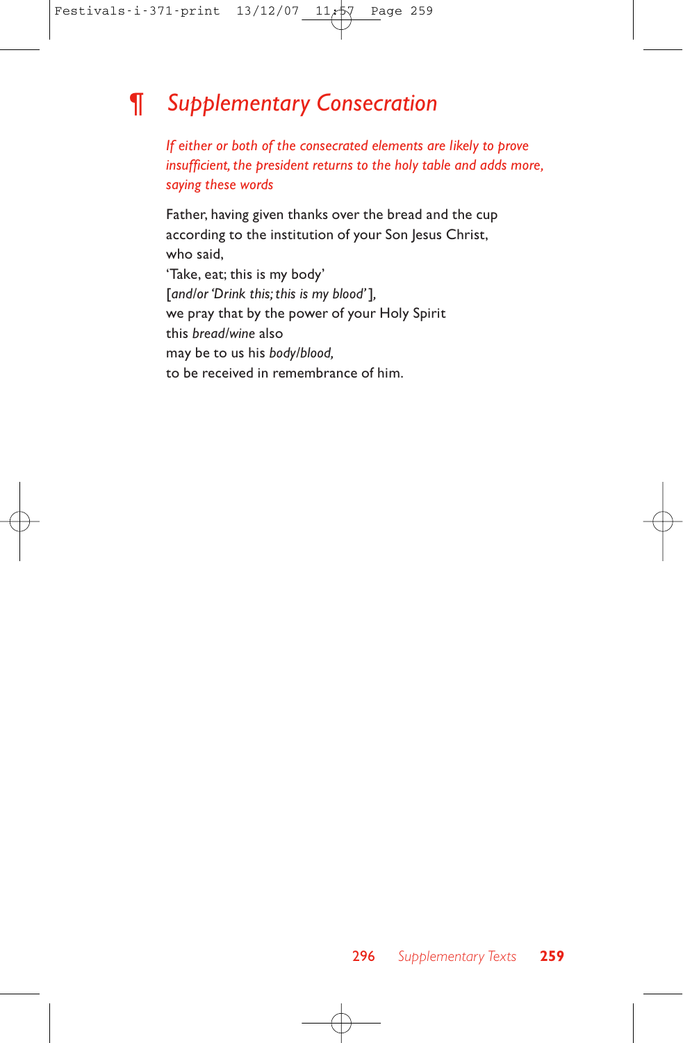## ¶ *Supplementary Consecration*

*If either or both of the consecrated elements are likely to prove insufficient, the president returns to the holy table and adds more, saying these words*

Father, having given thanks over the bread and the cup  
according to the institution of your Son Jesus Christ,  
who said,  
'Take, eat; this is my body'  
[*and/or 'Drink this; this is my blood'*],  
we pray that by the power of your Holy Spirit  
this *bread/wine* also  
may be to us his *body/blood,*  
to be received in remembrance of him.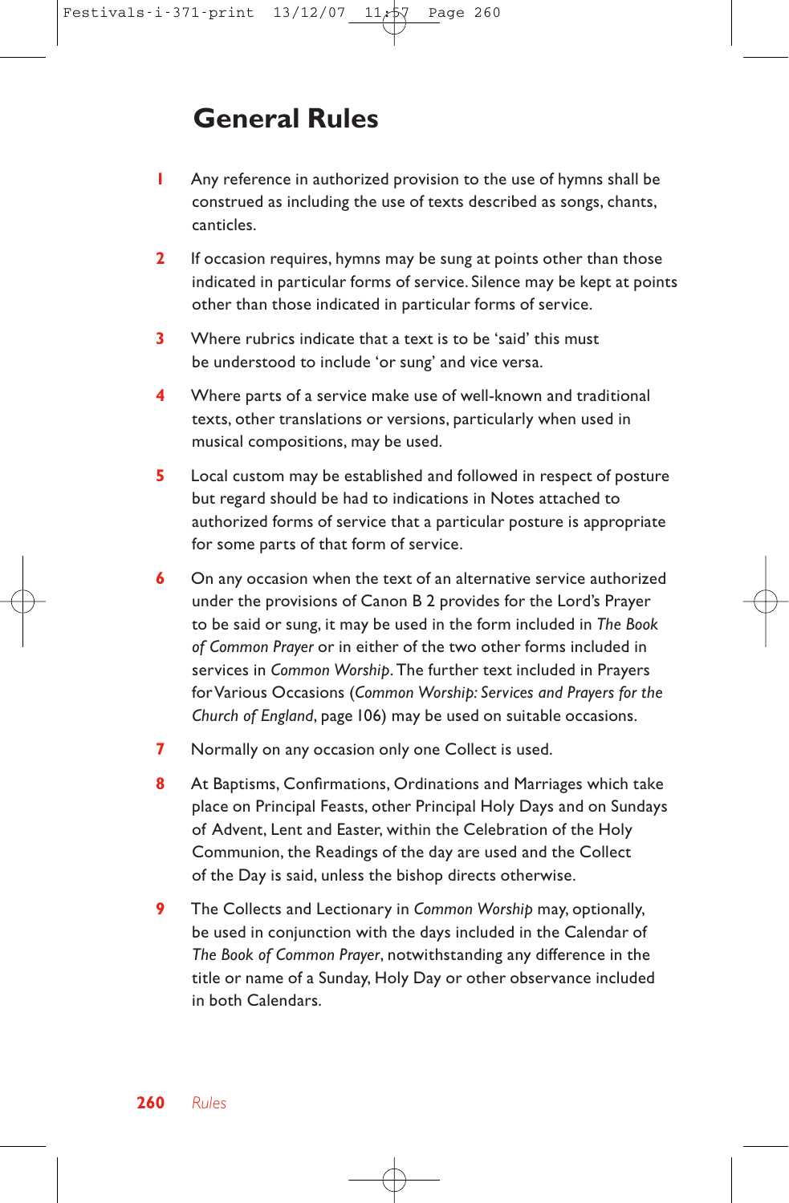# General Rules

1. Any reference in authorized provision to the use of hymns shall be construed as including the use of texts described as songs, chants, canticles.

2. If occasion requires, hymns may be sung at points other than those indicated in particular forms of service. Silence may be kept at points other than those indicated in particular forms of service.

3. Where rubrics indicate that a text is to be 'said' this must be understood to include 'or sung' and vice versa.

4. Where parts of a service make use of well-known and traditional texts, other translations or versions, particularly when used in musical compositions, may be used.

5. Local custom may be established and followed in respect of posture but regard should be had to indications in Notes attached to authorized forms of service that a particular posture is appropriate for some parts of that form of service.

6. On any occasion when the text of an alternative service authorized under the provisions of Canon B 2 provides for the Lord's Prayer to be said or sung, it may be used in the form included in *The Book of Common Prayer* or in either of the two other forms included in services in *Common Worship*. The further text included in Prayers for Various Occasions (*Common Worship: Services and Prayers for the Church of England*, page 106) may be used on suitable occasions.

7. Normally on any occasion only one Collect is used.

8. At Baptisms, Confirmations, Ordinations and Marriages which take place on Principal Feasts, other Principal Holy Days and on Sundays of Advent, Lent and Easter, within the Celebration of the Holy Communion, the Readings of the day are used and the Collect of the Day is said, unless the bishop directs otherwise.

9. The Collects and Lectionary in *Common Worship* may, optionally, be used in conjunction with the days included in the Calendar of *The Book of Common Prayer*, notwithstanding any difference in the title or name of a Sunday, Holy Day or other observance included in both Calendars.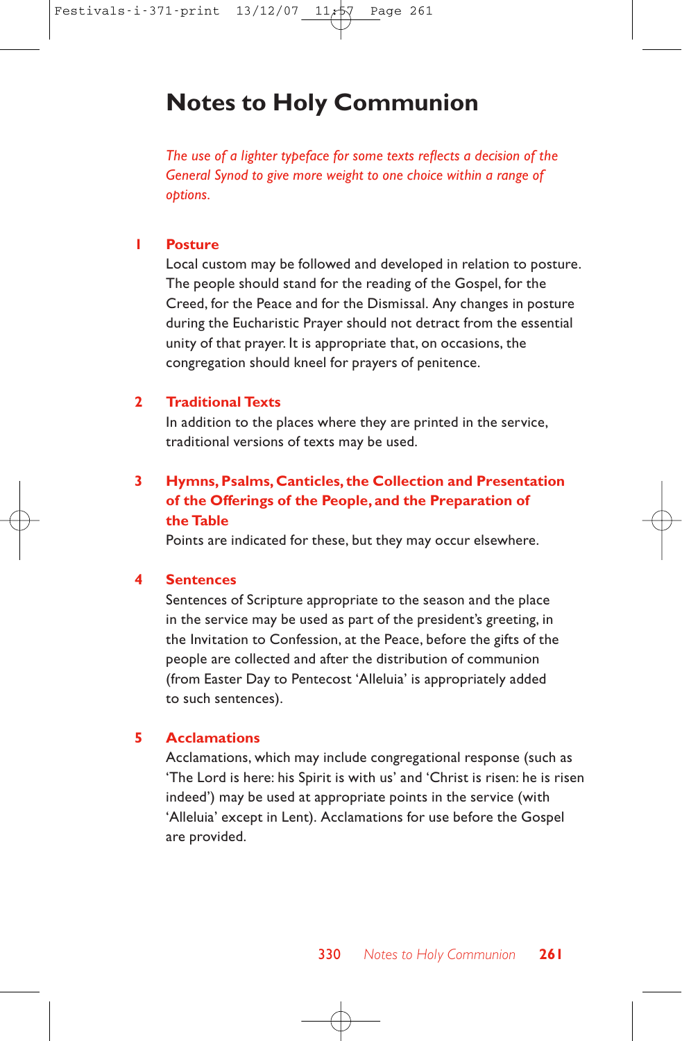# Notes to Holy Communion

*The use of a lighter typeface for some texts reflects a decision of the General Synod to give more weight to one choice within a range of options.*

**1 Posture**

Local custom may be followed and developed in relation to posture. The people should stand for the reading of the Gospel, for the Creed, for the Peace and for the Dismissal. Any changes in posture during the Eucharistic Prayer should not detract from the essential unity of that prayer. It is appropriate that, on occasions, the congregation should kneel for prayers of penitence.

**2 Traditional Texts**

In addition to the places where they are printed in the service, traditional versions of texts may be used.

**3 Hymns, Psalms, Canticles, the Collection and Presentation of the Offerings of the People, and the Preparation of the Table**

Points are indicated for these, but they may occur elsewhere.

**4 Sentences**

Sentences of Scripture appropriate to the season and the place in the service may be used as part of the president's greeting, in the Invitation to Confession, at the Peace, before the gifts of the people are collected and after the distribution of communion (from Easter Day to Pentecost 'Alleluia' is appropriately added to such sentences).

**5 Acclamations**

Acclamations, which may include congregational response (such as 'The Lord is here: his Spirit is with us' and 'Christ is risen: he is risen indeed') may be used at appropriate points in the service (with 'Alleluia' except in Lent). Acclamations for use before the Gospel are provided.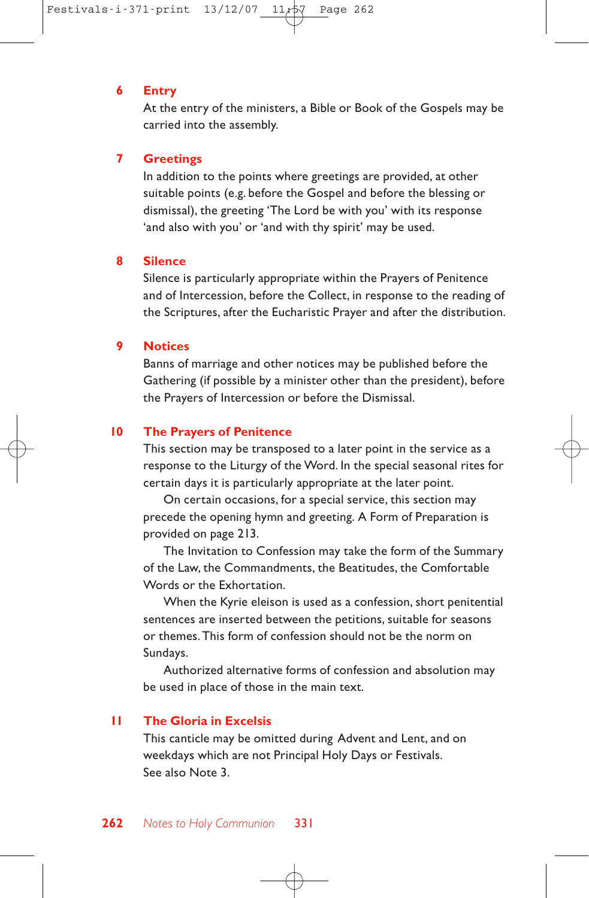## 6 Entry

At the entry of the ministers, a Bible or Book of the Gospels may be carried into the assembly.

## 7 Greetings

In addition to the points where greetings are provided, at other suitable points (e.g. before the Gospel and before the blessing or dismissal), the greeting 'The Lord be with you' with its response 'and also with you' or 'and with thy spirit' may be used.

## 8 Silence

Silence is particularly appropriate within the Prayers of Penitence and of Intercession, before the Collect, in response to the reading of the Scriptures, after the Eucharistic Prayer and after the distribution.

## 9 Notices

Banns of marriage and other notices may be published before the Gathering (if possible by a minister other than the president), before the Prayers of Intercession or before the Dismissal.

## 10 The Prayers of Penitence

This section may be transposed to a later point in the service as a response to the Liturgy of the Word. In the special seasonal rites for certain days it is particularly appropriate at the later point.

On certain occasions, for a special service, this section may precede the opening hymn and greeting. A Form of Preparation is provided on page 213.

The Invitation to Confession may take the form of the Summary of the Law, the Commandments, the Beatitudes, the Comfortable Words or the Exhortation.

When the Kyrie eleison is used as a confession, short penitential sentences are inserted between the petitions, suitable for seasons or themes. This form of confession should not be the norm on Sundays.

Authorized alternative forms of confession and absolution may be used in place of those in the main text.

## 11 The Gloria in Excelsis

This canticle may be omitted during Advent and Lent, and on weekdays which are not Principal Holy Days or Festivals.
See also Note 3.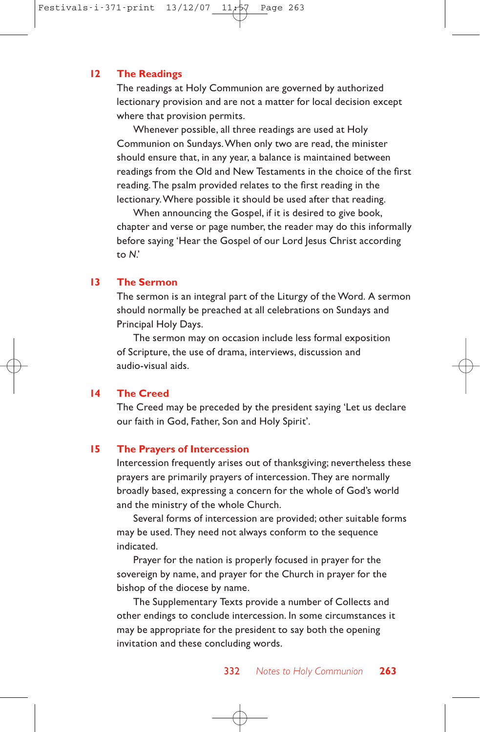## 12 The Readings

The readings at Holy Communion are governed by authorized lectionary provision and are not a matter for local decision except where that provision permits.

Whenever possible, all three readings are used at Holy Communion on Sundays. When only two are read, the minister should ensure that, in any year, a balance is maintained between readings from the Old and New Testaments in the choice of the first reading. The psalm provided relates to the first reading in the lectionary. Where possible it should be used after that reading.

When announcing the Gospel, if it is desired to give book, chapter and verse or page number, the reader may do this informally before saying 'Hear the Gospel of our Lord Jesus Christ according to *N*.'

## 13 The Sermon

The sermon is an integral part of the Liturgy of the Word. A sermon should normally be preached at all celebrations on Sundays and Principal Holy Days.

The sermon may on occasion include less formal exposition of Scripture, the use of drama, interviews, discussion and audio-visual aids.

## 14 The Creed

The Creed may be preceded by the president saying 'Let us declare our faith in God, Father, Son and Holy Spirit'.

## 15 The Prayers of Intercession

Intercession frequently arises out of thanksgiving; nevertheless these prayers are primarily prayers of intercession. They are normally broadly based, expressing a concern for the whole of God's world and the ministry of the whole Church.

Several forms of intercession are provided; other suitable forms may be used. They need not always conform to the sequence indicated.

Prayer for the nation is properly focused in prayer for the sovereign by name, and prayer for the Church in prayer for the bishop of the diocese by name.

The Supplementary Texts provide a number of Collects and other endings to conclude intercession. In some circumstances it may be appropriate for the president to say both the opening invitation and these concluding words.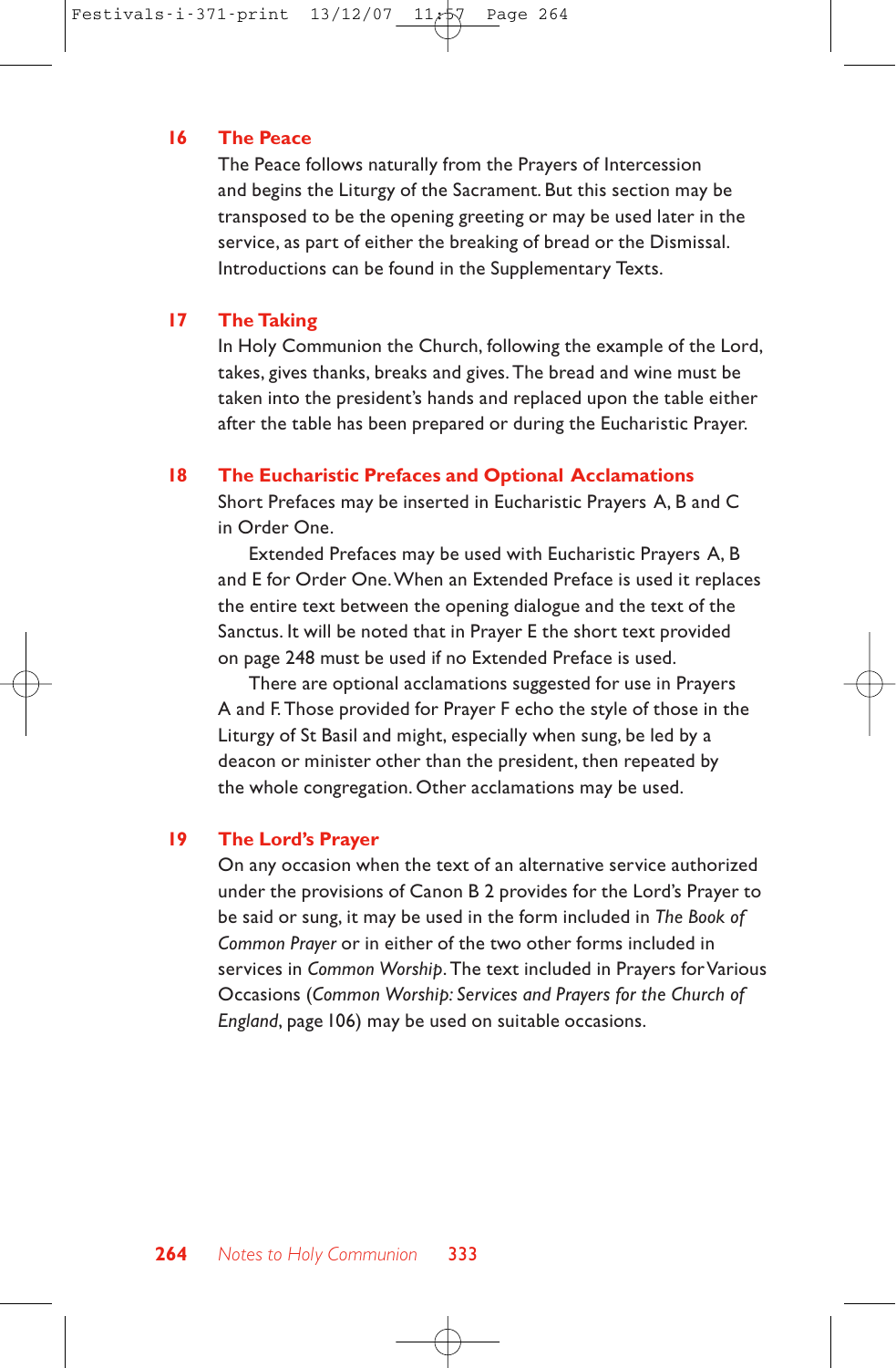## 16 The Peace

The Peace follows naturally from the Prayers of Intercession and begins the Liturgy of the Sacrament. But this section may be transposed to be the opening greeting or may be used later in the service, as part of either the breaking of bread or the Dismissal. Introductions can be found in the Supplementary Texts.

## 17 The Taking

In Holy Communion the Church, following the example of the Lord, takes, gives thanks, breaks and gives. The bread and wine must be taken into the president's hands and replaced upon the table either after the table has been prepared or during the Eucharistic Prayer.

## 18 The Eucharistic Prefaces and Optional Acclamations

Short Prefaces may be inserted in Eucharistic Prayers A, B and C in Order One.

Extended Prefaces may be used with Eucharistic Prayers A, B and E for Order One. When an Extended Preface is used it replaces the entire text between the opening dialogue and the text of the Sanctus. It will be noted that in Prayer E the short text provided on page 248 must be used if no Extended Preface is used.

There are optional acclamations suggested for use in Prayers A and F. Those provided for Prayer F echo the style of those in the Liturgy of St Basil and might, especially when sung, be led by a deacon or minister other than the president, then repeated by the whole congregation. Other acclamations may be used.

## 19 The Lord's Prayer

On any occasion when the text of an alternative service authorized under the provisions of Canon B 2 provides for the Lord's Prayer to be said or sung, it may be used in the form included in *The Book of Common Prayer* or in either of the two other forms included in services in *Common Worship*. The text included in Prayers for Various Occasions (*Common Worship: Services and Prayers for the Church of England*, page 106) may be used on suitable occasions.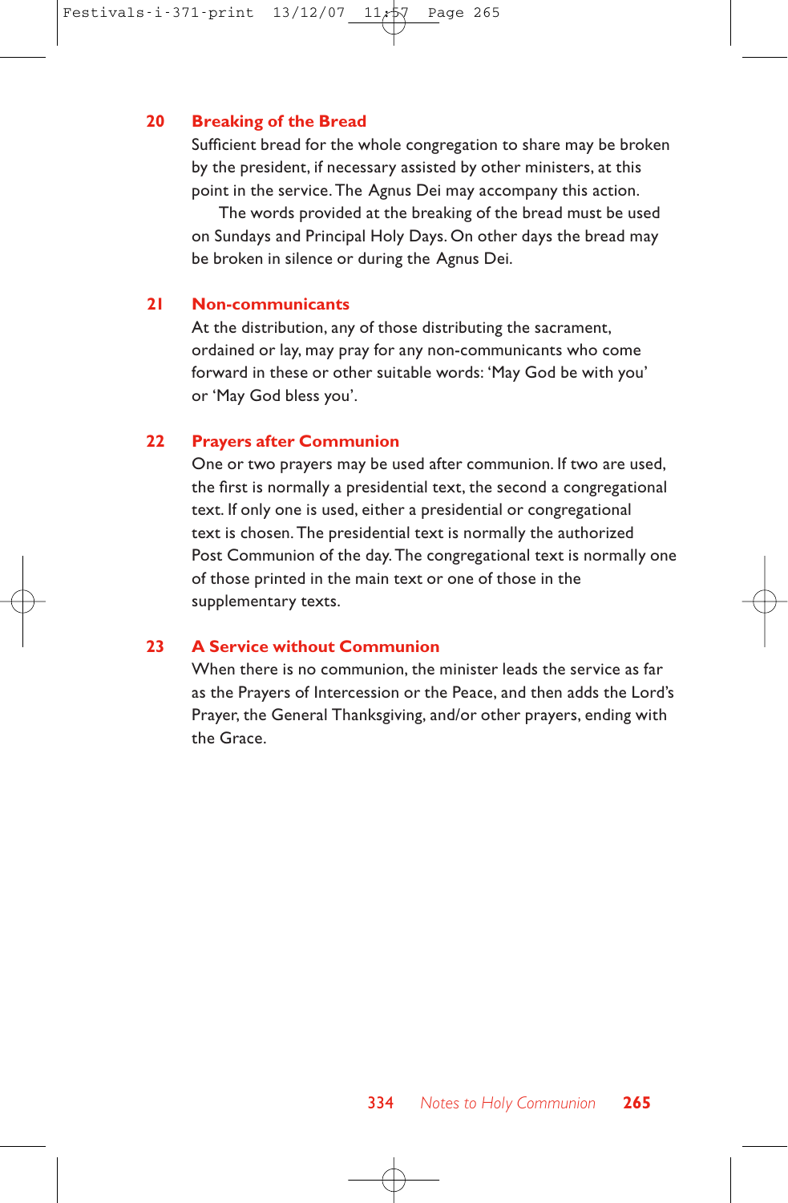### 20 Breaking of the Bread

Sufficient bread for the whole congregation to share may be broken by the president, if necessary assisted by other ministers, at this point in the service. The Agnus Dei may accompany this action.

The words provided at the breaking of the bread must be used on Sundays and Principal Holy Days. On other days the bread may be broken in silence or during the Agnus Dei.

### 21 Non-communicants

At the distribution, any of those distributing the sacrament, ordained or lay, may pray for any non-communicants who come forward in these or other suitable words: 'May God be with you' or 'May God bless you'.

### 22 Prayers after Communion

One or two prayers may be used after communion. If two are used, the first is normally a presidential text, the second a congregational text. If only one is used, either a presidential or congregational text is chosen. The presidential text is normally the authorized Post Communion of the day. The congregational text is normally one of those printed in the main text or one of those in the supplementary texts.

### 23 A Service without Communion

When there is no communion, the minister leads the service as far as the Prayers of Intercession or the Peace, and then adds the Lord's Prayer, the General Thanksgiving, and/or other prayers, ending with the Grace.